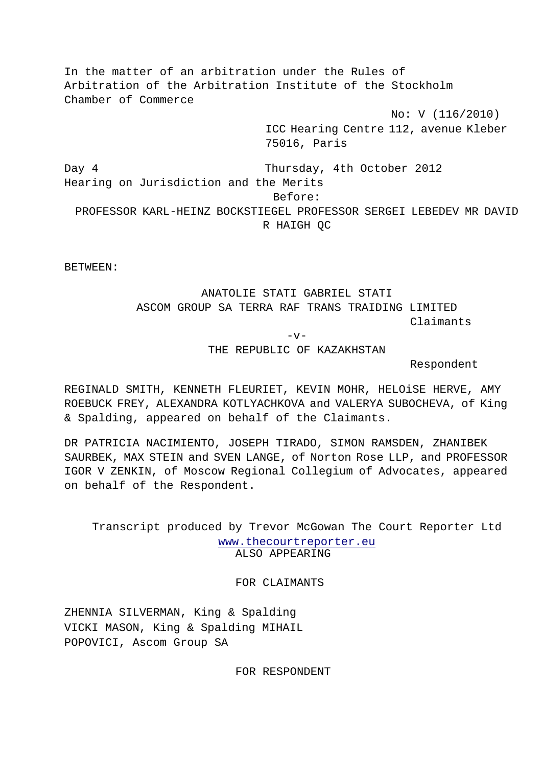In the matter of an arbitration under the Rules of Arbitration of the Arbitration Institute of the Stockholm Chamber of Commerce

No: V (116/2010)

ICC Hearing Centre 112, avenue Kleber
75016, Paris

Day 4 Thursday, 4th October 2012

Hearing on Jurisdiction and the Merits

Before:

PROFESSOR KARL-HEINZ BOCKSTIEGEL PROFESSOR SERGEI LEBEDEV MR DAVID R HAIGH QC

BETWEEN:

ANATOLIE STATI GABRIEL STATI
ASCOM GROUP SA TERRA RAF TRANS TRAIDING LIMITED

Claimants

-v-

THE REPUBLIC OF KAZAKHSTAN

Respondent

REGINALD SMITH, KENNETH FLEURIET, KEVIN MOHR, HELOiSE HERVE, AMY ROEBUCK FREY, ALEXANDRA KOTLYACHKOVA and VALERYA SUBOCHEVA, of King & Spalding, appeared on behalf of the Claimants.

DR PATRICIA NACIMIENTO, JOSEPH TIRADO, SIMON RAMSDEN, ZHANIBEK SAURBEK, MAX STEIN and SVEN LANGE, of Norton Rose LLP, and PROFESSOR IGOR V ZENKIN, of Moscow Regional Collegium of Advocates, appeared on behalf of the Respondent.

Transcript produced by Trevor McGowan The Court Reporter Ltd
www.thecourtreporter.eu

ALSO APPEARING

FOR CLAIMANTS

ZHENNIA SILVERMAN, King & Spalding
VICKI MASON, King & Spalding
MIHAIL POPOVICI, Ascom Group SA

FOR RESPONDENT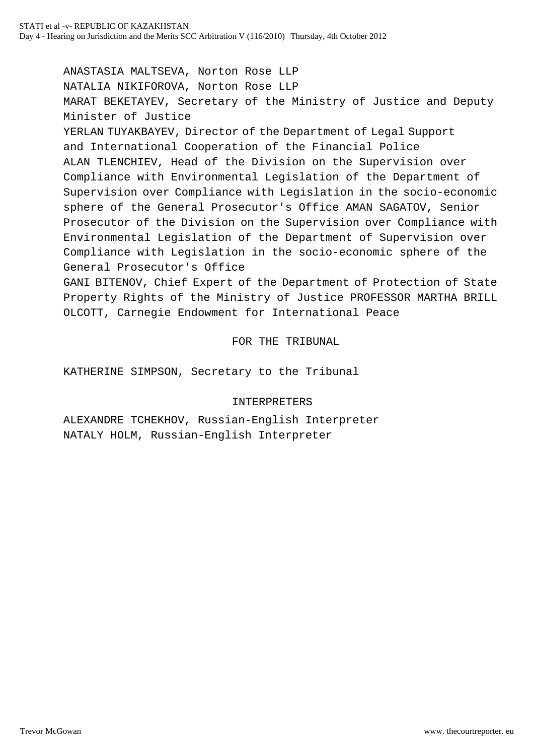ANASTASIA MALTSEVA, Norton Rose LLP
NATALIA NIKIFOROVA, Norton Rose LLP
MARAT BEKETAYEV, Secretary of the Ministry of Justice and Deputy Minister of Justice
YERLAN TUYAKBAYEV, Director of the Department of Legal Support and International Cooperation of the Financial Police
ALAN TLENCHIEV, Head of the Division on the Supervision over Compliance with Environmental Legislation of the Department of Supervision over Compliance with Legislation in the socio-economic sphere of the General Prosecutor's Office AMAN SAGATOV, Senior Prosecutor of the Division on the Supervision over Compliance with Environmental Legislation of the Department of Supervision over Compliance with Legislation in the socio-economic sphere of the General Prosecutor's Office
GANI BITENOV, Chief Expert of the Department of Protection of State Property Rights of the Ministry of Justice PROFESSOR MARTHA BRILL OLCOTT, Carnegie Endowment for International Peace

FOR THE TRIBUNAL

KATHERINE SIMPSON, Secretary to the Tribunal

INTERPRETERS

ALEXANDRE TCHEKHOV, Russian-English Interpreter
NATALY HOLM, Russian-English Interpreter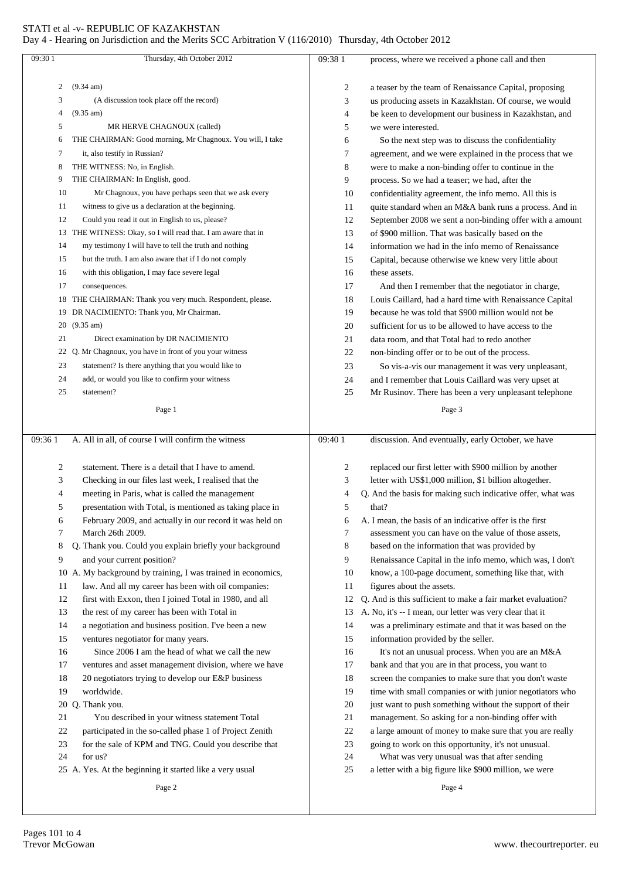Thursday, 4th October 2012

(9.34 am)

(A discussion took place off the record)

(9.35 am)

MR HERVE CHAGNOUX (called)

THE CHAIRMAN: Good morning, Mr Chagnoux. You will, I take it, also testify in Russian?

THE WITNESS: No, in English.

THE CHAIRMAN: In English, good.

Mr Chagnoux, you have perhaps seen that we ask every witness to give us a declaration at the beginning. Could you read it out in English to us, please?

THE WITNESS: Okay, so I will read that. I am aware that in my testimony I will have to tell the truth and nothing but the truth. I am also aware that if I do not comply with this obligation, I may face severe legal consequences.

THE CHAIRMAN: Thank you very much. Respondent, please.

DR NACIMIENTO: Thank you, Mr Chairman.

(9.35 am)

Direct examination by DR NACIMIENTO

Q. Mr Chagnoux, you have in front of you your witness statement? Is there anything that you would like to add, or would you like to confirm your witness statement?

A. All in all, of course I will confirm the witness statement. There is a detail that I have to amend. Checking in our files last week, I realised that the meeting in Paris, what is called the management presentation with Total, is mentioned as taking place in February 2009, and actually in our record it was held on March 26th 2009.

Q. Thank you. Could you explain briefly your background and your current position?

A. My background by training, I was trained in economics, law. And all my career has been with oil companies: first with Exxon, then I joined Total in 1980, and all the rest of my career has been with Total in a negotiation and business position. I've been a new ventures negotiator for many years.

Since 2006 I am the head of what we call the new ventures and asset management division, where we have 20 negotiators trying to develop our E&P business worldwide.

Q. Thank you.

You described in your witness statement Total participated in the so-called phase 1 of Project Zenith for the sale of KPM and TNG. Could you describe that for us?

A. Yes. At the beginning it started like a very usual process, where we received a phone call and then a teaser by the team of Renaissance Capital, proposing us producing assets in Kazakhstan. Of course, we would be keen to development our business in Kazakhstan, and we were interested.

So the next step was to discuss the confidentiality agreement, and we were explained in the process that we were to make a non-binding offer to continue in the process. So we had a teaser; we had, after the confidentiality agreement, the info memo. All this is quite standard when an M&A bank runs a process. And in September 2008 we sent a non-binding offer with a amount of $900 million. That was basically based on the information we had in the info memo of Renaissance Capital, because otherwise we knew very little about these assets.

And then I remember that the negotiator in charge, Louis Caillard, had a hard time with Renaissance Capital because he was told that $900 million would not be sufficient for us to be allowed to have access to the data room, and that Total had to redo another non-binding offer or to be out of the process.

So vis-a-vis our management it was very unpleasant, and I remember that Louis Caillard was very upset at Mr Rusinov. There has been a very unpleasant telephone discussion. And eventually, early October, we have replaced our first letter with $900 million by another letter with US$1,000 million, $1 billion altogether.

Q. And the basis for making such indicative offer, what was that?

A. I mean, the basis of an indicative offer is the first assessment you can have on the value of those assets, based on the information that was provided by Renaissance Capital in the info memo, which was, I don't know, a 100-page document, something like that, with figures about the assets.

Q. And is this sufficient to make a fair market evaluation?

A. No, it's -- I mean, our letter was very clear that it was a preliminary estimate and that it was based on the information provided by the seller.

It's not an unusual process. When you are an M&A bank and that you are in that process, you want to screen the companies to make sure that you don't waste time with small companies or with junior negotiators who just want to push something without the support of their management. So asking for a non-binding offer with a large amount of money to make sure that you are really going to work on this opportunity, it's not unusual.

What was very unusual was that after sending a letter with a big figure like $900 million, we were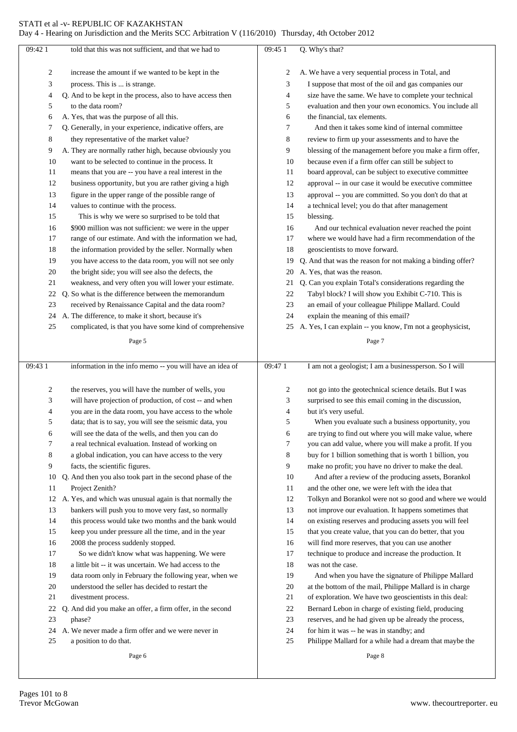told that this was not sufficient, and that we had to increase the amount if we wanted to be kept in the process. This is ... is strange.

Q. And to be kept in the process, also to have access then to the data room?

A. Yes, that was the purpose of all this.

Q. Generally, in your experience, indicative offers, are they representative of the market value?

A. They are normally rather high, because obviously you want to be selected to continue in the process. It means that you are -- you have a real interest in the business opportunity, but you are rather giving a high figure in the upper range of the possible range of values to continue with the process.

This is why we were so surprised to be told that \$900 million was not sufficient: we were in the upper range of our estimate. And with the information we had, the information provided by the seller. Normally when you have access to the data room, you will not see only the bright side; you will see also the defects, the weakness, and very often you will lower your estimate.

Q. So what is the difference between the memorandum received by Renaissance Capital and the data room?

A. The difference, to make it short, because it's complicated, is that you have some kind of comprehensive information in the info memo -- you will have an idea of the reserves, you will have the number of wells, you will have projection of production, of cost -- and when you are in the data room, you have access to the whole data; that is to say, you will see the seismic data, you will see the data of the wells, and then you can do a real technical evaluation. Instead of working on a global indication, you can have access to the very facts, the scientific figures.

Q. And then you also took part in the second phase of the Project Zenith?

A. Yes, and which was unusual again is that normally the bankers will push you to move very fast, so normally this process would take two months and the bank would keep you under pressure all the time, and in the year 2008 the process suddenly stopped.

So we didn't know what was happening. We were a little bit -- it was uncertain. We had access to the data room only in February the following year, when we understood the seller has decided to restart the divestment process.

Q. And did you make an offer, a firm offer, in the second phase?

A. We never made a firm offer and we were never in a position to do that.

Q. Why's that?

A. We have a very sequential process in Total, and I suppose that most of the oil and gas companies our size have the same. We have to complete your technical evaluation and then your own economics. You include all the financial, tax elements.

And then it takes some kind of internal committee review to firm up your assessments and to have the blessing of the management before you make a firm offer, because even if a firm offer can still be subject to board approval, can be subject to executive committee approval -- in our case it would be executive committee approval -- you are committed. So you don't do that at a technical level; you do that after management blessing.

And our technical evaluation never reached the point where we would have had a firm recommendation of the geoscientists to move forward.

Q. And that was the reason for not making a binding offer?

A. Yes, that was the reason.

Q. Can you explain Total's considerations regarding the Tabyl block? I will show you Exhibit C-710. This is an email of your colleague Philippe Mallard. Could you explain the meaning of this email?

A. Yes, I can explain -- you know, I'm not a geophysicist, I am not a geologist; I am a businessperson. So I will not go into the geotechnical science details. But I was surprised to see this email coming in the discussion, but it's very useful.

When you evaluate such a business opportunity, you are trying to find out where you will make value, where you can add value, where you will make a profit. If you buy for 1 billion something that is worth 1 billion, you make no profit; you have no driver to make the deal.

And after a review of the producing assets, Borankol and the other one, we were left with the idea that Tolkyn and Borankol were not so good and where we would not improve our evaluation. It happens sometimes that on existing reserves and producing assets you will feel that you create value, that you can do better, that you will find more reserves, that you can use another technique to produce and increase the production. It was not the case.

And when you have the signature of Philippe Mallard at the bottom of the mail, Philippe Mallard is in charge of exploration. We have two geoscientists in this deal: Bernard Lebon in charge of existing field, producing reserves, and he had given up be already the process, for him it was -- he was in standby; and Philippe Mallard for a while had a dream that maybe the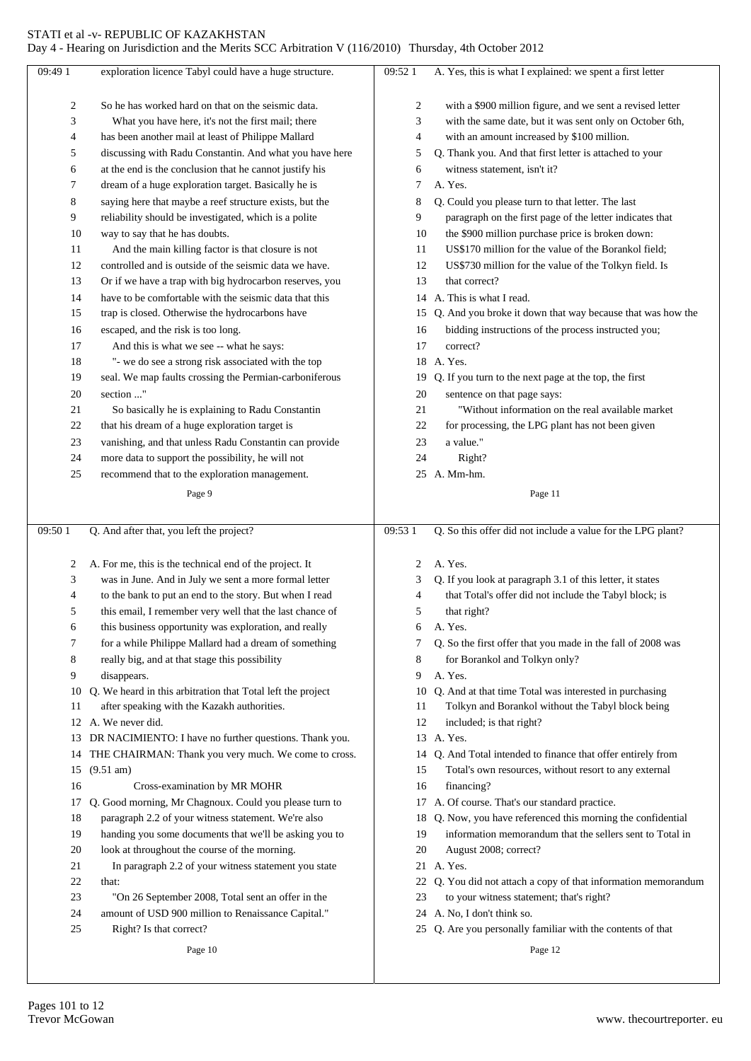**Page 9**

09:49 1 exploration licence Tabyl could have a huge structure.
2 So he has worked hard on that on the seismic data.
3 What you have here, it's not the first mail; there
4 has been another mail at least of Philippe Mallard
5 discussing with Radu Constantin. And what you have here
6 at the end is the conclusion that he cannot justify his
7 dream of a huge exploration target. Basically he is
8 saying here that maybe a reef structure exists, but the
9 reliability should be investigated, which is a polite
10 way to say that he has doubts.
11 And the main killing factor is that closure is not
12 controlled and is outside of the seismic data we have.
13 Or if we have a trap with big hydrocarbon reserves, you
14 have to be comfortable with the seismic data that this
15 trap is closed. Otherwise the hydrocarbons have
16 escaped, and the risk is too long.
17 And this is what we see -- what he says:
18 "- we do see a strong risk associated with the top
19 seal. We map faults crossing the Permian-carboniferous
20 section ..."
21 So basically he is explaining to Radu Constantin
22 that his dream of a huge exploration target is
23 vanishing, and that unless Radu Constantin can provide
24 more data to support the possibility, he will not
25 recommend that to the exploration management.

**Page 10**

09:50 1 Q. And after that, you left the project?
2 A. For me, this is the technical end of the project. It
3 was in June. And in July we sent a more formal letter
4 to the bank to put an end to the story. But when I read
5 this email, I remember very well that the last chance of
6 this business opportunity was exploration, and really
7 for a while Philippe Mallard had a dream of something
8 really big, and at that stage this possibility
9 disappears.
10 Q. We heard in this arbitration that Total left the project
11 after speaking with the Kazakh authorities.
12 A. We never did.
13 DR NACIMIENTO: I have no further questions. Thank you.
14 THE CHAIRMAN: Thank you very much. We come to cross.
15 (9.51 am)
16 Cross-examination by MR MOHR
17 Q. Good morning, Mr Chagnoux. Could you please turn to
18 paragraph 2.2 of your witness statement. We're also
19 handing you some documents that we'll be asking you to
20 look at throughout the course of the morning.
21 In paragraph 2.2 of your witness statement you state
22 that:
23 "On 26 September 2008, Total sent an offer in the
24 amount of USD 900 million to Renaissance Capital."
25 Right? Is that correct?

**Page 11**

09:52 1 A. Yes, this is what I explained: we spent a first letter
2 with a $900 million figure, and we sent a revised letter
3 with the same date, but it was sent only on October 6th,
4 with an amount increased by $100 million.
5 Q. Thank you. And that first letter is attached to your
6 witness statement, isn't it?
7 A. Yes.
8 Q. Could you please turn to that letter. The last
9 paragraph on the first page of the letter indicates that
10 the $900 million purchase price is broken down:
11 US$170 million for the value of the Borankol field;
12 US$730 million for the value of the Tolkyn field. Is
13 that correct?
14 A. This is what I read.
15 Q. And you broke it down that way because that was how the
16 bidding instructions of the process instructed you;
17 correct?
18 A. Yes.
19 Q. If you turn to the next page at the top, the first
20 sentence on that page says:
21 "Without information on the real available market
22 for processing, the LPG plant has not been given
23 a value."
24 Right?
25 A. Mm-hm.

**Page 12**

09:53 1 Q. So this offer did not include a value for the LPG plant?
2 A. Yes.
3 Q. If you look at paragraph 3.1 of this letter, it states
4 that Total's offer did not include the Tabyl block; is
5 that right?
6 A. Yes.
7 Q. So the first offer that you made in the fall of 2008 was
8 for Borankol and Tolkyn only?
9 A. Yes.
10 Q. And at that time Total was interested in purchasing
11 Tolkyn and Borankol without the Tabyl block being
12 included; is that right?
13 A. Yes.
14 Q. And Total intended to finance that offer entirely from
15 Total's own resources, without resort to any external
16 financing?
17 A. Of course. That's our standard practice.
18 Q. Now, you have referenced this morning the confidential
19 information memorandum that the sellers sent to Total in
20 August 2008; correct?
21 A. Yes.
22 Q. You did not attach a copy of that information memorandum
23 to your witness statement; that's right?
24 A. No, I don't think so.
25 Q. Are you personally familiar with the contents of that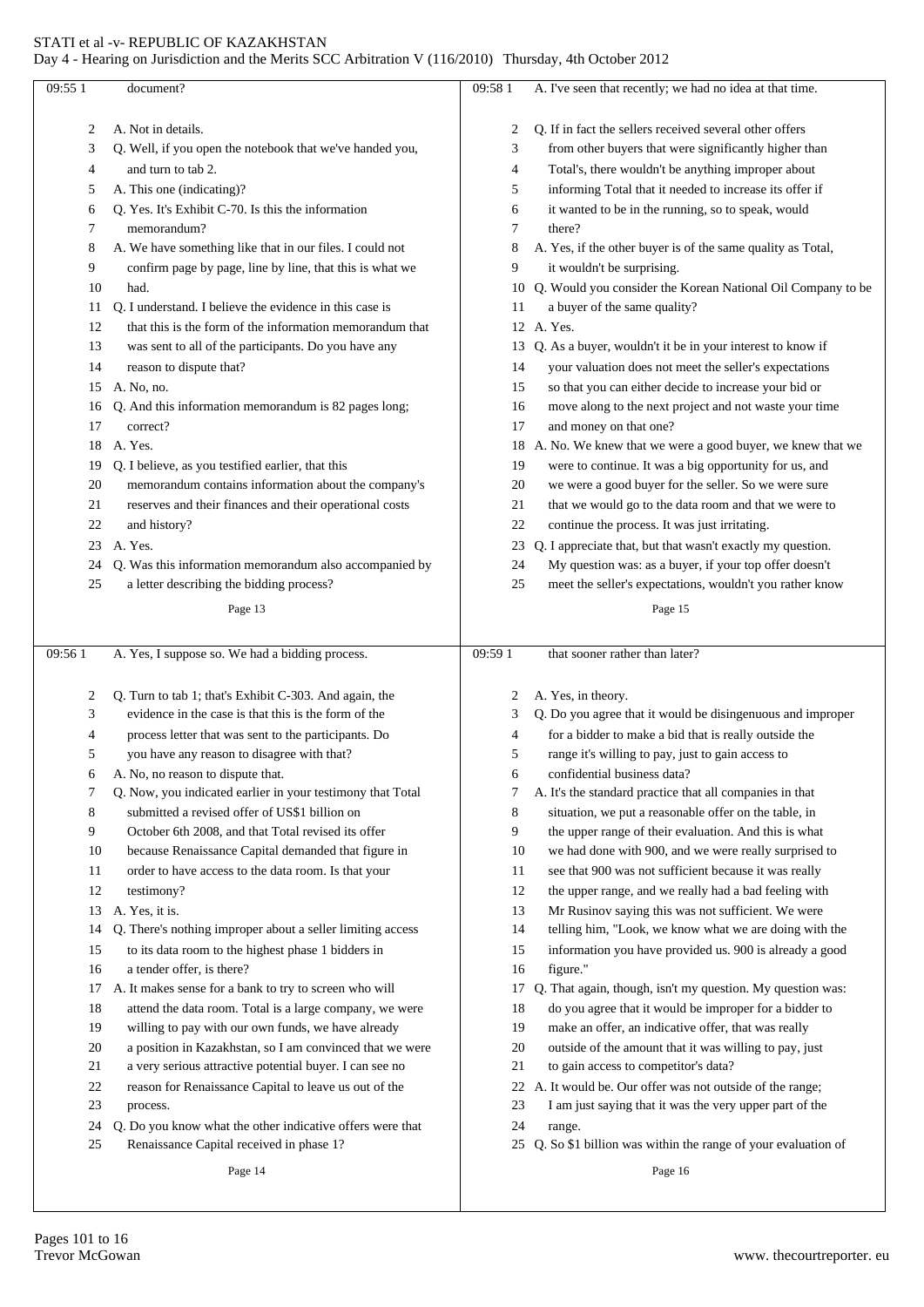document?

A. Not in details.

Q. Well, if you open the notebook that we've handed you, and turn to tab 2.

A. This one (indicating)?

Q. Yes. It's Exhibit C-70. Is this the information memorandum?

A. We have something like that in our files. I could not confirm page by page, line by line, that this is what we had.

Q. I understand. I believe the evidence in this case is that this is the form of the information memorandum that was sent to all of the participants. Do you have any reason to dispute that?

A. No, no.

Q. And this information memorandum is 82 pages long; correct?

A. Yes.

Q. I believe, as you testified earlier, that this memorandum contains information about the company's reserves and their finances and their operational costs and history?

A. Yes.

Q. Was this information memorandum also accompanied by a letter describing the bidding process?

A. Yes, I suppose so. We had a bidding process.

Q. Turn to tab 1; that's Exhibit C-303. And again, the evidence in the case is that this is the form of the process letter that was sent to the participants. Do you have any reason to disagree with that?

A. No, no reason to dispute that.

Q. Now, you indicated earlier in your testimony that Total submitted a revised offer of US$1 billion on October 6th 2008, and that Total revised its offer because Renaissance Capital demanded that figure in order to have access to the data room. Is that your testimony?

A. Yes, it is.

Q. There's nothing improper about a seller limiting access to its data room to the highest phase 1 bidders in a tender offer, is there?

A. It makes sense for a bank to try to screen who will attend the data room. Total is a large company, we were willing to pay with our own funds, we have already a position in Kazakhstan, so I am convinced that we were a very serious attractive potential buyer. I can see no reason for Renaissance Capital to leave us out of the process.

Q. Do you know what the other indicative offers were that Renaissance Capital received in phase 1?

A. I've seen that recently; we had no idea at that time.

Q. If in fact the sellers received several other offers from other buyers that were significantly higher than Total's, there wouldn't be anything improper about informing Total that it needed to increase its offer if it wanted to be in the running, so to speak, would there?

A. Yes, if the other buyer is of the same quality as Total, it wouldn't be surprising.

Q. Would you consider the Korean National Oil Company to be a buyer of the same quality?

A. Yes.

Q. As a buyer, wouldn't it be in your interest to know if your valuation does not meet the seller's expectations so that you can either decide to increase your bid or move along to the next project and not waste your time and money on that one?

A. No. We knew that we were a good buyer, we knew that we were to continue. It was a big opportunity for us, and we were a good buyer for the seller. So we were sure that we would go to the data room and that we were to continue the process. It was just irritating.

Q. I appreciate that, but that wasn't exactly my question. My question was: as a buyer, if your top offer doesn't meet the seller's expectations, wouldn't you rather know that sooner rather than later?

A. Yes, in theory.

Q. Do you agree that it would be disingenuous and improper for a bidder to make a bid that is really outside the range it's willing to pay, just to gain access to confidential business data?

A. It's the standard practice that all companies in that situation, we put a reasonable offer on the table, in the upper range of their evaluation. And this is what we had done with 900, and we were really surprised to see that 900 was not sufficient because it was really the upper range, and we really had a bad feeling with Mr Rusinov saying this was not sufficient. We were telling him, "Look, we know what we are doing with the information you have provided us. 900 is already a good figure."

Q. That again, though, isn't my question. My question was: do you agree that it would be improper for a bidder to make an offer, an indicative offer, that was really outside of the amount that it was willing to pay, just to gain access to competitor's data?

A. It would be. Our offer was not outside of the range; I am just saying that it was the very upper part of the range.

Q. So $1 billion was within the range of your evaluation of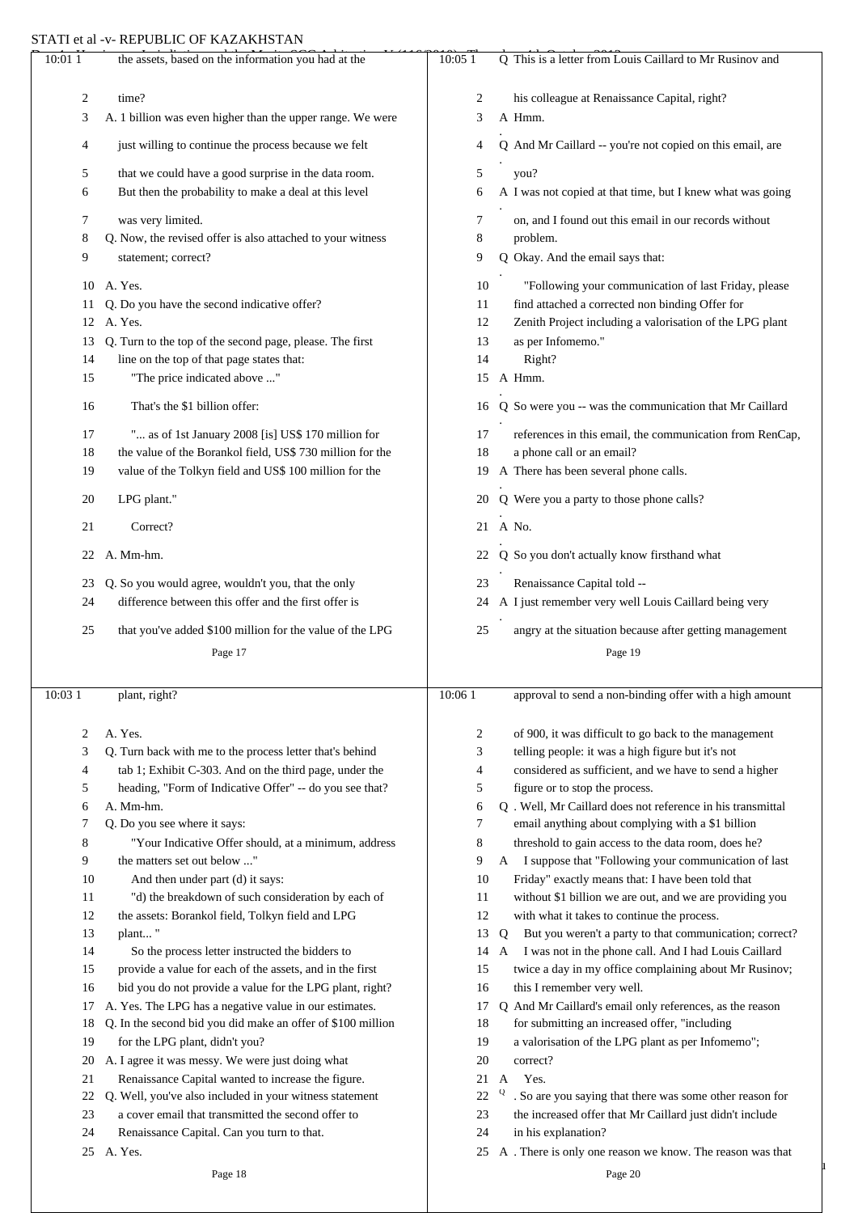10:01 1 the assets, based on the information you had at the

2 time?

3 A. 1 billion was even higher than the upper range. We were

4 just willing to continue the process because we felt

5 that we could have a good surprise in the data room.

6 But then the probability to make a deal at this level

7 was very limited.

8 Q. Now, the revised offer is also attached to your witness

9 statement; correct?

10 A. Yes.

11 Q. Do you have the second indicative offer?

12 A. Yes.

13 Q. Turn to the top of the second page, please. The first

14 line on the top of that page states that:

15 "The price indicated above ..."

16 That's the $1 billion offer:

17 "... as of 1st January 2008 [is] US$ 170 million for

18 the value of the Borankol field, US$ 730 million for the

19 value of the Tolkyn field and US$ 100 million for the

20 LPG plant."

21 Correct?

22 A. Mm-hm.

23 Q. So you would agree, wouldn't you, that the only

24 difference between this offer and the first offer is

25 that you've added $100 million for the value of the LPG

Page 17

10:03 1 plant, right?

2 A. Yes.

3 Q. Turn back with me to the process letter that's behind

4 tab 1; Exhibit C-303. And on the third page, under the

5 heading, "Form of Indicative Offer" -- do you see that?

6 A. Mm-hm.

7 Q. Do you see where it says:

8 "Your Indicative Offer should, at a minimum, address

9 the matters set out below ..."

10 And then under part (d) it says:

11 "d) the breakdown of such consideration by each of

12 the assets: Borankol field, Tolkyn field and LPG

13 plant... "

14 So the process letter instructed the bidders to

15 provide a value for each of the assets, and in the first

16 bid you do not provide a value for the LPG plant, right?

17 A. Yes. The LPG has a negative value in our estimates.

18 Q. In the second bid you did make an offer of $100 million

19 for the LPG plant, didn't you?

20 A. I agree it was messy. We were just doing what

21 Renaissance Capital wanted to increase the figure.

22 Q. Well, you've also included in your witness statement

23 a cover email that transmitted the second offer to

24 Renaissance Capital. Can you turn to that.

25 A. Yes.

Page 18

10:05 1 Q This is a letter from Louis Caillard to Mr Rusinov and

2 his colleague at Renaissance Capital, right?

3 A Hmm.

4 Q And Mr Caillard -- you're not copied on this email, are

5 you?

6 A I was not copied at that time, but I knew what was going

7 on, and I found out this email in our records without

8 problem.

9 Q Okay. And the email says that:

10 "Following your communication of last Friday, please

11 find attached a corrected non binding Offer for

12 Zenith Project including a valorisation of the LPG plant

13 as per Infomemo."

14 Right?

15 A Hmm.

16 Q So were you -- was the communication that Mr Caillard

17 references in this email, the communication from RenCap,

18 a phone call or an email?

19 A There has been several phone calls.

20 Q Were you a party to those phone calls?

21 A No.

22 Q So you don't actually know firsthand what

23 Renaissance Capital told --

24 A I just remember very well Louis Caillard being very

25 angry at the situation because after getting management

Page 19

10:06 1 approval to send a non-binding offer with a high amount

2 of 900, it was difficult to go back to the management

3 telling people: it was a high figure but it's not

4 considered as sufficient, and we have to send a higher

5 figure or to stop the process.

6 Q . Well, Mr Caillard does not reference in his transmittal

7 email anything about complying with a $1 billion

8 threshold to gain access to the data room, does he?

9 A I suppose that "Following your communication of last

10 Friday" exactly means that: I have been told that

11 without $1 billion we are out, and we are providing you

12 with what it takes to continue the process.

13 Q But you weren't a party to that communication; correct?

14 A I was not in the phone call. And I had Louis Caillard

15 twice a day in my office complaining about Mr Rusinov;

16 this I remember very well.

17 Q And Mr Caillard's email only references, as the reason

18 for submitting an increased offer, "including

19 a valorisation of the LPG plant as per Infomemo";

20 correct?

21 A Yes.

22 Q . So are you saying that there was some other reason for

23 the increased offer that Mr Caillard just didn't include

24 in his explanation?

25 A . There is only one reason we know. The reason was that

Page 20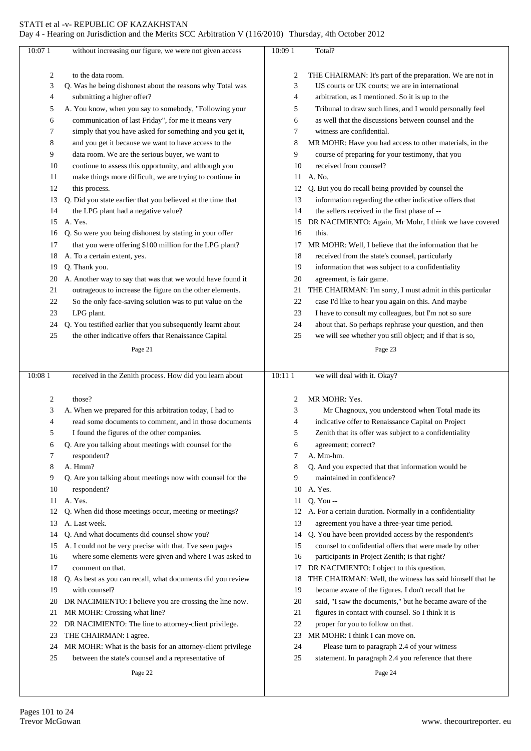without increasing our figure, we were not given access to the data room.

Q. Was he being dishonest about the reasons why Total was submitting a higher offer?

A. You know, when you say to somebody, "Following your communication of last Friday", for me it means very simply that you have asked for something and you get it, and you get it because we want to have access to the data room. We are the serious buyer, we want to continue to assess this opportunity, and although you make things more difficult, we are trying to continue in this process.

Q. Did you state earlier that you believed at the time that the LPG plant had a negative value?

A. Yes.

Q. So were you being dishonest by stating in your offer that you were offering $100 million for the LPG plant?

A. To a certain extent, yes.

Q. Thank you.

A. Another way to say that was that we would have found it outrageous to increase the figure on the other elements. So the only face-saving solution was to put value on the LPG plant.

Q. You testified earlier that you subsequently learnt about the other indicative offers that Renaissance Capital received in the Zenith process. How did you learn about those?

A. When we prepared for this arbitration today, I had to read some documents to comment, and in those documents I found the figures of the other companies.

Q. Are you talking about meetings with counsel for the respondent?

A. Hmm?

Q. Are you talking about meetings now with counsel for the respondent?

A. Yes.

Q. When did those meetings occur, meeting or meetings?

A. Last week.

Q. And what documents did counsel show you?

A. I could not be very precise with that. I've seen pages where some elements were given and where I was asked to comment on that.

Q. As best as you can recall, what documents did you review with counsel?

DR NACIMIENTO: I believe you are crossing the line now.

MR MOHR: Crossing what line?

DR NACIMIENTO: The line to attorney-client privilege.

THE CHAIRMAN: I agree.

MR MOHR: What is the basis for an attorney-client privilege between the state's counsel and a representative of Total?

THE CHAIRMAN: It's part of the preparation. We are not in US courts or UK courts; we are in international arbitration, as I mentioned. So it is up to the Tribunal to draw such lines, and I would personally feel as well that the discussions between counsel and the witness are confidential.

MR MOHR: Have you had access to other materials, in the course of preparing for your testimony, that you received from counsel?

A. No.

Q. But you do recall being provided by counsel the information regarding the other indicative offers that the sellers received in the first phase of --

DR NACIMIENTO: Again, Mr Mohr, I think we have covered this.

MR MOHR: Well, I believe that the information that he received from the state's counsel, particularly information that was subject to a confidentiality agreement, is fair game.

THE CHAIRMAN: I'm sorry, I must admit in this particular case I'd like to hear you again on this. And maybe I have to consult my colleagues, but I'm not so sure about that. So perhaps rephrase your question, and then we will see whether you still object; and if that is so, we will deal with it. Okay?

MR MOHR: Yes.

Mr Chagnoux, you understood when Total made its indicative offer to Renaissance Capital on Project Zenith that its offer was subject to a confidentiality agreement; correct?

A. Mm-hm.

Q. And you expected that that information would be maintained in confidence?

A. Yes.

Q. You --

A. For a certain duration. Normally in a confidentiality agreement you have a three-year time period.

Q. You have been provided access by the respondent's counsel to confidential offers that were made by other participants in Project Zenith; is that right?

DR NACIMIENTO: I object to this question.

THE CHAIRMAN: Well, the witness has said himself that he became aware of the figures. I don't recall that he said, "I saw the documents," but he became aware of the figures in contact with counsel. So I think it is proper for you to follow on that.

MR MOHR: I think I can move on.

Please turn to paragraph 2.4 of your witness statement. In paragraph 2.4 you reference that there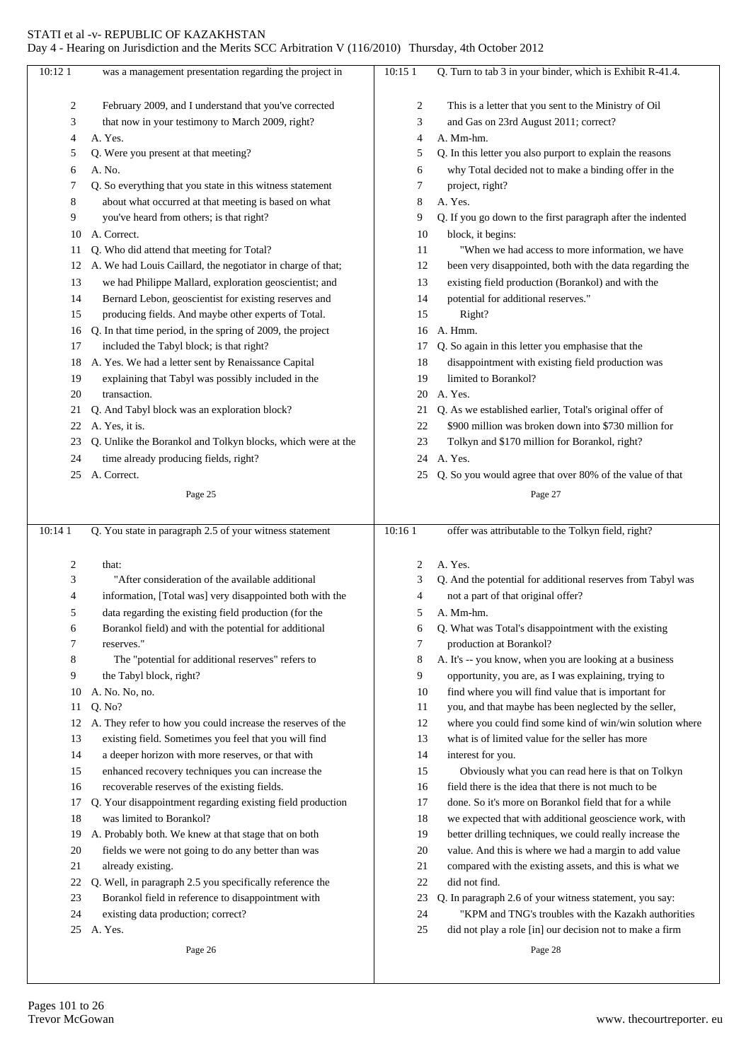was a management presentation regarding the project in February 2009, and I understand that you've corrected that now in your testimony to March 2009, right?

A. Yes.

Q. Were you present at that meeting?

A. No.

Q. So everything that you state in this witness statement about what occurred at that meeting is based on what you've heard from others; is that right?

A. Correct.

Q. Who did attend that meeting for Total?

A. We had Louis Caillard, the negotiator in charge of that; we had Philippe Mallard, exploration geoscientist; and Bernard Lebon, geoscientist for existing reserves and producing fields. And maybe other experts of Total.

Q. In that time period, in the spring of 2009, the project included the Tabyl block; is that right?

A. Yes. We had a letter sent by Renaissance Capital explaining that Tabyl was possibly included in the transaction.

Q. And Tabyl block was an exploration block?

A. Yes, it is.

Q. Unlike the Borankol and Tolkyn blocks, which were at the time already producing fields, right?

A. Correct.

Q. You state in paragraph 2.5 of your witness statement that:

"After consideration of the available additional information, [Total was] very disappointed both with the data regarding the existing field production (for the Borankol field) and with the potential for additional reserves."

The "potential for additional reserves" refers to the Tabyl block, right?

A. No. No, no.

Q. No?

A. They refer to how you could increase the reserves of the existing field. Sometimes you feel that you will find a deeper horizon with more reserves, or that with enhanced recovery techniques you can increase the recoverable reserves of the existing fields.

Q. Your disappointment regarding existing field production was limited to Borankol?

A. Probably both. We knew at that stage that on both fields we were not going to do any better than was already existing.

Q. Well, in paragraph 2.5 you specifically reference the Borankol field in reference to disappointment with existing data production; correct?

A. Yes.

Q. Turn to tab 3 in your binder, which is Exhibit R-41.4.

This is a letter that you sent to the Ministry of Oil and Gas on 23rd August 2011; correct?

A. Mm-hm.

Q. In this letter you also purport to explain the reasons why Total decided not to make a binding offer in the project, right?

A. Yes.

Q. If you go down to the first paragraph after the indented block, it begins:

"When we had access to more information, we have been very disappointed, both with the data regarding the existing field production (Borankol) and with the potential for additional reserves."

Right?

A. Hmm.

Q. So again in this letter you emphasise that the disappointment with existing field production was limited to Borankol?

A. Yes.

Q. As we established earlier, Total's original offer of $900 million was broken down into $730 million for Tolkyn and $170 million for Borankol, right?

A. Yes.

Q. So you would agree that over 80% of the value of that offer was attributable to the Tolkyn field, right?

A. Yes.

Q. And the potential for additional reserves from Tabyl was not a part of that original offer?

A. Mm-hm.

Q. What was Total's disappointment with the existing production at Borankol?

A. It's -- you know, when you are looking at a business opportunity, you are, as I was explaining, trying to find where you will find value that is important for you, and that maybe has been neglected by the seller, where you could find some kind of win/win solution where what is of limited value for the seller has more interest for you.

Obviously what you can read here is that on Tolkyn field there is the idea that there is not much to be done. So it's more on Borankol field that for a while we expected that with additional geoscience work, with better drilling techniques, we could really increase the value. And this is where we had a margin to add value compared with the existing assets, and this is what we did not find.

Q. In paragraph 2.6 of your witness statement, you say:

"KPM and TNG's troubles with the Kazakh authorities did not play a role [in] our decision not to make a firm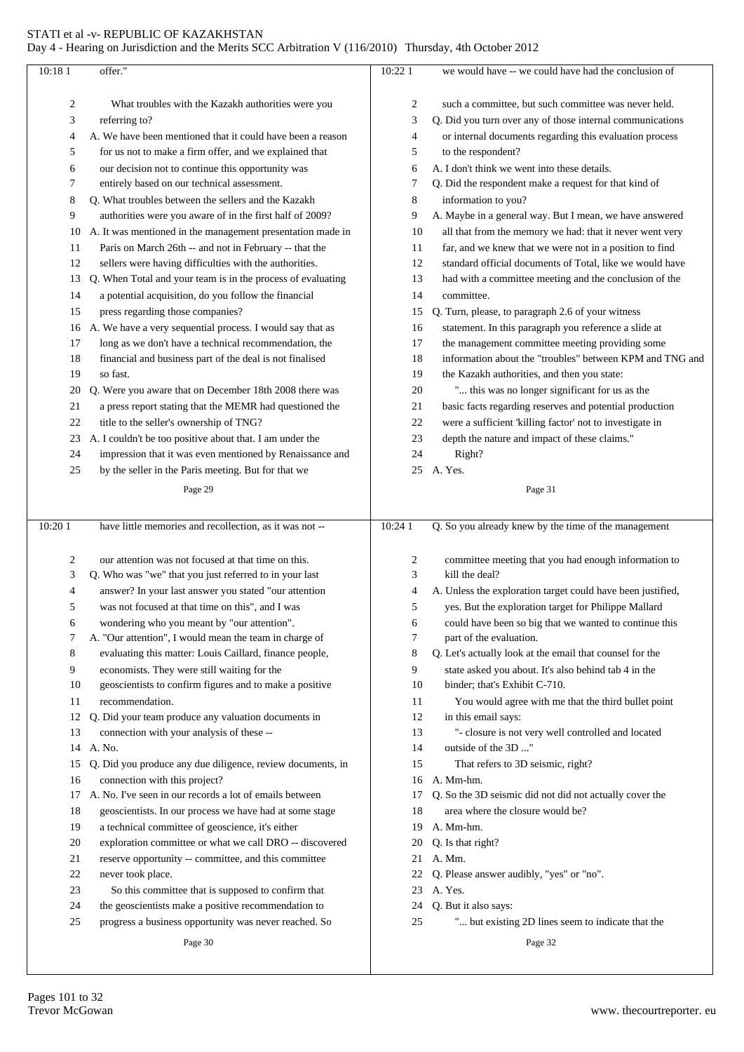offer."

What troubles with the Kazakh authorities were you referring to?

A. We have been mentioned that it could have been a reason for us not to make a firm offer, and we explained that our decision not to continue this opportunity was entirely based on our technical assessment.

Q. What troubles between the sellers and the Kazakh authorities were you aware of in the first half of 2009?

A. It was mentioned in the management presentation made in Paris on March 26th -- and not in February -- that the sellers were having difficulties with the authorities.

Q. When Total and your team is in the process of evaluating a potential acquisition, do you follow the financial press regarding those companies?

A. We have a very sequential process. I would say that as long as we don't have a technical recommendation, the financial and business part of the deal is not finalised so fast.

Q. Were you aware that on December 18th 2008 there was a press report stating that the MEMR had questioned the title to the seller's ownership of TNG?

A. I couldn't be too positive about that. I am under the impression that it was even mentioned by Renaissance and by the seller in the Paris meeting. But for that we have little memories and recollection, as it was not -- our attention was not focused at that time on this.

Q. Who was "we" that you just referred to in your last answer? In your last answer you stated "our attention was not focused at that time on this", and I was wondering who you meant by "our attention".

A. "Our attention", I would mean the team in charge of evaluating this matter: Louis Caillard, finance people, economists. They were still waiting for the geoscientists to confirm figures and to make a positive recommendation.

Q. Did your team produce any valuation documents in connection with your analysis of these --

A. No.

Q. Did you produce any due diligence, review documents, in connection with this project?

A. No. I've seen in our records a lot of emails between geoscientists. In our process we have had at some stage a technical committee of geoscience, it's either exploration committee or what we call DRO -- discovered reserve opportunity -- committee, and this committee never took place.

So this committee that is supposed to confirm that the geoscientists make a positive recommendation to progress a business opportunity was never reached. So we would have -- we could have had the conclusion of such a committee, but such committee was never held.

Q. Did you turn over any of those internal communications or internal documents regarding this evaluation process to the respondent?

A. I don't think we went into these details.

Q. Did the respondent make a request for that kind of information to you?

A. Maybe in a general way. But I mean, we have answered all that from the memory we had: that it never went very far, and we knew that we were not in a position to find standard official documents of Total, like we would have had with a committee meeting and the conclusion of the committee.

Q. Turn, please, to paragraph 2.6 of your witness statement. In this paragraph you reference a slide at the management committee meeting providing some information about the "troubles" between KPM and TNG and the Kazakh authorities, and then you state:

"... this was no longer significant for us as the basic facts regarding reserves and potential production were a sufficient 'killing factor' not to investigate in depth the nature and impact of these claims."

Right?

A. Yes.

Q. So you already knew by the time of the management committee meeting that you had enough information to kill the deal?

A. Unless the exploration target could have been justified, yes. But the exploration target for Philippe Mallard could have been so big that we wanted to continue this part of the evaluation.

Q. Let's actually look at the email that counsel for the state asked you about. It's also behind tab 4 in the binder; that's Exhibit C-710.

You would agree with me that the third bullet point in this email says:

"- closure is not very well controlled and located outside of the 3D ..."

That refers to 3D seismic, right?

A. Mm-hm.

Q. So the 3D seismic did not did not actually cover the area where the closure would be?

A. Mm-hm.

Q. Is that right?

A. Mm.

Q. Please answer audibly, "yes" or "no".

A. Yes.

Q. But it also says:

"... but existing 2D lines seem to indicate that the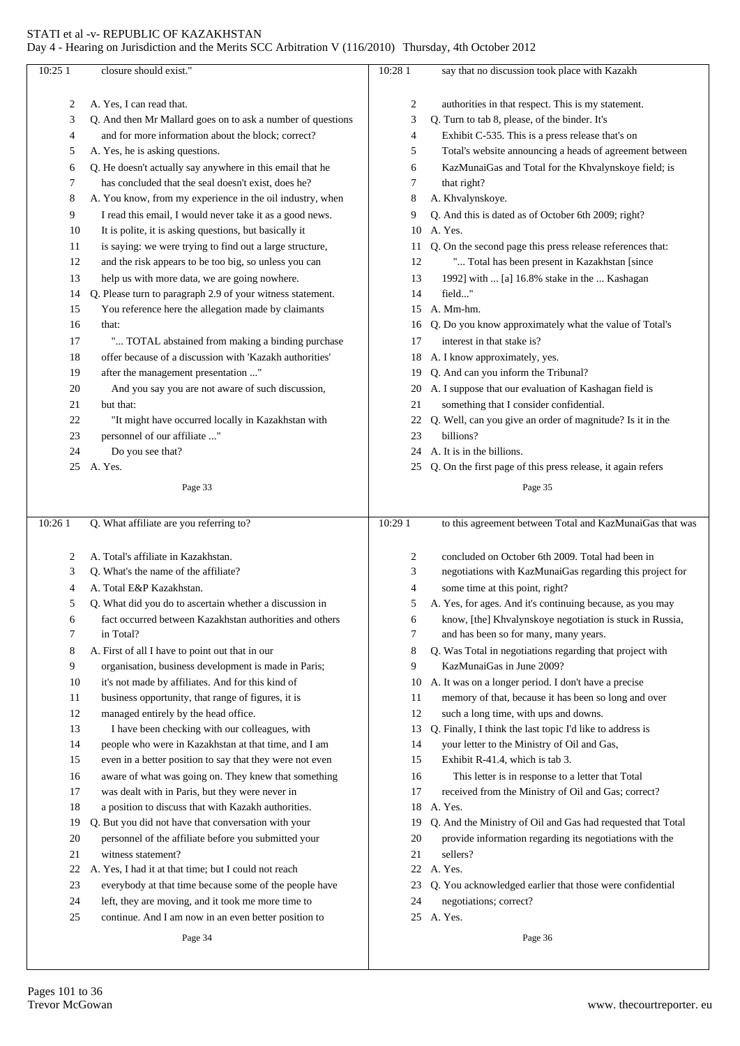10:25 1 closure should exist."

2 A. Yes, I can read that.
3 Q. And then Mr Mallard goes on to ask a number of questions
4 and for more information about the block; correct?
5 A. Yes, he is asking questions.
6 Q. He doesn't actually say anywhere in this email that he
7 has concluded that the seal doesn't exist, does he?
8 A. You know, from my experience in the oil industry, when
9 I read this email, I would never take it as a good news.
10 It is polite, it is asking questions, but basically it
11 is saying: we were trying to find out a large structure,
12 and the risk appears to be too big, so unless you can
13 help us with more data, we are going nowhere.
14 Q. Please turn to paragraph 2.9 of your witness statement.
15 You reference here the allegation made by claimants
16 that:
17 "... TOTAL abstained from making a binding purchase
18 offer because of a discussion with 'Kazakh authorities'
19 after the management presentation ..."
20 And you say you are not aware of such discussion,
21 but that:
22 "It might have occurred locally in Kazakhstan with
23 personnel of our affiliate ..."
24 Do you see that?
25 A. Yes.

Page 33

10:26 1 Q. What affiliate are you referring to?

2 A. Total's affiliate in Kazakhstan.
3 Q. What's the name of the affiliate?
4 A. Total E&P Kazakhstan.
5 Q. What did you do to ascertain whether a discussion in
6 fact occurred between Kazakhstan authorities and others
7 in Total?
8 A. First of all I have to point out that in our
9 organisation, business development is made in Paris;
10 it's not made by affiliates. And for this kind of
11 business opportunity, that range of figures, it is
12 managed entirely by the head office.
13 I have been checking with our colleagues, with
14 people who were in Kazakhstan at that time, and I am
15 even in a better position to say that they were not even
16 aware of what was going on. They knew that something
17 was dealt with in Paris, but they were never in
18 a position to discuss that with Kazakh authorities.
19 Q. But you did not have that conversation with your
20 personnel of the affiliate before you submitted your
21 witness statement?
22 A. Yes, I had it at that time; but I could not reach
23 everybody at that time because some of the people have
24 left, they are moving, and it took me more time to
25 continue. And I am now in an even better position to

Page 34

10:28 1 say that no discussion took place with Kazakh

2 authorities in that respect. This is my statement.
3 Q. Turn to tab 8, please, of the binder. It's
4 Exhibit C-535. This is a press release that's on
5 Total's website announcing a heads of agreement between
6 KazMunaiGas and Total for the Khvalynskoye field; is
7 that right?
8 A. Khvalynskoye.
9 Q. And this is dated as of October 6th 2009; right?
10 A. Yes.
11 Q. On the second page this press release references that:
12 "... Total has been present in Kazakhstan [since
13 1992] with ... [a] 16.8% stake in the ... Kashagan
14 field..."
15 A. Mm-hm.
16 Q. Do you know approximately what the value of Total's
17 interest in that stake is?
18 A. I know approximately, yes.
19 Q. And can you inform the Tribunal?
20 A. I suppose that our evaluation of Kashagan field is
21 something that I consider confidential.
22 Q. Well, can you give an order of magnitude? Is it in the
23 billions?
24 A. It is in the billions.
25 Q. On the first page of this press release, it again refers

Page 35

10:29 1 to this agreement between Total and KazMunaiGas that was

2 concluded on October 6th 2009. Total had been in
3 negotiations with KazMunaiGas regarding this project for
4 some time at this point, right?
5 A. Yes, for ages. And it's continuing because, as you may
6 know, [the] Khvalynskoye negotiation is stuck in Russia,
7 and has been so for many, many years.
8 Q. Was Total in negotiations regarding that project with
9 KazMunaiGas in June 2009?
10 A. It was on a longer period. I don't have a precise
11 memory of that, because it has been so long and over
12 such a long time, with ups and downs.
13 Q. Finally, I think the last topic I'd like to address is
14 your letter to the Ministry of Oil and Gas,
15 Exhibit R-41.4, which is tab 3.
16 This letter is in response to a letter that Total
17 received from the Ministry of Oil and Gas; correct?
18 A. Yes.
19 Q. And the Ministry of Oil and Gas had requested that Total
20 provide information regarding its negotiations with the
21 sellers?
22 A. Yes.
23 Q. You acknowledged earlier that those were confidential
24 negotiations; correct?
25 A. Yes.

Page 36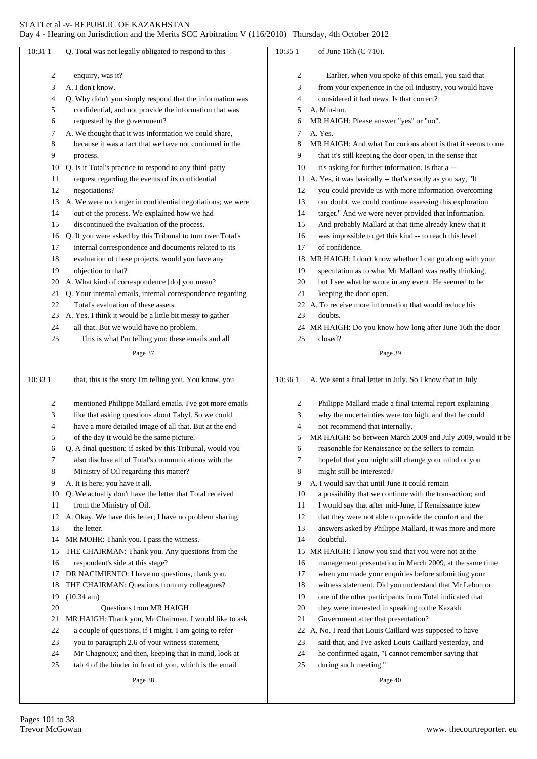Q. Total was not legally obligated to respond to this enquiry, was it?

A. I don't know.

Q. Why didn't you simply respond that the information was confidential, and not provide the information that was requested by the government?

A. We thought that it was information we could share, because it was a fact that we have not continued in the process.

Q. Is it Total's practice to respond to any third-party request regarding the events of its confidential negotiations?

A. We were no longer in confidential negotiations; we were out of the process. We explained how we had discontinued the evaluation of the process.

Q. If you were asked by this Tribunal to turn over Total's internal correspondence and documents related to its evaluation of these projects, would you have any objection to that?

A. What kind of correspondence [do] you mean?

Q. Your internal emails, internal correspondence regarding Total's evaluation of these assets.

A. Yes, I think it would be a little bit messy to gather all that. But we would have no problem.

This is what I'm telling you: these emails and all that, this is the story I'm telling you. You know, you mentioned Philippe Mallard emails. I've got more emails like that asking questions about Tabyl. So we could have a more detailed image of all that. But at the end of the day it would be the same picture.

Q. A final question: if asked by this Tribunal, would you also disclose all of Total's communications with the Ministry of Oil regarding this matter?

A. It is here; you have it all.

Q. We actually don't have the letter that Total received from the Ministry of Oil.

A. Okay. We have this letter; I have no problem sharing the letter.

MR MOHR: Thank you. I pass the witness.

THE CHAIRMAN: Thank you. Any questions from the respondent's side at this stage?

DR NACIMIENTO: I have no questions, thank you.

THE CHAIRMAN: Questions from my colleagues?

(10.34 am)

## Questions from MR HAIGH

MR HAIGH: Thank you, Mr Chairman. I would like to ask a couple of questions, if I might. I am going to refer you to paragraph 2.6 of your witness statement, Mr Chagnoux; and then, keeping that in mind, look at tab 4 of the binder in front of you, which is the email of June 16th (C-710).

Earlier, when you spoke of this email, you said that from your experience in the oil industry, you would have considered it bad news. Is that correct?

A. Mm-hm.

MR HAIGH: Please answer "yes" or "no".

A. Yes.

MR HAIGH: And what I'm curious about is that it seems to me that it's still keeping the door open, in the sense that it's asking for further information. Is that a --

A. Yes, it was basically -- that's exactly as you say, "If you could provide us with more information overcoming our doubt, we could continue assessing this exploration target." And we were never provided that information. And probably Mallard at that time already knew that it was impossible to get this kind -- to reach this level of confidence.

MR HAIGH: I don't know whether I can go along with your speculation as to what Mr Mallard was really thinking, but I see what he wrote in any event. He seemed to be keeping the door open.

A. To receive more information that would reduce his doubts.

MR HAIGH: Do you know how long after June 16th the door closed?

A. We sent a final letter in July. So I know that in July Philippe Mallard made a final internal report explaining why the uncertainties were too high, and that he could not recommend that internally.

MR HAIGH: So between March 2009 and July 2009, would it be reasonable for Renaissance or the sellers to remain hopeful that you might still change your mind or you might still be interested?

A. I would say that until June it could remain a possibility that we continue with the transaction; and I would say that after mid-June, if Renaissance knew that they were not able to provide the comfort and the answers asked by Philippe Mallard, it was more and more doubtful.

MR HAIGH: I know you said that you were not at the management presentation in March 2009, at the same time when you made your enquiries before submitting your witness statement. Did you understand that Mr Lebon or one of the other participants from Total indicated that they were interested in speaking to the Kazakh Government after that presentation?

A. No. I read that Louis Caillard was supposed to have said that, and I've asked Louis Caillard yesterday, and he confirmed again, "I cannot remember saying that during such meeting."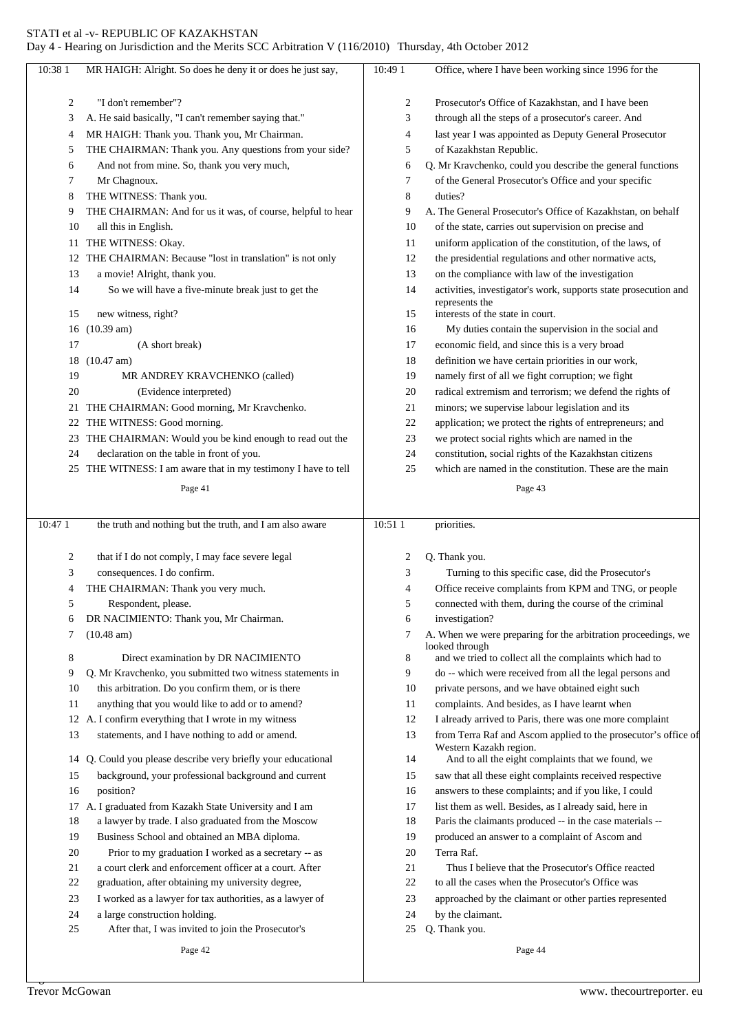MR HAIGH: Alright. So does he deny it or does he just say, "I don't remember"?

A. He said basically, "I can't remember saying that."

MR HAIGH: Thank you. Thank you, Mr Chairman.

THE CHAIRMAN: Thank you. Any questions from your side? And not from mine. So, thank you very much, Mr Chagnoux.

THE WITNESS: Thank you.

THE CHAIRMAN: And for us it was, of course, helpful to hear all this in English.

THE WITNESS: Okay.

THE CHAIRMAN: Because "lost in translation" is not only a movie! Alright, thank you.

So we will have a five-minute break just to get the new witness, right?

(10.39 am)

(A short break)

(10.47 am)

MR ANDREY KRAVCHENKO (called)

(Evidence interpreted)

THE CHAIRMAN: Good morning, Mr Kravchenko.

THE WITNESS: Good morning.

THE CHAIRMAN: Would you be kind enough to read out the declaration on the table in front of you.

THE WITNESS: I am aware that in my testimony I have to tell the truth and nothing but the truth, and I am also aware that if I do not comply, I may face severe legal consequences. I do confirm.

THE CHAIRMAN: Thank you very much. Respondent, please.

DR NACIMIENTO: Thank you, Mr Chairman.

(10.48 am)

Direct examination by DR NACIMIENTO

Q. Mr Kravchenko, you submitted two witness statements in this arbitration. Do you confirm them, or is there anything that you would like to add or to amend?

A. I confirm everything that I wrote in my witness statements, and I have nothing to add or amend.

Q. Could you please describe very briefly your educational background, your professional background and current position?

A. I graduated from Kazakh State University and I am a lawyer by trade. I also graduated from the Moscow Business School and obtained an MBA diploma.

Prior to my graduation I worked as a secretary -- as a court clerk and enforcement officer at a court. After graduation, after obtaining my university degree, I worked as a lawyer for tax authorities, as a lawyer of a large construction holding.

After that, I was invited to join the Prosecutor's Office, where I have been working since 1996 for the Prosecutor's Office of Kazakhstan, and I have been through all the steps of a prosecutor's career. And last year I was appointed as Deputy General Prosecutor of Kazakhstan Republic.

Q. Mr Kravchenko, could you describe the general functions of the General Prosecutor's Office and your specific duties?

A. The General Prosecutor's Office of Kazakhstan, on behalf of the state, carries out supervision on precise and uniform application of the constitution, of the laws, of the presidential regulations and other normative acts, on the compliance with law of the investigation activities, investigator's work, supports state prosecution and represents the interests of the state in court.

My duties contain the supervision in the social and economic field, and since this is a very broad definition we have certain priorities in our work, namely first of all we fight corruption; we fight radical extremism and terrorism; we defend the rights of minors; we supervise labour legislation and its application; we protect the rights of entrepreneurs; and we protect social rights which are named in the constitution, social rights of the Kazakhstan citizens which are named in the constitution. These are the main priorities.

Q. Thank you.

Turning to this specific case, did the Prosecutor's Office receive complaints from KPM and TNG, or people connected with them, during the course of the criminal investigation?

A. When we were preparing for the arbitration proceedings, we looked through and we tried to collect all the complaints which had to do -- which were received from all the legal persons and private persons, and we have obtained eight such complaints. And besides, as I have learnt when I already arrived to Paris, there was one more complaint from Terra Raf and Ascom applied to the prosecutor's office of Western Kazakh region.

And to all the eight complaints that we found, we saw that all these eight complaints received respective answers to these complaints; and if you like, I could list them as well. Besides, as I already said, here in Paris the claimants produced -- in the case materials -- produced an answer to a complaint of Ascom and Terra Raf.

Thus I believe that the Prosecutor's Office reacted to all the cases when the Prosecutor's Office was approached by the claimant or other parties represented by the claimant.

Q. Thank you.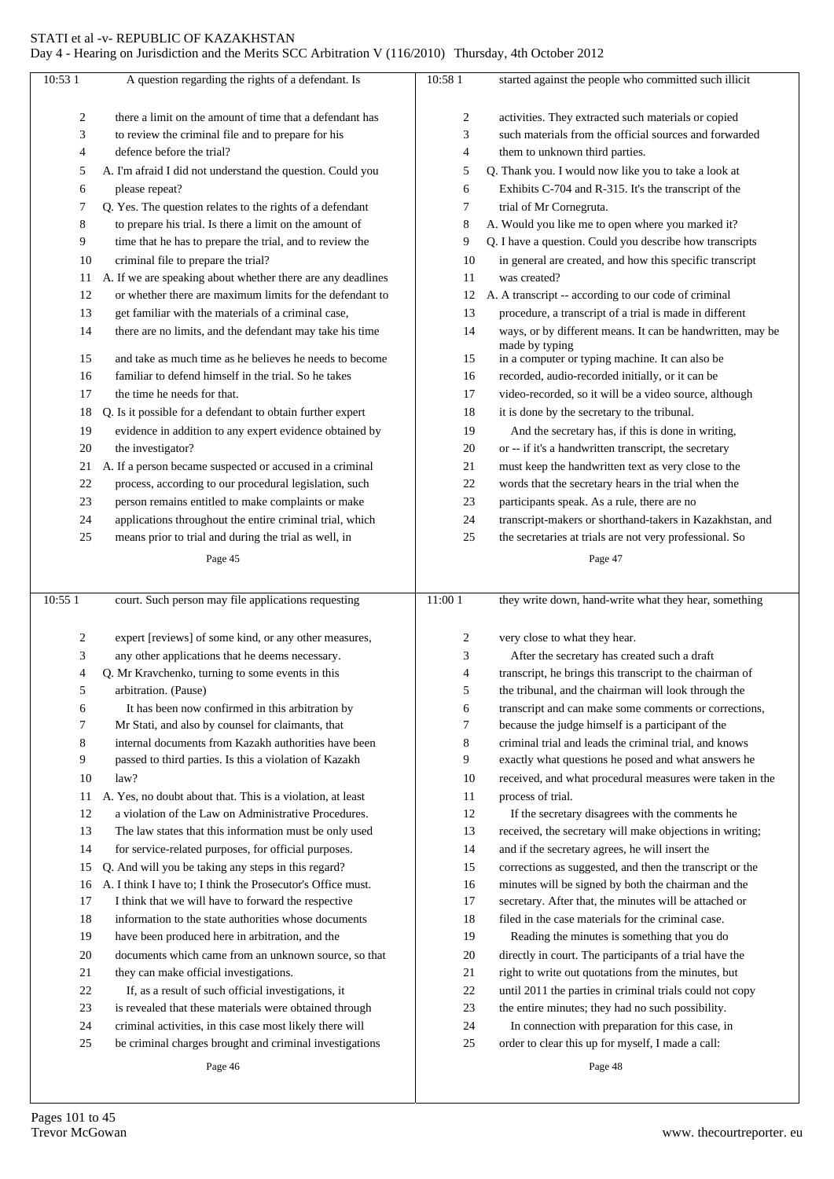A question regarding the rights of a defendant. Is there a limit on the amount of time that a defendant has to review the criminal file and to prepare for his defence before the trial?

A. I'm afraid I did not understand the question. Could you please repeat?

Q. Yes. The question relates to the rights of a defendant to prepare his trial. Is there a limit on the amount of time that he has to prepare the trial, and to review the criminal file to prepare the trial?

A. If we are speaking about whether there are any deadlines or whether there are maximum limits for the defendant to get familiar with the materials of a criminal case, there are no limits, and the defendant may take his time and take as much time as he believes he needs to become familiar to defend himself in the trial. So he takes the time he needs for that.

Q. Is it possible for a defendant to obtain further expert evidence in addition to any expert evidence obtained by the investigator?

A. If a person became suspected or accused in a criminal process, according to our procedural legislation, such person remains entitled to make complaints or make applications throughout the entire criminal trial, which means prior to trial and during the trial as well, in court. Such person may file applications requesting expert [reviews] of some kind, or any other measures, any other applications that he deems necessary.

Q. Mr Kravchenko, turning to some events in this arbitration. (Pause)

It has been now confirmed in this arbitration by Mr Stati, and also by counsel for claimants, that internal documents from Kazakh authorities have been passed to third parties. Is this a violation of Kazakh law?

A. Yes, no doubt about that. This is a violation, at least a violation of the Law on Administrative Procedures. The law states that this information must be only used for service-related purposes, for official purposes.

Q. And will you be taking any steps in this regard?

A. I think I have to; I think the Prosecutor's Office must. I think that we will have to forward the respective information to the state authorities whose documents have been produced here in arbitration, and the documents which came from an unknown source, so that they can make official investigations.

If, as a result of such official investigations, it is revealed that these materials were obtained through criminal activities, in this case most likely there will be criminal charges brought and criminal investigations started against the people who committed such illicit activities. They extracted such materials or copied such materials from the official sources and forwarded them to unknown third parties.

Q. Thank you. I would now like you to take a look at Exhibits C-704 and R-315. It's the transcript of the trial of Mr Cornegruta.

A. Would you like me to open where you marked it?

Q. I have a question. Could you describe how transcripts in general are created, and how this specific transcript was created?

A. A transcript -- according to our code of criminal procedure, a transcript of a trial is made in different ways, or by different means. It can be handwritten, may be made by typing in a computer or typing machine. It can also be recorded, audio-recorded initially, or it can be video-recorded, so it will be a video source, although it is done by the secretary to the tribunal.

And the secretary has, if this is done in writing, or -- if it's a handwritten transcript, the secretary must keep the handwritten text as very close to the words that the secretary hears in the trial when the participants speak. As a rule, there are no transcript-makers or shorthand-takers in Kazakhstan, and the secretaries at trials are not very professional. So they write down, hand-write what they hear, something very close to what they hear.

After the secretary has created such a draft transcript, he brings this transcript to the chairman of the tribunal, and the chairman will look through the transcript and can make some comments or corrections, because the judge himself is a participant of the criminal trial and leads the criminal trial, and knows exactly what questions he posed and what answers he received, and what procedural measures were taken in the process of trial.

If the secretary disagrees with the comments he received, the secretary will make objections in writing; and if the secretary agrees, he will insert the corrections as suggested, and then the transcript or the minutes will be signed by both the chairman and the secretary. After that, the minutes will be attached or filed in the case materials for the criminal case.

Reading the minutes is something that you do directly in court. The participants of a trial have the right to write out quotations from the minutes, but until 2011 the parties in criminal trials could not copy the entire minutes; they had no such possibility.

In connection with preparation for this case, in order to clear this up for myself, I made a call: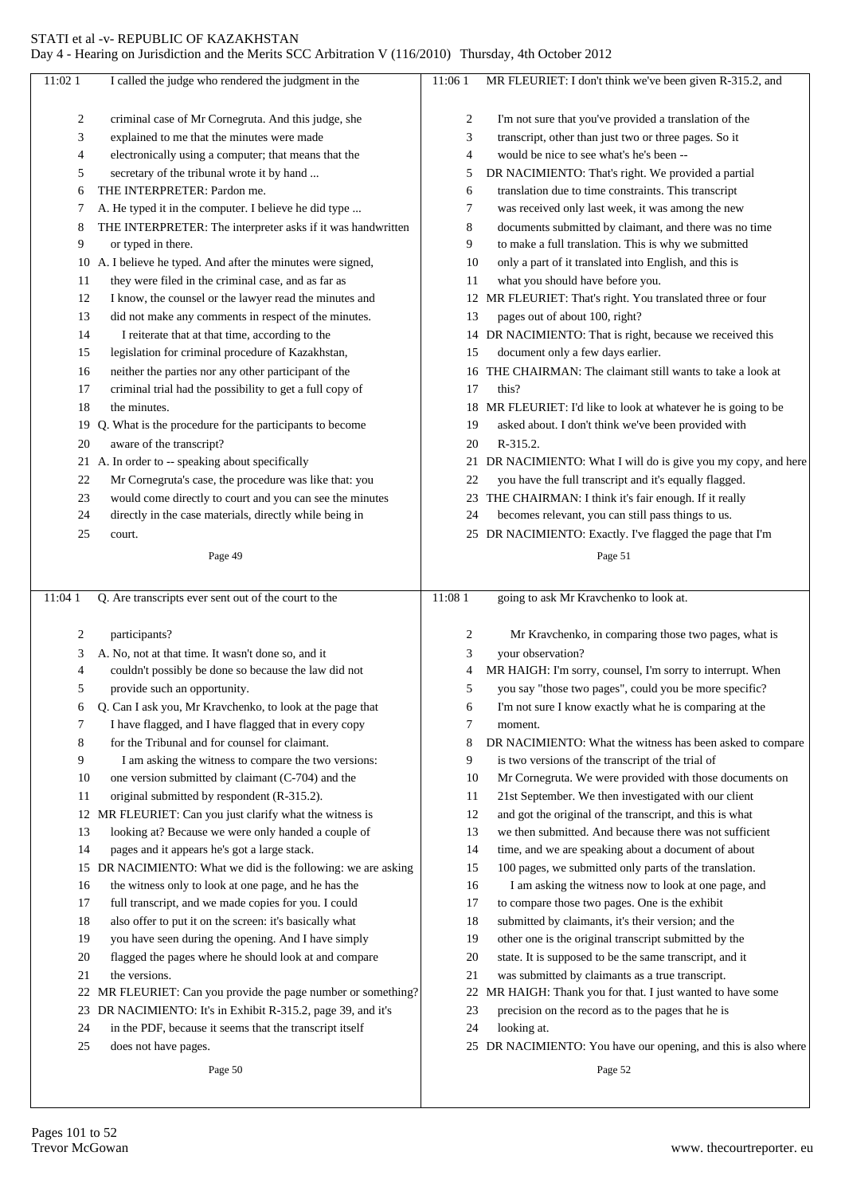**Page 49**

11:02 1 I called the judge who rendered the judgment in the
2 criminal case of Mr Cornegruta. And this judge, she
3 explained to me that the minutes were made
4 electronically using a computer; that means that the
5 secretary of the tribunal wrote it by hand ...
6 THE INTERPRETER: Pardon me.
7 A. He typed it in the computer. I believe he did type ...
8 THE INTERPRETER: The interpreter asks if it was handwritten
9 or typed in there.
10 A. I believe he typed. And after the minutes were signed,
11 they were filed in the criminal case, and as far as
12 I know, the counsel or the lawyer read the minutes and
13 did not make any comments in respect of the minutes.
14 I reiterate that at that time, according to the
15 legislation for criminal procedure of Kazakhstan,
16 neither the parties nor any other participant of the
17 criminal trial had the possibility to get a full copy of
18 the minutes.
19 Q. What is the procedure for the participants to become
20 aware of the transcript?
21 A. In order to -- speaking about specifically
22 Mr Cornegruta's case, the procedure was like that: you
23 would come directly to court and you can see the minutes
24 directly in the case materials, directly while being in
25 court.

**Page 50**

11:04 1 Q. Are transcripts ever sent out of the court to the
2 participants?
3 A. No, not at that time. It wasn't done so, and it
4 couldn't possibly be done so because the law did not
5 provide such an opportunity.
6 Q. Can I ask you, Mr Kravchenko, to look at the page that
7 I have flagged, and I have flagged that in every copy
8 for the Tribunal and for counsel for claimant.
9 I am asking the witness to compare the two versions:
10 one version submitted by claimant (C-704) and the
11 original submitted by respondent (R-315.2).
12 MR FLEURIET: Can you just clarify what the witness is
13 looking at? Because we were only handed a couple of
14 pages and it appears he's got a large stack.
15 DR NACIMIENTO: What we did is the following: we are asking
16 the witness only to look at one page, and he has the
17 full transcript, and we made copies for you. I could
18 also offer to put it on the screen: it's basically what
19 you have seen during the opening. And I have simply
20 flagged the pages where he should look at and compare
21 the versions.
22 MR FLEURIET: Can you provide the page number or something?
23 DR NACIMIENTO: It's in Exhibit R-315.2, page 39, and it's
24 in the PDF, because it seems that the transcript itself
25 does not have pages.

**Page 51**

11:06 1 MR FLEURIET: I don't think we've been given R-315.2, and
2 I'm not sure that you've provided a translation of the
3 transcript, other than just two or three pages. So it
4 would be nice to see what's he's been --
5 DR NACIMIENTO: That's right. We provided a partial
6 translation due to time constraints. This transcript
7 was received only last week, it was among the new
8 documents submitted by claimant, and there was no time
9 to make a full translation. This is why we submitted
10 only a part of it translated into English, and this is
11 what you should have before you.
12 MR FLEURIET: That's right. You translated three or four
13 pages out of about 100, right?
14 DR NACIMIENTO: That is right, because we received this
15 document only a few days earlier.
16 THE CHAIRMAN: The claimant still wants to take a look at
17 this?
18 MR FLEURIET: I'd like to look at whatever he is going to be
19 asked about. I don't think we've been provided with
20 R-315.2.
21 DR NACIMIENTO: What I will do is give you my copy, and here
22 you have the full transcript and it's equally flagged.
23 THE CHAIRMAN: I think it's fair enough. If it really
24 becomes relevant, you can still pass things to us.
25 DR NACIMIENTO: Exactly. I've flagged the page that I'm

**Page 52**

11:08 1 going to ask Mr Kravchenko to look at.
2 Mr Kravchenko, in comparing those two pages, what is
3 your observation?
4 MR HAIGH: I'm sorry, counsel, I'm sorry to interrupt. When
5 you say "those two pages", could you be more specific?
6 I'm not sure I know exactly what he is comparing at the
7 moment.
8 DR NACIMIENTO: What the witness has been asked to compare
9 is two versions of the transcript of the trial of
10 Mr Cornegruta. We were provided with those documents on
11 21st September. We then investigated with our client
12 and got the original of the transcript, and this is what
13 we then submitted. And because there was not sufficient
14 time, and we are speaking about a document of about
15 100 pages, we submitted only parts of the translation.
16 I am asking the witness now to look at one page, and
17 to compare those two pages. One is the exhibit
18 submitted by claimants, it's their version; and the
19 other one is the original transcript submitted by the
20 state. It is supposed to be the same transcript, and it
21 was submitted by claimants as a true transcript.
22 MR HAIGH: Thank you for that. I just wanted to have some
23 precision on the record as to the pages that he is
24 looking at.
25 DR NACIMIENTO: You have our opening, and this is also where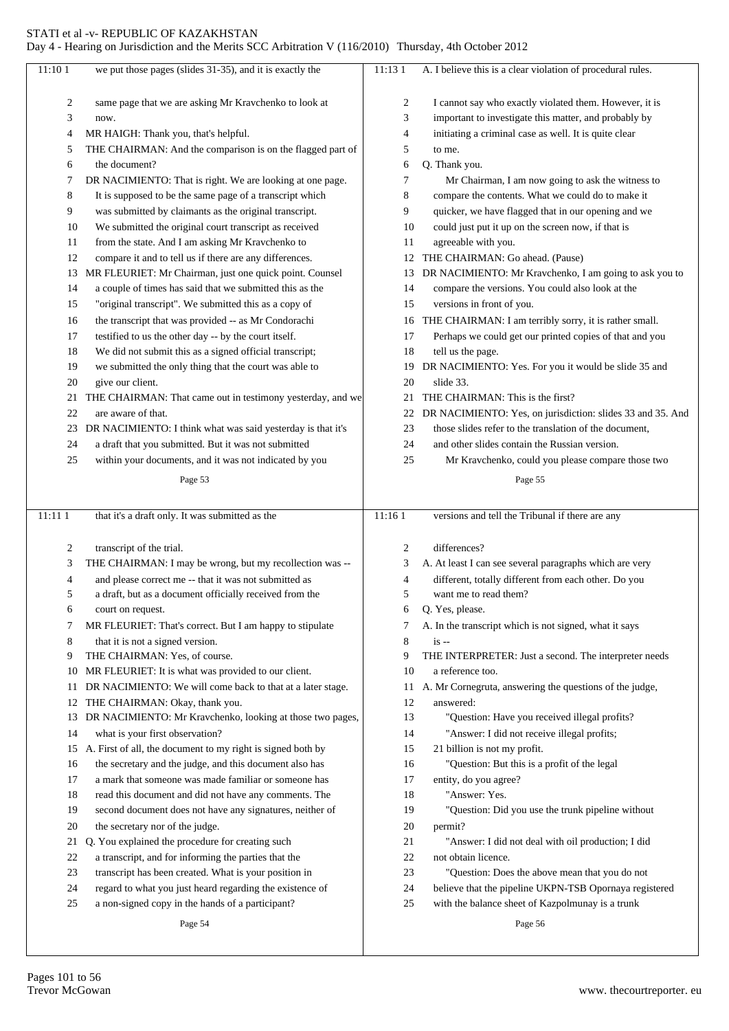we put those pages (slides 31-35), and it is exactly the same page that we are asking Mr Kravchenko to look at now.

MR HAIGH: Thank you, that's helpful.

THE CHAIRMAN: And the comparison is on the flagged part of the document?

DR NACIMIENTO: That is right. We are looking at one page. It is supposed to be the same page of a transcript which was submitted by claimants as the original transcript. We submitted the original court transcript as received from the state. And I am asking Mr Kravchenko to compare it and to tell us if there are any differences.

MR FLEURIET: Mr Chairman, just one quick point. Counsel a couple of times has said that we submitted this as the "original transcript". We submitted this as a copy of the transcript that was provided -- as Mr Condorachi testified to us the other day -- by the court itself. We did not submit this as a signed official transcript; we submitted the only thing that the court was able to give our client.

THE CHAIRMAN: That came out in testimony yesterday, and we are aware of that.

DR NACIMIENTO: I think what was said yesterday is that it's a draft that you submitted. But it was not submitted within your documents, and it was not indicated by you that it's a draft only. It was submitted as the transcript of the trial.

THE CHAIRMAN: I may be wrong, but my recollection was -- and please correct me -- that it was not submitted as a draft, but as a document officially received from the court on request.

MR FLEURIET: That's correct. But I am happy to stipulate that it is not a signed version.

THE CHAIRMAN: Yes, of course.

MR FLEURIET: It is what was provided to our client.

DR NACIMIENTO: We will come back to that at a later stage.

THE CHAIRMAN: Okay, thank you.

DR NACIMIENTO: Mr Kravchenko, looking at those two pages, what is your first observation?

A. First of all, the document to my right is signed both by the secretary and the judge, and this document also has a mark that someone was made familiar or someone has read this document and did not have any comments. The second document does not have any signatures, neither of the secretary nor of the judge.

Q. You explained the procedure for creating such a transcript, and for informing the parties that the transcript has been created. What is your position in regard to what you just heard regarding the existence of a non-signed copy in the hands of a participant?

A. I believe this is a clear violation of procedural rules. I cannot say who exactly violated them. However, it is important to investigate this matter, and probably by initiating a criminal case as well. It is quite clear to me.

Q. Thank you.

Mr Chairman, I am now going to ask the witness to compare the contents. What we could do to make it quicker, we have flagged that in our opening and we could just put it up on the screen now, if that is agreeable with you.

THE CHAIRMAN: Go ahead. (Pause)

DR NACIMIENTO: Mr Kravchenko, I am going to ask you to compare the versions. You could also look at the versions in front of you.

THE CHAIRMAN: I am terribly sorry, it is rather small. Perhaps we could get our printed copies of that and you tell us the page.

DR NACIMIENTO: Yes. For you it would be slide 35 and slide 33.

THE CHAIRMAN: This is the first?

DR NACIMIENTO: Yes, on jurisdiction: slides 33 and 35. And those slides refer to the translation of the document, and other slides contain the Russian version.

Mr Kravchenko, could you please compare those two versions and tell the Tribunal if there are any differences?

A. At least I can see several paragraphs which are very different, totally different from each other. Do you want me to read them?

Q. Yes, please.

A. In the transcript which is not signed, what it says is --

THE INTERPRETER: Just a second. The interpreter needs a reference too.

A. Mr Cornegruta, answering the questions of the judge, answered:

"Question: Have you received illegal profits?

"Answer: I did not receive illegal profits; 21 billion is not my profit.

"Question: But this is a profit of the legal entity, do you agree?

"Answer: Yes.

"Question: Did you use the trunk pipeline without permit?

"Answer: I did not deal with oil production; I did not obtain licence.

"Question: Does the above mean that you do not believe that the pipeline UKPN-TSB Opornaya registered with the balance sheet of Kazpolmunay is a trunk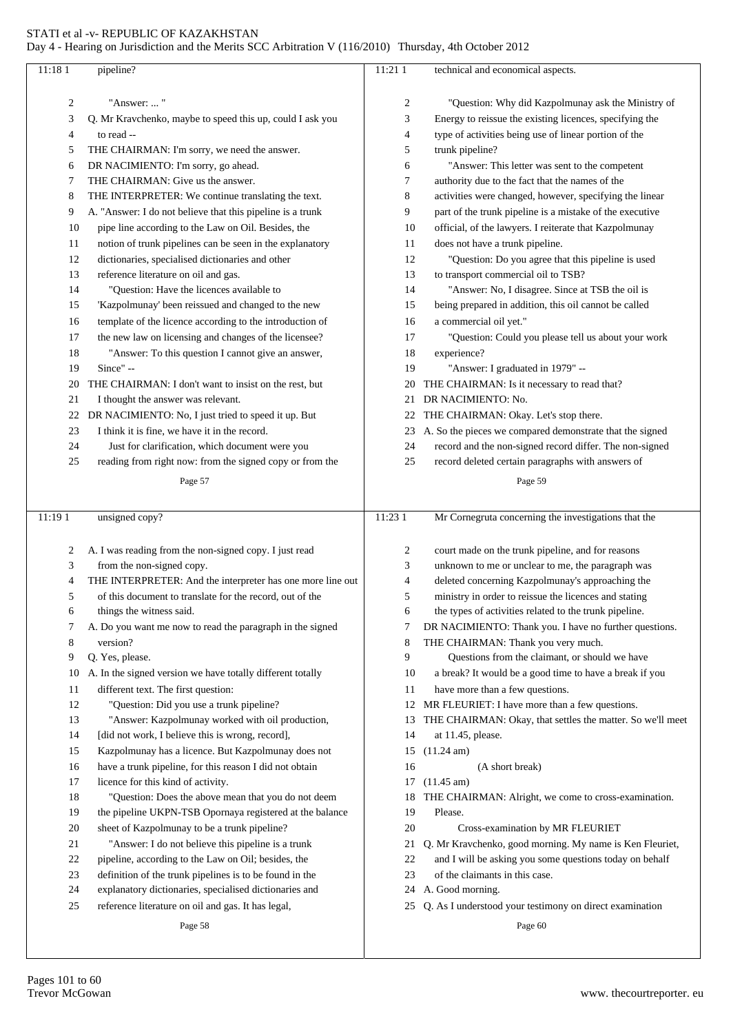pipeline?

"Answer: ... "

Q. Mr Kravchenko, maybe to speed this up, could I ask you to read --

THE CHAIRMAN: I'm sorry, we need the answer.

DR NACIMIENTO: I'm sorry, go ahead.

THE CHAIRMAN: Give us the answer.

THE INTERPRETER: We continue translating the text.

A. "Answer: I do not believe that this pipeline is a trunk pipe line according to the Law on Oil. Besides, the notion of trunk pipelines can be seen in the explanatory dictionaries, specialised dictionaries and other reference literature on oil and gas.

"Question: Have the licences available to 'Kazpolmunay' been reissued and changed to the new template of the licence according to the introduction of the new law on licensing and changes of the licensee?

"Answer: To this question I cannot give an answer, Since" --

THE CHAIRMAN: I don't want to insist on the rest, but I thought the answer was relevant.

DR NACIMIENTO: No, I just tried to speed it up. But I think it is fine, we have it in the record.

Just for clarification, which document were you reading from right now: from the signed copy or from the unsigned copy?

A. I was reading from the non-signed copy. I just read from the non-signed copy.

THE INTERPRETER: And the interpreter has one more line out of this document to translate for the record, out of the things the witness said.

A. Do you want me now to read the paragraph in the signed version?

Q. Yes, please.

A. In the signed version we have totally different totally different text. The first question:

"Question: Did you use a trunk pipeline?

"Answer: Kazpolmunay worked with oil production, [did not work, I believe this is wrong, record], Kazpolmunay has a licence. But Kazpolmunay does not have a trunk pipeline, for this reason I did not obtain licence for this kind of activity.

"Question: Does the above mean that you do not deem the pipeline UKPN-TSB Opornaya registered at the balance sheet of Kazpolmunay to be a trunk pipeline?

"Answer: I do not believe this pipeline is a trunk pipeline, according to the Law on Oil; besides, the definition of the trunk pipelines is to be found in the explanatory dictionaries, specialised dictionaries and reference literature on oil and gas. It has legal, technical and economical aspects.

"Question: Why did Kazpolmunay ask the Ministry of Energy to reissue the existing licences, specifying the type of activities being use of linear portion of the trunk pipeline?

"Answer: This letter was sent to the competent authority due to the fact that the names of the activities were changed, however, specifying the linear part of the trunk pipeline is a mistake of the executive official, of the lawyers. I reiterate that Kazpolmunay does not have a trunk pipeline.

"Question: Do you agree that this pipeline is used to transport commercial oil to TSB?

"Answer: No, I disagree. Since at TSB the oil is being prepared in addition, this oil cannot be called a commercial oil yet."

"Question: Could you please tell us about your work experience?

"Answer: I graduated in 1979" --

THE CHAIRMAN: Is it necessary to read that?

DR NACIMIENTO: No.

THE CHAIRMAN: Okay. Let's stop there.

A. So the pieces we compared demonstrate that the signed record and the non-signed record differ. The non-signed record deleted certain paragraphs with answers of Mr Cornegruta concerning the investigations that the court made on the trunk pipeline, and for reasons unknown to me or unclear to me, the paragraph was deleted concerning Kazpolmunay's approaching the ministry in order to reissue the licences and stating the types of activities related to the trunk pipeline.

DR NACIMIENTO: Thank you. I have no further questions.

THE CHAIRMAN: Thank you very much.

Questions from the claimant, or should we have a break? It would be a good time to have a break if you have more than a few questions.

MR FLEURIET: I have more than a few questions.

THE CHAIRMAN: Okay, that settles the matter. So we'll meet at 11.45, please.

(11.24 am)

(A short break)

(11.45 am)

THE CHAIRMAN: Alright, we come to cross-examination. Please.

Cross-examination by MR FLEURIET

Q. Mr Kravchenko, good morning. My name is Ken Fleuriet, and I will be asking you some questions today on behalf of the claimants in this case.

A. Good morning.

Q. As I understood your testimony on direct examination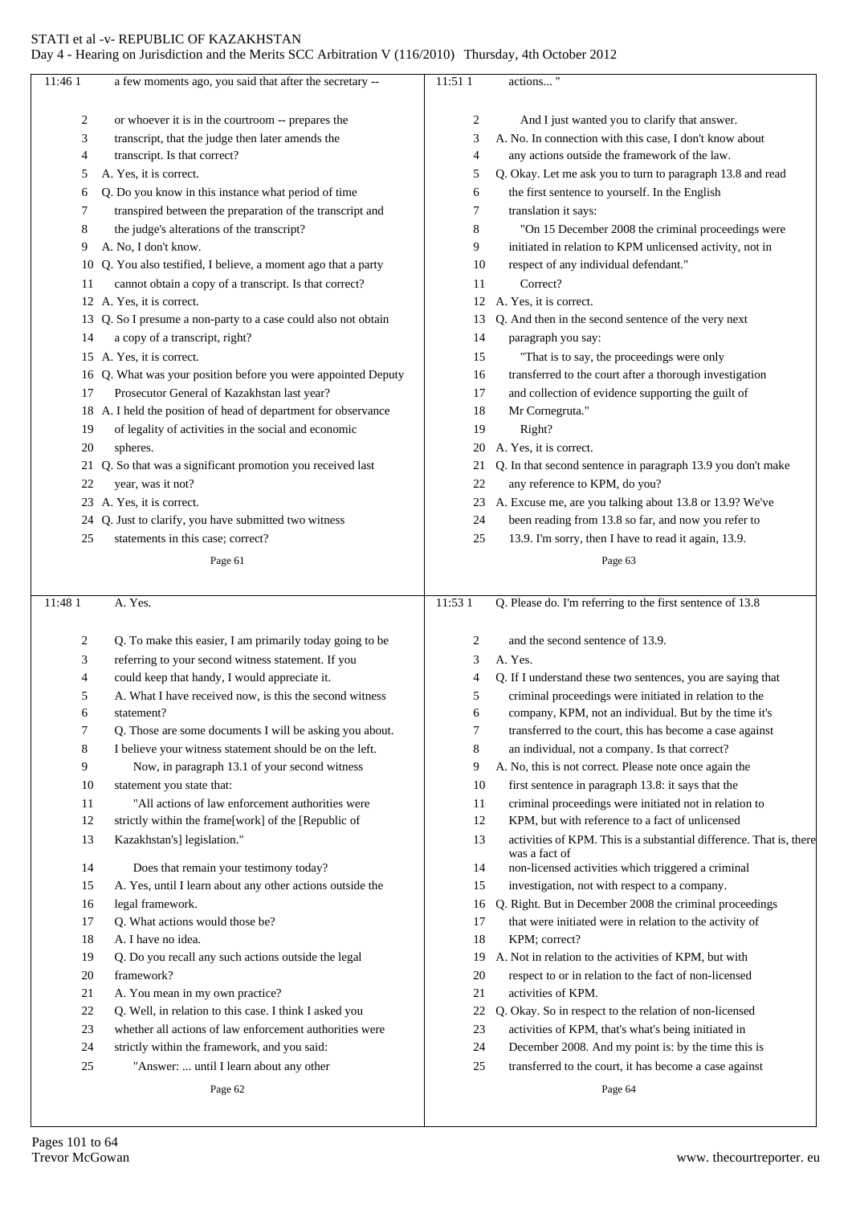**Page 61**

11:46 1 a few moments ago, you said that after the secretary --
2 or whoever it is in the courtroom -- prepares the
3 transcript, that the judge then later amends the
4 transcript. Is that correct?
5 A. Yes, it is correct.
6 Q. Do you know in this instance what period of time
7 transpired between the preparation of the transcript and
8 the judge's alterations of the transcript?
9 A. No, I don't know.
10 Q. You also testified, I believe, a moment ago that a party
11 cannot obtain a copy of a transcript. Is that correct?
12 A. Yes, it is correct.
13 Q. So I presume a non-party to a case could also not obtain
14 a copy of a transcript, right?
15 A. Yes, it is correct.
16 Q. What was your position before you were appointed Deputy
17 Prosecutor General of Kazakhstan last year?
18 A. I held the position of head of department for observance
19 of legality of activities in the social and economic
20 spheres.
21 Q. So that was a significant promotion you received last
22 year, was it not?
23 A. Yes, it is correct.
24 Q. Just to clarify, you have submitted two witness
25 statements in this case; correct?

**Page 62**

11:48 1 A. Yes.
2 Q. To make this easier, I am primarily today going to be
3 referring to your second witness statement. If you
4 could keep that handy, I would appreciate it.
5 A. What I have received now, is this the second witness
6 statement?
7 Q. Those are some documents I will be asking you about.
8 I believe your witness statement should be on the left.
9 Now, in paragraph 13.1 of your second witness
10 statement you state that:
11 "All actions of law enforcement authorities were
12 strictly within the frame[work] of the [Republic of
13 Kazakhstan's] legislation."
14 Does that remain your testimony today?
15 A. Yes, until I learn about any other actions outside the
16 legal framework.
17 Q. What actions would those be?
18 A. I have no idea.
19 Q. Do you recall any such actions outside the legal
20 framework?
21 A. You mean in my own practice?
22 Q. Well, in relation to this case. I think I asked you
23 whether all actions of law enforcement authorities were
24 strictly within the framework, and you said:
25 "Answer: ... until I learn about any other

**Page 63**

11:51 1 actions... "
2 And I just wanted you to clarify that answer.
3 A. No. In connection with this case, I don't know about
4 any actions outside the framework of the law.
5 Q. Okay. Let me ask you to turn to paragraph 13.8 and read
6 the first sentence to yourself. In the English
7 translation it says:
8 "On 15 December 2008 the criminal proceedings were
9 initiated in relation to KPM unlicensed activity, not in
10 respect of any individual defendant."
11 Correct?
12 A. Yes, it is correct.
13 Q. And then in the second sentence of the very next
14 paragraph you say:
15 "That is to say, the proceedings were only
16 transferred to the court after a thorough investigation
17 and collection of evidence supporting the guilt of
18 Mr Cornegruta."
19 Right?
20 A. Yes, it is correct.
21 Q. In that second sentence in paragraph 13.9 you don't make
22 any reference to KPM, do you?
23 A. Excuse me, are you talking about 13.8 or 13.9? We've
24 been reading from 13.8 so far, and now you refer to
25 13.9. I'm sorry, then I have to read it again, 13.9.

**Page 64**

11:53 1 Q. Please do. I'm referring to the first sentence of 13.8
2 and the second sentence of 13.9.
3 A. Yes.
4 Q. If I understand these two sentences, you are saying that
5 criminal proceedings were initiated in relation to the
6 company, KPM, not an individual. But by the time it's
7 transferred to the court, this has become a case against
8 an individual, not a company. Is that correct?
9 A. No, this is not correct. Please note once again the
10 first sentence in paragraph 13.8: it says that the
11 criminal proceedings were initiated not in relation to
12 KPM, but with reference to a fact of unlicensed
13 activities of KPM. This is a substantial difference. That is, there was a fact of
14 non-licensed activities which triggered a criminal
15 investigation, not with respect to a company.
16 Q. Right. But in December 2008 the criminal proceedings
17 that were initiated were in relation to the activity of
18 KPM; correct?
19 A. Not in relation to the activities of KPM, but with
20 respect to or in relation to the fact of non-licensed
21 activities of KPM.
22 Q. Okay. So in respect to the relation of non-licensed
23 activities of KPM, that's what's being initiated in
24 December 2008. And my point is: by the time this is
25 transferred to the court, it has become a case against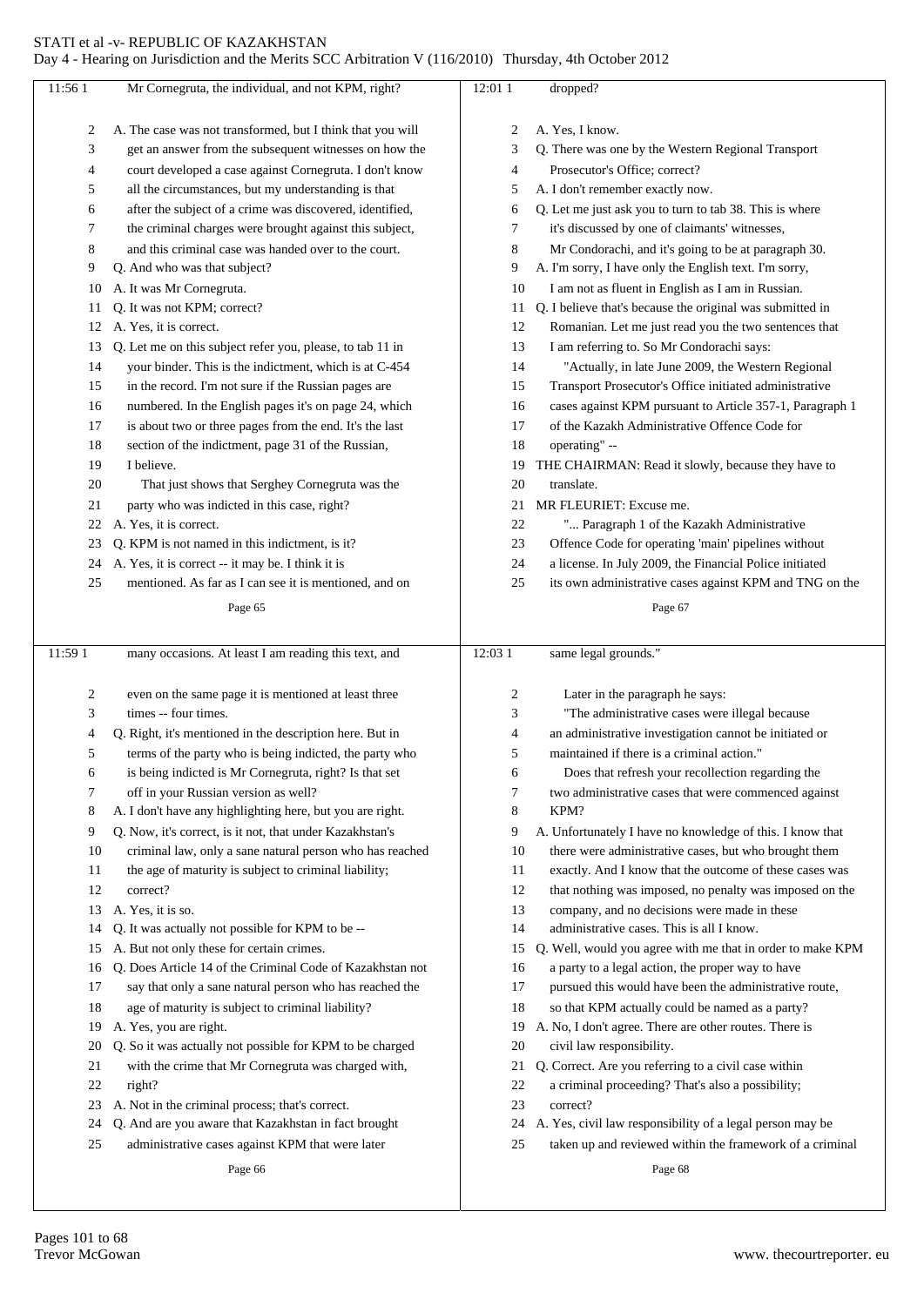Mr Cornegruta, the individual, and not KPM, right?

A. The case was not transformed, but I think that you will get an answer from the subsequent witnesses on how the court developed a case against Cornegruta. I don't know all the circumstances, but my understanding is that after the subject of a crime was discovered, identified, the criminal charges were brought against this subject, and this criminal case was handed over to the court.

Q. And who was that subject?

A. It was Mr Cornegruta.

Q. It was not KPM; correct?

A. Yes, it is correct.

Q. Let me on this subject refer you, please, to tab 11 in your binder. This is the indictment, which is at C-454 in the record. I'm not sure if the Russian pages are numbered. In the English pages it's on page 24, which is about two or three pages from the end. It's the last section of the indictment, page 31 of the Russian, I believe.

That just shows that Serghey Cornegruta was the party who was indicted in this case, right?

A. Yes, it is correct.

Q. KPM is not named in this indictment, is it?

A. Yes, it is correct -- it may be. I think it is mentioned. As far as I can see it is mentioned, and on many occasions. At least I am reading this text, and even on the same page it is mentioned at least three times -- four times.

Q. Right, it's mentioned in the description here. But in terms of the party who is being indicted, the party who is being indicted is Mr Cornegruta, right? Is that set off in your Russian version as well?

A. I don't have any highlighting here, but you are right.

Q. Now, it's correct, is it not, that under Kazakhstan's criminal law, only a sane natural person who has reached the age of maturity is subject to criminal liability; correct?

A. Yes, it is so.

Q. It was actually not possible for KPM to be --

A. But not only these for certain crimes.

Q. Does Article 14 of the Criminal Code of Kazakhstan not say that only a sane natural person who has reached the age of maturity is subject to criminal liability?

A. Yes, you are right.

Q. So it was actually not possible for KPM to be charged with the crime that Mr Cornegruta was charged with, right?

A. Not in the criminal process; that's correct.

Q. And are you aware that Kazakhstan in fact brought administrative cases against KPM that were later dropped?

A. Yes, I know.

Q. There was one by the Western Regional Transport Prosecutor's Office; correct?

A. I don't remember exactly now.

Q. Let me just ask you to turn to tab 38. This is where it's discussed by one of claimants' witnesses, Mr Condorachi, and it's going to be at paragraph 30.

A. I'm sorry, I have only the English text. I'm sorry, I am not as fluent in English as I am in Russian.

Q. I believe that's because the original was submitted in Romanian. Let me just read you the two sentences that I am referring to. So Mr Condorachi says:

"Actually, in late June 2009, the Western Regional Transport Prosecutor's Office initiated administrative cases against KPM pursuant to Article 357-1, Paragraph 1 of the Kazakh Administrative Offence Code for operating" --

THE CHAIRMAN: Read it slowly, because they have to translate.

MR FLEURIET: Excuse me.

"... Paragraph 1 of the Kazakh Administrative Offence Code for operating 'main' pipelines without a license. In July 2009, the Financial Police initiated its own administrative cases against KPM and TNG on the same legal grounds."

Later in the paragraph he says:

"The administrative cases were illegal because an administrative investigation cannot be initiated or maintained if there is a criminal action."

Does that refresh your recollection regarding the two administrative cases that were commenced against KPM?

A. Unfortunately I have no knowledge of this. I know that there were administrative cases, but who brought them exactly. And I know that the outcome of these cases was that nothing was imposed, no penalty was imposed on the company, and no decisions were made in these administrative cases. This is all I know.

Q. Well, would you agree with me that in order to make KPM a party to a legal action, the proper way to have pursued this would have been the administrative route, so that KPM actually could be named as a party?

A. No, I don't agree. There are other routes. There is civil law responsibility.

Q. Correct. Are you referring to a civil case within a criminal proceeding? That's also a possibility; correct?

A. Yes, civil law responsibility of a legal person may be taken up and reviewed within the framework of a criminal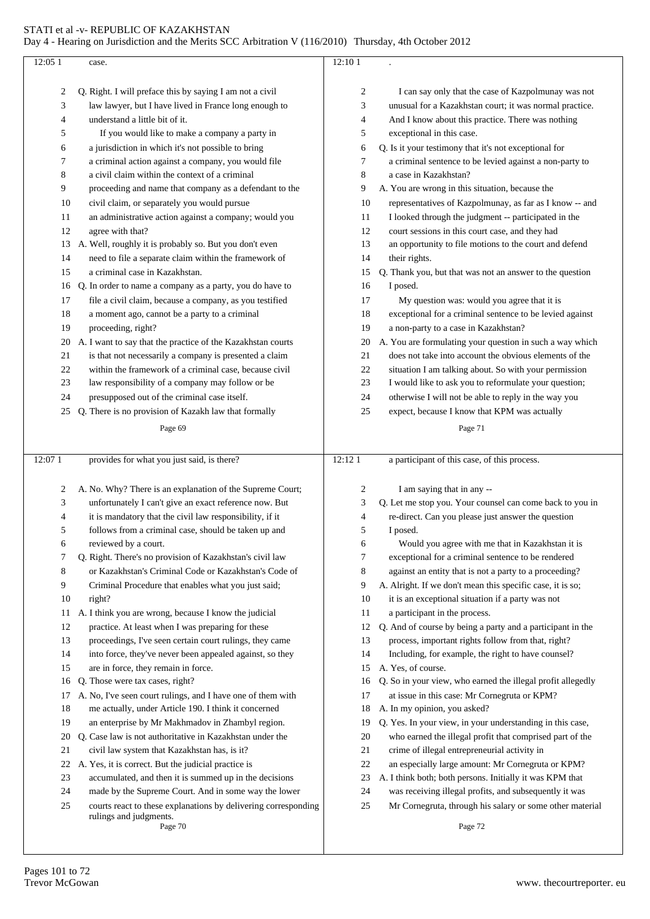case.

Q. Right. I will preface this by saying I am not a civil law lawyer, but I have lived in France long enough to understand a little bit of it.

If you would like to make a company a party in a jurisdiction in which it's not possible to bring a criminal action against a company, you would file a civil claim within the context of a criminal proceeding and name that company as a defendant to the civil claim, or separately you would pursue an administrative action against a company; would you agree with that?

A. Well, roughly it is probably so. But you don't even need to file a separate claim within the framework of a criminal case in Kazakhstan.

Q. In order to name a company as a party, you do have to file a civil claim, because a company, as you testified a moment ago, cannot be a party to a criminal proceeding, right?

A. I want to say that the practice of the Kazakhstan courts is that not necessarily a company is presented a claim within the framework of a criminal case, because civil law responsibility of a company may follow or be presupposed out of the criminal case itself.

Q. There is no provision of Kazakh law that formally provides for what you just said, is there?

A. No. Why? There is an explanation of the Supreme Court; unfortunately I can't give an exact reference now. But it is mandatory that the civil law responsibility, if it follows from a criminal case, should be taken up and reviewed by a court.

Q. Right. There's no provision of Kazakhstan's civil law or Kazakhstan's Criminal Code or Kazakhstan's Code of Criminal Procedure that enables what you just said; right?

A. I think you are wrong, because I know the judicial practice. At least when I was preparing for these proceedings, I've seen certain court rulings, they came into force, they've never been appealed against, so they are in force, they remain in force.

Q. Those were tax cases, right?

A. No, I've seen court rulings, and I have one of them with me actually, under Article 190. I think it concerned an enterprise by Mr Makhmadov in Zhambyl region.

Q. Case law is not authoritative in Kazakhstan under the civil law system that Kazakhstan has, is it?

A. Yes, it is correct. But the judicial practice is accumulated, and then it is summed up in the decisions made by the Supreme Court. And in some way the lower courts react to these explanations by delivering corresponding rulings and judgments.

.

I can say only that the case of Kazpolmunay was not unusual for a Kazakhstan court; it was normal practice. And I know about this practice. There was nothing exceptional in this case.

Q. Is it your testimony that it's not exceptional for a criminal sentence to be levied against a non-party to a case in Kazakhstan?

A. You are wrong in this situation, because the representatives of Kazpolmunay, as far as I know -- and I looked through the judgment -- participated in the court sessions in this court case, and they had an opportunity to file motions to the court and defend their rights.

Q. Thank you, but that was not an answer to the question I posed.

My question was: would you agree that it is exceptional for a criminal sentence to be levied against a non-party to a case in Kazakhstan?

A. You are formulating your question in such a way which does not take into account the obvious elements of the situation I am talking about. So with your permission I would like to ask you to reformulate your question; otherwise I will not be able to reply in the way you expect, because I know that KPM was actually a participant of this case, of this process.

I am saying that in any --

Q. Let me stop you. Your counsel can come back to you in re-direct. Can you please just answer the question I posed.

Would you agree with me that in Kazakhstan it is exceptional for a criminal sentence to be rendered against an entity that is not a party to a proceeding?

A. Alright. If we don't mean this specific case, it is so; it is an exceptional situation if a party was not a participant in the process.

Q. And of course by being a party and a participant in the process, important rights follow from that, right? Including, for example, the right to have counsel?

A. Yes, of course.

Q. So in your view, who earned the illegal profit allegedly at issue in this case: Mr Cornegruta or KPM?

A. In my opinion, you asked?

Q. Yes. In your view, in your understanding in this case, who earned the illegal profit that comprised part of the crime of illegal entrepreneurial activity in an especially large amount: Mr Cornegruta or KPM?

A. I think both; both persons. Initially it was KPM that was receiving illegal profits, and subsequently it was Mr Cornegruta, through his salary or some other material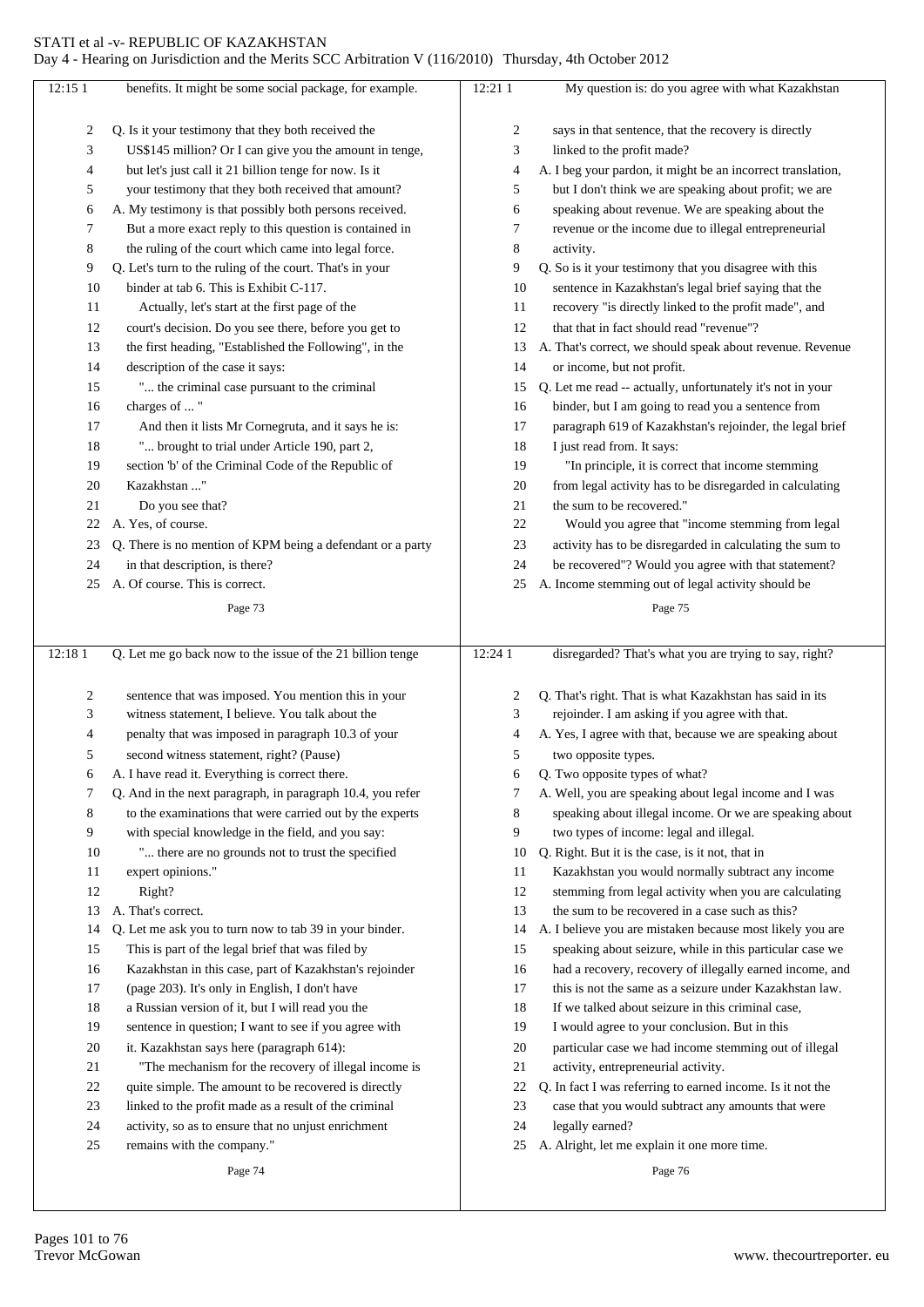benefits. It might be some social package, for example.

Q. Is it your testimony that they both received the US$145 million? Or I can give you the amount in tenge, but let's just call it 21 billion tenge for now. Is it your testimony that they both received that amount?

A. My testimony is that possibly both persons received. But a more exact reply to this question is contained in the ruling of the court which came into legal force.

Q. Let's turn to the ruling of the court. That's in your binder at tab 6. This is Exhibit C-117.

Actually, let's start at the first page of the court's decision. Do you see there, before you get to the first heading, "Established the Following", in the description of the case it says:

"... the criminal case pursuant to the criminal charges of ... "

And then it lists Mr Cornegruta, and it says he is:

"... brought to trial under Article 190, part 2, section 'b' of the Criminal Code of the Republic of Kazakhstan ..."

Do you see that?

A. Yes, of course.

Q. There is no mention of KPM being a defendant or a party in that description, is there?

A. Of course. This is correct.

Q. Let me go back now to the issue of the 21 billion tenge sentence that was imposed. You mention this in your witness statement, I believe. You talk about the penalty that was imposed in paragraph 10.3 of your second witness statement, right? (Pause)

A. I have read it. Everything is correct there.

Q. And in the next paragraph, in paragraph 10.4, you refer to the examinations that were carried out by the experts with special knowledge in the field, and you say:

"... there are no grounds not to trust the specified expert opinions."

Right?

A. That's correct.

Q. Let me ask you to turn now to tab 39 in your binder. This is part of the legal brief that was filed by Kazakhstan in this case, part of Kazakhstan's rejoinder (page 203). It's only in English, I don't have a Russian version of it, but I will read you the sentence in question; I want to see if you agree with it. Kazakhstan says here (paragraph 614):

"The mechanism for the recovery of illegal income is quite simple. The amount to be recovered is directly linked to the profit made as a result of the criminal activity, so as to ensure that no unjust enrichment remains with the company."

My question is: do you agree with what Kazakhstan says in that sentence, that the recovery is directly linked to the profit made?

A. I beg your pardon, it might be an incorrect translation, but I don't think we are speaking about profit; we are speaking about revenue. We are speaking about the revenue or the income due to illegal entrepreneurial activity.

Q. So is it your testimony that you disagree with this sentence in Kazakhstan's legal brief saying that the recovery "is directly linked to the profit made", and that that in fact should read "revenue"?

A. That's correct, we should speak about revenue. Revenue or income, but not profit.

Q. Let me read -- actually, unfortunately it's not in your binder, but I am going to read you a sentence from paragraph 619 of Kazakhstan's rejoinder, the legal brief I just read from. It says:

"In principle, it is correct that income stemming from legal activity has to be disregarded in calculating the sum to be recovered."

Would you agree that "income stemming from legal activity has to be disregarded in calculating the sum to be recovered"? Would you agree with that statement?

A. Income stemming out of legal activity should be disregarded? That's what you are trying to say, right?

Q. That's right. That is what Kazakhstan has said in its rejoinder. I am asking if you agree with that.

A. Yes, I agree with that, because we are speaking about two opposite types.

Q. Two opposite types of what?

A. Well, you are speaking about legal income and I was speaking about illegal income. Or we are speaking about two types of income: legal and illegal.

Q. Right. But it is the case, is it not, that in Kazakhstan you would normally subtract any income stemming from legal activity when you are calculating the sum to be recovered in a case such as this?

A. I believe you are mistaken because most likely you are speaking about seizure, while in this particular case we had a recovery, recovery of illegally earned income, and this is not the same as a seizure under Kazakhstan law. If we talked about seizure in this criminal case, I would agree to your conclusion. But in this particular case we had income stemming out of illegal activity, entrepreneurial activity.

Q. In fact I was referring to earned income. Is it not the case that you would subtract any amounts that were legally earned?

A. Alright, let me explain it one more time.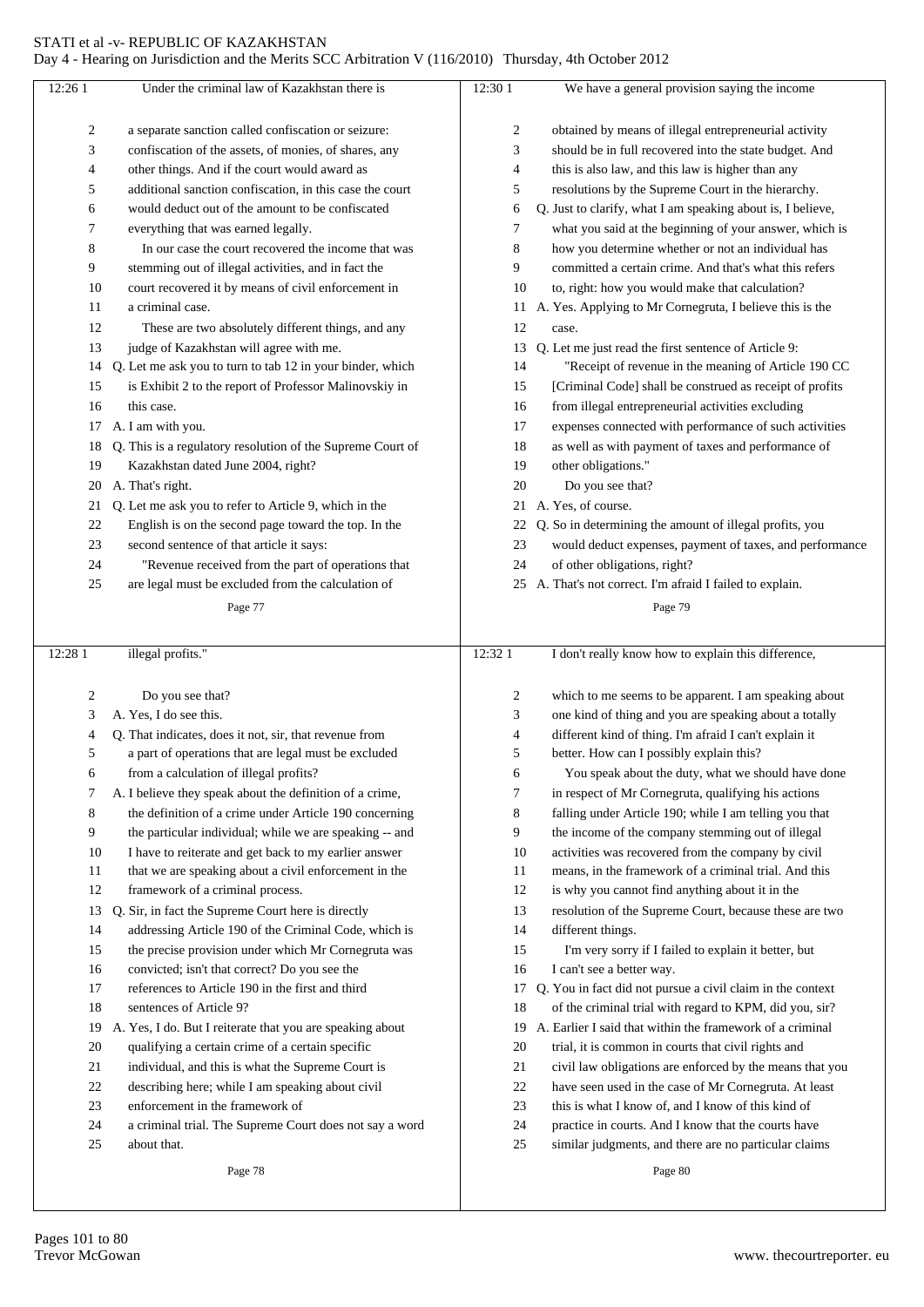Under the criminal law of Kazakhstan there is a separate sanction called confiscation or seizure: confiscation of the assets, of monies, of shares, any other things. And if the court would award as additional sanction confiscation, in this case the court would deduct out of the amount to be confiscated everything that was earned legally.

In our case the court recovered the income that was stemming out of illegal activities, and in fact the court recovered it by means of civil enforcement in a criminal case.

These are two absolutely different things, and any judge of Kazakhstan will agree with me.

Q. Let me ask you to turn to tab 12 in your binder, which is Exhibit 2 to the report of Professor Malinovskiy in this case.

A. I am with you.

Q. This is a regulatory resolution of the Supreme Court of Kazakhstan dated June 2004, right?

A. That's right.

Q. Let me ask you to refer to Article 9, which in the English is on the second page toward the top. In the second sentence of that article it says:

"Revenue received from the part of operations that are legal must be excluded from the calculation of illegal profits."

Do you see that?

A. Yes, I do see this.

Q. That indicates, does it not, sir, that revenue from a part of operations that are legal must be excluded from a calculation of illegal profits?

A. I believe they speak about the definition of a crime, the definition of a crime under Article 190 concerning the particular individual; while we are speaking -- and I have to reiterate and get back to my earlier answer that we are speaking about a civil enforcement in the framework of a criminal process.

Q. Sir, in fact the Supreme Court here is directly addressing Article 190 of the Criminal Code, which is the precise provision under which Mr Cornegruta was convicted; isn't that correct? Do you see the references to Article 190 in the first and third sentences of Article 9?

A. Yes, I do. But I reiterate that you are speaking about qualifying a certain crime of a certain specific individual, and this is what the Supreme Court is describing here; while I am speaking about civil enforcement in the framework of a criminal trial. The Supreme Court does not say a word about that.

We have a general provision saying the income obtained by means of illegal entrepreneurial activity should be in full recovered into the state budget. And this is also law, and this law is higher than any resolutions by the Supreme Court in the hierarchy.

Q. Just to clarify, what I am speaking about is, I believe, what you said at the beginning of your answer, which is how you determine whether or not an individual has committed a certain crime. And that's what this refers to, right: how you would make that calculation?

A. Yes. Applying to Mr Cornegruta, I believe this is the case.

Q. Let me just read the first sentence of Article 9:

"Receipt of revenue in the meaning of Article 190 CC [Criminal Code] shall be construed as receipt of profits from illegal entrepreneurial activities excluding expenses connected with performance of such activities as well as with payment of taxes and performance of other obligations."

Do you see that?

A. Yes, of course.

Q. So in determining the amount of illegal profits, you would deduct expenses, payment of taxes, and performance of other obligations, right?

A. That's not correct. I'm afraid I failed to explain. I don't really know how to explain this difference, which to me seems to be apparent. I am speaking about one kind of thing and you are speaking about a totally different kind of thing. I'm afraid I can't explain it better. How can I possibly explain this?

You speak about the duty, what we should have done in respect of Mr Cornegruta, qualifying his actions falling under Article 190; while I am telling you that the income of the company stemming out of illegal activities was recovered from the company by civil means, in the framework of a criminal trial. And this is why you cannot find anything about it in the resolution of the Supreme Court, because these are two different things.

I'm very sorry if I failed to explain it better, but I can't see a better way.

Q. You in fact did not pursue a civil claim in the context of the criminal trial with regard to KPM, did you, sir?

A. Earlier I said that within the framework of a criminal trial, it is common in courts that civil rights and civil law obligations are enforced by the means that you have seen used in the case of Mr Cornegruta. At least this is what I know of, and I know of this kind of practice in courts. And I know that the courts have similar judgments, and there are no particular claims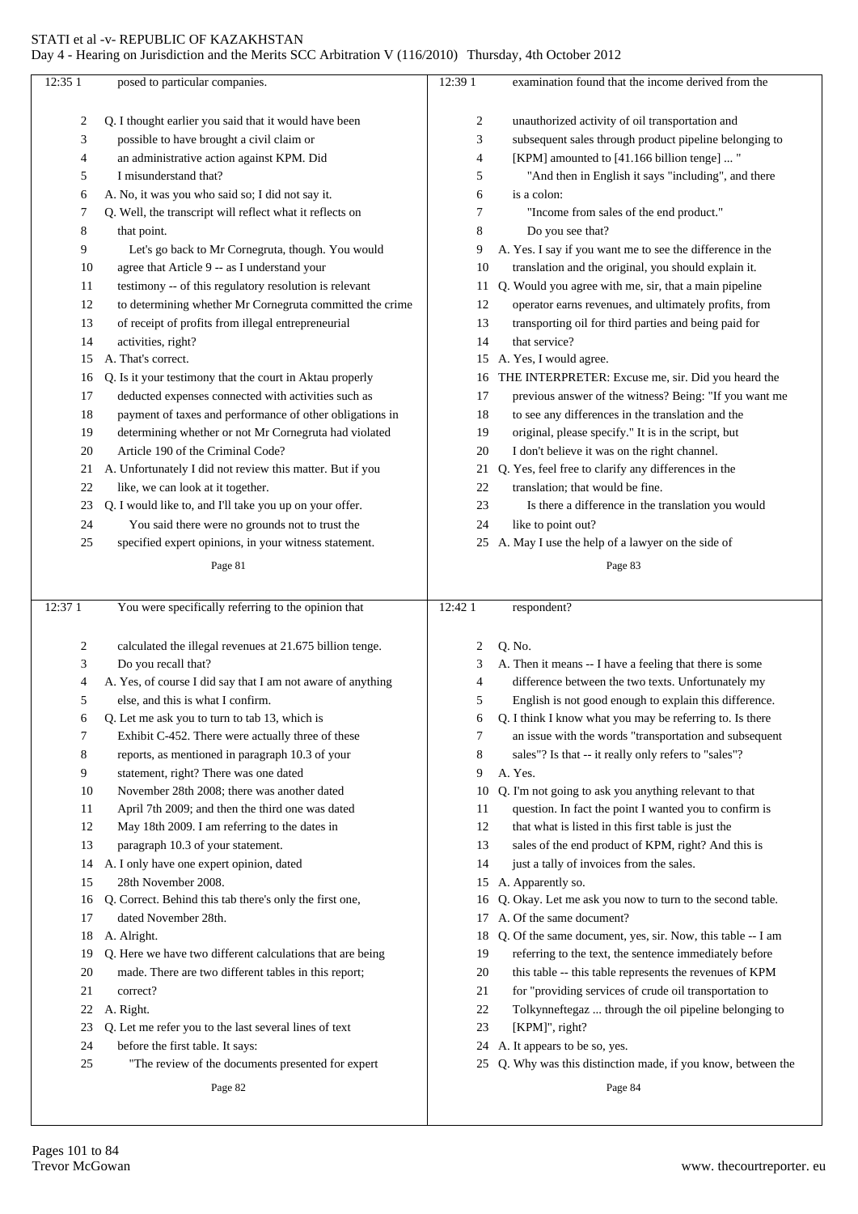12:35 posed to particular companies.

Q. I thought earlier you said that it would have been possible to have brought a civil claim or an administrative action against KPM. Did I misunderstand that?

A. No, it was you who said so; I did not say it.

Q. Well, the transcript will reflect what it reflects on that point.

Let's go back to Mr Cornegruta, though. You would agree that Article 9 -- as I understand your testimony -- of this regulatory resolution is relevant to determining whether Mr Cornegruta committed the crime of receipt of profits from illegal entrepreneurial activities, right?

A. That's correct.

Q. Is it your testimony that the court in Aktau properly deducted expenses connected with activities such as payment of taxes and performance of other obligations in determining whether or not Mr Cornegruta had violated Article 190 of the Criminal Code?

A. Unfortunately I did not review this matter. But if you like, we can look at it together.

Q. I would like to, and I'll take you up on your offer.

You said there were no grounds not to trust the specified expert opinions, in your witness statement.

12:37 You were specifically referring to the opinion that calculated the illegal revenues at 21.675 billion tenge. Do you recall that?

A. Yes, of course I did say that I am not aware of anything else, and this is what I confirm.

Q. Let me ask you to turn to tab 13, which is Exhibit C-452. There were actually three of these reports, as mentioned in paragraph 10.3 of your statement, right? There was one dated November 28th 2008; there was another dated April 7th 2009; and then the third one was dated May 18th 2009. I am referring to the dates in paragraph 10.3 of your statement.

A. I only have one expert opinion, dated 28th November 2008.

Q. Correct. Behind this tab there's only the first one, dated November 28th.

A. Alright.

Q. Here we have two different calculations that are being made. There are two different tables in this report; correct?

A. Right.

Q. Let me refer you to the last several lines of text before the first table. It says:

"The review of the documents presented for expert

12:39 examination found that the income derived from the unauthorized activity of oil transportation and subsequent sales through product pipeline belonging to [KPM] amounted to [41.166 billion tenge] ... "

"And then in English it says "including", and there is a colon:

"Income from sales of the end product."

Do you see that?

A. Yes. I say if you want me to see the difference in the translation and the original, you should explain it.

Q. Would you agree with me, sir, that a main pipeline operator earns revenues, and ultimately profits, from transporting oil for third parties and being paid for that service?

A. Yes, I would agree.

THE INTERPRETER: Excuse me, sir. Did you heard the previous answer of the witness? Being: "If you want me to see any differences in the translation and the original, please specify." It is in the script, but I don't believe it was on the right channel.

Q. Yes, feel free to clarify any differences in the translation; that would be fine.

Is there a difference in the translation you would like to point out?

A. May I use the help of a lawyer on the side of

12:42 respondent?

Q. No.

A. Then it means -- I have a feeling that there is some difference between the two texts. Unfortunately my English is not good enough to explain this difference.

Q. I think I know what you may be referring to. Is there an issue with the words "transportation and subsequent sales"? Is that -- it really only refers to "sales"?

A. Yes.

Q. I'm not going to ask you anything relevant to that question. In fact the point I wanted you to confirm is that what is listed in this first table is just the sales of the end product of KPM, right? And this is just a tally of invoices from the sales.

A. Apparently so.

Q. Okay. Let me ask you now to turn to the second table.

A. Of the same document?

Q. Of the same document, yes, sir. Now, this table -- I am referring to the text, the sentence immediately before this table -- this table represents the revenues of KPM for "providing services of crude oil transportation to Tolkynneftegaz ... through the oil pipeline belonging to [KPM]", right?

A. It appears to be so, yes.

Q. Why was this distinction made, if you know, between the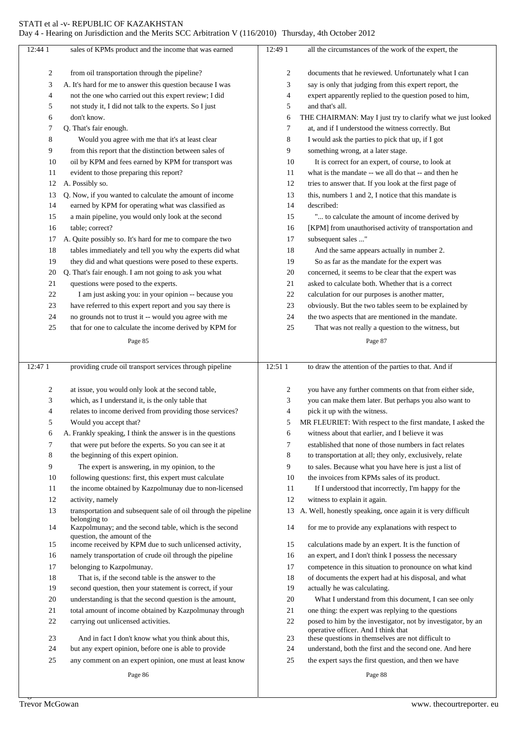sales of KPMs product and the income that was earned from oil transportation through the pipeline?

A. It's hard for me to answer this question because I was not the one who carried out this expert review; I did not study it, I did not talk to the experts. So I just don't know.

Q. That's fair enough.

Would you agree with me that it's at least clear from this report that the distinction between sales of oil by KPM and fees earned by KPM for transport was evident to those preparing this report?

A. Possibly so.

Q. Now, if you wanted to calculate the amount of income earned by KPM for operating what was classified as a main pipeline, you would only look at the second table; correct?

A. Quite possibly so. It's hard for me to compare the two tables immediately and tell you why the experts did what they did and what questions were posed to these experts.

Q. That's fair enough. I am not going to ask you what questions were posed to the experts.

I am just asking you: in your opinion -- because you have referred to this expert report and you say there is no grounds not to trust it -- would you agree with me that for one to calculate the income derived by KPM for providing crude oil transport services through pipeline at issue, you would only look at the second table, which, as I understand it, is the only table that relates to income derived from providing those services? Would you accept that?

A. Frankly speaking, I think the answer is in the questions that were put before the experts. So you can see it at the beginning of this expert opinion.

The expert is answering, in my opinion, to the following questions: first, this expert must calculate the income obtained by Kazpolmunay due to non-licensed activity, namely transportation and subsequent sale of oil through the pipeline belonging to Kazpolmunay; and the second table, which is the second question, the amount of the income received by KPM due to such unlicensed activity, namely transportation of crude oil through the pipeline belonging to Kazpolmunay.

That is, if the second table is the answer to the second question, then your statement is correct, if your understanding is that the second question is the amount, total amount of income obtained by Kazpolmunay through carrying out unlicensed activities.

And in fact I don't know what you think about this, but any expert opinion, before one is able to provide any comment on an expert opinion, one must at least know all the circumstances of the work of the expert, the documents that he reviewed. Unfortunately what I can say is only that judging from this expert report, the expert apparently replied to the question posed to him, and that's all.

THE CHAIRMAN: May I just try to clarify what we just looked at, and if I understood the witness correctly. But I would ask the parties to pick that up, if I got something wrong, at a later stage.

It is correct for an expert, of course, to look at what is the mandate -- we all do that -- and then he tries to answer that. If you look at the first page of this, numbers 1 and 2, I notice that this mandate is described:

"... to calculate the amount of income derived by [KPM] from unauthorised activity of transportation and subsequent sales ..."

And the same appears actually in number 2.

So as far as the mandate for the expert was concerned, it seems to be clear that the expert was asked to calculate both. Whether that is a correct calculation for our purposes is another matter, obviously. But the two tables seem to be explained by the two aspects that are mentioned in the mandate.

That was not really a question to the witness, but to draw the attention of the parties to that. And if you have any further comments on that from either side, you can make them later. But perhaps you also want to pick it up with the witness.

MR FLEURIET: With respect to the first mandate, I asked the witness about that earlier, and I believe it was established that none of those numbers in fact relates to transportation at all; they only, exclusively, relate to sales. Because what you have here is just a list of the invoices from KPMs sales of its product.

If I understood that incorrectly, I'm happy for the witness to explain it again.

A. Well, honestly speaking, once again it is very difficult for me to provide any explanations with respect to calculations made by an expert. It is the function of an expert, and I don't think I possess the necessary competence in this situation to pronounce on what kind of documents the expert had at his disposal, and what actually he was calculating.

What I understand from this document, I can see only one thing: the expert was replying to the questions posed to him by the investigator, not by investigator, by an operative officer. And I think that these questions in themselves are not difficult to understand, both the first and the second one. And here the expert says the first question, and then we have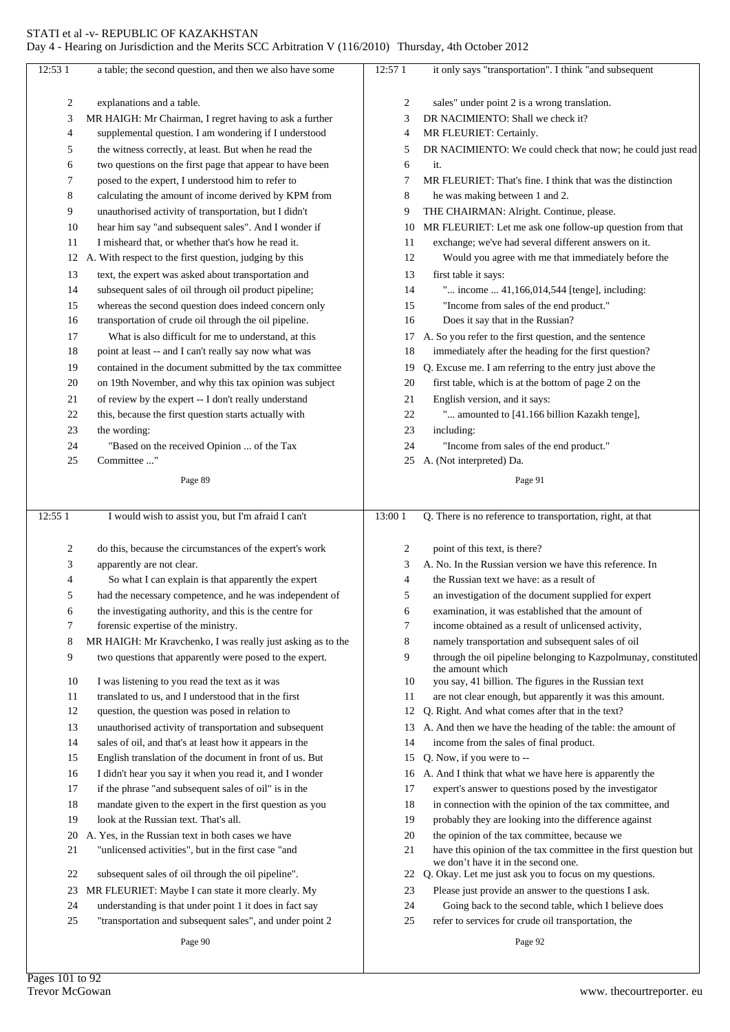a table; the second question, and then we also have some explanations and a table.

MR HAIGH: Mr Chairman, I regret having to ask a further supplemental question. I am wondering if I understood the witness correctly, at least. But when he read the two questions on the first page that appear to have been posed to the expert, I understood him to refer to calculating the amount of income derived by KPM from unauthorised activity of transportation, but I didn't hear him say "and subsequent sales". And I wonder if I misheard that, or whether that's how he read it.

A. With respect to the first question, judging by this text, the expert was asked about transportation and subsequent sales of oil through oil product pipeline; whereas the second question does indeed concern only transportation of crude oil through the oil pipeline.

What is also difficult for me to understand, at this point at least -- and I can't really say now what was contained in the document submitted by the tax committee on 19th November, and why this tax opinion was subject of review by the expert -- I don't really understand this, because the first question starts actually with the wording:

"Based on the received Opinion ... of the Tax Committee ..."

I would wish to assist you, but I'm afraid I can't do this, because the circumstances of the expert's work apparently are not clear.

So what I can explain is that apparently the expert had the necessary competence, and he was independent of the investigating authority, and this is the centre for forensic expertise of the ministry.

MR HAIGH: Mr Kravchenko, I was really just asking as to the two questions that apparently were posed to the expert. I was listening to you read the text as it was translated to us, and I understood that in the first question, the question was posed in relation to unauthorised activity of transportation and subsequent sales of oil, and that's at least how it appears in the English translation of the document in front of us. But I didn't hear you say it when you read it, and I wonder if the phrase "and subsequent sales of oil" is in the mandate given to the expert in the first question as you look at the Russian text. That's all.

A. Yes, in the Russian text in both cases we have "unlicensed activities", but in the first case "and subsequent sales of oil through the oil pipeline".

MR FLEURIET: Maybe I can state it more clearly. My understanding is that under point 1 it does in fact say "transportation and subsequent sales", and under point 2 it only says "transportation". I think "and subsequent sales" under point 2 is a wrong translation.

DR NACIMIENTO: Shall we check it?

MR FLEURIET: Certainly.

DR NACIMIENTO: We could check that now; he could just read it.

MR FLEURIET: That's fine. I think that was the distinction he was making between 1 and 2.

THE CHAIRMAN: Alright. Continue, please.

MR FLEURIET: Let me ask one follow-up question from that exchange; we've had several different answers on it.

Would you agree with me that immediately before the first table it says:

"... income ... 41,166,014,544 [tenge], including:

"Income from sales of the end product."

Does it say that in the Russian?

A. So you refer to the first question, and the sentence immediately after the heading for the first question?

Q. Excuse me. I am referring to the entry just above the first table, which is at the bottom of page 2 on the English version, and it says:

"... amounted to [41.166 billion Kazakh tenge], including:

"Income from sales of the end product."

A. (Not interpreted) Da.

Q. There is no reference to transportation, right, at that point of this text, is there?

A. No. In the Russian version we have this reference. In the Russian text we have: as a result of an investigation of the document supplied for expert examination, it was established that the amount of income obtained as a result of unlicensed activity, namely transportation and subsequent sales of oil through the oil pipeline belonging to Kazpolmunay, constituted the amount which you say, 41 billion. The figures in the Russian text are not clear enough, but apparently it was this amount.

Q. Right. And what comes after that in the text?

A. And then we have the heading of the table: the amount of income from the sales of final product.

Q. Now, if you were to --

A. And I think that what we have here is apparently the expert's answer to questions posed by the investigator in connection with the opinion of the tax committee, and probably they are looking into the difference against the opinion of the tax committee, because we have this opinion of the tax committee in the first question but we don't have it in the second one.

Q. Okay. Let me just ask you to focus on my questions. Please just provide an answer to the questions I ask.

Going back to the second table, which I believe does refer to services for crude oil transportation, the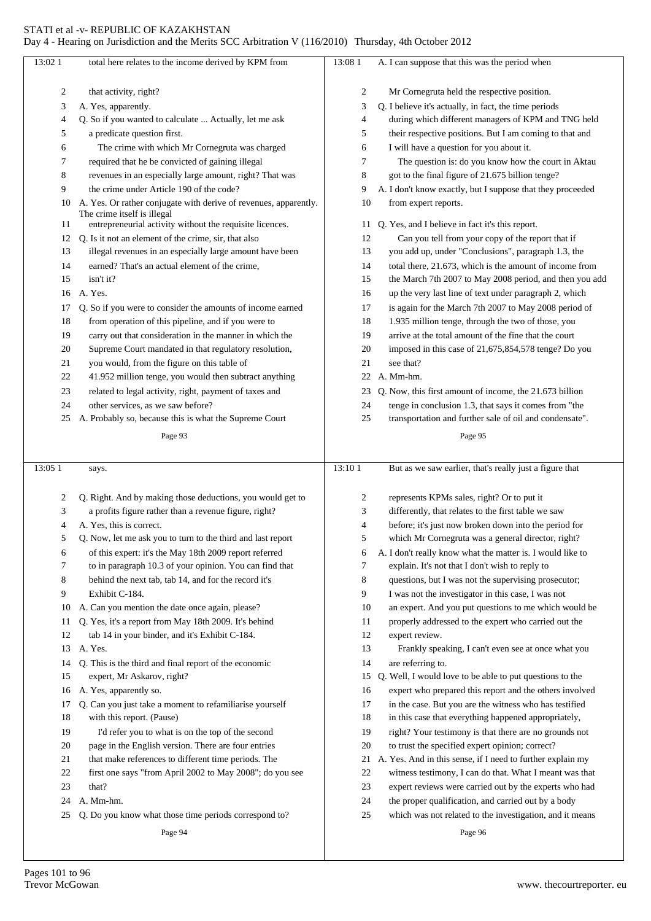13:02 1 total here relates to the income derived by KPM from
2 that activity, right?
3 A. Yes, apparently.
4 Q. So if you wanted to calculate ... Actually, let me ask
5 a predicate question first.
6 The crime with which Mr Cornegruta was charged
7 required that he be convicted of gaining illegal
8 revenues in an especially large amount, right? That was
9 the crime under Article 190 of the code?
10 A. Yes. Or rather conjugate with derive of revenues, apparently. The crime itself is illegal
11 entrepreneurial activity without the requisite licences.
12 Q. Is it not an element of the crime, sir, that also
13 illegal revenues in an especially large amount have been
14 earned? That's an actual element of the crime,
15 isn't it?
16 A. Yes.
17 Q. So if you were to consider the amounts of income earned
18 from operation of this pipeline, and if you were to
19 carry out that consideration in the manner in which the
20 Supreme Court mandated in that regulatory resolution,
21 you would, from the figure on this table of
22 41.952 million tenge, you would then subtract anything
23 related to legal activity, right, payment of taxes and
24 other services, as we saw before?
25 A. Probably so, because this is what the Supreme Court

Page 93

13:05 1 says.
2 Q. Right. And by making those deductions, you would get to
3 a profits figure rather than a revenue figure, right?
4 A. Yes, this is correct.
5 Q. Now, let me ask you to turn to the third and last report
6 of this expert: it's the May 18th 2009 report referred
7 to in paragraph 10.3 of your opinion. You can find that
8 behind the next tab, tab 14, and for the record it's
9 Exhibit C-184.
10 A. Can you mention the date once again, please?
11 Q. Yes, it's a report from May 18th 2009. It's behind
12 tab 14 in your binder, and it's Exhibit C-184.
13 A. Yes.
14 Q. This is the third and final report of the economic
15 expert, Mr Askarov, right?
16 A. Yes, apparently so.
17 Q. Can you just take a moment to refamiliarise yourself
18 with this report. (Pause)
19 I'd refer you to what is on the top of the second
20 page in the English version. There are four entries
21 that make references to different time periods. The
22 first one says "from April 2002 to May 2008"; do you see
23 that?
24 A. Mm-hm.
25 Q. Do you know what those time periods correspond to?

Page 94

13:08 1 A. I can suppose that this was the period when
2 Mr Cornegruta held the respective position.
3 Q. I believe it's actually, in fact, the time periods
4 during which different managers of KPM and TNG held
5 their respective positions. But I am coming to that and
6 I will have a question for you about it.
7 The question is: do you know how the court in Aktau
8 got to the final figure of 21.675 billion tenge?
9 A. I don't know exactly, but I suppose that they proceeded
10 from expert reports.
11 Q. Yes, and I believe in fact it's this report.
12 Can you tell from your copy of the report that if
13 you add up, under "Conclusions", paragraph 1.3, the
14 total there, 21.673, which is the amount of income from
15 the March 7th 2007 to May 2008 period, and then you add
16 up the very last line of text under paragraph 2, which
17 is again for the March 7th 2007 to May 2008 period of
18 1.935 million tenge, through the two of those, you
19 arrive at the total amount of the fine that the court
20 imposed in this case of 21,675,854,578 tenge? Do you
21 see that?
22 A. Mm-hm.
23 Q. Now, this first amount of income, the 21.673 billion
24 tenge in conclusion 1.3, that says it comes from "the
25 transportation and further sale of oil and condensate".

Page 95

13:10 1 But as we saw earlier, that's really just a figure that
2 represents KPMs sales, right? Or to put it
3 differently, that relates to the first table we saw
4 before; it's just now broken down into the period for
5 which Mr Cornegruta was a general director, right?
6 A. I don't really know what the matter is. I would like to
7 explain. It's not that I don't wish to reply to
8 questions, but I was not the supervising prosecutor;
9 I was not the investigator in this case, I was not
10 an expert. And you put questions to me which would be
11 properly addressed to the expert who carried out the
12 expert review.
13 Frankly speaking, I can't even see at once what you
14 are referring to.
15 Q. Well, I would love to be able to put questions to the
16 expert who prepared this report and the others involved
17 in the case. But you are the witness who has testified
18 in this case that everything happened appropriately,
19 right? Your testimony is that there are no grounds not
20 to trust the specified expert opinion; correct?
21 A. Yes. And in this sense, if I need to further explain my
22 witness testimony, I can do that. What I meant was that
23 expert reviews were carried out by the experts who had
24 the proper qualification, and carried out by a body
25 which was not related to the investigation, and it means

Page 96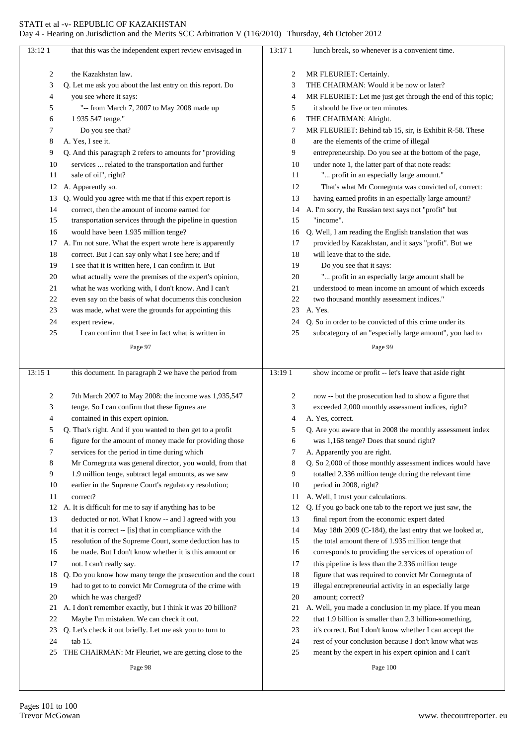that this was the independent expert review envisaged in the Kazakhstan law.

Q. Let me ask you about the last entry on this report. Do you see where it says:

"-- from March 7, 2007 to May 2008 made up 1 935 547 tenge."

Do you see that?

A. Yes, I see it.

Q. And this paragraph 2 refers to amounts for "providing services ... related to the transportation and further sale of oil", right?

A. Apparently so.

Q. Would you agree with me that if this expert report is correct, then the amount of income earned for transportation services through the pipeline in question would have been 1.935 million tenge?

A. I'm not sure. What the expert wrote here is apparently correct. But I can say only what I see here; and if I see that it is written here, I can confirm it. But what actually were the premises of the expert's opinion, what he was working with, I don't know. And I can't even say on the basis of what documents this conclusion was made, what were the grounds for appointing this expert review.

I can confirm that I see in fact what is written in this document. In paragraph 2 we have the period from 7th March 2007 to May 2008: the income was 1,935,547 tenge. So I can confirm that these figures are contained in this expert opinion.

Q. That's right. And if you wanted to then get to a profit figure for the amount of money made for providing those services for the period in time during which Mr Cornegruta was general director, you would, from that 1.9 million tenge, subtract legal amounts, as we saw earlier in the Supreme Court's regulatory resolution; correct?

A. It is difficult for me to say if anything has to be deducted or not. What I know -- and I agreed with you that it is correct -- [is] that in compliance with the resolution of the Supreme Court, some deduction has to be made. But I don't know whether it is this amount or not. I can't really say.

Q. Do you know how many tenge the prosecution and the court had to get to to convict Mr Cornegruta of the crime with which he was charged?

A. I don't remember exactly, but I think it was 20 billion? Maybe I'm mistaken. We can check it out.

Q. Let's check it out briefly. Let me ask you to turn to tab 15.

THE CHAIRMAN: Mr Fleuriet, we are getting close to the lunch break, so whenever is a convenient time.

MR FLEURIET: Certainly.

THE CHAIRMAN: Would it be now or later?

MR FLEURIET: Let me just get through the end of this topic; it should be five or ten minutes.

THE CHAIRMAN: Alright.

MR FLEURIET: Behind tab 15, sir, is Exhibit R-58. These are the elements of the crime of illegal entrepreneurship. Do you see at the bottom of the page, under note 1, the latter part of that note reads:

"... profit in an especially large amount."

That's what Mr Cornegruta was convicted of, correct: having earned profits in an especially large amount?

A. I'm sorry, the Russian text says not "profit" but "income".

Q. Well, I am reading the English translation that was provided by Kazakhstan, and it says "profit". But we will leave that to the side.

Do you see that it says:

"... profit in an especially large amount shall be understood to mean income an amount of which exceeds two thousand monthly assessment indices."

A. Yes.

Q. So in order to be convicted of this crime under its subcategory of an "especially large amount", you had to show income or profit -- let's leave that aside right now -- but the prosecution had to show a figure that exceeded 2,000 monthly assessment indices, right?

A. Yes, correct.

Q. Are you aware that in 2008 the monthly assessment index was 1,168 tenge? Does that sound right?

A. Apparently you are right.

Q. So 2,000 of those monthly assessment indices would have totalled 2.336 million tenge during the relevant time period in 2008, right?

A. Well, I trust your calculations.

Q. If you go back one tab to the report we just saw, the final report from the economic expert dated May 18th 2009 (C-184), the last entry that we looked at, the total amount there of 1.935 million tenge that corresponds to providing the services of operation of this pipeline is less than the 2.336 million tenge figure that was required to convict Mr Cornegruta of illegal entrepreneurial activity in an especially large amount; correct?

A. Well, you made a conclusion in my place. If you mean that 1.9 billion is smaller than 2.3 billion-something, it's correct. But I don't know whether I can accept the rest of your conclusion because I don't know what was meant by the expert in his expert opinion and I can't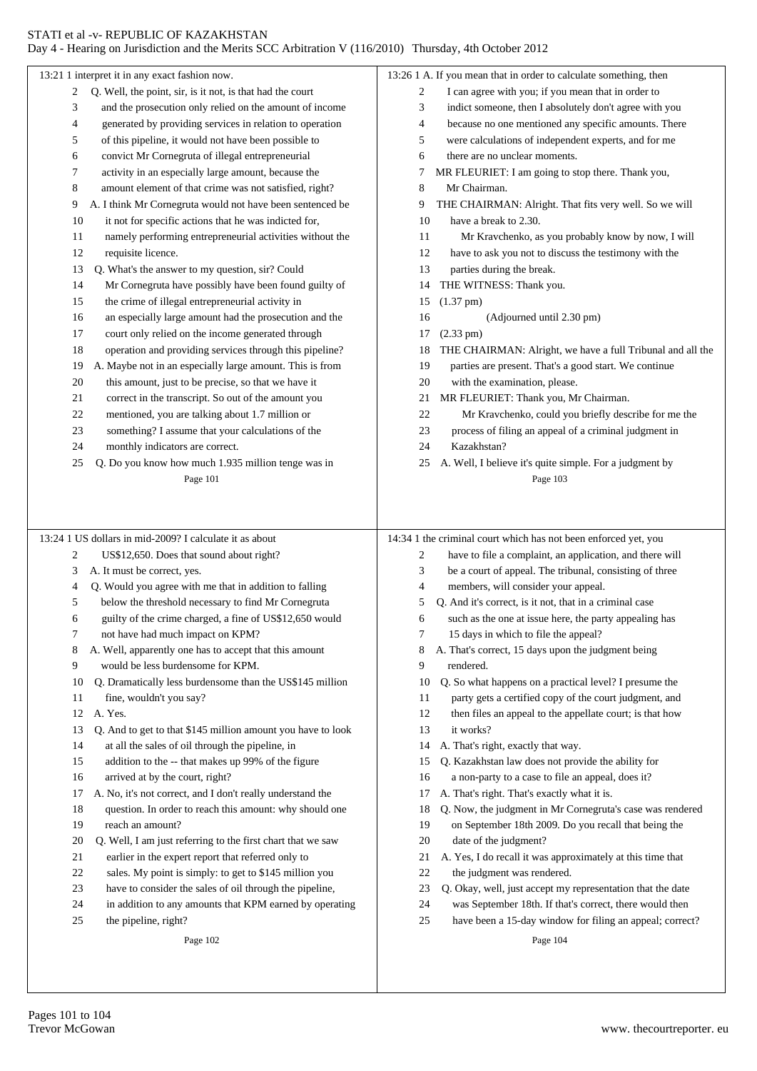13:21 1 interpret it in any exact fashion now.

2 Q. Well, the point, sir, is it not, is that had the court
3 and the prosecution only relied on the amount of income
4 generated by providing services in relation to operation
5 of this pipeline, it would not have been possible to
6 convict Mr Cornegruta of illegal entrepreneurial
7 activity in an especially large amount, because the
8 amount element of that crime was not satisfied, right?
9 A. I think Mr Cornegruta would not have been sentenced be
10 it not for specific actions that he was indicted for,
11 namely performing entrepreneurial activities without the
12 requisite licence.
13 Q. What's the answer to my question, sir? Could
14 Mr Cornegruta have possibly have been found guilty of
15 the crime of illegal entrepreneurial activity in
16 an especially large amount had the prosecution and the
17 court only relied on the income generated through
18 operation and providing services through this pipeline?
19 A. Maybe not in an especially large amount. This is from
20 this amount, just to be precise, so that we have it
21 correct in the transcript. So out of the amount you
22 mentioned, you are talking about 1.7 million or
23 something? I assume that your calculations of the
24 monthly indicators are correct.
25 Q. Do you know how much 1.935 million tenge was in

Page 101

13:24 1 US dollars in mid-2009? I calculate it as about
2 US$12,650. Does that sound about right?
3 A. It must be correct, yes.
4 Q. Would you agree with me that in addition to falling
5 below the threshold necessary to find Mr Cornegruta
6 guilty of the crime charged, a fine of US$12,650 would
7 not have had much impact on KPM?
8 A. Well, apparently one has to accept that this amount
9 would be less burdensome for KPM.
10 Q. Dramatically less burdensome than the US$145 million
11 fine, wouldn't you say?
12 A. Yes.
13 Q. And to get to that $145 million amount you have to look
14 at all the sales of oil through the pipeline, in
15 addition to the -- that makes up 99% of the figure
16 arrived at by the court, right?
17 A. No, it's not correct, and I don't really understand the
18 question. In order to reach this amount: why should one
19 reach an amount?
20 Q. Well, I am just referring to the first chart that we saw
21 earlier in the expert report that referred only to
22 sales. My point is simply: to get to $145 million you
23 have to consider the sales of oil through the pipeline,
24 in addition to any amounts that KPM earned by operating
25 the pipeline, right?

Page 102

13:26 1 A. If you mean that in order to calculate something, then
2 I can agree with you; if you mean that in order to
3 indict someone, then I absolutely don't agree with you
4 because no one mentioned any specific amounts. There
5 were calculations of independent experts, and for me
6 there are no unclear moments.
7 MR FLEURIET: I am going to stop there. Thank you,
8 Mr Chairman.
9 THE CHAIRMAN: Alright. That fits very well. So we will
10 have a break to 2.30.
11 Mr Kravchenko, as you probably know by now, I will
12 have to ask you not to discuss the testimony with the
13 parties during the break.
14 THE WITNESS: Thank you.
15 (1.37 pm)
16 (Adjourned until 2.30 pm)
17 (2.33 pm)
18 THE CHAIRMAN: Alright, we have a full Tribunal and all the
19 parties are present. That's a good start. We continue
20 with the examination, please.
21 MR FLEURIET: Thank you, Mr Chairman.
22 Mr Kravchenko, could you briefly describe for me the
23 process of filing an appeal of a criminal judgment in
24 Kazakhstan?
25 A. Well, I believe it's quite simple. For a judgment by

Page 103

14:34 1 the criminal court which has not been enforced yet, you
2 have to file a complaint, an application, and there will
3 be a court of appeal. The tribunal, consisting of three
4 members, will consider your appeal.
5 Q. And it's correct, is it not, that in a criminal case
6 such as the one at issue here, the party appealing has
7 15 days in which to file the appeal?
8 A. That's correct, 15 days upon the judgment being
9 rendered.
10 Q. So what happens on a practical level? I presume the
11 party gets a certified copy of the court judgment, and
12 then files an appeal to the appellate court; is that how
13 it works?
14 A. That's right, exactly that way.
15 Q. Kazakhstan law does not provide the ability for
16 a non-party to a case to file an appeal, does it?
17 A. That's right. That's exactly what it is.
18 Q. Now, the judgment in Mr Cornegruta's case was rendered
19 on September 18th 2009. Do you recall that being the
20 date of the judgment?
21 A. Yes, I do recall it was approximately at this time that
22 the judgment was rendered.
23 Q. Okay, well, just accept my representation that the date
24 was September 18th. If that's correct, there would then
25 have been a 15-day window for filing an appeal; correct?

Page 104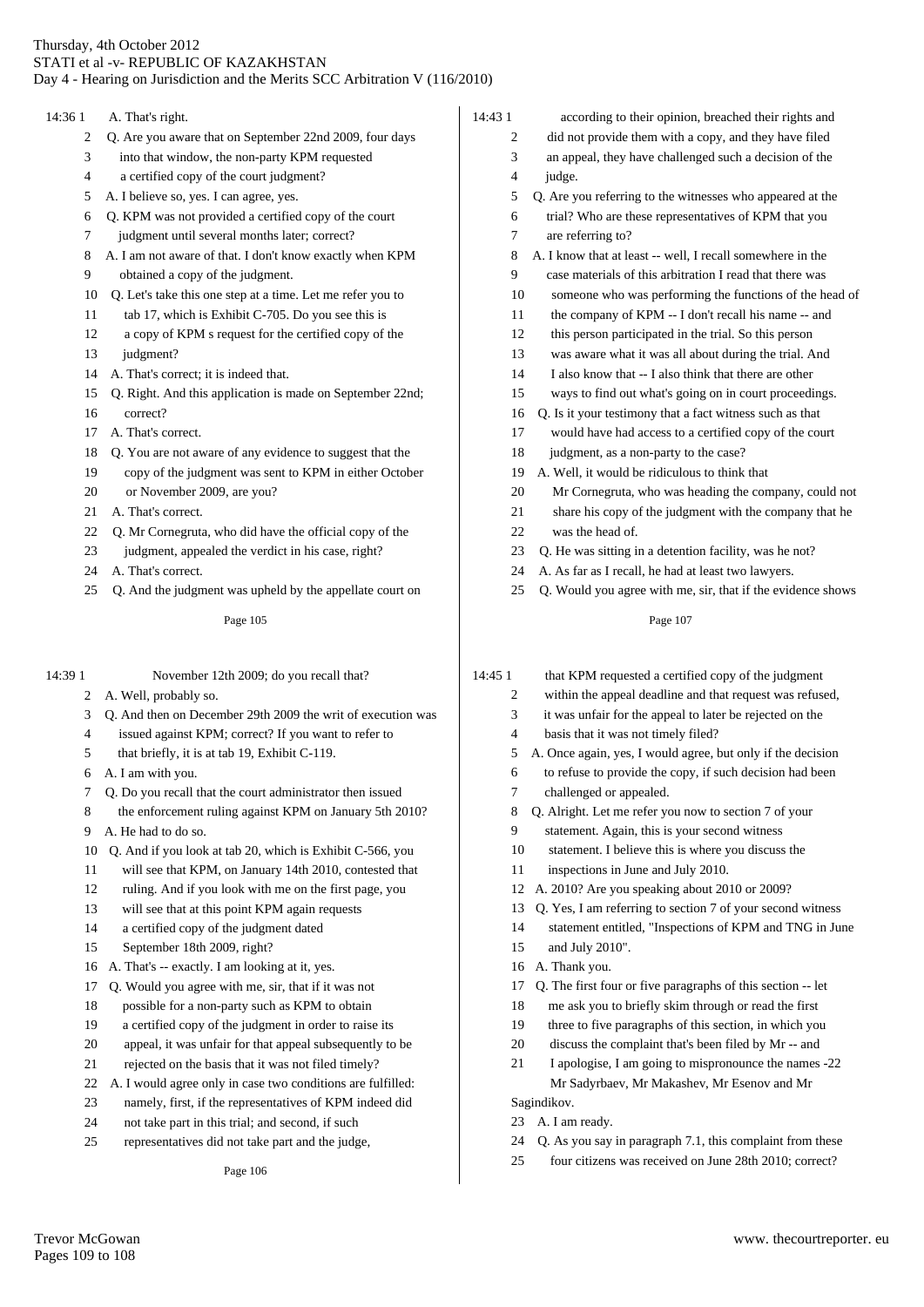14:36 1 A. That's right.

2 Q. Are you aware that on September 22nd 2009, four days
3 into that window, the non-party KPM requested
4 a certified copy of the court judgment?
5 A. I believe so, yes. I can agree, yes.
6 Q. KPM was not provided a certified copy of the court
7 judgment until several months later; correct?
8 A. I am not aware of that. I don't know exactly when KPM
9 obtained a copy of the judgment.
10 Q. Let's take this one step at a time. Let me refer you to
11 tab 17, which is Exhibit C-705. Do you see this is
12 a copy of KPM s request for the certified copy of the
13 judgment?
14 A. That's correct; it is indeed that.
15 Q. Right. And this application is made on September 22nd;
16 correct?
17 A. That's correct.
18 Q. You are not aware of any evidence to suggest that the
19 copy of the judgment was sent to KPM in either October
20 or November 2009, are you?
21 A. That's correct.
22 Q. Mr Cornegruta, who did have the official copy of the
23 judgment, appealed the verdict in his case, right?
24 A. That's correct.
25 Q. And the judgment was upheld by the appellate court on

14:39 1 November 12th 2009; do you recall that?
2 A. Well, probably so.
3 Q. And then on December 29th 2009 the writ of execution was
4 issued against KPM; correct? If you want to refer to
5 that briefly, it is at tab 19, Exhibit C-119.
6 A. I am with you.
7 Q. Do you recall that the court administrator then issued
8 the enforcement ruling against KPM on January 5th 2010?
9 A. He had to do so.
10 Q. And if you look at tab 20, which is Exhibit C-566, you
11 will see that KPM, on January 14th 2010, contested that
12 ruling. And if you look with me on the first page, you
13 will see that at this point KPM again requests
14 a certified copy of the judgment dated
15 September 18th 2009, right?
16 A. That's -- exactly. I am looking at it, yes.
17 Q. Would you agree with me, sir, that if it was not
18 possible for a non-party such as KPM to obtain
19 a certified copy of the judgment in order to raise its
20 appeal, it was unfair for that appeal subsequently to be
21 rejected on the basis that it was not filed timely?
22 A. I would agree only in case two conditions are fulfilled:
23 namely, first, if the representatives of KPM indeed did
24 not take part in this trial; and second, if such
25 representatives did not take part and the judge,

14:43 1 according to their opinion, breached their rights and
2 did not provide them with a copy, and they have filed
3 an appeal, they have challenged such a decision of the
4 judge.
5 Q. Are you referring to the witnesses who appeared at the
6 trial? Who are these representatives of KPM that you
7 are referring to?
8 A. I know that at least -- well, I recall somewhere in the
9 case materials of this arbitration I read that there was
10 someone who was performing the functions of the head of
11 the company of KPM -- I don't recall his name -- and
12 this person participated in the trial. So this person
13 was aware what it was all about during the trial. And
14 I also know that -- I also think that there are other
15 ways to find out what's going on in court proceedings.
16 Q. Is it your testimony that a fact witness such as that
17 would have had access to a certified copy of the court
18 judgment, as a non-party to the case?
19 A. Well, it would be ridiculous to think that
20 Mr Cornegruta, who was heading the company, could not
21 share his copy of the judgment with the company that he
22 was the head of.
23 Q. He was sitting in a detention facility, was he not?
24 A. As far as I recall, he had at least two lawyers.
25 Q. Would you agree with me, sir, that if the evidence shows

14:45 1 that KPM requested a certified copy of the judgment
2 within the appeal deadline and that request was refused,
3 it was unfair for the appeal to later be rejected on the
4 basis that it was not timely filed?
5 A. Once again, yes, I would agree, but only if the decision
6 to refuse to provide the copy, if such decision had been
7 challenged or appealed.
8 Q. Alright. Let me refer you now to section 7 of your
9 statement. Again, this is your second witness
10 statement. I believe this is where you discuss the
11 inspections in June and July 2010.
12 A. 2010? Are you speaking about 2010 or 2009?
13 Q. Yes, I am referring to section 7 of your second witness
14 statement entitled, "Inspections of KPM and TNG in June
15 and July 2010".
16 A. Thank you.
17 Q. The first four or five paragraphs of this section -- let
18 me ask you to briefly skim through or read the first
19 three to five paragraphs of this section, in which you
20 discuss the complaint that's been filed by Mr -- and
21 I apologise, I am going to mispronounce the names -22
Mr Sadyrbaev, Mr Makashev, Mr Esenov and Mr
Sagindikov.
23 A. I am ready.
24 Q. As you say in paragraph 7.1, this complaint from these
25 four citizens was received on June 28th 2010; correct?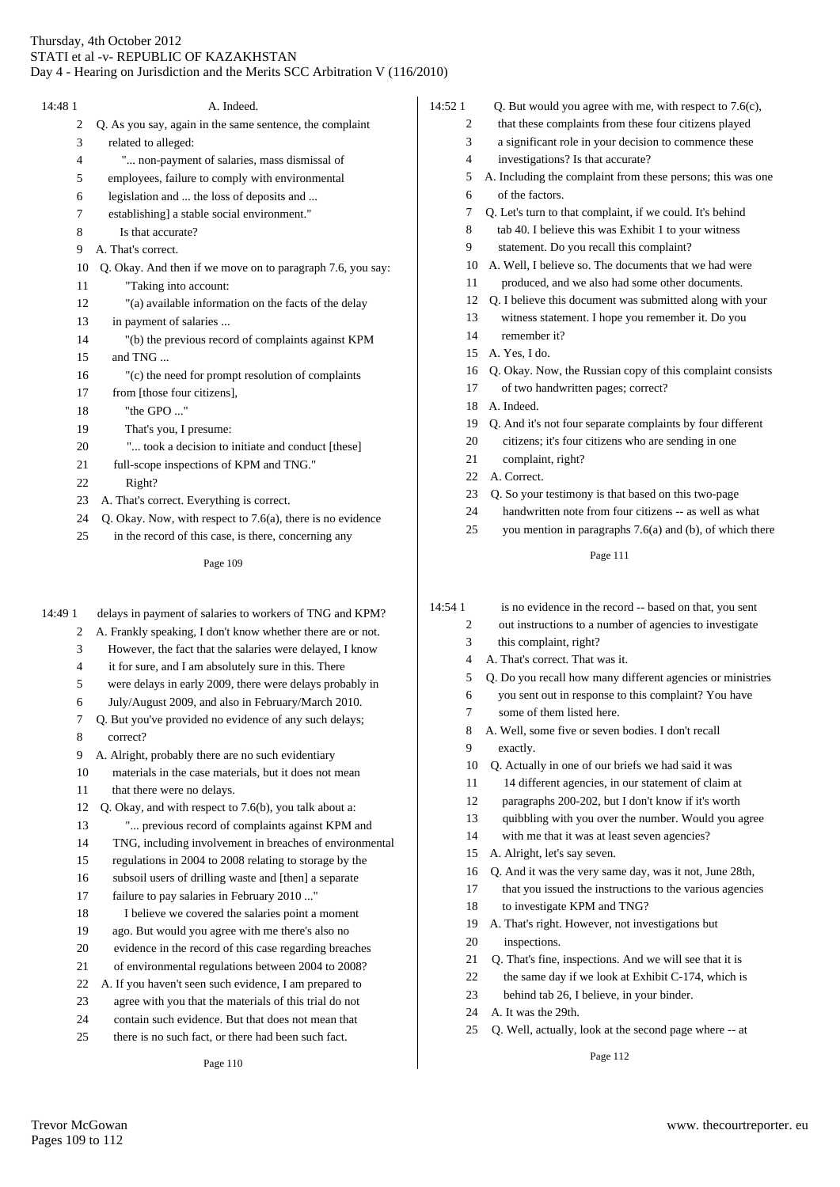A. Indeed.

Q. As you say, again in the same sentence, the complaint related to alleged:

"... non-payment of salaries, mass dismissal of employees, failure to comply with environmental legislation and ... the loss of deposits and ... establishing] a stable social environment."

Is that accurate?

A. That's correct.

Q. Okay. And then if we move on to paragraph 7.6, you say:

"Taking into account:

"(a) available information on the facts of the delay in payment of salaries ...

"(b) the previous record of complaints against KPM and TNG ...

"(c) the need for prompt resolution of complaints from [those four citizens],

"the GPO ..."

That's you, I presume:

"... took a decision to initiate and conduct [these] full-scope inspections of KPM and TNG."

Right?

A. That's correct. Everything is correct.

Q. Okay. Now, with respect to 7.6(a), there is no evidence in the record of this case, is there, concerning any delays in payment of salaries to workers of TNG and KPM?

A. Frankly speaking, I don't know whether there are or not. However, the fact that the salaries were delayed, I know it for sure, and I am absolutely sure in this. There were delays in early 2009, there were delays probably in July/August 2009, and also in February/March 2010.

Q. But you've provided no evidence of any such delays; correct?

A. Alright, probably there are no such evidentiary materials in the case materials, but it does not mean that there were no delays.

Q. Okay, and with respect to 7.6(b), you talk about a:

"... previous record of complaints against KPM and TNG, including involvement in breaches of environmental regulations in 2004 to 2008 relating to storage by the subsoil users of drilling waste and [then] a separate failure to pay salaries in February 2010 ..."

I believe we covered the salaries point a moment ago. But would you agree with me there's also no evidence in the record of this case regarding breaches of environmental regulations between 2004 to 2008?

A. If you haven't seen such evidence, I am prepared to agree with you that the materials of this trial do not contain such evidence. But that does not mean that there is no such fact, or there had been such fact.

Q. But would you agree with me, with respect to 7.6(c), that these complaints from these four citizens played a significant role in your decision to commence these investigations? Is that accurate?

A. Including the complaint from these persons; this was one of the factors.

Q. Let's turn to that complaint, if we could. It's behind tab 40. I believe this was Exhibit 1 to your witness statement. Do you recall this complaint?

A. Well, I believe so. The documents that we had were produced, and we also had some other documents.

Q. I believe this document was submitted along with your witness statement. I hope you remember it. Do you remember it?

A. Yes, I do.

Q. Okay. Now, the Russian copy of this complaint consists of two handwritten pages; correct?

A. Indeed.

Q. And it's not four separate complaints by four different citizens; it's four citizens who are sending in one complaint, right?

A. Correct.

Q. So your testimony is that based on this two-page handwritten note from four citizens -- as well as what you mention in paragraphs 7.6(a) and (b), of which there is no evidence in the record -- based on that, you sent out instructions to a number of agencies to investigate this complaint, right?

A. That's correct. That was it.

Q. Do you recall how many different agencies or ministries you sent out in response to this complaint? You have some of them listed here.

A. Well, some five or seven bodies. I don't recall exactly.

Q. Actually in one of our briefs we had said it was 14 different agencies, in our statement of claim at paragraphs 200-202, but I don't know if it's worth quibbling with you over the number. Would you agree with me that it was at least seven agencies?

A. Alright, let's say seven.

Q. And it was the very same day, was it not, June 28th, that you issued the instructions to the various agencies to investigate KPM and TNG?

A. That's right. However, not investigations but inspections.

Q. That's fine, inspections. And we will see that it is the same day if we look at Exhibit C-174, which is behind tab 26, I believe, in your binder.

A. It was the 29th.

Q. Well, actually, look at the second page where -- at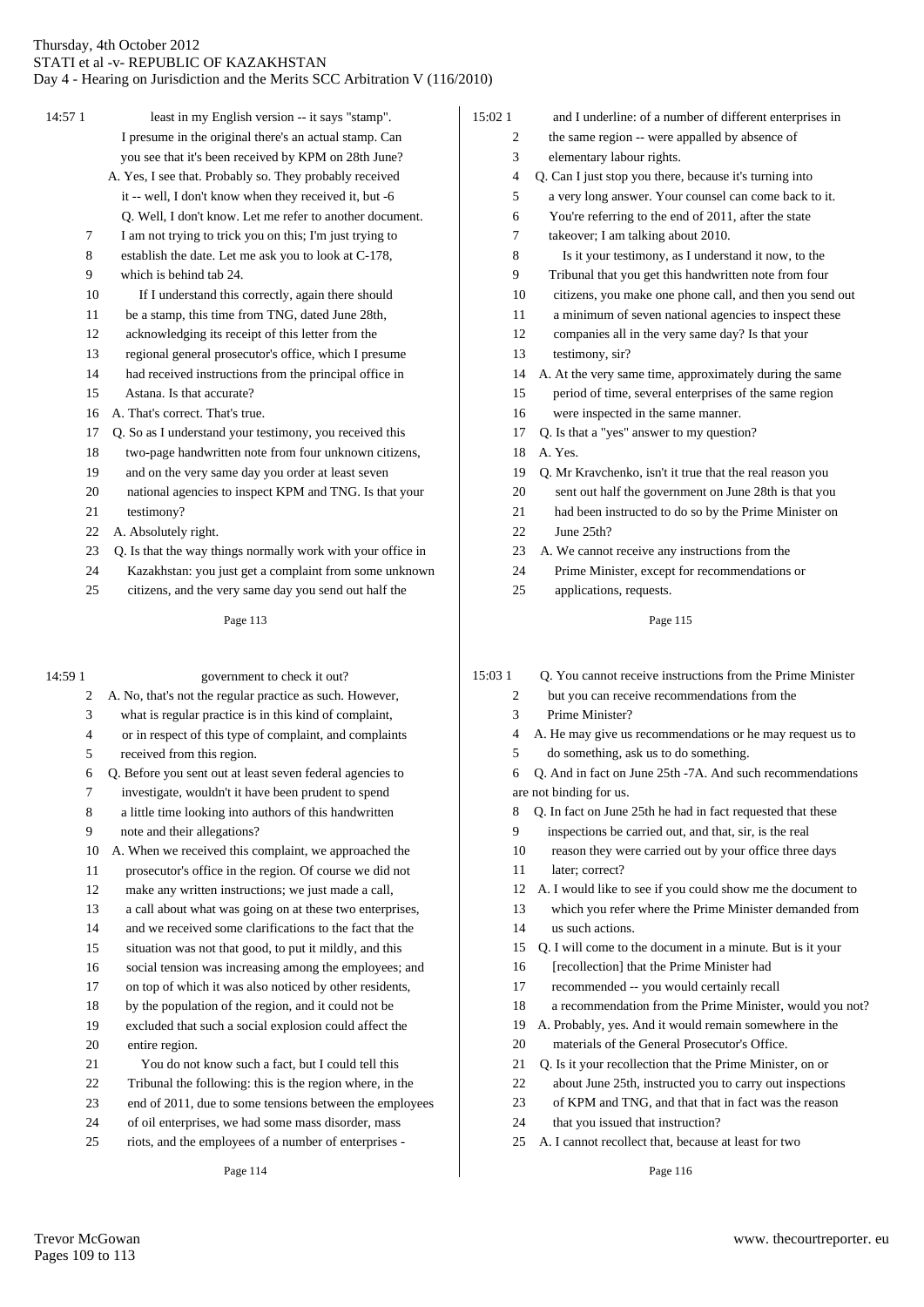**Page 113**

14:57 1 least in my English version -- it says "stamp". I presume in the original there's an actual stamp. Can you see that it's been received by KPM on 28th June?

A. Yes, I see that. Probably so. They probably received it -- well, I don't know when they received it, but -6

Q. Well, I don't know. Let me refer to another document.

7 I am not trying to trick you on this; I'm just trying to
8 establish the date. Let me ask you to look at C-178,
9 which is behind tab 24.
10 If I understand this correctly, again there should
11 be a stamp, this time from TNG, dated June 28th,
12 acknowledging its receipt of this letter from the
13 regional general prosecutor's office, which I presume
14 had received instructions from the principal office in
15 Astana. Is that accurate?
16 A. That's correct. That's true.
17 Q. So as I understand your testimony, you received this
18 two-page handwritten note from four unknown citizens,
19 and on the very same day you order at least seven
20 national agencies to inspect KPM and TNG. Is that your
21 testimony?
22 A. Absolutely right.
23 Q. Is that the way things normally work with your office in
24 Kazakhstan: you just get a complaint from some unknown
25 citizens, and the very same day you send out half the

**Page 114**

14:59 1 government to check it out?
2 A. No, that's not the regular practice as such. However,
3 what is regular practice is in this kind of complaint,
4 or in respect of this type of complaint, and complaints
5 received from this region.
6 Q. Before you sent out at least seven federal agencies to
7 investigate, wouldn't it have been prudent to spend
8 a little time looking into authors of this handwritten
9 note and their allegations?
10 A. When we received this complaint, we approached the
11 prosecutor's office in the region. Of course we did not
12 make any written instructions; we just made a call,
13 a call about what was going on at these two enterprises,
14 and we received some clarifications to the fact that the
15 situation was not that good, to put it mildly, and this
16 social tension was increasing among the employees; and
17 on top of which it was also noticed by other residents,
18 by the population of the region, and it could not be
19 excluded that such a social explosion could affect the
20 entire region.
21 You do not know such a fact, but I could tell this
22 Tribunal the following: this is the region where, in the
23 end of 2011, due to some tensions between the employees
24 of oil enterprises, we had some mass disorder, mass
25 riots, and the employees of a number of enterprises -

**Page 115**

15:02 1 and I underline: of a number of different enterprises in
2 the same region -- were appalled by absence of
3 elementary labour rights.
4 Q. Can I just stop you there, because it's turning into
5 a very long answer. Your counsel can come back to it.
6 You're referring to the end of 2011, after the state
7 takeover; I am talking about 2010.
8 Is it your testimony, as I understand it now, to the
9 Tribunal that you get this handwritten note from four
10 citizens, you make one phone call, and then you send out
11 a minimum of seven national agencies to inspect these
12 companies all in the very same day? Is that your
13 testimony, sir?
14 A. At the very same time, approximately during the same
15 period of time, several enterprises of the same region
16 were inspected in the same manner.
17 Q. Is that a "yes" answer to my question?
18 A. Yes.
19 Q. Mr Kravchenko, isn't it true that the real reason you
20 sent out half the government on June 28th is that you
21 had been instructed to do so by the Prime Minister on
22 June 25th?
23 A. We cannot receive any instructions from the
24 Prime Minister, except for recommendations or
25 applications, requests.

**Page 116**

15:03 1 Q. You cannot receive instructions from the Prime Minister
2 but you can receive recommendations from the
3 Prime Minister?
4 A. He may give us recommendations or he may request us to
5 do something, ask us to do something.
6 Q. And in fact on June 25th -7A. And such recommendations are not binding for us.
8 Q. In fact on June 25th he had in fact requested that these
9 inspections be carried out, and that, sir, is the real
10 reason they were carried out by your office three days
11 later; correct?
12 A. I would like to see if you could show me the document to
13 which you refer where the Prime Minister demanded from
14 us such actions.
15 Q. I will come to the document in a minute. But is it your
16 [recollection] that the Prime Minister had
17 recommended -- you would certainly recall
18 a recommendation from the Prime Minister, would you not?
19 A. Probably, yes. And it would remain somewhere in the
20 materials of the General Prosecutor's Office.
21 Q. Is it your recollection that the Prime Minister, on or
22 about June 25th, instructed you to carry out inspections
23 of KPM and TNG, and that that in fact was the reason
24 that you issued that instruction?
25 A. I cannot recollect that, because at least for two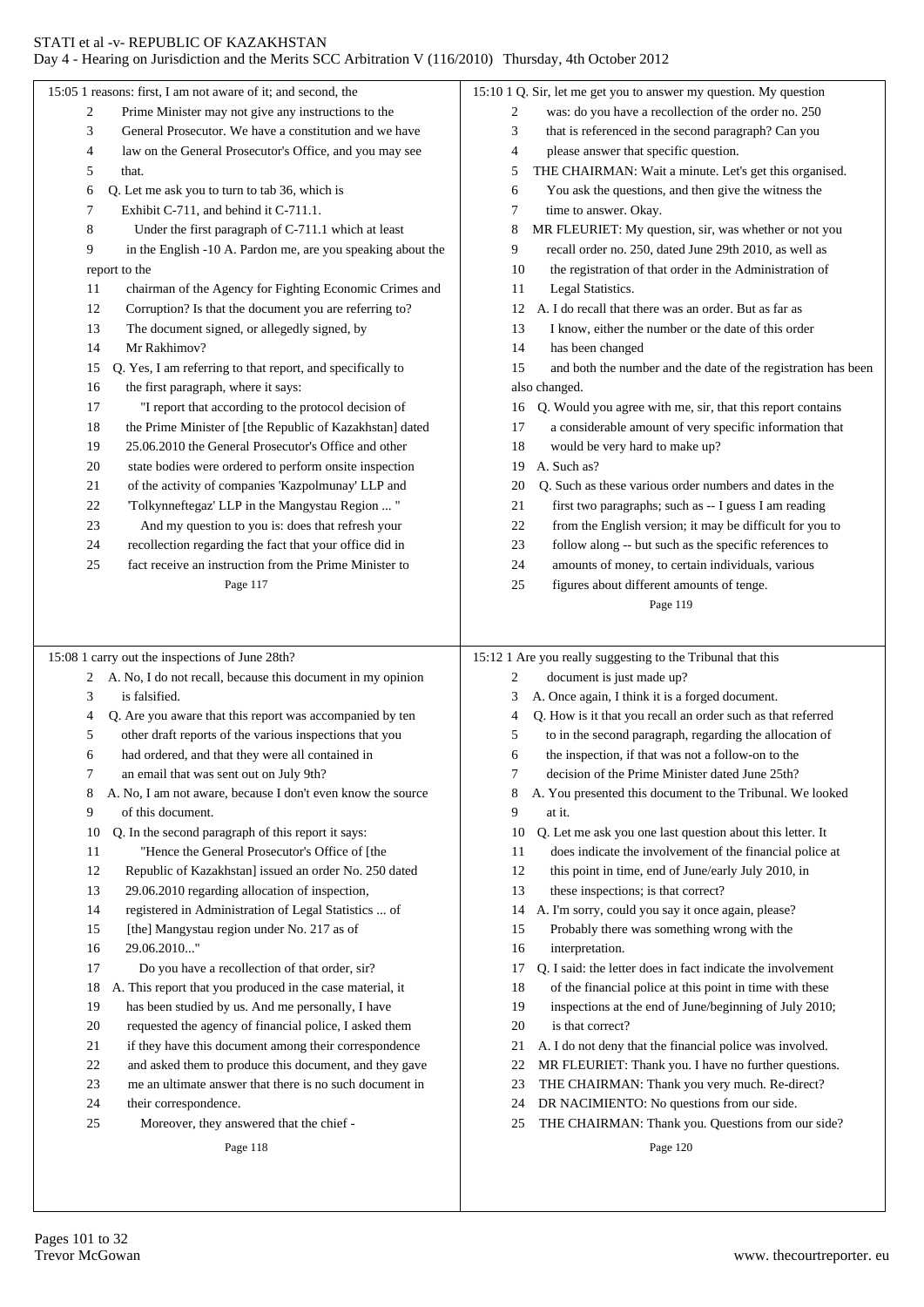15:05 1 reasons: first, I am not aware of it; and second, the
2 Prime Minister may not give any instructions to the
3 General Prosecutor. We have a constitution and we have
4 law on the General Prosecutor's Office, and you may see
5 that.
6 Q. Let me ask you to turn to tab 36, which is
7 Exhibit C-711, and behind it C-711.1.
8 Under the first paragraph of C-711.1 which at least
9 in the English -10 A. Pardon me, are you speaking about the report to the
11 chairman of the Agency for Fighting Economic Crimes and
12 Corruption? Is that the document you are referring to?
13 The document signed, or allegedly signed, by
14 Mr Rakhimov?
15 Q. Yes, I am referring to that report, and specifically to
16 the first paragraph, where it says:
17 "I report that according to the protocol decision of
18 the Prime Minister of [the Republic of Kazakhstan] dated
19 25.06.2010 the General Prosecutor's Office and other
20 state bodies were ordered to perform onsite inspection
21 of the activity of companies 'Kazpolmunay' LLP and
22 'Tolkynneftegaz' LLP in the Mangystau Region ... "
23 And my question to you is: does that refresh your
24 recollection regarding the fact that your office did in
25 fact receive an instruction from the Prime Minister to

Page 117

15:08 1 carry out the inspections of June 28th?
2 A. No, I do not recall, because this document in my opinion
3 is falsified.
4 Q. Are you aware that this report was accompanied by ten
5 other draft reports of the various inspections that you
6 had ordered, and that they were all contained in
7 an email that was sent out on July 9th?
8 A. No, I am not aware, because I don't even know the source
9 of this document.
10 Q. In the second paragraph of this report it says:
11 "Hence the General Prosecutor's Office of [the
12 Republic of Kazakhstan] issued an order No. 250 dated
13 29.06.2010 regarding allocation of inspection,
14 registered in Administration of Legal Statistics ... of
15 [the] Mangystau region under No. 217 as of
16 29.06.2010..."
17 Do you have a recollection of that order, sir?
18 A. This report that you produced in the case material, it
19 has been studied by us. And me personally, I have
20 requested the agency of financial police, I asked them
21 if they have this document among their correspondence
22 and asked them to produce this document, and they gave
23 me an ultimate answer that there is no such document in
24 their correspondence.
25 Moreover, they answered that the chief -

Page 118

15:10 1 Q. Sir, let me get you to answer my question. My question
2 was: do you have a recollection of the order no. 250
3 that is referenced in the second paragraph? Can you
4 please answer that specific question.
5 THE CHAIRMAN: Wait a minute. Let's get this organised.
6 You ask the questions, and then give the witness the
7 time to answer. Okay.
8 MR FLEURIET: My question, sir, was whether or not you
9 recall order no. 250, dated June 29th 2010, as well as
10 the registration of that order in the Administration of
11 Legal Statistics.
12 A. I do recall that there was an order. But as far as
13 I know, either the number or the date of this order
14 has been changed
15 and both the number and the date of the registration has been also changed.
16 Q. Would you agree with me, sir, that this report contains
17 a considerable amount of very specific information that
18 would be very hard to make up?
19 A. Such as?
20 Q. Such as these various order numbers and dates in the
21 first two paragraphs; such as -- I guess I am reading
22 from the English version; it may be difficult for you to
23 follow along -- but such as the specific references to
24 amounts of money, to certain individuals, various
25 figures about different amounts of tenge.

Page 119

15:12 1 Are you really suggesting to the Tribunal that this
2 document is just made up?
3 A. Once again, I think it is a forged document.
4 Q. How is it that you recall an order such as that referred
5 to in the second paragraph, regarding the allocation of
6 the inspection, if that was not a follow-on to the
7 decision of the Prime Minister dated June 25th?
8 A. You presented this document to the Tribunal. We looked
9 at it.
10 Q. Let me ask you one last question about this letter. It
11 does indicate the involvement of the financial police at
12 this point in time, end of June/early July 2010, in
13 these inspections; is that correct?
14 A. I'm sorry, could you say it once again, please?
15 Probably there was something wrong with the
16 interpretation.
17 Q. I said: the letter does in fact indicate the involvement
18 of the financial police at this point in time with these
19 inspections at the end of June/beginning of July 2010;
20 is that correct?
21 A. I do not deny that the financial police was involved.
22 MR FLEURIET: Thank you. I have no further questions.
23 THE CHAIRMAN: Thank you very much. Re-direct?
24 DR NACIMIENTO: No questions from our side.
25 THE CHAIRMAN: Thank you. Questions from our side?

Page 120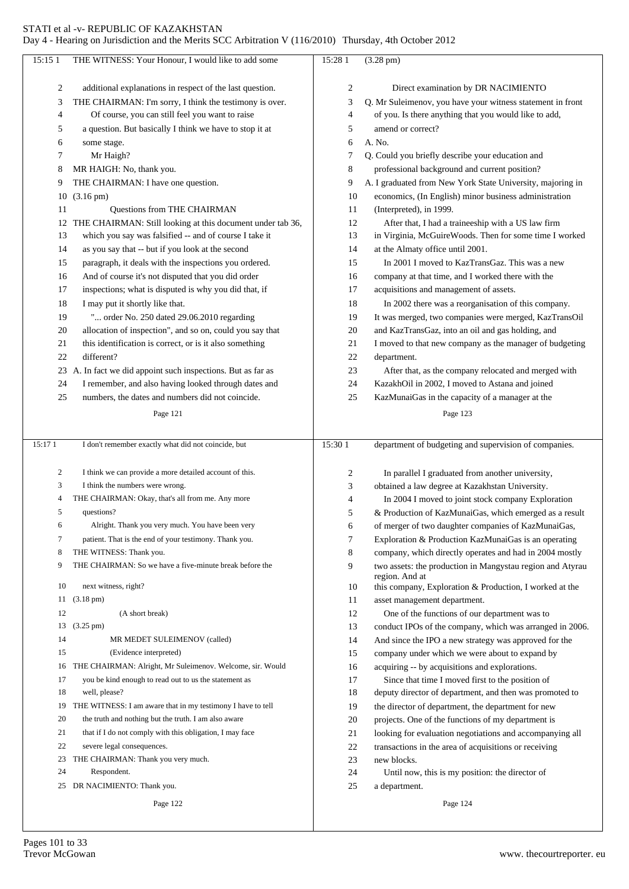15:15 1 THE WITNESS: Your Honour, I would like to add some

2 additional explanations in respect of the last question.
3 THE CHAIRMAN: I'm sorry, I think the testimony is over.
4 Of course, you can still feel you want to raise
5 a question. But basically I think we have to stop it at
6 some stage.
7 Mr Haigh?
8 MR HAIGH: No, thank you.
9 THE CHAIRMAN: I have one question.
10 (3.16 pm)
11 Questions from THE CHAIRMAN
12 THE CHAIRMAN: Still looking at this document under tab 36,
13 which you say was falsified -- and of course I take it
14 as you say that -- but if you look at the second
15 paragraph, it deals with the inspections you ordered.
16 And of course it's not disputed that you did order
17 inspections; what is disputed is why you did that, if
18 I may put it shortly like that.
19 "... order No. 250 dated 29.06.2010 regarding
20 allocation of inspection", and so on, could you say that
21 this identification is correct, or is it also something
22 different?
23 A. In fact we did appoint such inspections. But as far as
24 I remember, and also having looked through dates and
25 numbers, the dates and numbers did not coincide.

Page 121

15:17 1 I don't remember exactly what did not coincide, but

2 I think we can provide a more detailed account of this.
3 I think the numbers were wrong.
4 THE CHAIRMAN: Okay, that's all from me. Any more
5 questions?
6 Alright. Thank you very much. You have been very
7 patient. That is the end of your testimony. Thank you.
8 THE WITNESS: Thank you.
9 THE CHAIRMAN: So we have a five-minute break before the
10 next witness, right?
11 (3.18 pm)
12 (A short break)
13 (3.25 pm)
14 MR MEDET SULEIMENOV (called)
15 (Evidence interpreted)
16 THE CHAIRMAN: Alright, Mr Suleimenov. Welcome, sir. Would
17 you be kind enough to read out to us the statement as
18 well, please?
19 THE WITNESS: I am aware that in my testimony I have to tell
20 the truth and nothing but the truth. I am also aware
21 that if I do not comply with this obligation, I may face
22 severe legal consequences.
23 THE CHAIRMAN: Thank you very much.
24 Respondent.
25 DR NACIMIENTO: Thank you.

Page 122

15:28 1 (3.28 pm)

2 Direct examination by DR NACIMIENTO
3 Q. Mr Suleimenov, you have your witness statement in front
4 of you. Is there anything that you would like to add,
5 amend or correct?
6 A. No.
7 Q. Could you briefly describe your education and
8 professional background and current position?
9 A. I graduated from New York State University, majoring in
10 economics, (In English) minor business administration
11 (Interpreted), in 1999.
12 After that, I had a traineeship with a US law firm
13 in Virginia, McGuireWoods. Then for some time I worked
14 at the Almaty office until 2001.
15 In 2001 I moved to KazTransGaz. This was a new
16 company at that time, and I worked there with the
17 acquisitions and management of assets.
18 In 2002 there was a reorganisation of this company.
19 It was merged, two companies were merged, KazTransOil
20 and KazTransGaz, into an oil and gas holding, and
21 I moved to that new company as the manager of budgeting
22 department.
23 After that, as the company relocated and merged with
24 KazakhOil in 2002, I moved to Astana and joined
25 KazMunaiGas in the capacity of a manager at the

Page 123

15:30 1 department of budgeting and supervision of companies.

2 In parallel I graduated from another university,
3 obtained a law degree at Kazakhstan University.
4 In 2004 I moved to joint stock company Exploration
5 & Production of KazMunaiGas, which emerged as a result
6 of merger of two daughter companies of KazMunaiGas,
7 Exploration & Production KazMunaiGas is an operating
8 company, which directly operates and had in 2004 mostly
9 two assets: the production in Mangystau region and Atyrau region. And at
10 this company, Exploration & Production, I worked at the
11 asset management department.
12 One of the functions of our department was to
13 conduct IPOs of the company, which was arranged in 2006.
14 And since the IPO a new strategy was approved for the
15 company under which we were about to expand by
16 acquiring -- by acquisitions and explorations.
17 Since that time I moved first to the position of
18 deputy director of department, and then was promoted to
19 the director of department, the department for new
20 projects. One of the functions of my department is
21 looking for evaluation negotiations and accompanying all
22 transactions in the area of acquisitions or receiving
23 new blocks.
24 Until now, this is my position: the director of
25 a department.

Page 124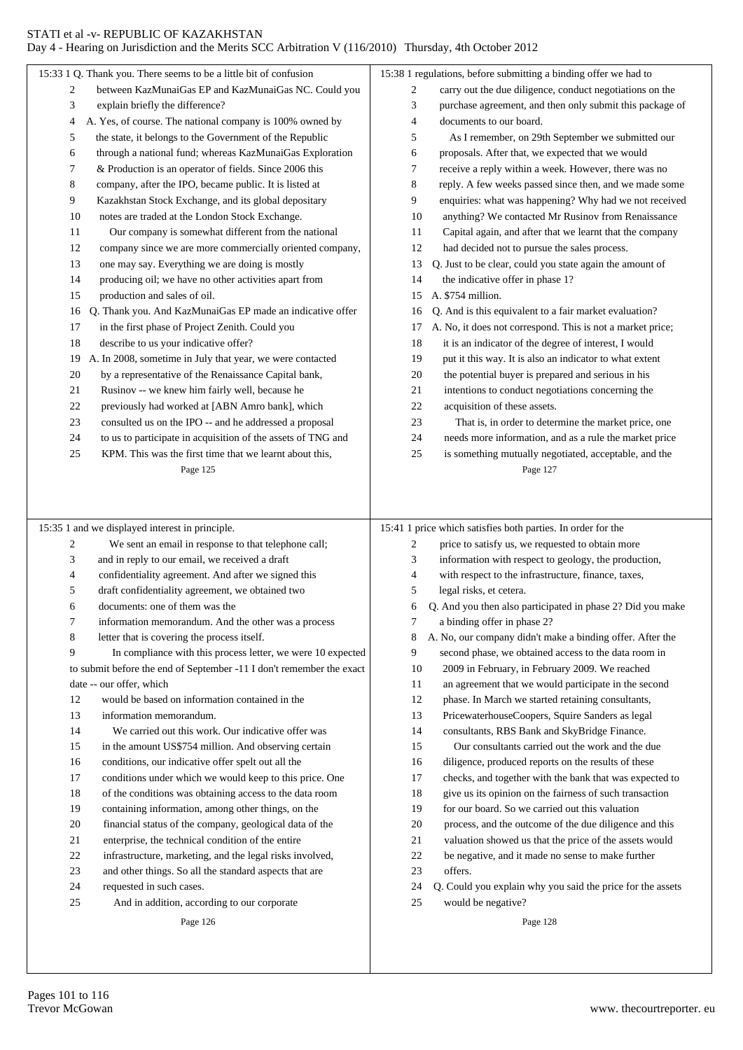15:33 1 Q. Thank you. There seems to be a little bit of confusion
2 between KazMunaiGas EP and KazMunaiGas NC. Could you
3 explain briefly the difference?
4 A. Yes, of course. The national company is 100% owned by
5 the state, it belongs to the Government of the Republic
6 through a national fund; whereas KazMunaiGas Exploration
7 & Production is an operator of fields. Since 2006 this
8 company, after the IPO, became public. It is listed at
9 Kazakhstan Stock Exchange, and its global depositary
10 notes are traded at the London Stock Exchange.
11 Our company is somewhat different from the national
12 company since we are more commercially oriented company,
13 one may say. Everything we are doing is mostly
14 producing oil; we have no other activities apart from
15 production and sales of oil.
16 Q. Thank you. And KazMunaiGas EP made an indicative offer
17 in the first phase of Project Zenith. Could you
18 describe to us your indicative offer?
19 A. In 2008, sometime in July that year, we were contacted
20 by a representative of the Renaissance Capital bank,
21 Rusinov -- we knew him fairly well, because he
22 previously had worked at [ABN Amro bank], which
23 consulted us on the IPO -- and he addressed a proposal
24 to us to participate in acquisition of the assets of TNG and
25 KPM. This was the first time that we learnt about this,

Page 125

15:35 1 and we displayed interest in principle.
2 We sent an email in response to that telephone call;
3 and in reply to our email, we received a draft
4 confidentiality agreement. And after we signed this
5 draft confidentiality agreement, we obtained two
6 documents: one of them was the
7 information memorandum. And the other was a process
8 letter that is covering the process itself.
9 In compliance with this process letter, we were 10 expected to submit before the end of September -11 I don't remember the exact date -- our offer, which
12 would be based on information contained in the
13 information memorandum.
14 We carried out this work. Our indicative offer was
15 in the amount US$754 million. And observing certain
16 conditions, our indicative offer spelt out all the
17 conditions under which we would keep to this price. One
18 of the conditions was obtaining access to the data room
19 containing information, among other things, on the
20 financial status of the company, geological data of the
21 enterprise, the technical condition of the entire
22 infrastructure, marketing, and the legal risks involved,
23 and other things. So all the standard aspects that are
24 requested in such cases.
25 And in addition, according to our corporate

Page 126

15:38 1 regulations, before submitting a binding offer we had to
2 carry out the due diligence, conduct negotiations on the
3 purchase agreement, and then only submit this package of
4 documents to our board.
5 As I remember, on 29th September we submitted our
6 proposals. After that, we expected that we would
7 receive a reply within a week. However, there was no
8 reply. A few weeks passed since then, and we made some
9 enquiries: what was happening? Why had we not received
10 anything? We contacted Mr Rusinov from Renaissance
11 Capital again, and after that we learnt that the company
12 had decided not to pursue the sales process.
13 Q. Just to be clear, could you state again the amount of
14 the indicative offer in phase 1?
15 A. $754 million.
16 Q. And is this equivalent to a fair market evaluation?
17 A. No, it does not correspond. This is not a market price;
18 it is an indicator of the degree of interest, I would
19 put it this way. It is also an indicator to what extent
20 the potential buyer is prepared and serious in his
21 intentions to conduct negotiations concerning the
22 acquisition of these assets.
23 That is, in order to determine the market price, one
24 needs more information, and as a rule the market price
25 is something mutually negotiated, acceptable, and the

Page 127

15:41 1 price which satisfies both parties. In order for the
2 price to satisfy us, we requested to obtain more
3 information with respect to geology, the production,
4 with respect to the infrastructure, finance, taxes,
5 legal risks, et cetera.
6 Q. And you then also participated in phase 2? Did you make
7 a binding offer in phase 2?
8 A. No, our company didn't make a binding offer. After the
9 second phase, we obtained access to the data room in
10 2009 in February, in February 2009. We reached
11 an agreement that we would participate in the second
12 phase. In March we started retaining consultants,
13 PricewaterhouseCoopers, Squire Sanders as legal
14 consultants, RBS Bank and SkyBridge Finance.
15 Our consultants carried out the work and the due
16 diligence, produced reports on the results of these
17 checks, and together with the bank that was expected to
18 give us its opinion on the fairness of such transaction
19 for our board. So we carried out this valuation
20 process, and the outcome of the due diligence and this
21 valuation showed us that the price of the assets would
22 be negative, and it made no sense to make further
23 offers.
24 Q. Could you explain why you said the price for the assets
25 would be negative?

Page 128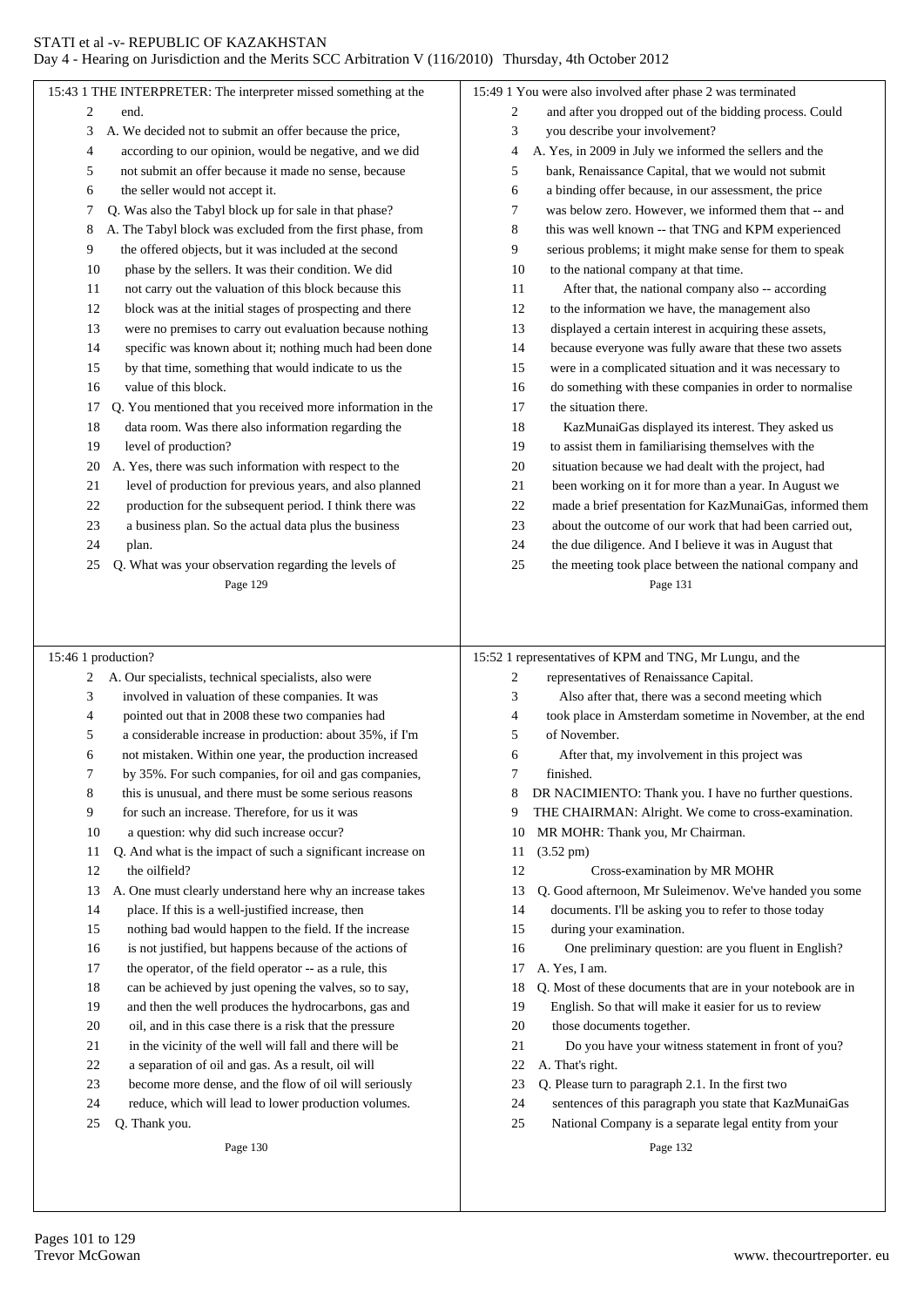15:43 1 THE INTERPRETER: The interpreter missed something at the
2 end.
3 A. We decided not to submit an offer because the price,
4 according to our opinion, would be negative, and we did
5 not submit an offer because it made no sense, because
6 the seller would not accept it.
7 Q. Was also the Tabyl block up for sale in that phase?
8 A. The Tabyl block was excluded from the first phase, from
9 the offered objects, but it was included at the second
10 phase by the sellers. It was their condition. We did
11 not carry out the valuation of this block because this
12 block was at the initial stages of prospecting and there
13 were no premises to carry out evaluation because nothing
14 specific was known about it; nothing much had been done
15 by that time, something that would indicate to us the
16 value of this block.
17 Q. You mentioned that you received more information in the
18 data room. Was there also information regarding the
19 level of production?
20 A. Yes, there was such information with respect to the
21 level of production for previous years, and also planned
22 production for the subsequent period. I think there was
23 a business plan. So the actual data plus the business
24 plan.
25 Q. What was your observation regarding the levels of

Page 129

15:46 1 production?
2 A. Our specialists, technical specialists, also were
3 involved in valuation of these companies. It was
4 pointed out that in 2008 these two companies had
5 a considerable increase in production: about 35%, if I'm
6 not mistaken. Within one year, the production increased
7 by 35%. For such companies, for oil and gas companies,
8 this is unusual, and there must be some serious reasons
9 for such an increase. Therefore, for us it was
10 a question: why did such increase occur?
11 Q. And what is the impact of such a significant increase on
12 the oilfield?
13 A. One must clearly understand here why an increase takes
14 place. If this is a well-justified increase, then
15 nothing bad would happen to the field. If the increase
16 is not justified, but happens because of the actions of
17 the operator, of the field operator -- as a rule, this
18 can be achieved by just opening the valves, so to say,
19 and then the well produces the hydrocarbons, gas and
20 oil, and in this case there is a risk that the pressure
21 in the vicinity of the well will fall and there will be
22 a separation of oil and gas. As a result, oil will
23 become more dense, and the flow of oil will seriously
24 reduce, which will lead to lower production volumes.
25 Q. Thank you.

Page 130

15:49 1 You were also involved after phase 2 was terminated
2 and after you dropped out of the bidding process. Could
3 you describe your involvement?
4 A. Yes, in 2009 in July we informed the sellers and the
5 bank, Renaissance Capital, that we would not submit
6 a binding offer because, in our assessment, the price
7 was below zero. However, we informed them that -- and
8 this was well known -- that TNG and KPM experienced
9 serious problems; it might make sense for them to speak
10 to the national company at that time.
11 After that, the national company also -- according
12 to the information we have, the management also
13 displayed a certain interest in acquiring these assets,
14 because everyone was fully aware that these two assets
15 were in a complicated situation and it was necessary to
16 do something with these companies in order to normalise
17 the situation there.
18 KazMunaiGas displayed its interest. They asked us
19 to assist them in familiarising themselves with the
20 situation because we had dealt with the project, had
21 been working on it for more than a year. In August we
22 made a brief presentation for KazMunaiGas, informed them
23 about the outcome of our work that had been carried out,
24 the due diligence. And I believe it was in August that
25 the meeting took place between the national company and

Page 131

15:52 1 representatives of KPM and TNG, Mr Lungu, and the
2 representatives of Renaissance Capital.
3 Also after that, there was a second meeting which
4 took place in Amsterdam sometime in November, at the end
5 of November.
6 After that, my involvement in this project was
7 finished.
8 DR NACIMIENTO: Thank you. I have no further questions.
9 THE CHAIRMAN: Alright. We come to cross-examination.
10 MR MOHR: Thank you, Mr Chairman.
11 (3.52 pm)
12 Cross-examination by MR MOHR
13 Q. Good afternoon, Mr Suleimenov. We've handed you some
14 documents. I'll be asking you to refer to those today
15 during your examination.
16 One preliminary question: are you fluent in English?
17 A. Yes, I am.
18 Q. Most of these documents that are in your notebook are in
19 English. So that will make it easier for us to review
20 those documents together.
21 Do you have your witness statement in front of you?
22 A. That's right.
23 Q. Please turn to paragraph 2.1. In the first two
24 sentences of this paragraph you state that KazMunaiGas
25 National Company is a separate legal entity from your

Page 132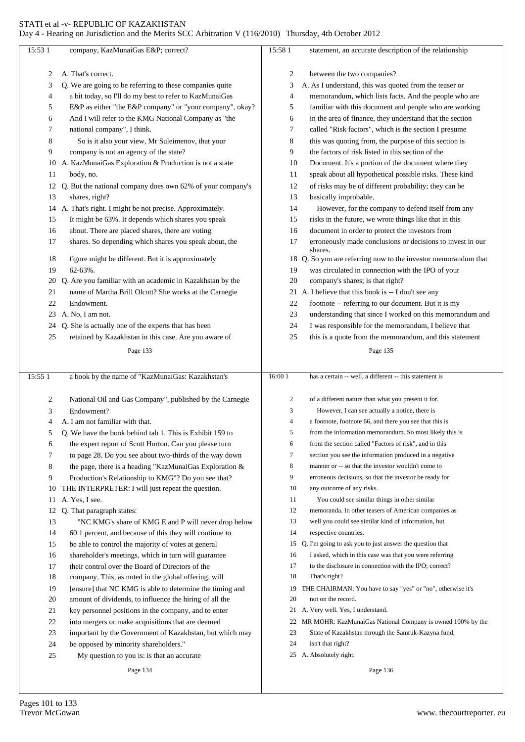15:53 1 company, KazMunaiGas E&P; correct?

2 A. That's correct.

3 Q. We are going to be referring to these companies quite
4 a bit today, so I'll do my best to refer to KazMunaiGas
5 E&P as either "the E&P company" or "your company", okay?
6 And I will refer to the KMG National Company as "the
7 national company", I think.

8 So is it also your view, Mr Suleimenov, that your
9 company is not an agency of the state?

10 A. KazMunaiGas Exploration & Production is not a state
11 body, no.

12 Q. But the national company does own 62% of your company's
13 shares, right?

14 A. That's right. I might be not precise. Approximately.
15 It might be 63%. It depends which shares you speak
16 about. There are placed shares, there are voting
17 shares. So depending which shares you speak about, the
18 figure might be different. But it is approximately
19 62-63%.

20 Q. Are you familiar with an academic in Kazakhstan by the
21 name of Martha Brill Olcott? She works at the Carnegie
22 Endowment.

23 A. No, I am not.

24 Q. She is actually one of the experts that has been
25 retained by Kazakhstan in this case. Are you aware of

Page 133

15:55 1 a book by the name of "KazMunaiGas: Kazakhstan's
2 National Oil and Gas Company", published by the Carnegie
3 Endowment?

4 A. I am not familiar with that.

5 Q. We have the book behind tab 1. This is Exhibit 159 to
6 the expert report of Scott Horton. Can you please turn
7 to page 28. Do you see about two-thirds of the way down
8 the page, there is a heading "KazMunaiGas Exploration &
9 Production's Relationship to KMG"? Do you see that?

10 THE INTERPRETER: I will just repeat the question.

11 A. Yes, I see.

12 Q. That paragraph states:

13 "NC KMG's share of KMG E and P will never drop below
14 60.1 percent, and because of this they will continue to
15 be able to control the majority of votes at general
16 shareholder's meetings, which in turn will guarantee
17 their control over the Board of Directors of the
18 company. This, as noted in the global offering, will
19 [ensure] that NC KMG is able to determine the timing and
20 amount of dividends, to influence the hiring of all the
21 key personnel positions in the company, and to enter
22 into mergers or make acquisitions that are deemed
23 important by the Government of Kazakhstan, but which may
24 be opposed by minority shareholders."

25 My question to you is: is that an accurate

Page 134

15:58 1 statement, an accurate description of the relationship
2 between the two companies?

3 A. As I understand, this was quoted from the teaser or
4 memorandum, which lists facts. And the people who are
5 familiar with this document and people who are working
6 in the area of finance, they understand that the section
7 called "Risk factors", which is the section I presume
8 this was quoting from, the purpose of this section is
9 the factors of risk listed in this section of the
10 Document. It's a portion of the document where they
11 speak about all hypothetical possible risks. These kind
12 of risks may be of different probability; they can be
13 basically improbable.

14 However, for the company to defend itself from any
15 risks in the future, we wrote things like that in this
16 document in order to protect the investors from
17 erroneously made conclusions or decisions to invest in our
shares.

18 Q. So you are referring now to the investor memorandum that
19 was circulated in connection with the IPO of your
20 company's shares; is that right?

21 A. I believe that this book is -- I don't see any
22 footnote -- referring to our document. But it is my
23 understanding that since I worked on this memorandum and
24 I was responsible for the memorandum, I believe that
25 this is a quote from the memorandum, and this statement

Page 135

16:00 1 has a certain -- well, a different -- this statement is
2 of a different nature than what you present it for.

3 However, I can see actually a notice, there is
4 a footnote, footnote 66, and there you see that this is
5 from the information memorandum. So most likely this is
6 from the section called "Factors of risk", and in this
7 section you see the information produced in a negative
8 manner or -- so that the investor wouldn't come to
9 erroneous decisions, so that the investor be ready for
10 any outcome of any risks.

11 You could see similar things in other similar
12 memoranda. In other teasers of American companies as
13 well you could see similar kind of information, but
14 respective countries.

15 Q. I'm going to ask you to just answer the question that
16 I asked, which in this case was that you were referring
17 to the disclosure in connection with the IPO; correct?
18 That's right?

19 THE CHAIRMAN: You have to say "yes" or "no", otherwise it's
20 not on the record.

21 A. Very well. Yes, I understand.

22 MR MOHR: KazMunaiGas National Company is owned 100% by the
23 State of Kazakhstan through the Samruk-Kazyna fund;
24 isn't that right?

25 A. Absolutely right.

Page 136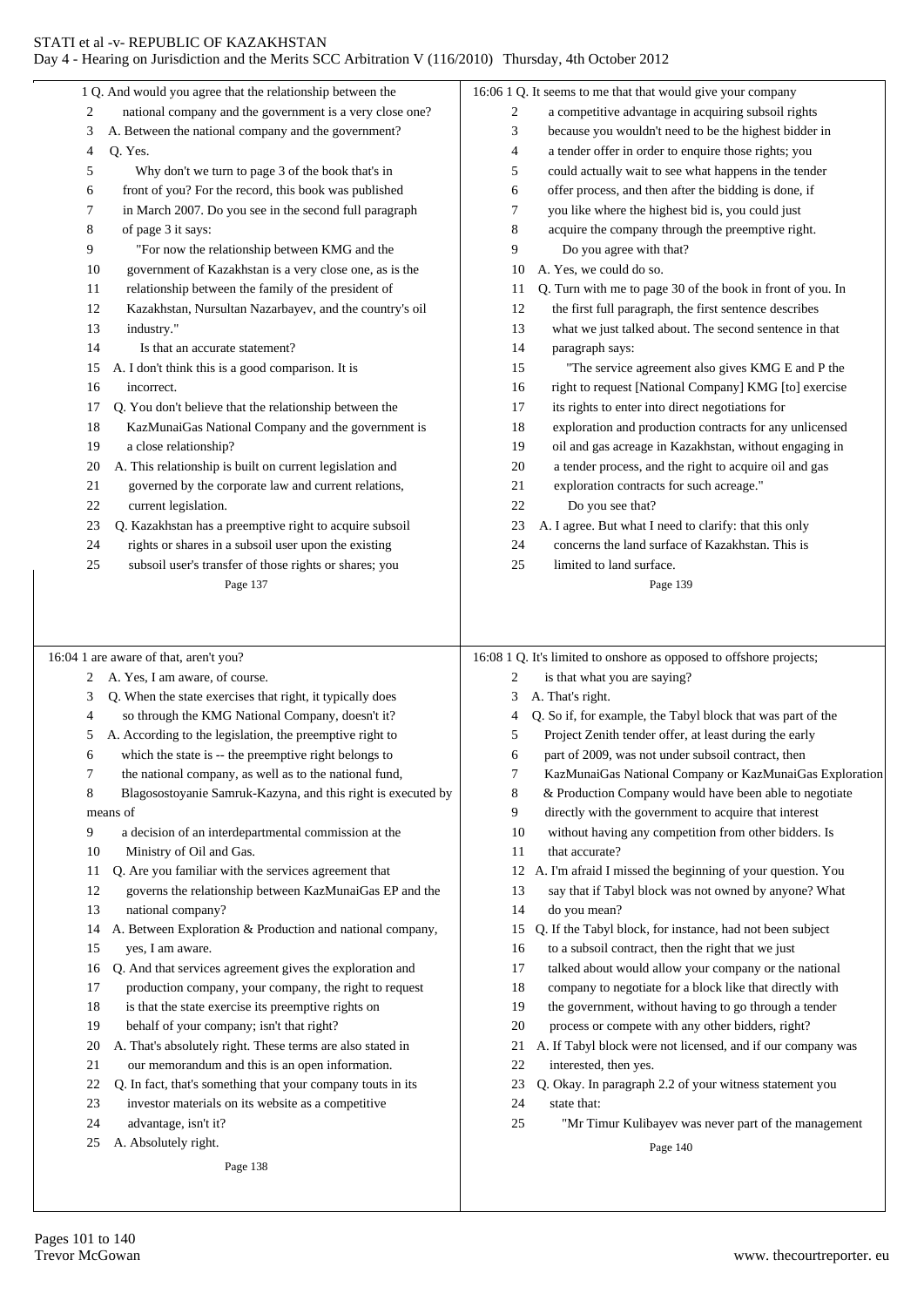1 Q. And would you agree that the relationship between the
2 national company and the government is a very close one?
3 A. Between the national company and the government?
4 Q. Yes.
5 Why don't we turn to page 3 of the book that's in
6 front of you? For the record, this book was published
7 in March 2007. Do you see in the second full paragraph
8 of page 3 it says:
9 "For now the relationship between KMG and the
10 government of Kazakhstan is a very close one, as is the
11 relationship between the family of the president of
12 Kazakhstan, Nursultan Nazarbayev, and the country's oil
13 industry."
14 Is that an accurate statement?
15 A. I don't think this is a good comparison. It is
16 incorrect.
17 Q. You don't believe that the relationship between the
18 KazMunaiGas National Company and the government is
19 a close relationship?
20 A. This relationship is built on current legislation and
21 governed by the corporate law and current relations,
22 current legislation.
23 Q. Kazakhstan has a preemptive right to acquire subsoil
24 rights or shares in a subsoil user upon the existing
25 subsoil user's transfer of those rights or shares; you

Page 137

16:04 1 are aware of that, aren't you?
2 A. Yes, I am aware, of course.
3 Q. When the state exercises that right, it typically does
4 so through the KMG National Company, doesn't it?
5 A. According to the legislation, the preemptive right to
6 which the state is -- the preemptive right belongs to
7 the national company, as well as to the national fund,
8 Blagosostoyanie Samruk-Kazyna, and this right is executed by means of
9 a decision of an interdepartmental commission at the
10 Ministry of Oil and Gas.
11 Q. Are you familiar with the services agreement that
12 governs the relationship between KazMunaiGas EP and the
13 national company?
14 A. Between Exploration & Production and national company,
15 yes, I am aware.
16 Q. And that services agreement gives the exploration and
17 production company, your company, the right to request
18 is that the state exercise its preemptive rights on
19 behalf of your company; isn't that right?
20 A. That's absolutely right. These terms are also stated in
21 our memorandum and this is an open information.
22 Q. In fact, that's something that your company touts in its
23 investor materials on its website as a competitive
24 advantage, isn't it?
25 A. Absolutely right.

Page 138

16:06 1 Q. It seems to me that that would give your company
2 a competitive advantage in acquiring subsoil rights
3 because you wouldn't need to be the highest bidder in
4 a tender offer in order to enquire those rights; you
5 could actually wait to see what happens in the tender
6 offer process, and then after the bidding is done, if
7 you like where the highest bid is, you could just
8 acquire the company through the preemptive right.
9 Do you agree with that?
10 A. Yes, we could do so.
11 Q. Turn with me to page 30 of the book in front of you. In
12 the first full paragraph, the first sentence describes
13 what we just talked about. The second sentence in that
14 paragraph says:
15 "The service agreement also gives KMG E and P the
16 right to request [National Company] KMG [to] exercise
17 its rights to enter into direct negotiations for
18 exploration and production contracts for any unlicensed
19 oil and gas acreage in Kazakhstan, without engaging in
20 a tender process, and the right to acquire oil and gas
21 exploration contracts for such acreage."
22 Do you see that?
23 A. I agree. But what I need to clarify: that this only
24 concerns the land surface of Kazakhstan. This is
25 limited to land surface.

Page 139

16:08 1 Q. It's limited to onshore as opposed to offshore projects;
2 is that what you are saying?
3 A. That's right.
4 Q. So if, for example, the Tabyl block that was part of the
5 Project Zenith tender offer, at least during the early
6 part of 2009, was not under subsoil contract, then
7 KazMunaiGas National Company or KazMunaiGas Exploration
8 & Production Company would have been able to negotiate
9 directly with the government to acquire that interest
10 without having any competition from other bidders. Is
11 that accurate?
12 A. I'm afraid I missed the beginning of your question. You
13 say that if Tabyl block was not owned by anyone? What
14 do you mean?
15 Q. If the Tabyl block, for instance, had not been subject
16 to a subsoil contract, then the right that we just
17 talked about would allow your company or the national
18 company to negotiate for a block like that directly with
19 the government, without having to go through a tender
20 process or compete with any other bidders, right?
21 A. If Tabyl block were not licensed, and if our company was
22 interested, then yes.
23 Q. Okay. In paragraph 2.2 of your witness statement you
24 state that:
25 "Mr Timur Kulibayev was never part of the management

Page 140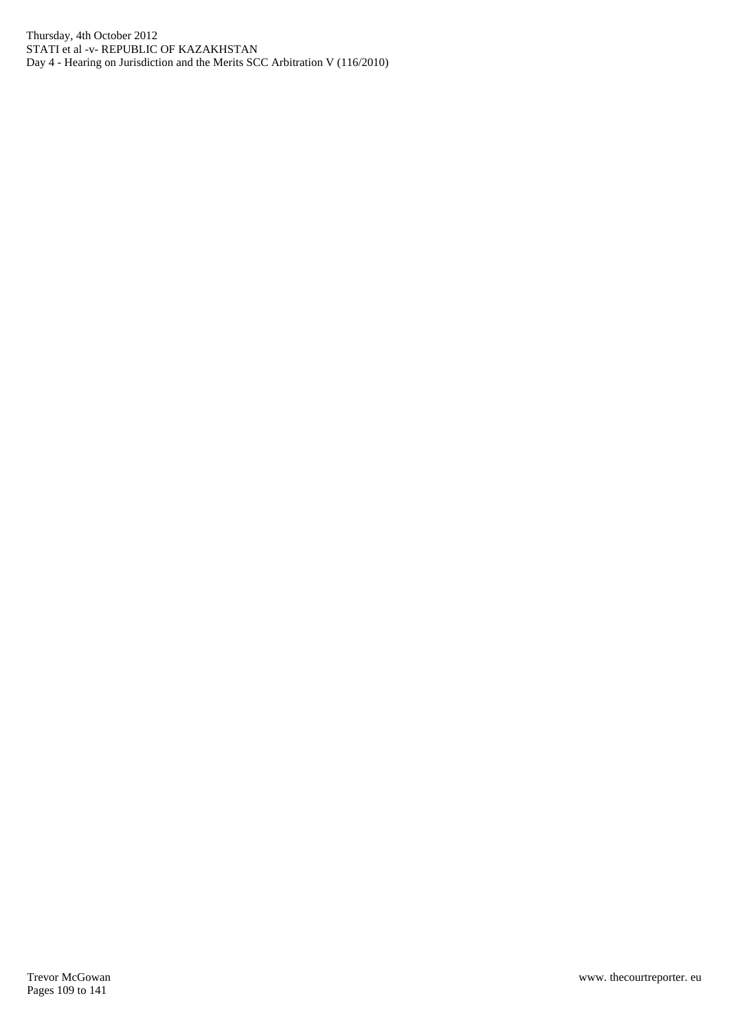Thursday, 4th October 2012

STATI et al -v- REPUBLIC OF KAZAKHSTAN

Day 4 - Hearing on Jurisdiction and the Merits SCC Arbitration V (116/2010)

Trevor McGowan

Pages 109 to 141

www. thecourtreporter. eu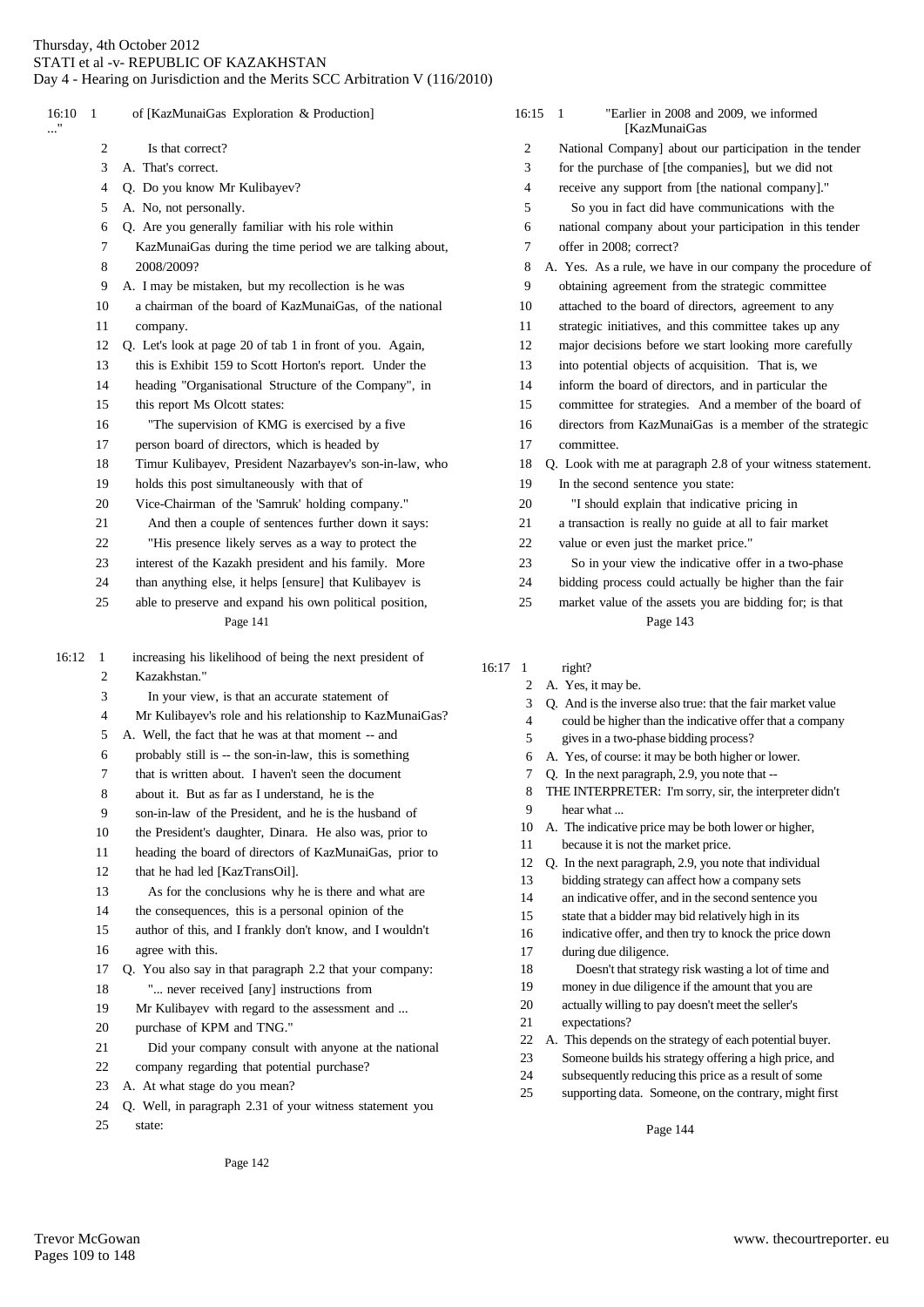16:10

of [KazMunaiGas Exploration & Production] ..."

Is that correct?

A. That's correct.

Q. Do you know Mr Kulibayev?

A. No, not personally.

Q. Are you generally familiar with his role within KazMunaiGas during the time period we are talking about, 2008/2009?

A. I may be mistaken, but my recollection is he was a chairman of the board of KazMunaiGas, of the national company.

Q. Let's look at page 20 of tab 1 in front of you. Again, this is Exhibit 159 to Scott Horton's report. Under the heading "Organisational Structure of the Company", in this report Ms Olcott states:

"The supervision of KMG is exercised by a five person board of directors, which is headed by Timur Kulibayev, President Nazarbayev's son-in-law, who holds this post simultaneously with that of Vice-Chairman of the 'Samruk' holding company."

And then a couple of sentences further down it says:

"His presence likely serves as a way to protect the interest of the Kazakh president and his family. More than anything else, it helps [ensure] that Kulibayev is able to preserve and expand his own political position,

16:12

increasing his likelihood of being the next president of Kazakhstan."

In your view, is that an accurate statement of Mr Kulibayev's role and his relationship to KazMunaiGas?

A. Well, the fact that he was at that moment -- and probably still is -- the son-in-law, this is something that is written about. I haven't seen the document about it. But as far as I understand, he is the son-in-law of the President, and he is the husband of the President's daughter, Dinara. He also was, prior to heading the board of directors of KazMunaiGas, prior to that he had led [KazTransOil].

As for the conclusions why he is there and what are the consequences, this is a personal opinion of the author of this, and I frankly don't know, and I wouldn't agree with this.

Q. You also say in that paragraph 2.2 that your company:

"... never received [any] instructions from Mr Kulibayev with regard to the assessment and ... purchase of KPM and TNG."

Did your company consult with anyone at the national company regarding that potential purchase?

A. At what stage do you mean?

Q. Well, in paragraph 2.31 of your witness statement you state:

16:15

"Earlier in 2008 and 2009, we informed [KazMunaiGas National Company] about our participation in the tender for the purchase of [the companies], but we did not receive any support from [the national company]."

So you in fact did have communications with the national company about your participation in this tender offer in 2008; correct?

A. Yes. As a rule, we have in our company the procedure of obtaining agreement from the strategic committee attached to the board of directors, agreement to any strategic initiatives, and this committee takes up any major decisions before we start looking more carefully into potential objects of acquisition. That is, we inform the board of directors, and in particular the committee for strategies. And a member of the board of directors from KazMunaiGas is a member of the strategic committee.

Q. Look with me at paragraph 2.8 of your witness statement. In the second sentence you state:

"I should explain that indicative pricing in a transaction is really no guide at all to fair market value or even just the market price."

So in your view the indicative offer in a two-phase bidding process could actually be higher than the fair market value of the assets you are bidding for; is that

16:17

right?

A. Yes, it may be.

Q. And is the inverse also true: that the fair market value could be higher than the indicative offer that a company gives in a two-phase bidding process?

A. Yes, of course: it may be both higher or lower.

Q. In the next paragraph, 2.9, you note that --

THE INTERPRETER: I'm sorry, sir, the interpreter didn't hear what ...

A. The indicative price may be both lower or higher, because it is not the market price.

Q. In the next paragraph, 2.9, you note that individual bidding strategy can affect how a company sets an indicative offer, and in the second sentence you state that a bidder may bid relatively high in its indicative offer, and then try to knock the price down during due diligence.

Doesn't that strategy risk wasting a lot of time and money in due diligence if the amount that you are actually willing to pay doesn't meet the seller's expectations?

A. This depends on the strategy of each potential buyer. Someone builds his strategy offering a high price, and subsequently reducing this price as a result of some supporting data. Someone, on the contrary, might first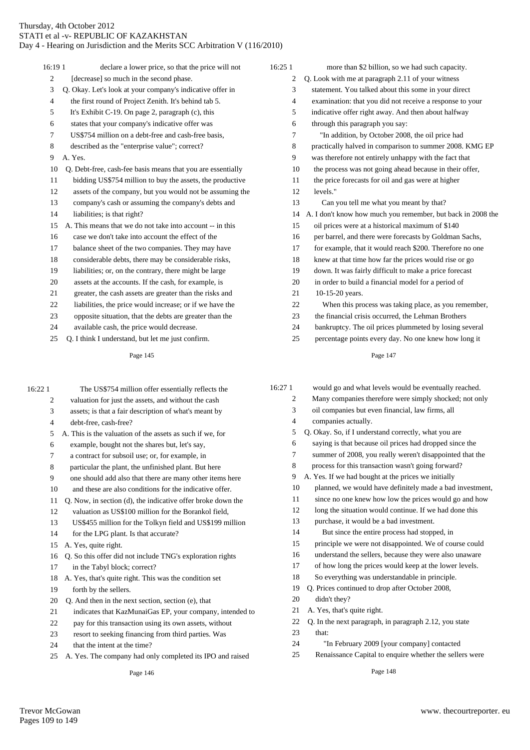16:19 1 declare a lower price, so that the price will not
2 [decrease] so much in the second phase.
3 Q. Okay. Let's look at your company's indicative offer in
4 the first round of Project Zenith. It's behind tab 5.
5 It's Exhibit C-19. On page 2, paragraph (c), this
6 states that your company's indicative offer was
7 US$754 million on a debt-free and cash-free basis,
8 described as the "enterprise value"; correct?
9 A. Yes.
10 Q. Debt-free, cash-fee basis means that you are essentially
11 bidding US$754 million to buy the assets, the productive
12 assets of the company, but you would not be assuming the
13 company's cash or assuming the company's debts and
14 liabilities; is that right?
15 A. This means that we do not take into account -- in this
16 case we don't take into account the effect of the
17 balance sheet of the two companies. They may have
18 considerable debts, there may be considerable risks,
19 liabilities; or, on the contrary, there might be large
20 assets at the accounts. If the cash, for example, is
21 greater, the cash assets are greater than the risks and
22 liabilities, the price would increase; or if we have the
23 opposite situation, that the debts are greater than the
24 available cash, the price would decrease.
25 Q. I think I understand, but let me just confirm.

Page 145

16:22 1 The US$754 million offer essentially reflects the
2 valuation for just the assets, and without the cash
3 assets; is that a fair description of what's meant by
4 debt-free, cash-free?
5 A. This is the valuation of the assets as such if we, for
6 example, bought not the shares but, let's say,
7 a contract for subsoil use; or, for example, in
8 particular the plant, the unfinished plant. But here
9 one should add also that there are many other items here
10 and these are also conditions for the indicative offer.
11 Q. Now, in section (d), the indicative offer broke down the
12 valuation as US$100 million for the Borankol field,
13 US$455 million for the Tolkyn field and US$199 million
14 for the LPG plant. Is that accurate?
15 A. Yes, quite right.
16 Q. So this offer did not include TNG's exploration rights
17 in the Tabyl block; correct?
18 A. Yes, that's quite right. This was the condition set
19 forth by the sellers.
20 Q. And then in the next section, section (e), that
21 indicates that KazMunaiGas EP, your company, intended to
22 pay for this transaction using its own assets, without
23 resort to seeking financing from third parties. Was
24 that the intent at the time?
25 A. Yes. The company had only completed its IPO and raised

Page 146

16:25 1 more than $2 billion, so we had such capacity.
2 Q. Look with me at paragraph 2.11 of your witness
3 statement. You talked about this some in your direct
4 examination: that you did not receive a response to your
5 indicative offer right away. And then about halfway
6 through this paragraph you say:
7 "In addition, by October 2008, the oil price had
8 practically halved in comparison to summer 2008. KMG EP
9 was therefore not entirely unhappy with the fact that
10 the process was not going ahead because in their offer,
11 the price forecasts for oil and gas were at higher
12 levels."
13 Can you tell me what you meant by that?
14 A. I don't know how much you remember, but back in 2008 the
15 oil prices were at a historical maximum of $140
16 per barrel, and there were forecasts by Goldman Sachs,
17 for example, that it would reach $200. Therefore no one
18 knew at that time how far the prices would rise or go
19 down. It was fairly difficult to make a price forecast
20 in order to build a financial model for a period of
21 10-15-20 years.
22 When this process was taking place, as you remember,
23 the financial crisis occurred, the Lehman Brothers
24 bankruptcy. The oil prices plummeted by losing several
25 percentage points every day. No one knew how long it

Page 147

16:27 1 would go and what levels would be eventually reached.
2 Many companies therefore were simply shocked; not only
3 oil companies but even financial, law firms, all
4 companies actually.
5 Q. Okay. So, if I understand correctly, what you are
6 saying is that because oil prices had dropped since the
7 summer of 2008, you really weren't disappointed that the
8 process for this transaction wasn't going forward?
9 A. Yes. If we had bought at the prices we initially
10 planned, we would have definitely made a bad investment,
11 since no one knew how low the prices would go and how
12 long the situation would continue. If we had done this
13 purchase, it would be a bad investment.
14 But since the entire process had stopped, in
15 principle we were not disappointed. We of course could
16 understand the sellers, because they were also unaware
17 of how long the prices would keep at the lower levels.
18 So everything was understandable in principle.
19 Q. Prices continued to drop after October 2008,
20 didn't they?
21 A. Yes, that's quite right.
22 Q. In the next paragraph, in paragraph 2.12, you state
23 that:
24 "In February 2009 [your company] contacted
25 Renaissance Capital to enquire whether the sellers were

Page 148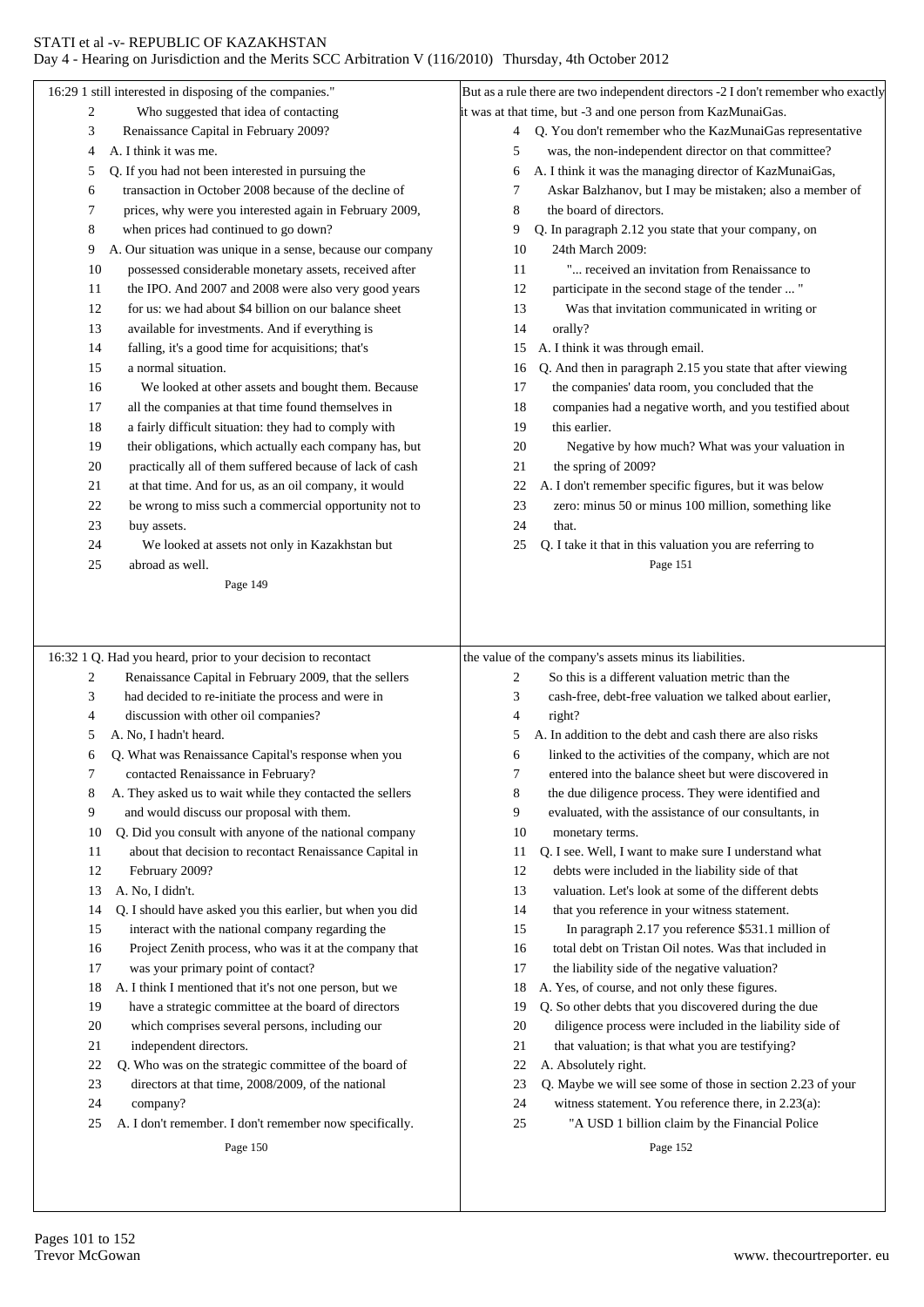16:29 1 still interested in disposing of the companies."
2 Who suggested that idea of contacting
3 Renaissance Capital in February 2009?
4 A. I think it was me.
5 Q. If you had not been interested in pursuing the
6 transaction in October 2008 because of the decline of
7 prices, why were you interested again in February 2009,
8 when prices had continued to go down?
9 A. Our situation was unique in a sense, because our company
10 possessed considerable monetary assets, received after
11 the IPO. And 2007 and 2008 were also very good years
12 for us: we had about $4 billion on our balance sheet
13 available for investments. And if everything is
14 falling, it's a good time for acquisitions; that's
15 a normal situation.
16 We looked at other assets and bought them. Because
17 all the companies at that time found themselves in
18 a fairly difficult situation: they had to comply with
19 their obligations, which actually each company has, but
20 practically all of them suffered because of lack of cash
21 at that time. And for us, as an oil company, it would
22 be wrong to miss such a commercial opportunity not to
23 buy assets.
24 We looked at assets not only in Kazakhstan but
25 abroad as well.

Page 149

16:32 1 Q. Had you heard, prior to your decision to recontact
2 Renaissance Capital in February 2009, that the sellers
3 had decided to re-initiate the process and were in
4 discussion with other oil companies?
5 A. No, I hadn't heard.
6 Q. What was Renaissance Capital's response when you
7 contacted Renaissance in February?
8 A. They asked us to wait while they contacted the sellers
9 and would discuss our proposal with them.
10 Q. Did you consult with anyone of the national company
11 about that decision to recontact Renaissance Capital in
12 February 2009?
13 A. No, I didn't.
14 Q. I should have asked you this earlier, but when you did
15 interact with the national company regarding the
16 Project Zenith process, who was it at the company that
17 you primary point of contact?
18 A. I think I mentioned that it's not one person, but we
19 have a strategic committee at the board of directors
20 which comprises several persons, including our
21 independent directors.
22 Q. Who was on the strategic committee of the board of
23 directors at that time, 2008/2009, of the national
24 company?
25 A. I don't remember. I don't remember now specifically.

Page 150

But as a rule there are two independent directors -2 I don't remember who exactly
it was at that time, but -3 and one person from KazMunaiGas.
4 Q. You don't remember who the KazMunaiGas representative
5 was, the non-independent director on that committee?
6 A. I think it was the managing director of KazMunaiGas,
7 Askar Balzhanov, but I may be mistaken; also a member of
8 the board of directors.
9 Q. In paragraph 2.12 you state that your company, on
10 24th March 2009:
11 "... received an invitation from Renaissance to
12 participate in the second stage of the tender ... "
13 Was that invitation communicated in writing or
14 orally?
15 A. I think it was through email.
16 Q. And then in paragraph 2.15 you state that after viewing
17 the companies' data room, you concluded that the
18 companies had a negative worth, and you testified about
19 this earlier.
20 Negative by how much? What was your valuation in
21 the spring of 2009?
22 A. I don't remember specific figures, but it was below
23 zero: minus 50 or minus 100 million, something like
24 that.
25 Q. I take it that in this valuation you are referring to

Page 151

the value of the company's assets minus its liabilities.
2 So this is a different valuation metric than the
3 cash-free, debt-free valuation we talked about earlier,
4 right?
5 A. In addition to the debt and cash there are also risks
6 linked to the activities of the company, which are not
7 entered into the balance sheet but were discovered in
8 the due diligence process. They were identified and
9 evaluated, with the assistance of our consultants, in
10 monetary terms.
11 Q. I see. Well, I want to make sure I understand what
12 debts were included in the liability side of that
13 valuation. Let's look at some of the different debts
14 that you reference in your witness statement.
15 In paragraph 2.17 you reference $531.1 million of
16 total debt on Tristan Oil notes. Was that included in
17 the liability side of the negative valuation?
18 A. Yes, of course, and not only these figures.
19 Q. So other debts that you discovered during the due
20 diligence process were included in the liability side of
21 that valuation; is that what you are testifying?
22 A. Absolutely right.
23 Q. Maybe we will see some of those in section 2.23 of your
24 witness statement. You reference there, in 2.23(a):
25 "A USD 1 billion claim by the Financial Police

Page 152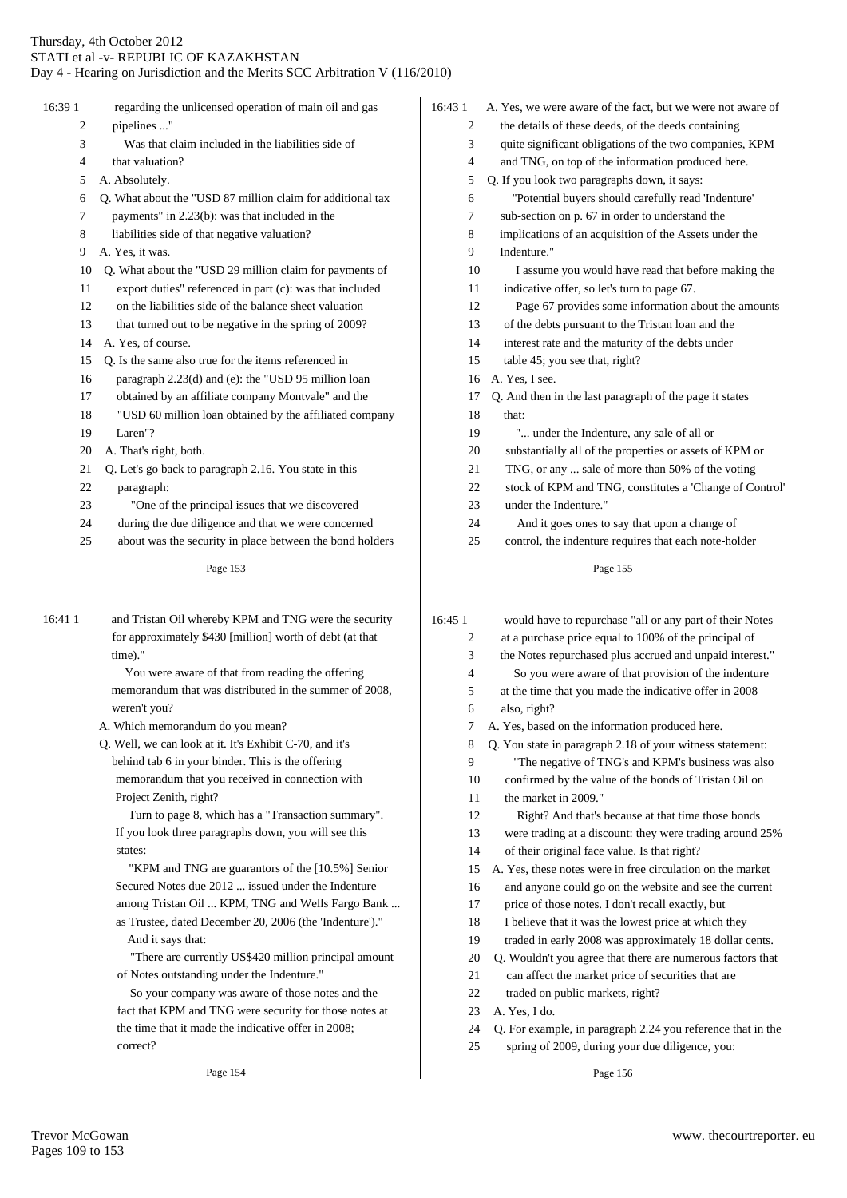16:39 1 regarding the unlicensed operation of main oil and gas
2 pipelines ..."
3 Was that claim included in the liabilities side of
4 that valuation?
5 A. Absolutely.
6 Q. What about the "USD 87 million claim for additional tax
7 payments" in 2.23(b): was that included in the
8 liabilities side of that negative valuation?
9 A. Yes, it was.
10 Q. What about the "USD 29 million claim for payments of
11 export duties" referenced in part (c): was that included
12 on the liabilities side of the balance sheet valuation
13 that turned out to be negative in the spring of 2009?
14 A. Yes, of course.
15 Q. Is the same also true for the items referenced in
16 paragraph 2.23(d) and (e): the "USD 95 million loan
17 obtained by an affiliate company Montvale" and the
18 "USD 60 million loan obtained by the affiliated company
19 Laren"?
20 A. That's right, both.
21 Q. Let's go back to paragraph 2.16. You state in this
22 paragraph:
23 "One of the principal issues that we discovered
24 during the due diligence and that we were concerned
25 about was the security in place between the bond holders

Page 153

16:41 1 and Tristan Oil whereby KPM and TNG were the security
2 for approximately $430 [million] worth of debt (at that
3 time)."
4 You were aware of that from reading the offering
5 memorandum that was distributed in the summer of 2008,
6 weren't you?
7 A. Which memorandum do you mean?
8 Q. Well, we can look at it. It's Exhibit C-70, and it's
9 behind tab 6 in your binder. This is the offering
10 memorandum that you received in connection with
11 Project Zenith, right?
12 Turn to page 8, which has a "Transaction summary".
13 If you look three paragraphs down, you will see this
14 states:
15 "KPM and TNG are guarantors of the [10.5%] Senior
16 Secured Notes due 2012 ... issued under the Indenture
17 among Tristan Oil ... KPM, TNG and Wells Fargo Bank ...
18 as Trustee, dated December 20, 2006 (the 'Indenture')."
19 And it says that:
20 "There are currently US$420 million principal amount
21 of Notes outstanding under the Indenture."
22 So your company was aware of those notes and the
23 fact that KPM and TNG were security for those notes at
24 the time that it made the indicative offer in 2008;
25 correct?

Page 154

16:43 1 A. Yes, we were aware of the fact, but we were not aware of
2 the details of these deeds, of the deeds containing
3 quite significant obligations of the two companies, KPM
4 and TNG, on top of the information produced here.
5 Q. If you look two paragraphs down, it says:
6 "Potential buyers should carefully read 'Indenture'
7 sub-section on p. 67 in order to understand the
8 implications of an acquisition of the Assets under the
9 Indenture."
10 I assume you would have read that before making the
11 indicative offer, so let's turn to page 67.
12 Page 67 provides some information about the amounts
13 of the debts pursuant to the Tristan loan and the
14 interest rate and the maturity of the debts under
15 table 45; you see that, right?
16 A. Yes, I see.
17 Q. And then in the last paragraph of the page it states
18 that:
19 "... under the Indenture, any sale of all or
20 substantially all of the properties or assets of KPM or
21 TNG, or any ... sale of more than 50% of the voting
22 stock of KPM and TNG, constitutes a 'Change of Control'
23 under the Indenture."
24 And it goes ones to say that upon a change of
25 control, the indenture requires that each note-holder

Page 155

16:45 1 would have to repurchase "all or any part of their Notes
2 at a purchase price equal to 100% of the principal of
3 the Notes repurchased plus accrued and unpaid interest."
4 So you were aware of that provision of the indenture
5 at the time that you made the indicative offer in 2008
6 also, right?
7 A. Yes, based on the information produced here.
8 Q. You state in paragraph 2.18 of your witness statement:
9 "The negative of TNG's and KPM's business was also
10 confirmed by the value of the bonds of Tristan Oil on
11 the market in 2009."
12 Right? And that's because at that time those bonds
13 were trading at a discount: they were trading around 25%
14 of their original face value. Is that right?
15 A. Yes, these notes were in free circulation on the market
16 and anyone could go on the website and see the current
17 price of those notes. I don't recall exactly, but
18 I believe that it was the lowest price at which they
19 traded in early 2008 was approximately 18 dollar cents.
20 Q. Wouldn't you agree that there are numerous factors that
21 can affect the market price of securities that are
22 traded on public markets, right?
23 A. Yes, I do.
24 Q. For example, in paragraph 2.24 you reference that in the
25 spring of 2009, during your due diligence, you:

Page 156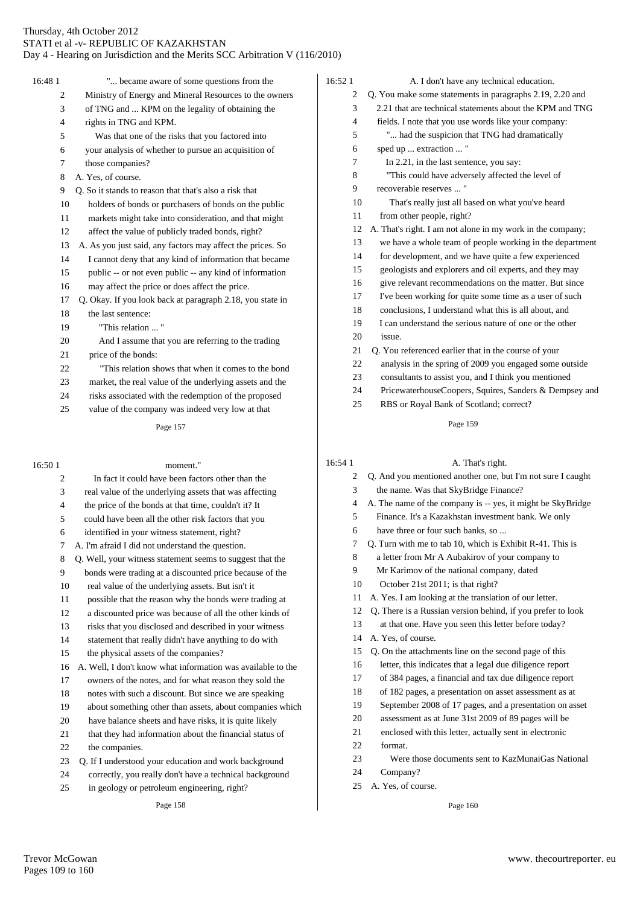16:48 1 "... became aware of some questions from the
2 Ministry of Energy and Mineral Resources to the owners
3 of TNG and ... KPM on the legality of obtaining the
4 rights in TNG and KPM.
5 Was that one of the risks that you factored into
6 your analysis of whether to pursue an acquisition of
7 those companies?
8 A. Yes, of course.
9 Q. So it stands to reason that that's also a risk that
10 holders of bonds or purchasers of bonds on the public
11 markets might take into consideration, and that might
12 affect the value of publicly traded bonds, right?
13 A. As you just said, any factors may affect the prices. So
14 I cannot deny that any kind of information that became
15 public -- or not even public -- any kind of information
16 may affect the price or does affect the price.
17 Q. Okay. If you look back at paragraph 2.18, you state in
18 the last sentence:
19 "This relation ... "
20 And I assume that you are referring to the trading
21 price of the bonds:
22 "This relation shows that when it comes to the bond
23 market, the real value of the underlying assets and the
24 risks associated with the redemption of the proposed
25 value of the company was indeed very low at that

Page 157

16:50 1 moment."
2 In fact it could have been factors other than the
3 real value of the underlying assets that was affecting
4 the price of the bonds at that time, couldn't it? It
5 could have been all the other risk factors that you
6 identified in your witness statement, right?
7 A. I'm afraid I did not understand the question.
8 Q. Well, your witness statement seems to suggest that the
9 bonds were trading at a discounted price because of the
10 real value of the underlying assets. But isn't it
11 possible that the reason why the bonds were trading at
12 a discounted price was because of all the other kinds of
13 risks that you disclosed and described in your witness
14 statement that really didn't have anything to do with
15 the physical assets of the companies?
16 A. Well, I don't know what information was available to the
17 owners of the notes, and for what reason they sold the
18 notes with such a discount. But since we are speaking
19 about something other than assets, about companies which
20 have balance sheets and have risks, it is quite likely
21 that they had information about the financial status of
22 the companies.
23 Q. If I understood your education and work background
24 correctly, you really don't have a technical background
25 in geology or petroleum engineering, right?

Page 158

16:52 1 A. I don't have any technical education.
2 Q. You make some statements in paragraphs 2.19, 2.20 and
3 2.21 that are technical statements about the KPM and TNG
4 fields. I note that you use words like your company:
5 "... had the suspicion that TNG had dramatically
6 sped up ... extraction ... "
7 In 2.21, in the last sentence, you say:
8 "This could have adversely affected the level of
9 recoverable reserves ... "
10 That's really just all based on what you've heard
11 from other people, right?
12 A. That's right. I am not alone in my work in the company;
13 we have a whole team of people working in the department
14 for development, and we have quite a few experienced
15 geologists and explorers and oil experts, and they may
16 give relevant recommendations on the matter. But since
17 I've been working for quite some time as a user of such
18 conclusions, I understand what this is all about, and
19 I can understand the serious nature of one or the other
20 issue.
21 Q. You referenced earlier that in the course of your
22 analysis in the spring of 2009 you engaged some outside
23 consultants to assist you, and I think you mentioned
24 PricewaterhouseCoopers, Squires, Sanders & Dempsey and
25 RBS or Royal Bank of Scotland; correct?

Page 159

16:54 1 A. That's right.
2 Q. And you mentioned another one, but I'm not sure I caught
3 the name. Was that SkyBridge Finance?
4 A. The name of the company is -- yes, it might be SkyBridge
5 Finance. It's a Kazakhstan investment bank. We only
6 have three or four such banks, so ...
7 Q. Turn with me to tab 10, which is Exhibit R-41. This is
8 a letter from Mr A Aubakirov of your company to
9 Mr Karimov of the national company, dated
10 October 21st 2011; is that right?
11 A. Yes. I am looking at the translation of our letter.
12 Q. There is a Russian version behind, if you prefer to look
13 at that one. Have you seen this letter before today?
14 A. Yes, of course.
15 Q. On the attachments line on the second page of this
16 letter, this indicates that a legal due diligence report
17 of 384 pages, a financial and tax due diligence report
18 of 182 pages, a presentation on asset assessment as at
19 September 2008 of 17 pages, and a presentation on asset
20 assessment as at June 31st 2009 of 89 pages will be
21 enclosed with this letter, actually sent in electronic
22 format.
23 Were those documents sent to KazMunaiGas National
24 Company?
25 A. Yes, of course.

Page 160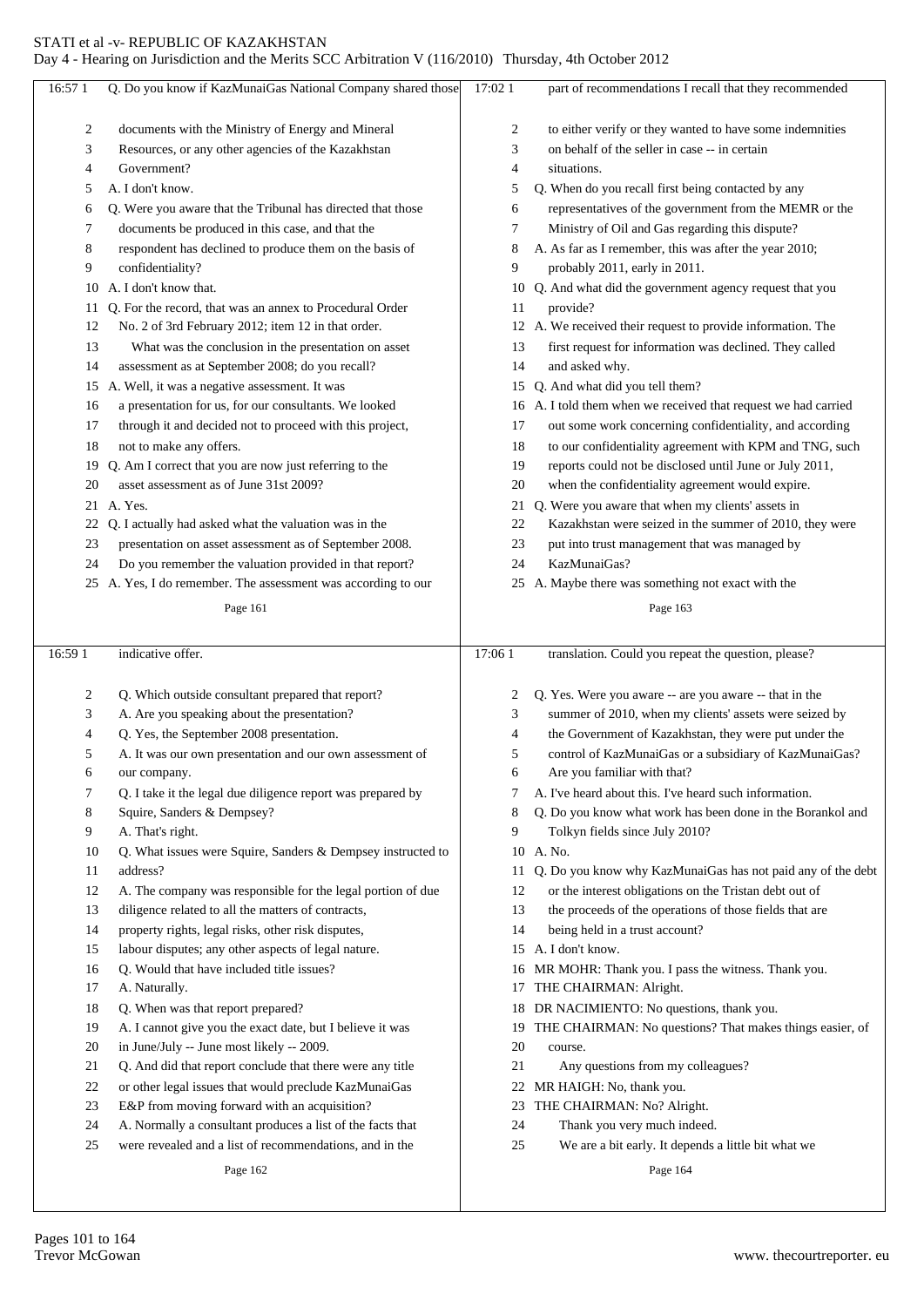Q. Do you know if KazMunaiGas National Company shared those documents with the Ministry of Energy and Mineral Resources, or any other agencies of the Kazakhstan Government?

A. I don't know.

Q. Were you aware that the Tribunal has directed that those documents be produced in this case, and that the respondent has declined to produce them on the basis of confidentiality?

A. I don't know that.

Q. For the record, that was an annex to Procedural Order No. 2 of 3rd February 2012; item 12 in that order.

What was the conclusion in the presentation on asset assessment as at September 2008; do you recall?

A. Well, it was a negative assessment. It was a presentation for us, for our consultants. We looked through it and decided not to proceed with this project, not to make any offers.

Q. Am I correct that you are now just referring to the asset assessment as of June 31st 2009?

A. Yes.

Q. I actually had asked what the valuation was in the presentation on asset assessment as of September 2008. Do you remember the valuation provided in that report?

A. Yes, I do remember. The assessment was according to our indicative offer.

Q. Which outside consultant prepared that report?

A. Are you speaking about the presentation?

Q. Yes, the September 2008 presentation.

A. It was our own presentation and our own assessment of our company.

Q. I take it the legal due diligence report was prepared by Squire, Sanders & Dempsey?

A. That's right.

Q. What issues were Squire, Sanders & Dempsey instructed to address?

A. The company was responsible for the legal portion of due diligence related to all the matters of contracts, property rights, legal risks, other risk disputes, labour disputes; any other aspects of legal nature.

Q. Would that have included title issues?

A. Naturally.

Q. When was that report prepared?

A. I cannot give you the exact date, but I believe it was in June/July -- June most likely -- 2009.

Q. And did that report conclude that there were any title or other legal issues that would preclude KazMunaiGas E&P from moving forward with an acquisition?

A. Normally a consultant produces a list of the facts that were revealed and a list of recommendations, and in the part of recommendations I recall that they recommended to either verify or they wanted to have some indemnities on behalf of the seller in case -- in certain situations.

Q. When do you recall first being contacted by any representatives of the government from the MEMR or the Ministry of Oil and Gas regarding this dispute?

A. As far as I remember, this was after the year 2010; probably 2011, early in 2011.

Q. And what did the government agency request that you provide?

A. We received their request to provide information. The first request for information was declined. They called and asked why.

Q. And what did you tell them?

A. I told them when we received that request we had carried out some work concerning confidentiality, and according to our confidentiality agreement with KPM and TNG, such reports could not be disclosed until June or July 2011, when the confidentiality agreement would expire.

Q. Were you aware that when my clients' assets in Kazakhstan were seized in the summer of 2010, they were put into trust management that was managed by KazMunaiGas?

A. Maybe there was something not exact with the translation. Could you repeat the question, please?

Q. Yes. Were you aware -- are you aware -- that in the summer of 2010, when my clients' assets were seized by the Government of Kazakhstan, they were put under the control of KazMunaiGas or a subsidiary of KazMunaiGas? Are you familiar with that?

A. I've heard about this. I've heard such information.

Q. Do you know what work has been done in the Borankol and Tolkyn fields since July 2010?

A. No.

Q. Do you know why KazMunaiGas has not paid any of the debt or the interest obligations on the Tristan debt out of the proceeds of the operations of those fields that are being held in a trust account?

A. I don't know.

MR MOHR: Thank you. I pass the witness. Thank you.

THE CHAIRMAN: Alright.

DR NACIMIENTO: No questions, thank you.

THE CHAIRMAN: No questions? That makes things easier, of course.

Any questions from my colleagues?

MR HAIGH: No, thank you.

THE CHAIRMAN: No? Alright.

Thank you very much indeed.

We are a bit early. It depends a little bit what we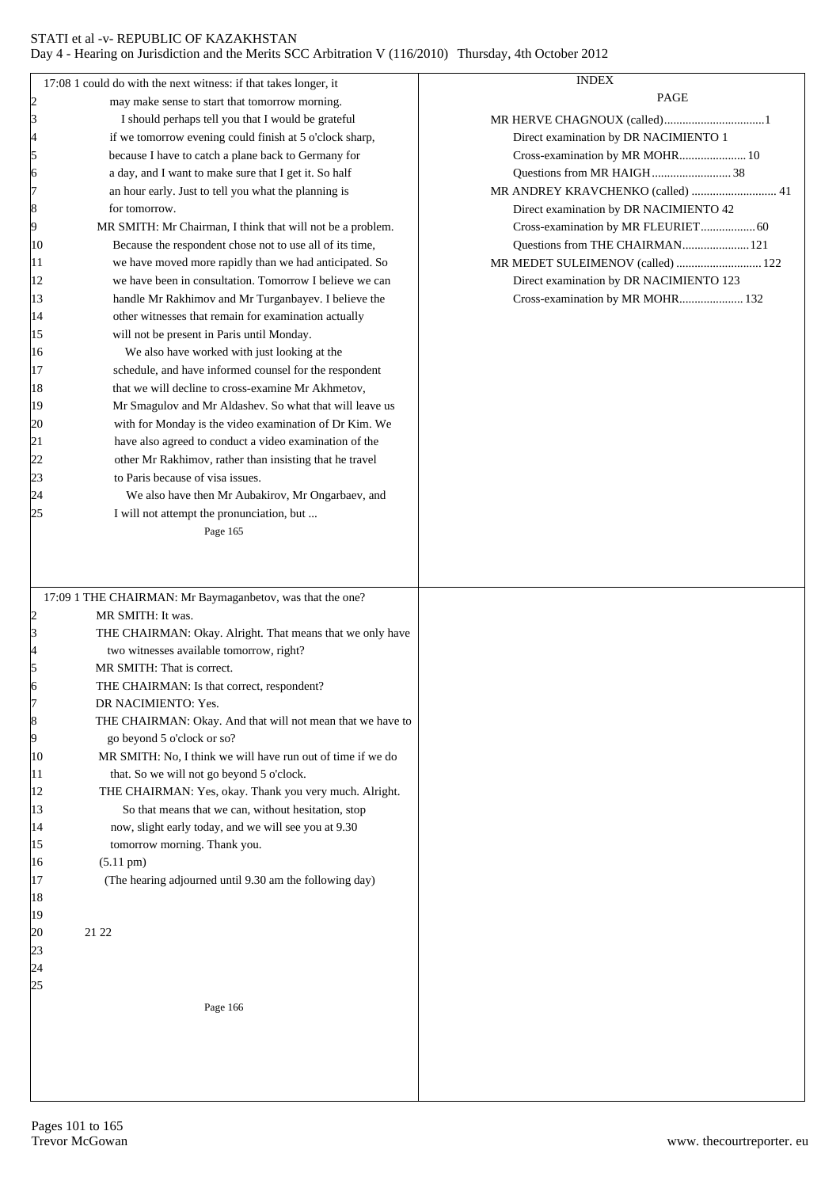17:08 1 could do with the next witness: if that takes longer, it
2 may make sense to start that tomorrow morning.
3 I should perhaps tell you that I would be grateful
4 if we tomorrow evening could finish at 5 o'clock sharp,
5 because I have to catch a plane back to Germany for
6 a day, and I want to make sure that I get it. So half
7 an hour early. Just to tell you what the planning is
8 for tomorrow.
9 MR SMITH: Mr Chairman, I think that will not be a problem.
10 Because the respondent chose not to use all of its time,
11 we have moved more rapidly than we had anticipated. So
12 we have been in consultation. Tomorrow I believe we can
13 handle Mr Rakhimov and Mr Turganbayev. I believe the
14 other witnesses that remain for examination actually
15 will not be present in Paris until Monday.
16 We also have worked with just looking at the
17 schedule, and have informed counsel for the respondent
18 that we will decline to cross-examine Mr Akhmetov,
19 Mr Smagulov and Mr Aldashev. So what that will leave us
20 with for Monday is the video examination of Dr Kim. We
21 have also agreed to conduct a video examination of the
22 other Mr Rakhimov, rather than insisting that he travel
23 to Paris because of visa issues.
24 We also have then Mr Aubakirov, Mr Ongarbaev, and
25 I will not attempt the pronunciation, but ...

Page 165

17:09 1 THE CHAIRMAN: Mr Baymaganbetov, was that the one?
2 MR SMITH: It was.
3 THE CHAIRMAN: Okay. Alright. That means that we only have
4 two witnesses available tomorrow, right?
5 MR SMITH: That is correct.
6 THE CHAIRMAN: Is that correct, respondent?
7 DR NACIMIENTO: Yes.
8 THE CHAIRMAN: Okay. And that will not mean that we have to
9 go beyond 5 o'clock or so?
10 MR SMITH: No, I think we will have run out of time if we do
11 that. So we will not go beyond 5 o'clock.
12 THE CHAIRMAN: Yes, okay. Thank you very much. Alright.
13 So that means that we can, without hesitation, stop
14 now, slight early today, and we will see you at 9.30
15 tomorrow morning. Thank you.
16 (5.11 pm)
17 (The hearing adjourned until 9.30 am the following day)
18
19
20 21 22
23
24
25

Page 166

INDEX

| | PAGE |
|---|---|
| MR HERVE CHAGNOUX (called) | 1 |
| Direct examination by DR NACIMIENTO | 1 |
| Cross-examination by MR MOHR | 10 |
| Questions from MR HAIGH | 38 |
| MR ANDREY KRAVCHENKO (called) | 41 |
| Direct examination by DR NACIMIENTO | 42 |
| Cross-examination by MR FLEURIET | 60 |
| Questions from THE CHAIRMAN | 121 |
| MR MEDET SULEIMENOV (called) | 122 |
| Direct examination by DR NACIMIENTO | 123 |
| Cross-examination by MR MOHR | 132 |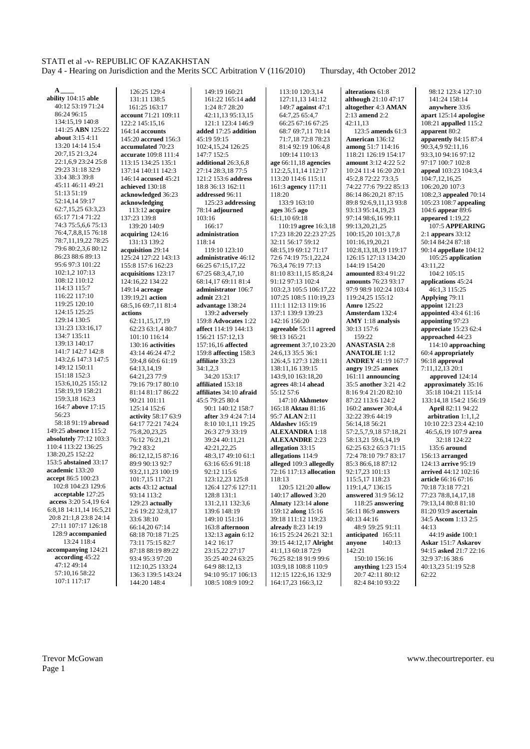**A**

**ability** 104:15 **able** 40:12 53:19 71:24 86:24 96:15 134:15,19 140:8 141:25 **ABN** 125:22 **about** 3:15 4:11 13:20 14:14 15:4 20:7,15 21:3,24 22:1,6,9 23:24 25:8 29:23 31:18 32:9 33:4 38:3 39:8 45:11 46:11 49:21 51:13 51:19 52:14,14 59:17 62:7,15,25 63:3,23 65:17 71:4 71:22 74:3 75:5,6,6 75:13 76:4,7,8,8,15 76:18 78:7,11,19,22 78:25 79:6 80:2,3,6 80:12 86:23 88:6 89:13 95:6 97:3 101:22 102:1,2 107:13 108:12 110:12 114:13 115:7 116:22 117:10 119:25 120:10 124:15 125:25 129:14 130:5 131:23 133:16,17 134:7 135:11 139:13 140:17 141:7 142:7 142:8 143:2,6 147:3 147:5 149:12 150:11 151:18 152:3 153:6,10,25 155:12 158:19,19 158:21 159:3,18 162:3 164:7 **above** 17:15 56:23 58:18 91:19 **abroad** 149:25 **absence** 115:2 **absolutely** 77:12 103:3 110:4 113:22 136:25 138:20,25 152:22 153:5 **abstained** 33:17 **academic** 133:20 **accept** 86:5 100:23 102:8 104:23 129:6 **acceptable** 127:25 **access** 3:20 5:4,19 6:4 6:8,18 14:11,14 16:5,21 20:8 21:1,8 23:8 24:14 27:11 107:17 126:18 128:9 **accompanied** 13:24 118:4 **accompanying** 124:21 **according** 45:22 47:12 49:14 57:10,16 58:22 107:1 117:17 126:25 129:4 131:11 138:5 161:25 163:17 **account** 71:21 109:11 122:2 145:15,16 164:14 **accounts** 145:20 **accrued** 156:3 **accumulated** 70:23 **accurate** 109:8 111:4 113:15 134:25 135:1 137:14 140:11 142:3 146:14 **accused** 45:21 **achieved** 130:18 **acknowledged** 36:23 **acknowledging** 113:12 **acquire** 137:23 139:8 139:20 140:9 **acquiring** 124:16 131:13 139:2 **acquisition** 29:14 125:24 127:22 143:13 155:8 157:6 162:23 **acquisitions** 123:17 124:16,22 134:22 149:14 **acreage** 139:19,21 **action** 68:5,16 69:7,11 81:4 **actions** 62:11,15,17,19 62:23 63:1,4 80:7 101:10 116:14 130:16 **activities** 43:14 46:24 47:2 59:4,8 60:6 61:19 64:13,14,19 64:21,23 77:9 79:16 79:17 80:10 81:14 81:17 86:22 90:21 101:11 125:14 152:6 **activity** 58:17 63:9 64:17 72:21 74:24 75:8,20,23,25 76:12 76:21,21 79:2 83:2 86:12,12,15 87:16 89:9 90:13 92:7 93:2,11,23 100:19 101:7,15 117:21 **acts** 43:12 **actual** 93:14 113:2 129:23 **actually** 2:6 19:22 32:8,17 33:6 38:10 66:14,20 67:14 68:18 70:18 71:25 73:11 75:15 82:7 87:18 88:19 89:22 93:4 95:3 97:20 112:10,25 133:24 136:3 139:5 143:24 144:20 148:4 149:19 160:21 161:22 165:14 **add** 1:24 8:7 28:20 42:11,13 95:13,15 121:1 123:4 146:9 **added** 17:25 **addition** 45:19 59:15 102:4,15,24 126:25 147:7 152:5 **additional** 26:3,6,8 27:14 28:3,18 77:5 121:2 153:6 **address** 18:8 36:13 162:11 **addressed** 96:11 125:23 **addressing** 78:14 **adjourned** 103:16 166:17 **administration** 118:14 119:10 123:10 **administrative** 46:12 66:25 67:15,17,22 67:25 68:3,4,7,10 68:14,17 69:11 81:4 **administrator** 106:7 **admit** 23:21 **advantage** 138:24 139:2 **adversely** 159:8 **Advocates** 1:22 **affect** 114:19 144:13 156:21 157:12,13 157:16,16 **affected** 159:8 **affecting** 158:3 **affiliate** 33:23 34:1,2,3 34:20 153:17 **affiliated** 153:18 **affiliates** 34:10 **afraid** 45:5 79:25 80:4 90:1 140:12 158:7 **after** 3:9 4:24 7:14 8:10 10:1,11 19:25 26:3 27:9 33:19 39:24 40:11,21 42:21,22,25 48:3,17 49:10 61:1 63:16 65:6 91:18 92:12 115:6 123:12,23 125:8 126:4 127:6 127:11 128:8 131:1 131:2,11 132:3,6 139:6 148:19 149:10 151:16 163:8 **afternoon** 132:13 **again** 6:12 14:2 16:17 23:15,22 27:17 35:25 40:24 63:25 64:9 88:12,13 94:10 95:17 106:13 108:5 108:9 109:2 113:10 120:3,14 127:11,13 141:12 149:7 **against** 47:1 64:7,25 65:4,7 66:25 67:16 67:25 68:7 69:7,11 70:14 71:7,18 72:8 78:23 81:4 92:19 106:4,8 109:14 110:13 **age** 66:11,18 **agencies** 112:2,5,11,14 112:17 113:20 114:6 115:11 161:3 **agency** 117:11 118:20 133:9 163:10 **ages** 36:5 **ago** 61:1,10 69:18 110:19 **agree** 16:3,18 17:23 18:20 22:23 27:25 32:11 56:17 59:12 68:15,19 69:12 71:17 72:6 74:19 75:1,22,24 76:3,4 76:19 77:13 81:10 83:11,15 85:8,24 91:12 97:13 102:4 103:2,3 105:5 106:17,22 107:25 108:5 110:19,23 111:1 112:13 119:16 137:1 139:9 139:23 142:16 156:20 **agreeable** 55:11 **agreed** 98:13 165:21 **agreement** 3:7,10 23:20 24:6,13 35:5 36:1 126:4,5 127:3 128:11 138:11,16 139:15 143:9,10 163:18,20 **agrees** 48:14 **ahead** 55:12 57:6 147:10 **Akhmetov** 165:18 **Aktau** 81:16 95:7 **ALAN** 2:11 **Aldashev** 165:19 **ALEXANDRA** 1:18 **ALEXANDRE** 2:23 **allegation** 33:15 **allegations** 114:9 **alleged** 109:3 **allegedly** 72:16 117:13 **allocation** 118:13 120:5 121:20 **allow** 140:17 **allowed** 3:20 **Almaty** 123:14 **alone** 159:12 **along** 15:16 39:18 111:12 119:23 **already** 8:23 14:19 16:15 25:24 26:21 32:1 39:15 44:12,17 **Alright** 41:1,13 60:18 72:9 76:25 82:18 91:9 99:6 103:9,18 108:8 110:9 112:15 122:6,16 132:9 164:17,23 166:3,12 **alterations** 61:8 **although** 21:10 47:17 **altogether** 4:3 **AMAN** 2:13 **amend** 2:2 42:11,13 123:5 **amends** 61:3 **American** 136:12 **among** 51:7 114:16 118:21 126:19 154:17 **amount** 3:12 4:22 5:2 10:24 11:4 16:20 20:1 45:2,8 72:22 73:3,5 74:22 77:6 79:22 85:13 86:14 86:20,21 87:15 89:8 92:6,9,11,13 93:8 93:13 95:14,19,23 97:14 98:6,16 99:11 99:13,20,21,25 100:15,20 101:3,7,8 101:16,19,20,21 102:8,13,18,19 119:17 126:15 127:13 134:20 144:19 154:20 **amounted** 83:4 91:22 **amounts** 76:23 93:17 97:9 98:9 102:24 103:4 119:24,25 155:12 **Amro** 125:22 **Amsterdam** 132:4 **AMY** 1:18 **analysis** 30:13 157:6 159:22 **ANASTASIA** 2:8 **ANATOLIE** 1:12 **ANDREY** 41:19 167:7 **angry** 19:25 **annex** 161:11 **announcing** 35:5 **another** 3:21 4:2 8:16 9:4 21:20 82:10 87:22 113:6 124:2 160:2 **answer** 30:4,4 32:22 39:6 44:19 56:14,18 56:21 57:2,5,7,9,18 57:18,21 58:13,21 59:6,14,19 62:25 63:2 65:3 71:15 72:4 78:10 79:7 83:17 85:3 86:6,18 87:12 92:17,23 101:13 115:5,17 118:23 119:1,4,7 136:15 **answered** 31:9 56:12 118:25 **answering** 56:11 86:9 **answers** 40:13 44:16 48:9 59:25 91:11 **anticipated** 165:11 **anyone** 140:13 142:21 150:10 156:16 **anything** 1:23 15:4 20:7 42:11 80:12 82:4 84:10 93:22 98:12 123:4 127:10 141:24 158:14 **anywhere** 33:6 **apart** 125:14 **apologise** 108:21 **appalled** 115:2 **apparent** 80:2 **apparently** 84:15 87:4 90:3,4,9 92:11,16 93:3,10 94:16 97:12 97:17 100:7 102:8 104:7,12,16,25 106:20,20 107:3 108:2,3 **appealed** 70:14 105:23 108:7 **appealing** 104:6 **appear** 89:6 **appeared** 1:19,22 107:5 **APPEARING** 2:1 **appears** 33:12 50:14 84:24 87:18 90:14 **appellate** 104:12 105:25 **application** 43:11,22 104:2 105:15 **applications** 45:24 46:1,3 115:25 **Applying** 79:11 **appoint** 121:23 **appointed** 43:4 61:16 **appointing** 97:23 **appreciate** 15:23 62:4 **approached** 44:23 114:10 **approaching** 60:4 **appropriately** 96:18 **approval** 7:11,12,13 20:1 **approved** 124:14 **approximately** 35:16 35:18 104:21 115:14 133:14,18 154:2 156:19 **April** 82:11 94:22 **arbitration** 1:1,1,2 10:10 22:3 23:4 42:10 46:5,6,19 107:9 **area** 32:18 124:22 135:6 **around** 156:13 **arranged** 124:13 **arrive** 95:19 **arrived** 44:12 102:16 **article** 66:16 67:16 70:18 73:18 77:21 77:23 78:8,14,17,18 79:13,14 80:8 81:10 81:20 93:9 **ascertain** 34:5 **Ascom** 1:13 2:5 44:13 44:19 **aside** 100:1 **Askar** 151:7 **Askarov** 94:15 **asked** 21:7 22:16 32:9 37:16 38:6 40:13,23 51:19 52:8 62:22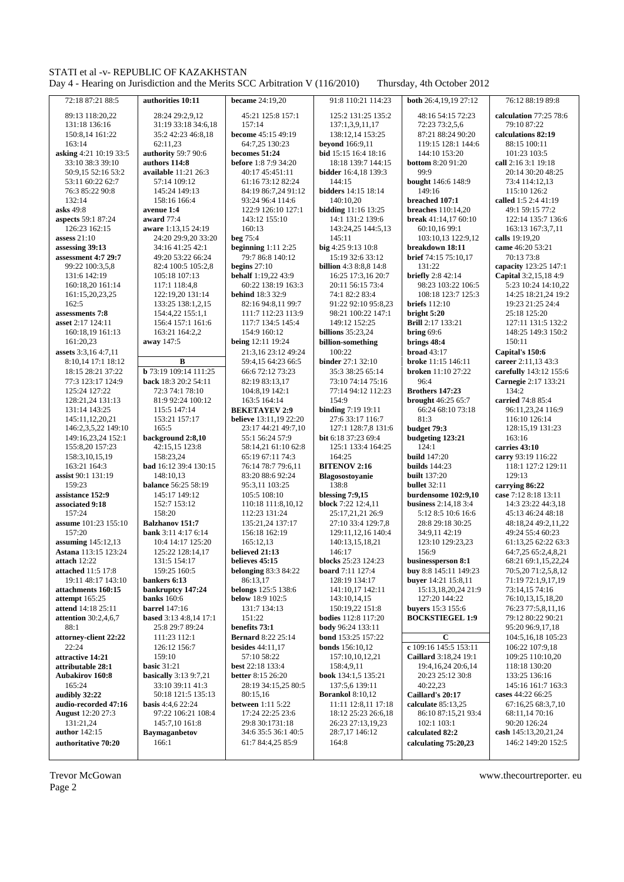72:18 87:21 88:5
89:13 118:20,22
131:18 136:16
150:8,14 161:22
163:14

**asking** 4:21 10:19 33:5
33:10 38:3 39:10
50:9,15 52:16 53:2
53:11 60:22 62:7
76:3 85:22 90:8
132:14

**asks** 49:8

**aspects** 59:1 87:24
126:23 162:15

**assess** 21:10

**assessing** 39:13

**assessment** 4:7 29:7
99:22 100:3,5,8
131:6 142:19
160:18,20 161:14
161:15,20,23,25
162:5

**assessments** 7:8

**asset** 2:17 124:11
160:18,19 161:13
161:20,23

**assets** 3:3,16 4:7,11
8:10,14 17:1 18:12
18:15 28:21 37:22
77:3 123:17 124:9
125:24 127:22
128:21,24 131:13
131:14 143:25
145:11,12,20,21
146:2,3,5,22 149:10
149:16,23,24 152:1
155:8,20 157:23
158:3,10,15,19
163:21 164:3

**assist** 90:1 131:19
159:23

**assistance** 152:9

**associated** 9:18
157:24

**assume** 101:23 155:10
157:20

**assuming** 145:12,13

**Astana** 113:15 123:24

**attach** 12:22

**attached** 11:5 17:8
19:11 48:17 143:10

**attachments** 160:15

**attempt** 165:25

**attend** 14:18 25:11

**attention** 30:2,4,6,7
88:1

**attorney-client** 22:22
22:24

**attractive** 14:21

**attributable** 28:1

**Aubakirov** 160:8
165:24

**audibly** 32:22

**audio-recorded** 47:16

**August** 12:20 27:3
131:21,24

**author** 142:15

**authoritative** 70:20

**authorities** 10:11
28:24 29:2,9,12
31:19 33:18 34:6,18
35:2 42:23 46:8,18
62:11,23

**authority** 59:7 90:6

**authors** 114:8

**available** 11:21 26:3
57:14 109:12
145:24 149:13
158:16 166:4

**avenue** 1:4

**award** 77:4

**aware** 1:13,15 24:19
24:20 29:9,20 33:20
34:16 41:25 42:1
49:20 53:22 66:24
82:4 100:5 105:2,8
105:18 107:13
117:1 118:4,8
122:19,20 131:14
133:25 138:1,2,15
154:4,22 155:1,1
156:4 157:1 161:6
163:21 164:2,2

**away** 147:5

**B**

**b** 73:19 109:14 111:25

**back** 18:3 20:2 54:11
72:3 74:1 78:10
81:9 92:24 100:12
115:5 147:14
153:21 157:17
165:5

**background** 2:8,10
42:15,15 123:8
158:23,24

**bad** 16:12 39:4 130:15
148:10,13

**balance** 56:25 58:19
145:17 149:12
152:7 153:12
158:20

**Balzhanov** 151:7

**bank** 3:11 4:17 6:14
10:4 14:17 125:20
125:22 128:14,17
131:5 154:17
159:25 160:5

**bankers** 6:13

**bankruptcy** 147:24

**banks** 160:6

**barrel** 147:16

**based** 3:13 4:8,14 17:1
25:8 29:7 89:24
111:23 112:1
126:12 156:7
159:10

**basic** 31:21

**basically** 3:13 9:7,21
33:10 39:11 41:3
50:18 121:5 135:13

**basis** 4:4,6 22:24
97:22 106:21 108:4
145:7,10 161:8

**Baymaganbetov**
166:1

**became** 24:19,20
45:21 125:8 157:1
157:14

**become** 45:15 49:19
64:7,25 130:23

**becomes** 51:24

**before** 1:8 7:9 34:20
40:17 45:451:11
61:16 73:12 82:24
84:19 86:7,24 91:12
93:24 96:4 114:6
122:9 126:10 127:1
143:12 155:10
160:13

**beg** 75:4

**beginning** 1:11 2:25
79:7 86:8 140:12

**begins** 27:10

**behalf** 1:19,22 43:9
60:22 138:19 163:3

**behind** 18:3 32:9
82:16 94:8,11 99:7
111:7 112:23 113:9
117:7 134:5 145:4
154:9 160:12

**being** 12:11 19:24
21:3,16 23:12 49:24
59:4,15 64:23 66:5
66:6 72:12 73:23
82:19 83:13,17
104:8,19 142:1
163:5 164:14

**BEKETAYEV** 2:9

**believe** 13:11,19 22:20
23:17 44:21 49:7,10
55:1 56:24 57:9
58:14,21 61:10 62:8
65:19 67:11 74:3
76:14 78:7 79:6,11
83:20 88:6 92:24
95:3,11 103:25
105:5 108:10
110:18 111:8,10,12
112:23 131:24
135:21,24 137:17
156:18 162:19
165:12,13

**believed** 21:13

**believes** 45:15

**belonging** 83:3 84:22
86:13,17

**belongs** 125:5 138:6

**below** 18:9 102:5
131:7 134:13
151:22

**benefits** 73:1

**Bernard** 8:22 25:14

**besides** 44:11,17
57:10 58:22

**best** 22:18 133:4

**better** 8:15 26:20
28:19 34:15,25 80:5
80:15,16

**between** 1:11 5:22
17:24 22:25 23:6
29:8 30:1731:18
34:6 35:5 36:1 40:5
61:7 84:4,25 85:9

91:8 110:21 114:23
125:2 131:25 135:2
137:1,3,9,11,17
138:12,14 153:25
**beyond** 166:9,11

**bid** 15:15 16:4 18:16
18:18 139:7 144:15

**bidder** 16:4,18 139:3
144:15

**bidders** 14:15 18:14
140:10,20

**bidding** 11:16 13:25
14:1 131:2 139:6
143:24,25 144:5,13
145:11

**big** 4:25 9:13 10:8
15:19 32:6 33:12

**billion** 4:3 8:8,8 14:8
16:25 17:3,16 20:7
20:11 56:15 73:4
74:1 82:2 83:4
91:22 92:10 95:8,23
98:21 100:22 147:1
149:12 152:25

**billions** 35:23,24

**billion-something**
100:22

**binder** 27:1 32:10
35:3 38:25 65:14
73:10 74:14 75:16
77:14 94:12 112:23
154:9

**binding** 7:19 19:11
27:6 33:17 116:7
127:1 128:7,8 131:6

**bit** 6:18 37:23 69:4
125:1 133:4 164:25
164:25

**Blagosostoyanie**
138:8

**blessing** 7:9,15

**block** 7:22 12:4,11
25:17,21,21 26:9
27:10 33:4 129:7,8
129:11,12,16 140:4
140:13,15,18,21
146:17

**blocks** 25:23 124:23

**board** 7:11 127:4
128:19 134:17
141:10,17 142:11
143:10,14,15
150:19,22 151:8

**bodies** 112:8 117:20

**body** 96:24 133:11

**bond** 153:25 157:22

**bonds** 156:10,12
157:10,10,12,21
158:4,9,11

**book** 134:1,5 135:21
137:5,6 139:11

**Borankol** 8:10,12
11:11 12:8,11 17:18
18:12 25:23 26:6,18
26:23 27:13,19,23
28:7,17 146:12
164:8

**both** 26:4,19,19 27:12
48:16 54:15 72:23
72:23 73:2,5,6
87:21 88:24 90:20
119:15 128:1 144:6
144:10 153:20

**bottom** 8:20 91:20
99:9

**bought** 146:6 148:9
149:16

**breached** 107:1

**breaches** 110:14,20

**break** 41:14,17 60:10
60:10,16 99:1
103:10,13 122:9,12

**breakdown** 18:11

**brief** 74:15 75:10,17
131:22

**briefly** 2:8 42:14
98:23 103:22 106:5
108:18 123:7 125:3

**briefs** 112:10

**bright** 5:20

**Brill** 2:17 133:21

**bring** 69:6

**brings** 48:4

**broad** 43:17

**broke** 11:15 146:11

**broken** 11:10 27:22
96:4

**Brothers** 147:23

**brought** 46:25 65:7
66:24 68:10 73:18
81:3

**budget** 79:3

**budgeting** 123:21
124:1

**build** 147:20

**builds** 144:23

**built** 137:20

**bullet** 32:11

**burdensome** 102:9,10

**business** 2:14,18 3:4
5:12 8:5 10:6 16:6
28:8 29:18 30:25
34:9,11 42:19
123:10 129:23,23
156:9

**businessperson** 8:1

**buy** 8:8 145:11 149:23

**buyer** 14:21 15:8,11
15:13,18,20,24 21:9
127:20 144:22

**buyers** 15:3 155:6

**BOCKSTIEGEL** 1:9

**C**

**c** 109:16 145:5 153:11

**Caillard** 3:18,24 19:1
19:4,16,24 20:6,14
20:23 25:12 30:8
40:22,23

**Caillard's** 20:17

**calculate** 85:13,25
86:10 87:15,21 93:4
102:1 103:1

**calculated** 82:2

**calculating** 75:20,23

76:12 88:19 89:8

**calculation** 77:25 78:6
79:10 87:22

**calculations** 82:19
88:15 100:11
101:23 103:5

**call** 2:16 3:1 19:18
20:14 30:20 48:25
73:4 114:12,13
115:10 126:2

**called** 1:5 2:4 41:19
49:1 59:15 77:2
122:14 135:7 136:6
163:13 167:3,7,11

**calls** 19:19,20

**came** 46:20 53:21
70:13 73:8

**capacity** 123:25 147:1

**Capital** 3:2,15,18 4:9
5:23 10:24 14:10,22
14:25 18:21,24 19:2
19:23 21:25 24:4
25:18 125:20
127:11 131:5 132:2
148:25 149:3 150:2
150:11

**Capital's** 150:6

**career** 2:11,13 43:3

**carefully** 143:12 155:6

**Carnegie** 2:17 133:21
134:2

**carried** 74:8 85:4
96:11,23,24 116:9
116:10 126:14
128:15,19 131:23
163:16

**carries** 43:10

**carry** 93:19 116:22
118:1 127:2 129:11
129:13

**carrying** 86:22

**case** 7:12 8:18 13:11
14:3 23:22 44:3,18
45:13 46:24 48:18
48:18,24 49:2,11,22
49:24 55:4 60:23
61:13,25 62:22 63:3
64:7,25 65:2,4,8,21
68:21 69:1,15,22,24
70:5,20 71:2,5,8,12
71:19 72:1,9,17,19
73:14,15 74:16
76:10,13,15,18,20
76:23 77:5,8,11,16
79:12 80:22 90:21
95:20 96:9,17,18
104:5,16,18 105:23
106:22 107:9,18
109:25 110:10,20
118:18 130:20
133:25 136:16
145:16 161:7 163:1

**cases** 44:22 66:25
67:16,25 68:3,7,10
68:11,14 70:16
90:20 126:24

**cash** 145:13,20,21,24
146:2 149:20 152:5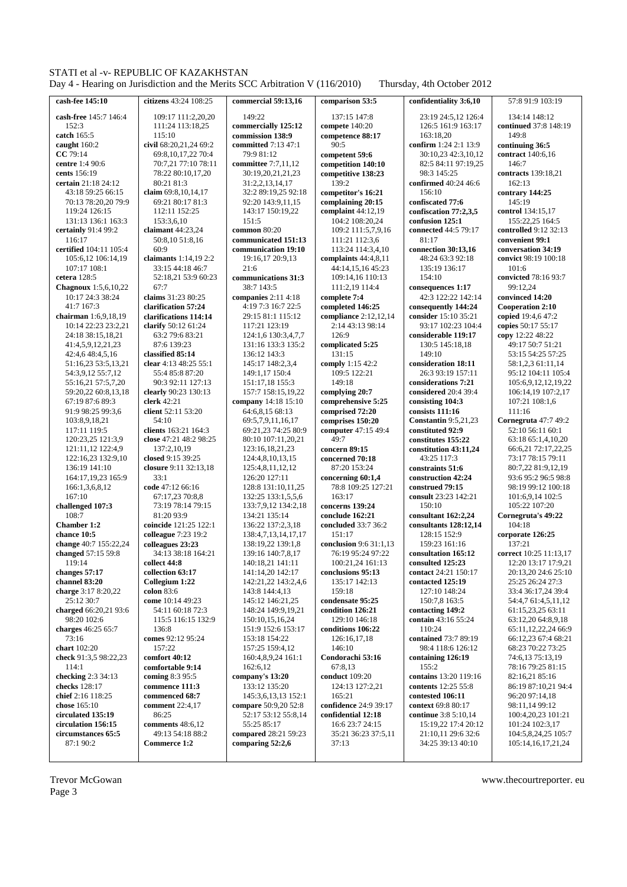**cash-fee 145:10**
**cash-free** 145:7 146:4 152:3
**catch** 165:5
**caught** 160:2
**CC** 79:14
**centre** 1:4 90:6
**cents** 156:19
**certain** 21:18 24:12 43:18 59:25 66:15 70:13 78:20,20 79:9 119:24 126:15 131:13 136:1 163:3
**certainly** 91:4 99:2 116:17
**certified** 104:11 105:4 105:6,12 106:14,19 107:17 108:1
**cetera** 128:5
**Chagnoux** 1:5,6,10,22 10:17 24:3 38:24 41:7 167:3
**chairman** 1:6,9,18,19 10:14 22:23 23:2,21 24:18 38:15,18,21 41:4,5,9,12,21,23 42:4,6 48:4,5,16 51:16,23 53:5,13,21 54:3,9,12 55:7,12 55:16,21 57:5,7,20 59:20,22 60:8,13,18 67:19 87:6 89:3 91:9 98:25 99:3,6 103:8,9,18,21 117:11 119:5 120:23,25 121:3,9 121:11,12 122:4,9 122:16,23 132:9,10 136:19 141:10 164:17,19,23 165:9 166:1,3,6,8,12 167:10
**challenged** 107:3 108:7
**Chamber** 1:2
**chance** 10:5
**change** 40:7 155:22,24
**changed** 57:15 59:8 119:14
**changes** 57:17
**channel** 83:20
**charge** 3:17 8:20,22 25:12 30:7
**charged** 66:20,21 93:6 98:20 102:6
**charges** 46:25 65:7 73:16
**chart** 102:20
**check** 91:3,5 98:22,23 114:1
**checking** 2:3 34:13
**checks** 128:17
**chief** 2:16 118:25
**chose** 165:10
**circulated** 135:19
**circulation** 156:15
**circumstances** 65:5 87:1 90:2
**citizens** 43:24 108:25 109:17 111:2,20,20 111:24 113:18,25 115:10
**civil** 68:20,21,24 69:2 69:8,10,17,22 70:4 70:7,21 77:10 78:11 78:22 80:10,17,20 80:21 81:3
**claim** 69:8,10,14,17 69:21 80:17 81:3 112:11 152:25 153:6,10
**claimant** 44:23,24 50:8,10 51:8,16 60:9
**claimants** 1:14,19 2:2 33:15 44:18 46:7 52:18,21 53:9 60:23 67:7
**claims** 31:23 80:25
**clarification 57:24**
**clarifications 114:14**
**clarify** 50:12 61:24 63:2 79:6 83:21 87:6 139:23
**classified 85:14**
**clear** 4:13 48:25 55:1 55:4 85:8 87:20 90:23 92:11 127:13
**clearly** 90:23 130:13
**clerk** 42:21
**client** 52:11 53:20 54:10
**clients** 163:21 164:3
**close** 47:21 48:2 98:25 137:2,10,19
**closed** 9:15 39:25
**closure** 9:11 32:13,18 33:1
**code** 47:12 66:16 67:17,23 70:8,8 73:19 78:14 79:15 81:20 93:9
**coincide** 121:25 122:1
**colleague** 7:23 19:2
**colleagues 23:23** 34:13 38:18 164:21
**collect 44:8**
**collection 63:17**
**Collegium 1:22**
**colon** 83:6
**come** 10:14 49:23 54:11 60:18 72:3 115:5 116:15 132:9 136:8
**comes** 92:12 95:24 157:22
**comfort 40:12**
**comfortable 9:14**
**coming** 8:3 95:5
**commence 111:3**
**commenced 68:7**
**comment** 22:4,17 86:25
**comments** 48:6,12 49:13 54:18 88:2
**Commerce 1:2**
**commercial 59:13,16** 149:22
**commercially 125:12**
**commission 138:9**
**committed** 7:13 47:1 79:9 81:12
**committee** 7:7,11,12 30:19,20,21,21,23 31:2,2,13,14,17 32:2 89:19,25 92:18 92:20 143:9,11,15 143:17 150:19,22 151:5
**common** 80:20
**communicated 151:13**
**communication 19:10** 19:16,17 20:9,13 21:6
**communications 31:3** 38:7 143:5
**companies** 2:11 4:18 4:19 7:3 16:7 22:5 29:15 81:1 115:12 117:21 123:19 124:1,6 130:3,4,7,7 131:16 133:3 135:2 136:12 143:3 145:17 148:2,3,4 149:1,17 150:4 151:17,18 155:3 157:7 158:15,19,22
**company** 14:18 15:10 64:6,8,15 68:13 69:5,7,9,11,16,17 69:21,23 74:25 80:9 80:10 107:11,20,21 123:16,18,21,23 124:4,8,10,13,15 125:4,8,11,12,12 126:20 127:11 128:8 131:10,11,25 132:25 133:1,5,5,6 133:7,9,12 134:2,18 134:21 135:14 136:22 137:2,3,18 138:4,7,13,14,17,17 138:19,22 139:1,8 139:16 140:7,8,17 140:18,21 141:11 141:14,20 142:17 142:21,22 143:2,4,6 143:8 144:4,13 145:12 146:21,25 148:24 149:9,19,21 150:10,15,16,24 151:9 152:6 153:17 153:18 154:22 157:25 159:4,12 160:4,8,9,24 161:1 162:6,12
**company's 13:20** 133:12 135:20 145:3,6,13,13 152:1 165:21
**compare** 50:9,20 52:8 52:17 53:12 55:8,14 55:25 85:17
**compared** 28:21 59:23
**comparing 52:2,6**
**comparison 53:5** 137:15 147:8
**compete** 140:20
**competence 88:17** 90:5
**competent 59:6**
**competition 140:10**
**competitive 138:23** 139:2
**competitor's 16:21**
**complaining 20:15**
**complaint** 44:12,19 104:2 108:20,24 109:2 111:5,7,9,16 111:21 112:3,6 113:24 114:3,4,10
**complaints** 44:4,8,11 44:14,15,16 45:23 109:14,16 110:13 111:2,19 114:4
**complete 7:4**
**completed 146:25**
**compliance** 2:12,12,14 2:14 43:13 98:14 126:9
**complicated 5:25** 131:15
**comply** 1:15 42:2 109:5 122:21 149:18
**complying 20:7**
**comprehensive 5:25**
**comprised 72:20**
**comprises 150:20**
**computer** 47:15 49:4 49:7
**concern 89:15**
**concerned 70:18** 87:20 153:24
**concerning** 60:1,4 78:8 109:25 127:21 163:17
**concerns 139:24**
**conclude 162:21**
**concluded** 33:7 36:2 151:17
**conclusion** 9:6 31:1,13 76:19 95:24 97:22 100:21,24 161:13
**conclusions 95:13** 135:17 142:13 159:18
**condensate 95:25**
**condition 126:21** 129:10 146:18
**conditions 106:22** 126:16,17,18 146:10
**Condorachi 53:16** 67:8,13
**conduct** 109:20 124:13 127:2,21 165:21
**confidence** 24:9 39:17
**confidential 12:18** 16:6 23:7 24:15 35:21 36:23 37:5,11 37:13
**confidentiality 3:6,10** 23:19 24:5,12 126:4 126:5 161:9 163:17 163:18,20
**confirm** 1:24 2:1 13:9 30:10,23 42:3,10,12 82:5 84:11 97:19,25 98:3 145:25
**confirmed** 40:24 46:6 156:10
**confiscated 77:6**
**confiscation 77:2,3,5**
**confusion 125:1**
**connected** 44:5 79:17 81:17
**connection 30:13,16** 48:24 63:3 92:18 135:19 136:17 154:10
**consequences 1:17** 42:3 122:22 142:14
**consequently 144:24**
**consider** 15:10 35:21 93:17 102:23 104:4
**considerable 119:17** 130:5 145:18,18 149:10
**consideration 18:11** 26:3 93:19 157:11
**considerations 7:21**
**considered** 20:4 39:4
**consisting 104:3**
**consists 111:16**
**Constantin** 9:5,21,23
**constituted 92:9**
**constitutes 155:22**
**constitution 43:11,24** 43:25 117:3
**constraints 51:6**
**construction 42:24**
**construed 79:15**
**consult** 23:23 142:21 150:10
**consultant 162:2,24**
**consultants 128:12,14** 128:15 152:9 159:23 161:16
**consultation 165:12**
**consulted 125:23**
**contact** 24:21 150:17
**contacted 125:19** 127:10 148:24 150:7,8 163:5
**contacting 149:2**
**contain** 43:16 55:24 110:24
**contained** 73:7 89:19 98:4 118:6 126:12
**containing 126:19** 155:2
**contains** 13:20 119:16
**contents** 12:25 55:8
**contested 106:11**
**context** 69:8 80:17
**continue** 3:8 5:10,14 15:19,22 17:4 20:12 21:10,11 29:6 32:6 34:25 39:13 40:10
57:8 91:9 103:19 134:14 148:12
**continued** 37:8 148:19 149:8
**continuing 36:5**
**contract** 140:6,16 146:7
**contracts** 139:18,21 162:13
**contrary 144:25** 145:19
**control** 134:15,17 155:22,25 164:5
**controlled** 9:12 32:13
**convenient 99:1**
**conversation 34:19**
**convict** 98:19 100:18 101:6
**convicted** 78:16 93:7 99:12,24
**convinced 14:20**
**Cooperation 2:10**
**copied** 19:4,6 47:2
**copies** 50:17 55:17
**copy** 12:22 48:22 49:17 50:7 51:21 53:15 54:25 57:25 58:1,2,3 61:11,14 95:12 104:11 105:4 105:6,9,12,12,19,22 106:14,19 107:2,17 107:21 108:1,6 111:16
**Cornegruta** 47:7 49:2 52:10 56:11 60:1 63:18 65:1,4,10,20 66:6,21 72:17,22,25 73:17 78:15 79:11 80:7,22 81:9,12,19 93:6 95:2 96:5 98:8 98:19 99:12 100:18 101:6,9,14 102:5 105:22 107:20
**Cornegruta's 49:22** 104:18
**corporate 126:25** 137:21
**correct** 10:25 11:13,17 12:20 13:17 17:9,21 20:13,20 24:6 25:10 25:25 26:24 27:3 33:4 36:17,24 39:4 54:4,7 61:4,5,11,12 61:15,23,25 63:11 63:12,20 64:8,9,18 65:11,12,22,24 66:9 66:12,23 67:4 68:21 68:23 70:22 73:25 74:6,13 75:13,19 78:16 79:25 81:15 82:16,21 85:16 86:19 87:10,21 94:4 96:20 97:14,18 98:11,14 99:12 100:4,20,23 101:21 101:24 102:3,17 104:5,8,24,25 105:7 105:14,16,17,21,24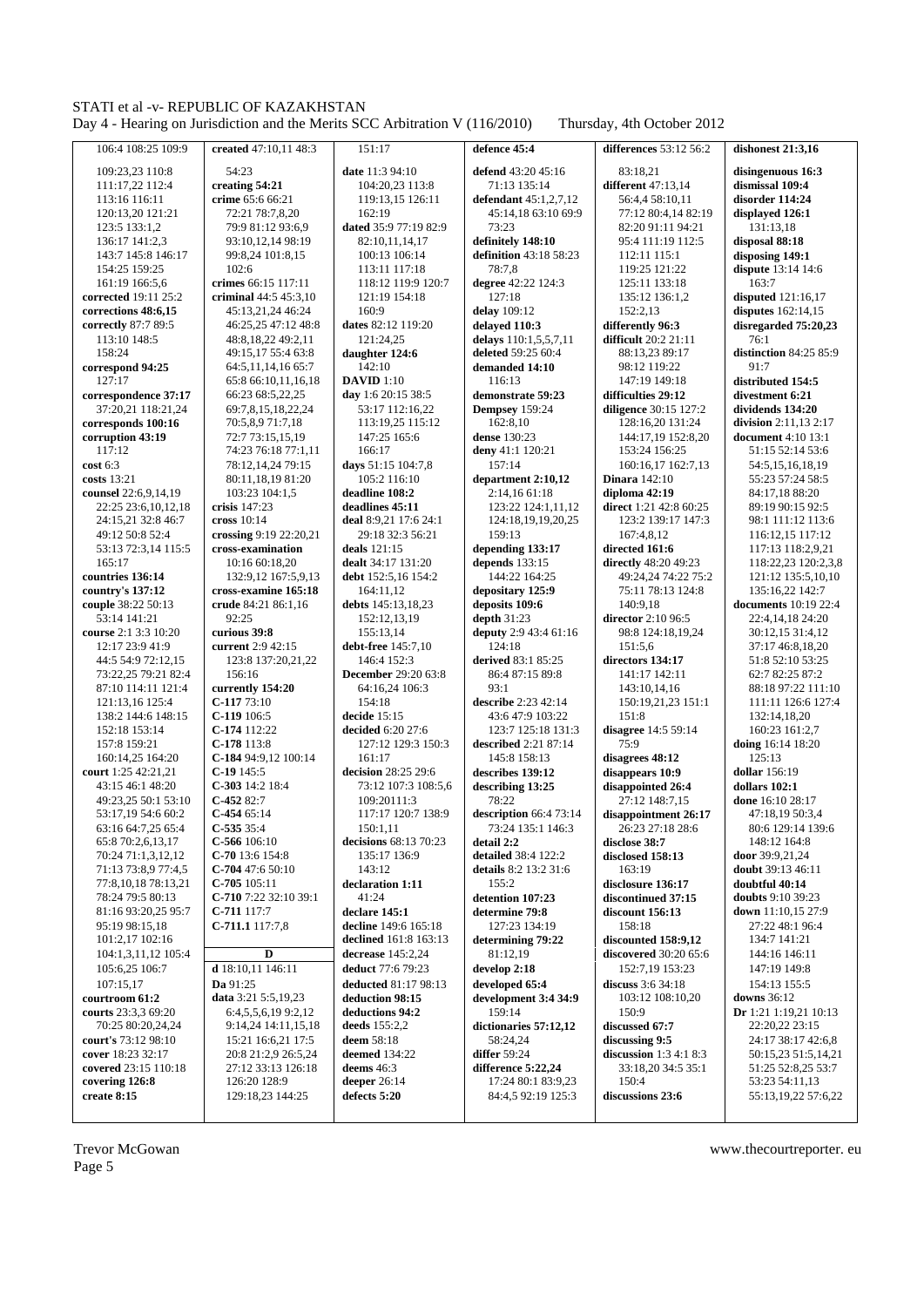106:4 108:25 109:9
109:23,23 110:8
111:17,22 112:4
113:16 116:11
120:13,20 121:21
123:5 133:1,2
136:17 141:2,3
143:7 145:8 146:17
154:25 159:25
161:19 166:5,6

**corrected** 19:11 25:2
**corrections** 48:6,15
**correctly** 87:7 89:5
113:10 148:5
158:24
**correspond** 94:25
127:17
**correspondence** 37:17
37:20,21 118:21,24
**corresponds** 100:16
**corruption** 43:19
117:12
**cost** 6:3
**costs** 13:21
**counsel** 22:6,9,14,19
22:25 23:6,10,12,18
24:15,21 32:8 46:7
49:12 50:8 52:4
53:13 72:3,14 115:5
165:17
**countries** 136:14
**country's** 137:12
**couple** 38:22 50:13
53:14 141:21
**course** 2:1 3:3 10:20
12:17 23:9 41:9
44:5 54:9 72:12,15
73:22,25 79:21 82:4
87:10 114:11 121:4
121:13,16 125:4
138:2 144:6 148:15
152:18 153:14
157:8 159:21
160:14,25 164:20
**court** 1:25 42:21,21
43:15 46:1 48:20
49:23,25 50:1 53:10
53:17,19 54:6 60:2
63:16 64:7,25 65:4
65:8 70:2,6,13,17
70:24 71:1,3,12,12
71:13 73:8,9 77:4,5
77:8,10,18 78:13,21
78:24 79:5 80:13
81:16 93:20,25 95:7
95:19 98:15,18
101:2,17 102:16
104:1,3,11,12 105:4
105:6,25 106:7
107:15,17
**courtroom** 61:2
**courts** 23:3,3 69:20
70:25 80:20,24,24
**court's** 73:12 98:10
**cover** 18:23 32:17
**covered** 23:15 110:18
**covering** 126:8
**create** 8:15

**created** 47:10,11 48:3
54:23
**creating** 54:21
**crime** 65:6 66:21
72:21 78:7,8,20
79:9 81:12 93:6,9
93:10,12,14 98:19
99:8,24 101:8,15
102:6
**crimes** 66:15 117:11
**criminal** 44:5 45:3,10
45:13,21,24 46:24
46:25,25 47:12 48:8
48:8,18,22 49:2,11
49:15,17 55:4 63:8
64:5,11,14,16 65:7
65:8 66:10,11,16,18
66:23 68:5,22,25
69:7,8,15,18,22,24
70:5,8,9 71:7,18
72:7 73:15,15,19
74:23 76:18 77:1,11
78:12,14,24 79:15
80:11,18,19 81:20
103:23 104:1,5
**crisis** 147:23
**cross** 10:14
**crossing** 9:19 22:20,21
**cross-examination**
10:16 60:18,20
132:9,12 167:5,9,13
**cross-examine** 165:18
**crude** 84:21 86:1,16
92:25
**curious** 39:8
**current** 2:9 42:15
123:8 137:20,21,22
156:16
**currently** 154:20
**C-117** 73:10
**C-119** 106:5
**C-174** 112:22
**C-178** 113:8
**C-184** 94:9,12 100:14
**C-19** 145:5
**C-303** 14:2 18:4
**C-452** 82:7
**C-454** 65:14
**C-535** 35:4
**C-566** 106:10
**C-70** 13:6 154:8
**C-704** 47:6 50:10
**C-705** 105:11
**C-710** 7:22 32:10 39:1
**C-711** 117:7
**C-711.1** 117:7,8

**D**

**d** 18:10,11 146:11
**Da** 91:25
**data** 3:21 5:5,19,23
6:4,5,5,6,19 9:2,12
9:14,24 14:11,15,18
15:21 16:6,21 17:5
20:8 21:2,9 26:5,24
27:12 33:13 126:18
126:20 128:9
129:18,23 144:25

151:17
**date** 11:3 94:10
104:20,23 113:8
119:13,15 126:11
162:19
**dated** 35:9 77:19 82:9
82:10,11,14,17
100:13 106:14
113:11 117:18
118:12 119:9 120:7
121:19 154:18
160:9
**dates** 82:12 119:20
121:24,25
**daughter** 124:6
142:10
**DAVID** 1:10
**day** 1:6 20:15 38:5
53:17 112:16,22
113:19,25 115:12
147:25 165:6
166:17
**days** 51:15 104:7,8
105:2 116:10
**deadline** 108:2
**deadlines** 45:11
**deal** 8:9,21 17:6 24:1
29:18 32:3 56:21
**deals** 121:15
**dealt** 34:17 131:20
**debt** 152:5,16 154:2
164:11,12
**debts** 145:13,18,23
152:12,13,19
155:13,14
**debt-free** 145:7,10
146:4 152:3
**December** 29:20 63:8
64:16,24 106:3
154:18
**decide** 15:15
**decided** 6:20 27:6
127:12 129:3 150:3
161:17
**decision** 28:25 29:6
73:12 107:3 108:5,6
109:20111:3
117:17 120:7 138:9
150:1,11
**decisions** 68:13 70:23
135:17 136:9
143:12
**declaration** 1:11
41:24
**declare** 145:1
**decline** 149:6 165:18
**declined** 161:8 163:13
**decrease** 145:2,24
**deduct** 77:6 79:23
**deducted** 81:17 98:13
**deduction** 98:15
**deductions** 94:2
**deeds** 155:2,2
**deem** 58:18
**deemed** 134:22
**deems** 46:3
**deeper** 26:14
**defects** 5:20

**defence** 45:4
**defend** 43:20 45:16
71:13 135:14
**defendant** 45:1,2,7,12
45:14,18 63:10 69:9
73:23
**definitely** 148:10
**definition** 43:18 58:23
78:7,8
**degree** 42:22 124:3
127:18
**delay** 109:12
**delayed** 110:3
**delays** 110:1,5,5,7,11
**deleted** 59:25 60:4
**demanded** 14:10
116:13
**demonstrate** 59:23
**Dempsey** 159:24
162:8,10
**dense** 130:23
**deny** 41:1 120:21
157:14
**department** 2:10,12
2:14,16 61:18
123:22 124:1,11,12
124:18,19,19,20,25
159:13
**depending** 133:17
**depends** 133:15
144:22 164:25
**depositary** 125:9
**deposits** 109:6
**depth** 31:23
**deputy** 2:9 43:4 61:16
124:18
**derived** 83:1 85:25
86:4 87:15 89:8
93:1
**describe** 2:23 42:14
43:6 47:9 103:22
123:7 125:18 131:3
**described** 2:21 87:14
145:8 158:13
**describes** 139:12
**describing** 13:25
78:22
**description** 66:4 73:14
73:24 135:1 146:3
155:2
**detail** 2:2
**detailed** 38:4 122:2
**details** 8:2 13:2 31:6
163:19
**detention** 107:23
**determine** 79:8
127:23 134:19
**determining** 79:22
81:12,19
**develop** 2:18
**developed** 65:4
**development** 3:4 34:9
159:14
**dictionaries** 57:12,12
58:24,24
**differ** 59:24
**difference** 5:22,24
17:24 80:1 83:9,23
84:4,5 92:19 125:3

**differences** 53:12 56:2
83:18,21
**different** 47:13,14
56:4,4 58:10,11
77:12 80:4,14 82:19
82:20 91:11 94:21
95:4 111:19 112:5
112:11 115:1
119:25 121:22
125:11 133:18
135:12 136:1,2
152:2,13
**differently** 96:3
**difficult** 20:2 21:11
88:13,23 89:17
98:12 119:22
147:19 149:18
**difficulties** 29:12
**diligence** 30:15 127:2
128:16,20 131:24
144:17,19 152:8,20
153:24 156:25
160:16,17 162:7,13
**Dinara** 142:10
**diploma** 42:19
**direct** 1:21 42:8 60:25
123:2 139:17 147:3
167:4,8,12
**directed** 161:6
**directly** 48:20 49:23
49:24,24 74:22 75:2
75:11 78:13 124:8
140:9,18
**director** 2:10 96:5
98:8 124:18,19,24
151:5,6
**directors** 134:17
141:17 142:11
143:10,14,16
150:19,21,23 151:1
151:8
**disagree** 14:5 59:14
75:9
**disagrees** 48:12
**disappears** 10:9
**disappointed** 26:4
27:12 148:7,15
**disappointment** 26:17
26:23 27:18 28:6
**disclose** 38:7
**disclosed** 158:13
163:19
**disclosure** 136:17
**discontinued** 37:15
**discount** 156:13
158:18
**discounted** 158:9,12
**discovered** 30:20 65:6
152:7,19 153:23
**discuss** 3:6 34:18
103:12 108:10,20
150:9
**discussed** 67:7
**discussing** 9:5
**discussion** 1:3 4:1 8:3
33:18,20 34:5 35:1
150:4
**discussions** 23:6

**dishonest** 21:3,16
**disingenuous** 16:3
**dismissal** 109:4
**disorder** 114:24
**displayed** 126:1
131:13,18
**disposal** 88:18
**disposing** 149:1
**dispute** 13:14 14:6
163:7
**disputed** 121:16,17
**disputes** 162:14,15
**disregarded** 75:20,23
76:1
**distinction** 84:25 85:9
91:7
**distributed** 154:5
**divestment** 6:21
**dividends** 134:20
**division** 2:11,13 2:17
**document** 4:10 13:1
51:15 52:14 53:6
54:5,15,16,18,19
55:23 57:24 58:5
84:17,18 88:20
89:19 90:15 92:5
98:1 111:12 113:6
116:12,15 117:12
117:13 118:2,9,21
118:22,23 120:2,3,8
121:12 135:5,10,10
135:16,22 142:7
**documents** 10:19 22:4
22:4,14,18 24:20
30:12,15 31:4,12
37:17 46:8,18,20
51:8 52:10 53:25
62:7 82:25 87:2
88:18 97:22 111:10
111:11 126:6 127:4
132:14,18,20
160:23 161:2,7
**doing** 16:14 18:20
125:13
**dollar** 156:19
**dollars** 102:1
**done** 16:10 28:17
47:18,19 50:3,4
80:6 129:14 139:6
148:12 164:8
**door** 39:9,21,24
**doubt** 39:13 46:11
**doubtful** 40:14
**doubts** 9:10 39:23
**down** 11:10,15 27:9
27:22 48:1 96:4
134:7 141:21
144:16 146:11
147:19 149:8
154:13 155:5
**downs** 36:12
**Dr** 1:21 1:19,21 10:13
22:20,22 23:15
24:17 38:17 42:6,8
50:15,23 51:5,14,21
51:25 52:8,25 53:7
53:23 54:11,13
55:13,19,22 57:6,22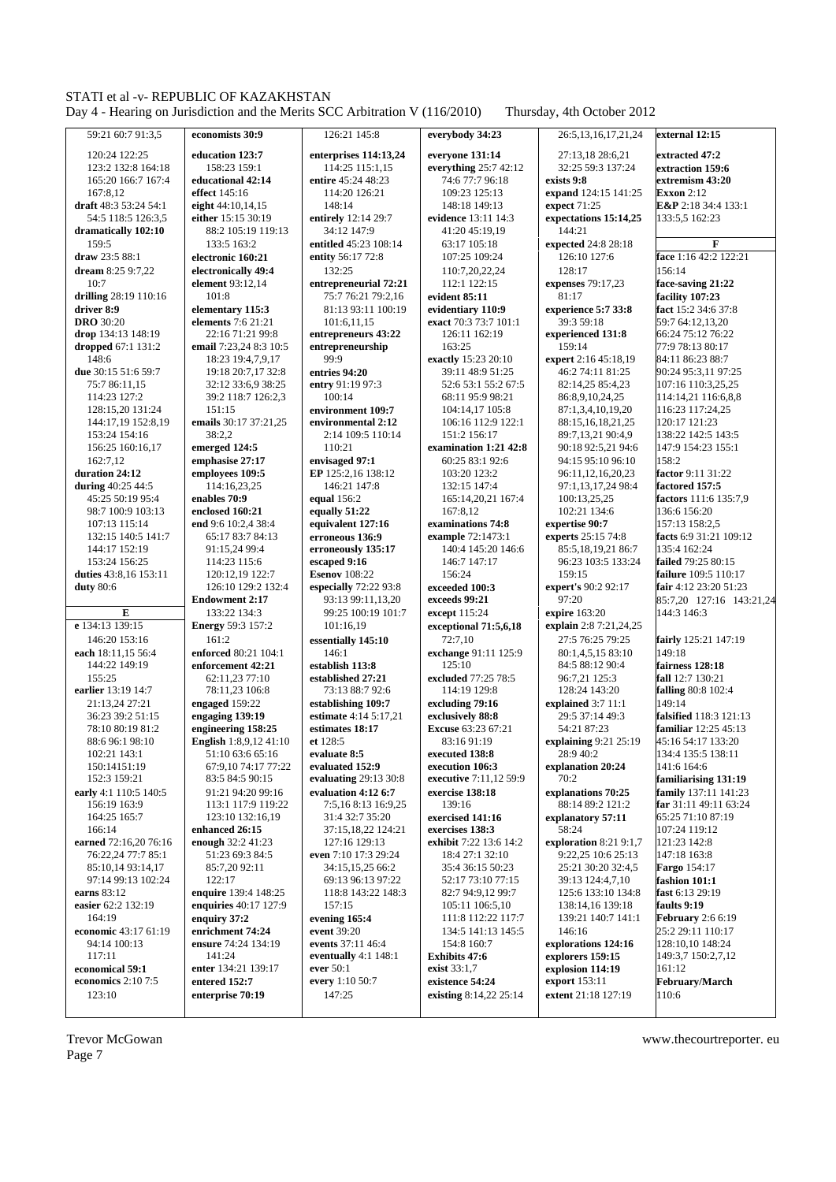59:21 60:7 91:3,5
120:24 122:25
123:2 132:8 164:18
165:20 166:7 167:4
167:8,12
**draft** 48:3 53:24 54:1
54:5 118:5 126:3,5
**dramatically 102:10**
159:5
**draw** 23:5 88:1
**dream** 8:25 9:7,22
10:7
**drilling** 28:19 110:16
**driver 8:9**
**DRO** 30:20
**drop** 134:13 148:19
**dropped** 67:1 131:2
148:6
**due** 30:15 51:6 59:7
75:7 86:11,15
114:23 127:2
128:15,20 131:24
144:17,19 152:8,19
153:24 154:16
156:25 160:16,17
162:7,12
**duration 24:12**
**during** 40:25 44:5
45:25 50:19 95:4
98:7 100:9 103:13
107:13 115:14
132:15 140:5 141:7
144:17 152:19
153:24 156:25
**duties** 43:8,16 153:11
**duty** 80:6

**E**

**e** 134:13 139:15
146:20 153:16
**each** 18:11,15 56:4
144:22 149:19
155:25
**earlier** 13:19 14:7
21:13,24 27:21
36:23 39:2 51:15
78:10 80:19 81:2
88:6 96:1 98:10
102:21 143:1
150:14151:19
152:3 159:21
**early** 4:1 110:5 140:5
156:19 163:9
164:25 165:7
166:14
**earned** 72:16,20 76:16
76:22,24 77:7 85:1
85:10,14 93:14,17
97:14 99:13 102:24
**earns** 83:12
**easier** 62:2 132:19
164:19
**economic** 43:17 61:19
94:14 100:13
117:11
**economical 59:1**
**economics** 2:10 7:5
123:10

**economists 30:9**
**education 123:7**
158:23 159:1
**educational 42:14**
**effect** 145:16
**eight** 44:10,14,15
**either** 15:15 30:19
88:2 105:19 119:13
133:5 163:2
**electronic 160:21**
**electronically 49:4**
**element** 93:12,14
101:8
**elementary 115:3**
**elements** 7:6 21:21
22:16 71:21 99:8
**email** 7:23,24 8:3 10:5
18:23 19:4,7,9,17
19:18 20:7,17 32:8
32:12 33:6,9 38:25
39:2 118:7 126:2,3
151:15
**emails** 30:17 37:21,25
38:2,2
**emerged 124:5**
**emphasise 27:17**
**employees 109:5**
114:16,23,25
**enables 70:9**
**enclosed 160:21**
**end** 9:6 10:2,4 38:4
65:17 83:7 84:13
91:15,24 99:4
114:23 115:6
120:12,19 122:7
126:10 129:2 132:4
**Endowment 2:17**
133:22 134:3
**Energy** 59:3 157:2
161:2
**enforced** 80:21 104:1
**enforcement 42:21**
62:11,23 77:10
78:11,23 106:8
**engaged** 159:22
**engaging 139:19**
**engineering 158:25**
**English** 1:8,9,12 41:10
51:10 63:6 65:16
67:9,10 74:17 77:22
83:5 84:5 90:15
91:21 94:20 99:16
113:1 117:9 119:22
123:10 132:16,19
122:17
**enquire** 139:4 148:25
**enquiries** 40:17 127:9
**enquiry 37:2**
**enrichment 74:24**
**ensure** 74:24 134:19
141:24
**enter** 134:21 139:17
**entered 152:7**
**enterprise 70:19**

126:21 145:8
**enterprises 114:13,24**
114:25 115:1,15
**entire** 45:24 48:23
114:20 126:21
148:14
**entirely** 12:14 29:7
34:12 147:9
**entitled** 45:23 108:14
**entity** 56:17 72:8
132:25
**entrepreneurial 72:21**
75:7 76:21 79:2,16
81:13 93:11 100:19
101:6,11,15
**entrepreneurs 43:22**
**entrepreneurship**
99:9
**entries 94:20**
**entry** 91:19 97:3
100:14
**environment 109:7**
**environmental 2:12**
2:14 109:5 110:14
110:21
**envisaged 97:1**
**EP** 125:2,16 138:12
146:21 147:8
**equal** 156:2
**equally 51:22**
**equivalent 127:16**
**erroneous 136:9**
**erroneously 135:17**
**escaped 9:16**
**Esenov** 108:22
**especially** 72:22 93:8
93:13 99:11,13,20
99:25 100:19 101:7
101:16,19
**essentially 145:10**
146:1
**establish 113:8**
**established 27:21**
73:13 88:7 92:6
**establishing 109:7**
**estimate** 4:14 5:17,21
**estimates 18:17**
**et** 128:5
**evaluate 8:5**
**evaluated 152:9**
**evaluating** 29:13 30:8
**evaluation 4:12 6:7**
7:5,16 8:13 16:9,25
31:4 32:7 35:20
37:15,18,22 124:21
127:16 129:13
**even** 7:10 17:3 29:24
34:15,15,25 66:2
69:13 96:13 97:22
118:8 143:22 148:3
157:15
**evening 165:4**
**event** 39:20
**events** 37:11 46:4
**eventually** 4:1 148:1
**ever** 50:1
**every** 1:10 50:7
147:25

**everybody 34:23**
**everyone 131:14**
**everything** 25:7 42:12
74:6 77:7 96:18
109:23 125:13
148:18 149:13
**evidence** 13:11 14:3
41:20 45:19,19
63:17 105:18
107:25 109:24
110:7,20,22,24
112:1 122:15
**evident 85:11**
**evidentiary 110:9**
**exact** 70:3 73:7 101:1
126:11 162:19
**exactly** 15:23 20:10
39:11 48:9 51:25
52:6 53:1 55:2 67:5
68:11 95:9 98:21
104:14,17 105:8
106:16 112:9 122:1
151:2 156:17
**examination 1:21 42:8**
60:25 83:1 92:6
103:20 123:2
132:15 147:4
165:14,20,21 167:4
167:8,12
**examinations 74:8**
**example** 72:1473:1
140:4 145:20 146:6
146:7 147:17
156:24
**exceeded 100:3**
**exceeds 99:21**
**except** 115:24
**exceptional 71:5,6,18**
72:7,10
**exchange** 91:11 125:9
125:10
**excluded** 77:25 78:5
114:19 129:8
**excluding 79:16**
**exclusively 88:8**
**Excuse** 63:23 67:21
83:16 91:19
**executed 138:8**
**execution 106:3**
**executive** 7:11,12 59:9
**exercise 138:18**
139:16
**exercised 141:16**
**exercises 138:3**
**exhibit** 7:22 13:6 14:2
18:4 27:1 32:10
35:4 36:15 50:23
52:17 73:10 77:15
82:7 94:9,12 99:7
105:11 106:5,10
111:8 112:22 117:7
134:5 141:13 145:5
154:8 160:7
**Exhibits 47:6**
**exist** 33:1,7
**existence 54:24**
**existing** 8:14,22 25:14

26:5,13,16,17,21,24
27:13,18 28:6,21
32:25 59:3 137:24
**exists 9:8**
**expand** 124:15 141:25
**expect** 71:25
**expectations 15:14,25**
144:21
**expected** 24:8 28:18
126:10 127:6
128:17
**expenses** 79:17,23
81:17
**experience 5:7 33:8**
39:3 59:18
**experienced 131:8**
159:14
**expert** 2:16 45:18,19
46:2 74:11 81:25
82:14,25 85:4,23
86:8,9,10,24,25
87:1,3,4,10,19,20
88:15,16,18,21,25
89:7,13,21 90:4,9
90:18 92:5,21 94:6
94:15 95:10 96:10
96:11,12,16,20,23
97:1,13,17,24 98:4
100:13,25,25
102:21 134:6
**expertise 90:7**
**experts** 25:15 74:8
85:5,18,19,21 86:7
96:23 103:5 133:24
159:15
**expert's** 90:2 92:17
97:20
**expire** 163:20
**explain** 2:8 7:21,24,25
27:5 76:25 79:25
80:1,4,5,15 83:10
84:5 88:12 90:4
96:7,21 125:3
128:24 143:20
**explained** 3:7 11:1
29:5 37:14 49:3
54:21 87:23
**explaining** 9:21 25:19
28:9 40:2
**explanation 20:24**
70:2
**explanations 70:25**
88:14 89:2 121:2
**explanatory 57:11**
58:24
**exploration** 8:21 9:1,7
9:22,25 10:6 25:13
25:21 30:20 32:4,5
39:13 124:4,7,10
125:6 133:10 134:8
138:14,16 139:18
139:21 140:7 141:1
146:16
**explorations 124:16**
**explorers 159:15**
**explosion 114:19**
**export** 153:11
**extent** 21:18 127:19

**external 12:15**
**extracted 47:2**
**extraction 159:6**
**extremism 43:20**
**Exxon** 2:12
**E&P** 2:18 34:4 133:1
133:5,5 162:23

**F**

**face** 1:16 42:2 122:21
156:14
**face-saving 21:22**
**facility 107:23**
**fact** 15:2 34:6 37:8
59:7 64:12,13,20
66:24 75:12 76:22
77:9 78:13 80:17
84:11 86:23 88:7
90:24 95:3,11 97:25
107:16 110:3,25,25
114:14,21 116:6,8,8
116:23 117:24,25
120:17 121:23
138:22 142:5 143:5
147:9 154:23 155:1
158:2
**factor** 9:11 31:22
**factored 157:5**
**factors** 111:6 135:7,9
136:6 156:20
157:13 158:2,5
**facts** 6:9 31:21 109:12
135:4 162:24
**failed** 79:25 80:15
**failure** 109:5 110:17
**fair** 4:12 23:20 51:23
85:7,20 127:16 143:21,24
144:3 146:3

**fairly** 125:21 147:19
149:18
**fairness 128:18**
**fall** 12:7 130:21
**falling** 80:8 102:4
149:14
**falsified** 118:3 121:13
**familiar** 12:25 45:13
45:16 54:17 133:20
134:4 135:5 138:11
141:6 164:6
**familiarising 131:19**
**family** 137:11 141:23
**far** 31:11 49:11 63:24
65:25 71:10 87:19
107:24 119:12
121:23 142:8
147:18 163:8
**Fargo** 154:17
**fashion 101:1**
**fast** 6:13 29:19
**faults 9:19**
**February** 2:6 6:19
25:2 29:11 110:17
128:10,10 148:24
149:3,7 150:2,7,12
161:12
**February/March**
110:6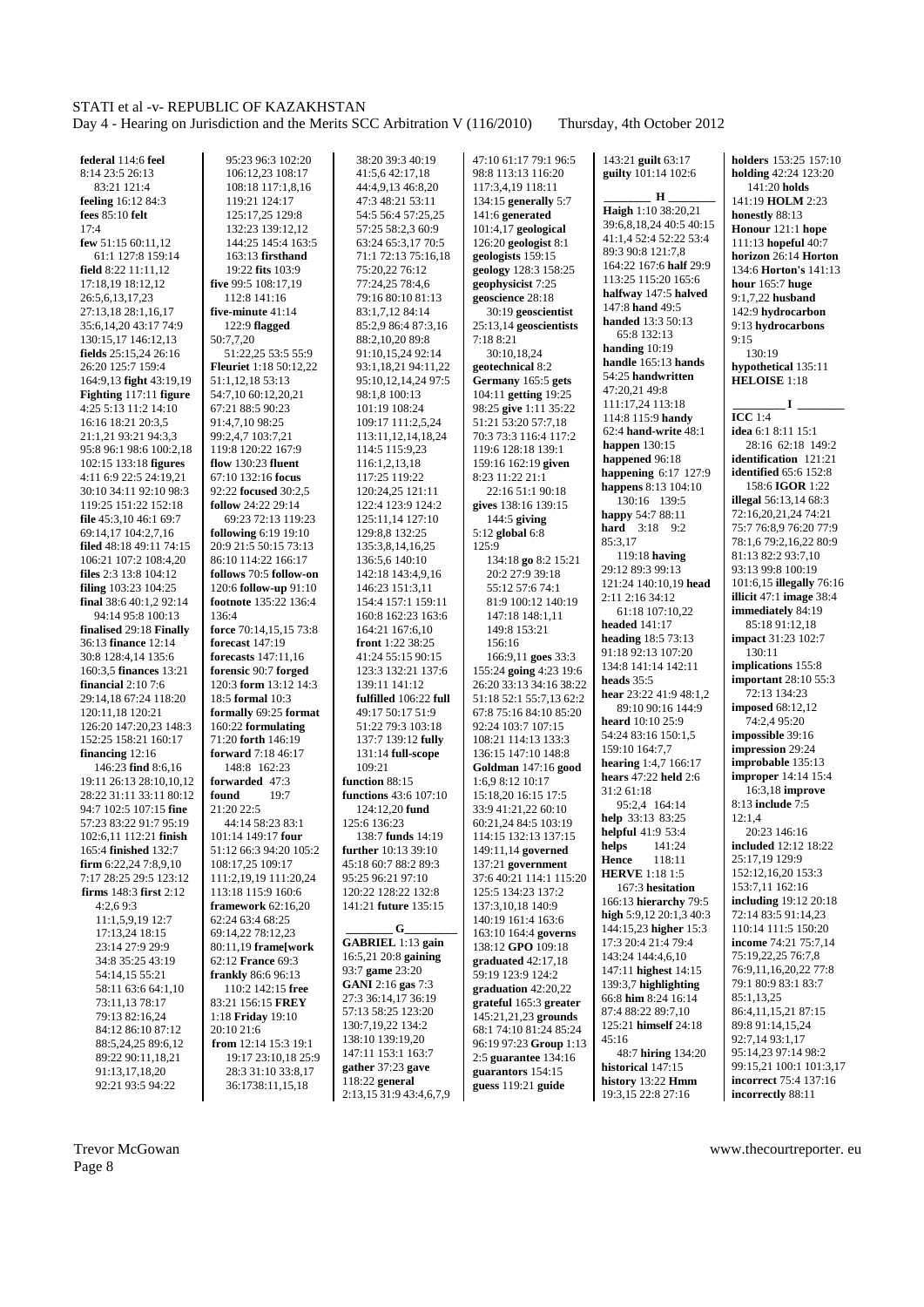**federal** 114:6 **feel** 8:14 23:5 26:13 83:21 121:4
**feeling** 16:12 84:3
**fees** 85:10 **felt** 17:4
**few** 51:15 60:11,12 61:1 127:8 159:14
**field** 8:22 11:11,12 17:18,19 18:12,12 26:5,6,13,17,23 27:13,18 28:1,16,17 35:6,14,20 43:17 74:9 130:15,17 146:12,13
**fields** 25:15,24 26:16 26:20 125:7 159:4 164:9,13 **fight** 43:19,19
**Fighting** 117:11 **figure** 4:25 5:13 11:2 14:10 16:16 18:21 20:3,5 21:1,21 93:21 94:3,3 95:8 96:1 98:6 100:2,18 102:15 133:18 **figures** 4:11 6:9 22:5 24:19,21 30:10 34:11 92:10 98:3 119:25 151:22 152:18
**file** 45:3,10 46:1 69:7 69:14,17 104:2,7,16
**filed** 48:18 49:11 74:15 106:21 107:2 108:4,20
**files** 2:3 13:8 104:12
**filing** 103:23 104:25
**final** 38:6 40:1,2 92:14 94:14 95:8 100:13
**finalised** 29:18 **Finally** 36:13 **finance** 12:14 30:8 128:4,14 135:6 160:3,5 **finances** 13:21
**financial** 2:10 7:6 29:14,18 67:24 118:20 120:11,18 120:21 126:20 147:20,23 148:3 152:25 158:21 160:17
**financing** 12:16 146:23 **find** 8:6,16 19:11 26:13 28:10,10,12 28:22 31:11 33:11 80:12 94:7 102:5 107:15 **fine** 57:23 83:22 91:7 95:19 102:6,11 112:21 **finish** 165:4 **finished** 132:7
**firm** 6:22,24 7:8,9,10 7:17 28:25 29:5 123:12
**firms** 148:3 **first** 2:12 4:2,6 9:3 11:1,5,9,19 12:7 17:13,24 18:15 23:14 27:9 29:9 34:8 35:25 43:19 54:14,15 55:21 58:11 63:6 64:1,10 73:11,13 78:17 79:13 82:16,24 84:12 86:10 87:12 88:5,24,25 89:6,12 89:22 90:11,18,21 91:13,17,18,20 92:21 93:5 94:22 95:23 96:3 102:20 106:12,23 108:17 108:13 117:1,8,16 119:21 124:17 125:17,25 129:8 132:23 139:12,12 144:25 145:4 163:5 163:13 **firsthand** 19:22 **fits** 103:9
**five** 99:5 108:17,19 112:8 141:16
**five-minute** 41:14 122:9 **flagged** 50:7,7,20 51:22,25 53:5 55:9
**Fleuriet** 1:18 50:12,22 51:1,12,18 53:13 54:7,10 60:12,20,21 67:21 88:5 90:23 91:4,7,10 98:25 99:2,4,7 103:7,21 119:8 120:22 167:9
**flow** 130:23 **fluent** 67:10 132:16 **focus** 92:22 **focused** 30:2,5
**follow** 24:22 29:14 69:23 72:13 119:23
**following** 6:19 19:10 20:9 21:5 50:15 73:13 86:10 114:22 166:17
**follows** 70:5 **follow-on** 120:6 **follow-up** 91:10
**footnote** 135:22 136:4 136:4
**force** 70:14,15,15 73:8
**forecast** 147:19
**forecasts** 147:11,16
**forensic** 90:7 **forged** 120:3 **form** 13:12 14:3 18:5 **formal** 10:3
**formally** 69:25 **format** 160:22 **formulating** 71:20 **forth** 146:19
**forward** 7:18 46:17 148:8 162:23
**forwarded** 47:3
**found** 19:7 21:20 22:5 44:14 58:23 83:1 101:14 149:17 **four** 51:12 66:3 94:20 105:2 108:17,25 109:17 111:2,19,19 111:20,24 113:18 115:9 160:6
**framework** 62:16,20 62:24 63:4 68:25 69:14,22 78:12,23 80:11,19 **frame[work** 62:12 **France** 69:3
**frankly** 86:6 96:13 110:2 142:15 **free** 83:21 156:15 **FREY** 1:18 **Friday** 19:10 20:10 21:6
**from** 12:14 15:3 19:1 19:17 23:10,18 25:9 28:3 31:10 33:8,17 36:1738:11,15,18 38:20 39:3 40:19 41:5,6 42:17,18 44:4,9,13 46:8,20 47:3 48:21 53:11 54:5 56:4 57:25,25 57:25 58:2,3 60:9 63:24 65:3,17 70:5 71:1 72:13 75:16,18 75:20,22 76:12 77:24,25 78:4,6 79:16 80:10 81:13 83:1,7,12 84:14 85:2,9 86:4 87:3,16 88:2,10,20 89:8 91:10,15,24 92:14 93:1,18,21 94:11,22 95:10,12,14,24 97:5 98:1,8 100:13 101:19 108:24 109:17 111:2,5,24 113:11,12,14,18,24 114:5 115:9,23 116:1,2,13,18 117:25 119:22 120:24,25 121:11 122:4 123:9 124:2 125:11,14 127:10 129:8,8 132:25 135:3,8,14,16,25 136:5,6 140:10 142:18 143:4,9,16 146:23 151:3,11 154:4 157:1 159:11 160:8 162:23 163:6 164:21 167:6,10
**front** 1:22 38:25 41:24 55:15 90:15 123:3 132:21 137:6 139:11 141:12
**fulfilled** 106:22 **full** 49:17 50:17 51:9 51:22 79:3 103:18 137:7 139:12 **fully** 131:14 **full-scope** 109:21
**function** 88:15
**functions** 43:6 107:10 124:12,20 **fund** 125:6 136:23 138:7 **funds** 14:19
**further** 10:13 39:10 45:18 60:7 88:2 89:3 95:25 96:21 97:10 120:22 128:22 132:8 141:21 **future** 135:15

## G

**GABRIEL** 1:13 **gain** 16:5,21 20:8 **gaining** 93:7 **game** 23:20
**GANI** 2:16 **gas** 7:3 27:3 36:14,17 36:19 57:13 58:25 123:20 130:7,19,22 134:2 138:10 139:19,20 147:11 153:1 163:7
**gather** 37:23 **gave** 118:22 **general** 2:13,15 31:9 43:4,6,7,9 47:10 61:17 79:1 96:5 98:8 113:13 116:20 117:3,4,19 118:11 134:15 **generally** 5:7 141:6 **generated** 101:4,17 **geological** 126:20 **geologist** 8:1
**geologists** 159:15
**geology** 128:3 158:25
**geophysicist** 7:25
**geoscience** 28:18 30:19 **geoscientist** 25:13,14 **geoscientists** 7:18 8:21 30:10,18,24
**geotechnical** 8:2
**Germany** 165:5 **gets** 104:11 **getting** 19:25 98:25 **give** 1:11 35:22 51:21 53:20 57:7,18 70:3 73:3 116:4 117:2 119:6 128:18 139:1 159:16 162:19 **given** 8:23 11:22 21:1 22:16 51:1 90:18
**gives** 138:16 139:15 144:5 **giving** 5:12 **global** 6:8 125:9 134:18 **go** 8:2 15:21 20:2 27:9 39:18 55:12 57:6 74:1 81:9 100:12 140:19 147:18 148:1,11 149:8 153:21 156:16 166:9,11 **goes** 33:3 155:24 **going** 4:23 19:6 26:20 33:13 34:16 38:22 51:18 52:1 55:7,13 62:2 67:8 75:16 84:10 85:20 92:24 103:7 107:15 108:21 114:13 133:3 136:15 147:10 148:8
**Goldman** 147:16 **good** 1:6,9 8:12 10:17 15:18,20 16:15 17:5 33:9 41:21,22 60:10 60:21,24 84:5 103:19 114:15 132:13 137:15 149:11,14 **governed** 137:21 **government** 37:6 40:21 114:1 115:20 125:5 134:23 137:2 137:3,10,18 140:9 140:19 161:4 163:6 163:10 164:4 **governs** 138:12 **GPO** 109:18
**graduated** 42:17,18 59:19 123:9 124:2
**graduation** 42:20,22
**grateful** 165:3 **greater** 145:21,21,23 **grounds** 68:1 74:10 81:24 85:24 96:19 97:23 **Group** 1:13 2:5 **guarantee** 134:16
**guarantors** 154:15
**guess** 119:21 **guide** 143:21 **guilt** 63:17
**guilty** 101:14 102:6

## H

**Haigh** 1:10 38:20,21 39:6,8,18,24 40:5 40:15 41:1,4 52:4 52:22 53:4 89:3 90:8 121:7,8 164:22 167:8 **half** 29:9 113:25 115:20 165:6
**halfway** 147:5 **halved** 147:8 **hand** 49:5
**handed** 13:3 50:13 65:8 132:13
**handing** 10:19
**handle** 165:13 **hands** 54:25 **handwritten** 47:20,21 49:8 111:17,24 113:18 114:8 115:9 **handy** 62:4 **hand-write** 48:1
**happen** 130:15
**happened** 96:18
**happening** 6:17 127:9
**happens** 8:13 104:10 130:16 139:5
**happy** 54:7 88:11
**hard** 3:18 9:2 85:3,17 119:18 **having** 29:12 89:3 99:13 121:24 140:10,19 **head** 2:11 2:16 34:12 61:18 107:10,22
**headed** 141:17
**heading** 18:5 73:13 91:18 92:13 107:20 134:8 141:14 142:11
**heads** 35:5
**hear** 23:22 41:9 48:1,2 89:10 90:16 144:9
**heard** 10:10 25:9 54:24 83:16 150:1,5 159:10 164:7,7
**hearing** 1:4,7 166:17
**hears** 47:22 **held** 2:6 31:2 61:18 95:2,4 164:14
**help** 33:13 83:25
**helpful** 41:9 53:4
**helps** 141:24
**Hence** 118:11
**HERVE** 1:18 1:5 167:3 **hesitation** 166:13 **hierarchy** 79:5
**high** 5:9,12 20:1,3 40:3 144:15,23 **higher** 15:3 17:3 20:4 21:4 79:4 143:24 144:4,6,10 147:11 **highest** 14:15 139:3,7 **highlighting** 66:8 **him** 8:24 16:14 87:4 88:22 89:7,10 125:21 **himself** 24:18 45:16 48:7 **hiring** 134:20
**historical** 147:15
**history** 13:22 **Hmm** 19:3,15 22:8 27:16
**holders** 153:25 157:10
**holding** 42:24 123:20 141:20 **holds** 141:19 **HOLM** 2:23
**honestly** 88:13
**Honour** 121:1 **hope** 111:13 **hopeful** 40:7
**horizon** 26:14 **Horton** 134:6 **Horton's** 141:13
**hour** 165:7 **huge** 9:1,7,22 **husband** 142:9 **hydrocarbon** 9:13 **hydrocarbons** 9:15 130:19
**hypothetical** 135:11
**HELOISE** 1:18

## I

**ICC** 1:4
**idea** 6:1 8:11 15:1 28:16 62:18 149:2
**identification** 121:21
**identified** 65:6 152:8 158:6 **IGOR** 1:22
**illegal** 56:13,14 68:3 72:16,20,21,24 74:21 75:7 76:8,9 76:20 77:9 78:1,6 79:2,16,22 80:9 81:13 82:2 93:7,10 93:13 99:8 100:19 101:6,15 **illegally** 76:16
**illicit** 47:1 **image** 38:4
**immediately** 84:19 85:18 91:12,18
**impact** 31:23 102:7 130:11
**implications** 155:8
**important** 28:10 55:3 72:13 134:23
**imposed** 68:12,12 74:2,4 95:20
**impossible** 39:16
**impression** 29:24
**improbable** 135:13
**improper** 14:14 15:4 16:3,18 **improve** 8:13 **include** 7:5 12:1,4 20:23 146:16
**included** 12:12 18:22 25:17,19 129:9 152:12,16,20 153:3 153:7,11 162:16
**including** 19:12 20:18 72:14 83:5 91:14,23 110:14 111:5 150:20
**income** 74:21 75:7,14 75:19,22,25 76:7,8 76:9,11,16,20,22 77:8 79:1 80:9 83:1 83:7 85:1,13,25 86:4,11,15,21 87:15 89:8 91:14,15,24 92:7,14 93:1,17 95:14,23 97:14 98:2 99:15,21 100:1 101:3,17 110:14 111:5 150:20
**incorrect** 75:4 137:16
**incorrectly** 88:11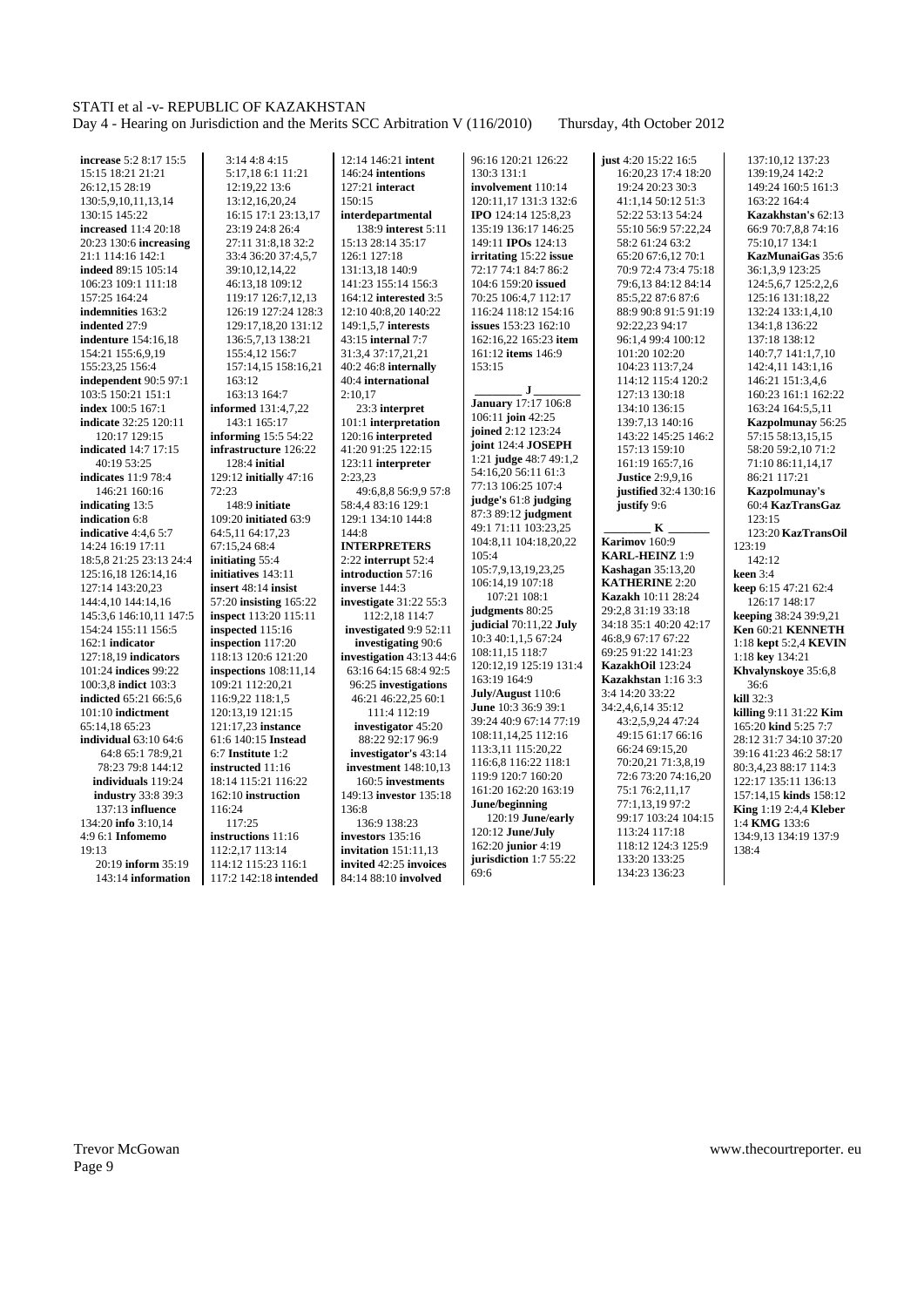**increase** 5:2 8:17 15:5 15:15 18:21 21:21 26:12,15 28:19 130:5,9,10,11,13,14 130:15 145:22
**increased** 11:4 20:18 20:23 130:6 **increasing** 21:1 114:16 142:1
**indeed** 89:15 105:14 106:23 109:1 111:18 157:25 164:24
**indemnities** 163:2
**indented** 27:9
**indenture** 154:16,18 154:21 155:6,9,19 155:23,25 156:4
**independent** 90:5 97:1 103:5 150:21 151:1
**index** 100:5 167:1
**indicate** 32:25 120:11 120:17 129:15
**indicated** 14:7 17:15 40:19 53:25
**indicates** 11:9 78:4 146:21 160:16
**indicating** 13:5
**indication** 6:8
**indicative** 4:4,6 5:7 14:24 16:19 17:11 18:5,8 21:25 23:13 24:4 125:16,18 126:14,16 127:14 143:20,23 144:4,10 144:14,16 145:3,6 146:10,11 147:5 154:24 155:11 156:5 162:1 **indicator** 127:18,19 **indicators** 101:24 **indices** 99:22 100:3,8 **indict** 103:3
**indicted** 65:21 66:5,6 101:10 **indictment** 65:14,18 65:23
**individual** 63:10 64:6 64:8 65:1 78:9,21 78:23 79:8 144:12
**individuals** 119:24
**industry** 33:8 39:3 137:13 **influence** 134:20 **info** 3:10,14 4:9 6:1 **Infomemo** 19:13 20:19 **inform** 35:19 143:14 **information** 3:14 4:8 4:15 5:17,18 6:1 11:21 12:19,22 13:6 13:12,16,20,24 16:15 17:1 23:13,17 23:19 24:8 26:4 27:11 31:8,18 32:2 33:4 36:20 37:4,5,7 39:10,12,14,22 46:13,18 109:12 119:17 126:7,12,13 126:19 127:24 128:3 129:17,18,20 131:12 136:5,7,13 138:21 155:4,12 156:7 157:14,15 158:16,21 163:12 163:13 164:7
**informed** 131:4,7,22 143:1 165:17
**informing** 15:5 54:22
**infrastructure** 126:22 128:4 **initial** 129:12 **initially** 47:16 72:23 148:9 **initiate** 109:20 **initiated** 63:9 64:5,11 64:17,23 67:15,24 68:4
**initiating** 55:4
**initiatives** 143:11
**insert** 48:14 **insist** 57:20 **insisting** 165:22
**inspect** 113:20 115:11
**inspected** 115:16
**inspection** 117:20 118:13 120:6 121:20
**inspections** 108:11,14 109:21 112:20,21 116:9,22 118:1,5 120:13,19 121:15 121:17,23 **instance** 61:6 140:15 **Instead** 6:7 **Institute** 1:2
**instructed** 11:16 18:14 115:21 116:22 162:10 **instruction** 116:24 117:25
**instructions** 11:16 112:2,17 113:14 114:12 115:23 116:1 117:2 142:18 **intended** 12:14 146:21 **intent** 146:24 **intentions** 127:21 **interact** 150:15
**interdepartmental** 138:9 **interest** 5:11 15:13 28:14 35:17 126:1 127:18 131:13,18 140:9 141:23 155:14 156:3 164:12 **interested** 3:5 12:10 40:8,20 140:22 149:1,5,7 **interests** 43:15 **internal** 7:7 31:3,4 37:17,21,21 40:2 46:8 **internally** 40:4 **international** 2:10,17 23:3 **interpret** 101:1 **interpretation** 120:16 **interpreted** 41:20 91:25 122:15 123:11 **interpreter** 2:23,23 49:6,8,8 56:9,9 57:8 58:4,4 83:16 129:1 129:1 134:10 144:8 144:8
**INTERPRETERS** 2:22 **interrupt** 52:4
**introduction** 57:16
**inverse** 144:3
**investigate** 31:22 55:3 112:2,18 114:7
**investigated** 9:9 52:11
**investigating** 90:6
**investigation** 43:13 44:6 63:16 64:15 68:4 92:5 96:25 **investigations** 46:21 46:22,25 60:1 111:4 112:19
**investigator** 45:20 88:22 92:17 96:9
**investigator's** 43:14
**investment** 148:10,13 160:5 **investments** 149:13 **investor** 135:18 136:8 136:9 138:23
**investors** 135:16
**invitation** 151:11,13
**invited** 42:25 **invoices** 84:14 88:10 **involved** 96:16 120:21 126:22 130:3 131:1
**involvement** 110:14 120:11,17 131:3 132:6
**IPO** 124:14 125:8,23 135:19 136:17 146:25 149:11 **IPOs** 124:13
**irritating** 15:22 **issue** 72:17 74:1 84:7 86:2 104:6 159:20 **issued** 70:25 106:4,7 112:17 116:24 118:12 154:16
**issues** 153:23 162:10 162:16,22 165:23 **item** 161:12 **items** 146:9 153:15

**J**

**January** 17:17 106:8 106:11 **join** 42:25
**joined** 2:12 123:24
**joint** 124:4 **JOSEPH** 1:21 **judge** 48:7 49:1,2 54:16,20 56:11 61:3 77:13 106:25 107:4
**judge's** 61:8 **judging** 87:3 89:12 **judgment** 49:17 71:11 103:23,25 104:8,11 104:18,20,22 105:4 105:7,9,13,19,23,25 106:14,19 107:18 107:21 108:1
**judgments** 80:25
**judicial** 70:11,22 **July** 10:3 40:1,1,5 67:24 108:11,15 118:7 120:12,19 125:19 131:4 163:19 164:9
**July/August** 110:6
**June** 10:3 36:9 39:1 39:24 40:9 67:14 77:19 108:11,14,25 112:16 113:3,11 115:20,22 116:6,8 116:22 118:1 119:9 120:7 160:20 161:20 162:20 163:19
**June/beginning** 120:19 **June/early** 120:12 **June/July** 162:20 **junior** 4:19
**jurisdiction** 1:7 55:22 69:6
**just** 4:20 15:22 16:5 16:20,23 17:4 18:20 19:24 20:23 30:3 41:1,14 50:12 51:3 52:22 53:13 54:24 55:10 56:9 57:22,24 58:2 61:24 63:2 65:20 67:6,12 70:1 70:9 72:4 73:4 75:18 79:6,13 84:12 84:14 85:5,22 87:6 87:6 88:9 90:8 91:5 91:19 92:22,23 94:17 96:1,4 99:4 100:12 101:20 102:20 104:23 113:7,24 114:12 115:4 120:2 127:13 130:18 134:10 136:15 139:7,13 140:16 143:22 145:25 146:2 157:13 159:10 161:19 165:7,16
**Justice** 2:9,9,16
**justified** 32:4 130:16
**justify** 9:6

**K**

**Karimov** 160:9
**KARL-HEINZ** 1:9
**Kashagan** 35:13,20
**KATHERINE** 2:20
**Kazakh** 10:11 28:24 29:2,8 31:19 33:18 34:18 35:1 40:20 42:17 46:8,9 67:17 67:22 69:25 91:22 141:23
**KazakhOil** 123:24
**Kazakhstan** 1:16 3:3 3:4 14:20 33:22 34:2,4,6,14 35:12 43:2,5,9,24 47:24 49:15 61:17 66:16 66:24 69:15,20 70:20,21 71:3,8,19 72:6 73:20 74:16,20 75:1 76:2,11,17 77:1,13,19 97:2 99:17 103:24 104:15 113:24 117:18 118:12 124:3 125:9 133:20 133:25 134:23 136:23 137:10,12 137:23 139:19,24 142:2 149:24 160:5 161:3 163:22 164:4
**Kazakhstan's** 62:13 66:9 70:7,8,8 74:16 75:10,17 134:1
**KazMunaiGas** 35:6 36:1,3,9 123:25 124:5,6,7 125:2,2,6 125:16 131:18,22 132:24 133:1,4,10 134:1,8 136:22 137:18 138:12 140:7,7 141:1,7,10 142:4,11 143:1,16 146:21 151:3,4,6 160:23 161:1 162:22 163:24 164:5,5,11
**Kazpolmunay** 56:25 57:15 58:13,15,15 58:20 59:2,10 71:2 71:10 86:11,14,17 86:21 117:21
**Kazpolmunay's** 60:4 **KazTransGaz** 123:15 123:20 **KazTransOil** 123:19 142:12
**keen** 3:4
**keep** 6:15 47:21 62:4 126:17 148:17
**keeping** 38:24 39:9,21
**Ken** 60:21 **KENNETH** 1:18 **kept** 5:2,4 **KEVIN** 1:18 **key** 134:21
**Khvalynskoye** 35:6,8 36:6
**kill** 32:3
**killing** 9:11 31:22 **Kim** 165:20 **kind** 5:25 7:7 28:12 31:7 34:10 37:20 39:16 41:23 46:2 58:17 80:3,4,23 88:17 114:3 122:17 135:11 136:13 157:14,15 **kinds** 158:12
**King** 1:19 2:4,4 **Kleber** 1:4 **KMG** 133:6 134:9,13 134:19 137:9 138:4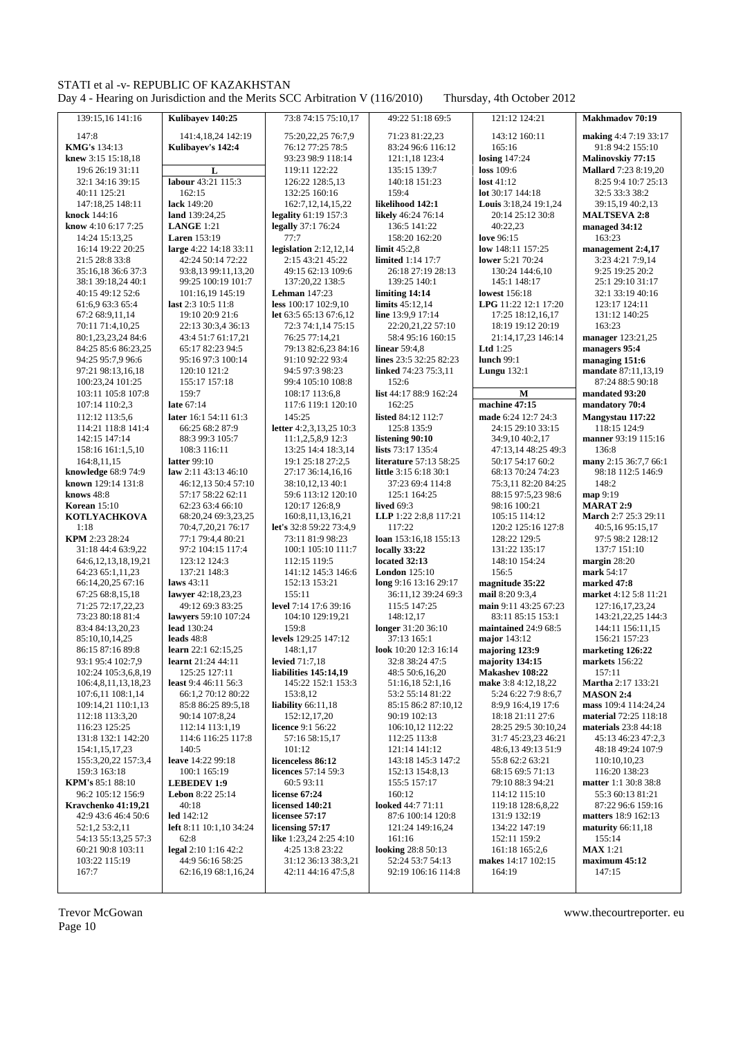139:15,16 141:16
147:8
**KMG's** 134:13
**knew** 3:15 15:18,18
19:6 26:19 31:11
32:1 34:16 39:15
40:11 125:21
147:18,25 148:11
**knock** 144:16
**know** 4:10 6:17 7:25
14:24 15:13,25
16:14 19:22 20:25
21:5 28:8 33:8
35:16,18 36:6 37:3
38:1 39:18,24 40:1
40:15 49:12 52:6
61:6,9 63:3 65:4
67:2 68:9,11,14
70:11 71:4,10,25
80:1,23,23,24 84:6
84:25 85:6 86:23,25
94:25 95:7,9 96:6
97:21 98:13,16,18
100:23,24 101:25
103:11 105:8 107:8
107:14 110:2,3
112:12 113:5,6
114:21 118:8 141:4
142:15 147:14
158:16 161:1,5,10
164:8,11,15
**knowledge** 68:9 74:9
**known** 129:14 131:8
**knows** 48:8
**Korean** 15:10
**KOTLYACHKOVA**
1:18
**KPM** 2:23 28:24
31:18 44:4 63:9,22
64:6,12,13,18,19,21
64:23 65:1,11,23
66:14,20,25 67:16
67:25 68:8,15,18
71:25 72:17,22,23
73:23 80:18 81:4
83:4 84:13,20,23
85:10,10,14,25
86:15 87:16 89:8
93:1 95:4 102:7,9
102:24 105:3,6,8,19
106:4,8,11,13,18,23
107:6,11 108:1,14
109:14,21 110:1,13
112:18 113:3,20
116:23 125:25
131:8 132:1 142:20
154:1,15,17,23
155:3,20,22 157:3,4
159:3 163:18
**KPM's** 85:1 88:10
96:2 105:12 156:9
**Kravchenko 41:19,21**
42:9 43:6 46:4 50:6
52:1,2 53:2,11
54:13 55:13,25 57:3
60:21 90:8 103:11
103:22 115:19
167:7

**Kulibayev 140:25**
141:4,18,24 142:19
**Kulibayev's 142:4**

**L**

**labour** 43:21 115:3
162:15
**lack** 149:20
**land** 139:24,25
**LANGE** 1:21
**Laren** 153:19
**large** 4:22 14:18 33:11
42:24 50:14 72:22
93:8,13 99:11,13,20
99:25 100:19 101:7
101:16,19 145:19
**last** 2:3 10:5 11:8
19:10 20:9 21:6
22:13 30:3,4 36:13
43:4 51:7 61:17,21
65:17 82:23 94:5
95:16 97:3 100:14
120:10 121:2
155:17 157:18
159:7
**late** 67:14
**later** 16:1 54:11 61:3
66:25 68:2 87:9
88:3 99:3 105:7
108:3 116:11
**latter** 99:10
**law** 2:11 43:13 46:10
46:12,13 50:4 57:10
57:17 58:22 62:11
62:23 63:4 66:10
68:20,24 69:3,23,25
70:4,7,20,21 76:17
77:1 79:4,4 80:21
97:2 104:15 117:4
123:12 124:3
137:21 148:3
**laws** 43:11
**lawyer** 42:18,23,23
49:12 69:3 83:25
**lawyers** 59:10 107:24
**lead** 130:24
**leads** 48:8
**learn** 22:1 62:15,25
**learnt** 21:24 44:11
125:25 127:11
**least** 9:4 46:11 56:3
66:1,2 70:12 80:22
85:8 86:25 89:5,18
90:14 107:8,24
112:14 113:1,19
114:6 116:25 117:8
140:5
**leave** 14:22 99:18
100:1 165:19
**LEBEDEV 1:9**
**Lebon** 8:22 25:14
40:18
**led** 142:12
**left** 8:11 10:1,10 34:24
62:8
**legal** 2:10 1:16 42:2
44:9 56:16 58:25
62:16,19 68:1,16,24

73:8 74:15 75:10,17
75:20,22,25 76:7,9
76:12 77:25 78:5
93:23 98:9 118:14
119:11 122:22
126:22 128:5,13
132:25 160:16
162:7,12,14,15,22
**legality** 61:19 157:3
**legally** 37:1 76:24
77:7
**legislation** 2:12,12,14
2:15 43:21 45:22
49:15 62:13 109:6
137:20,22 138:5
**Lehman** 147:23
**less** 100:17 102:9,10
**let** 63:5 65:13 67:6,12
72:3 74:1,14 75:15
76:25 77:14,21
79:13 82:6,23 84:16
91:10 92:22 93:4
94:5 97:3 98:23
99:4 105:10 108:8
108:17 113:6,8
117:6 119:1 120:10
145:25
**letter** 4:2,3,13,25 10:3
11:1,2,5,8,9 12:3
13:25 14:4 18:3,14
19:1 25:18 27:2,5
27:17 36:14,16,16
38:10,12,13 40:1
59:6 113:12 120:10
120:17 126:8,9
160:8,11,13,16,21
**let's** 32:8 59:22 73:4,9
73:11 81:9 98:23
100:1 105:10 111:7
112:15 119:5
141:12 145:3 146:6
152:13 153:21
155:11
**level** 7:14 17:6 39:16
104:10 129:19,21
159:8
**levels** 129:25 147:12
148:1,17
**levied** 71:7,18
**liabilities 145:14,19**
145:22 152:1 153:3
153:8,12
**liability** 66:11,18
152:12,17,20
**licence** 9:1 56:22
57:16 58:15,17
101:12
**licenceless 86:12**
**licences** 57:14 59:3
60:5 93:11
**license 67:24**
**licensed 140:21**
**licensee 57:17**
**licensing 57:17**
**like** 1:23,24 2:25 4:10
4:25 13:8 23:22
31:12 36:13 38:3,21
42:11 44:16 47:5,8

49:22 51:18 69:5
71:23 81:22,23
83:24 96:6 116:12
121:1,18 123:4
135:15 139:7
140:18 151:23
159:4
**likelihood 142:1**
**likely** 46:24 76:14
136:5 141:22
158:20 162:20
**limit** 45:2,8
**limited** 1:14 17:7
26:18 27:19 28:13
139:25 140:1
**limiting 14:14**
**limits** 45:12,14
**line** 13:9,9 17:14
22:20,21,22 57:10
58:4 95:16 160:15
**linear** 59:4,8
**lines** 23:5 32:25 82:23
**linked** 74:23 75:3,11
152:6
**list** 44:17 88:9 162:24
162:25
**listed** 84:12 112:7
125:8 135:9
**listening 90:10**
**lists** 73:17 135:4
**literature** 57:13 58:25
**little** 3:15 6:18 30:1
37:23 69:4 114:8
125:1 164:25
**lived** 69:3
**LLP** 1:22 2:8,8 117:21
117:22
**loan** 153:16,18 155:13
**locally 33:22**
**located 32:13**
**London** 125:10
**long** 9:16 13:16 29:17
36:11,12 39:24 69:3
115:5 147:25
148:12,17
**longer** 31:20 36:10
37:13 165:1
**look** 10:20 12:3 16:14
32:8 38:24 47:5
48:5 50:6,16,20
51:16,18 52:1,16
53:2 55:14 81:22
85:15 86:2 87:10,12
90:19 102:13
106:10,12 112:22
112:25 113:8
121:14 141:12
143:18 145:3 147:2
152:13 154:8,13
155:5 157:17
160:12
**looked** 44:7 71:11
87:6 100:14 120:8
121:24 149:16,24
161:16
**looking** 28:8 50:13
52:24 53:7 54:13
92:19 106:16 114:8

121:12 124:21
143:12 160:11
165:16
**losing** 147:24
**loss** 109:6
**lost** 41:12
**lot** 30:17 144:18
**Louis** 3:18,24 19:1,24
20:14 25:12 30:8
40:22,23
**love** 96:15
**low** 148:11 157:25
**lower** 5:21 70:24
130:24 144:6,10
145:1 148:17
**lowest** 156:18
**LPG** 11:22 12:1 17:20
17:25 18:12,16,17
18:19 19:12 20:19
21:14,17,23 146:14
**Ltd** 1:25
**lunch** 99:1
**Lungu** 132:1

**M**

**machine 47:15**
**made** 6:24 12:7 24:3
24:15 29:10 33:15
34:9,10 40:2,17
47:13,14 48:25 49:3
50:17 54:17 60:2
68:13 70:24 74:23
75:3,11 82:20 84:25
88:15 97:5,23 98:6
98:16 100:21
105:15 114:12
120:2 125:16 127:8
128:22 129:5
131:22 135:17
148:10 154:24
156:5
**magnitude 35:22**
**mail** 8:20 9:3,4
**main** 9:11 43:25 67:23
83:11 85:15 153:1
**maintained** 24:9 68:5
**major** 143:12
**majoring 123:9**
**majority 134:15**
**Makashev 108:22**
**make** 3:8 4:12,18,22
5:24 6:22 7:9 8:6,7
8:9,9 16:4,19 17:6
18:18 21:11 27:6
28:25 29:5 30:10,24
31:7 45:23,23 46:21
48:6,13 49:13 51:9
55:8 62:2 63:21
68:15 69:5 71:13
79:10 88:3 94:21
114:12 115:10
119:18 128:6,8,22
131:9 132:19
134:22 147:19
152:11 159:2
161:18 165:2,6
**makes** 14:17 102:15
164:19

**Makhmadov 70:19**
**making** 4:4 7:19 33:17
91:8 94:2 155:10
**Malinovskiy 77:15**
**Mallard** 7:23 8:19,20
8:25 9:4 10:7 25:13
32:5 33:3 38:2
39:15,19 40:2,13
**MALTSEVA 2:8**
**managed 34:12**
163:23
**management** 2:4,4,17
3:23 4:21 7:9,14
9:25 19:25 20:2
25:1 29:10 31:17
32:1 33:19 40:16
123:17 124:11
131:12 140:25
163:23
**manager** 123:21,25
**managers 95:4**
**managing 151:6**
**mandate** 87:11,13,19
87:24 88:5 90:18
**mandated 93:20**
**mandatory 70:4**
**Mangystau 117:22**
118:15 124:9
**manner** 93:19 115:16
136:8
**many** 2:15 36:7,7 66:1
98:18 112:5 146:9
148:2
**map** 9:19
**MARAT 2:9**
**March** 2:7 25:3 29:11
40:5,16 95:15,17
97:5 98:2 128:12
137:7 151:10
**margin** 28:20
**mark** 54:17
**marked 47:8**
**market** 4:12 5:8 11:21
127:16,17,23,24
143:21,22,25 144:3
144:11 156:11,15
156:21 157:23
**marketing 126:22**
**markets** 156:22
157:11
**Martha** 2:17 133:21
**MASON 2:4**
**mass** 109:4 114:24,24
**material** 72:25 118:18
**materials** 23:8 44:18
45:13 46:23 47:2,3
48:18 49:24 107:9
110:10,10,23
116:20 138:23
**matter** 1:1 30:8 38:8
55:3 60:13 81:21
87:22 96:6 159:16
**matters** 18:9 162:13
**maturity** 66:11,18
155:14
**MAX** 1:21
**maximum 45:12**
147:15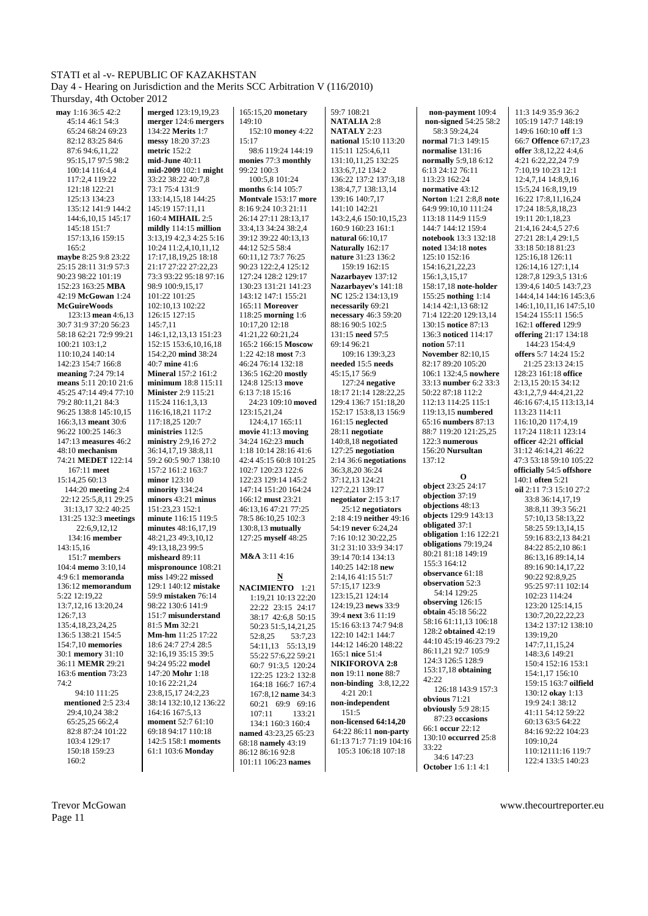**may** 1:16 36:5 42:2 45:14 46:1 54:3 65:24 68:24 69:23 82:12 83:25 84:6 87:6 94:6,11,22 95:15,17 97:5 98:2 100:14 116:4,4 117:2,4 119:22 121:18 122:21 125:13 134:23 135:12 141:9 144:2 144:6,10,15 145:17 145:18 151:7 157:13,16 159:15 165:2
**maybe** 8:25 9:8 23:22 25:15 28:11 31:9 57:3 90:23 98:22 101:19 152:23 163:25
**MBA** 42:19
**McGowan** 1:24
**McGuireWoods** 123:13
**mean** 4:6,13 30:7 31:9 37:20 56:23 58:18 62:21 72:9 99:21 100:21 103:1,2 110:10,24 140:14 142:23 154:7 166:8
**meaning** 7:24 79:14
**means** 5:11 20:10 21:6 45:25 47:14 49:4 77:10 79:2 80:11,21 84:3 96:25 138:8 145:10,15 166:3,13
**meant** 30:6 96:22 100:25 146:3 147:13
**measures** 46:2 48:10
**mechanism** 74:21
**MEDET** 122:14 167:11
**meet** 15:14,25 60:13 144:20
**meeting** 2:4 22:12 25:5,8,11 29:25 31:13,17 32:2 40:25 131:25 132:3
**meetings** 22:6,9,12,12 134:16
**member** 143:15,16 151:7
**members** 104:4
**memo** 3:10,14 4:9 6:1
**memoranda** 136:12
**memorandum** 5:22 12:19,22 13:7,12,16 13:20,24 126:7,13 135:4,18,23,24,25 136:5 138:21 154:5 154:7,10
**memories** 30:1
**memory** 31:10 36:11
**MEMR** 29:21 163:6
**mention** 73:23 74:2 94:10 111:25
**mentioned** 2:5 23:4 29:4,10,24 38:2 65:25,25 66:2,4 82:8 87:24 101:22 103:4 129:17 150:18 159:23 160:2
**merged** 123:19,19,23
**merger** 124:6
**mergers** 134:22
**Merits** 1:7
**messy** 18:20 37:23
**metric** 152:2
**mid-June** 40:11
**mid-2009** 102:1
**might** 33:22 38:22 40:7,8 73:1 75:4 131:9 133:14,15,18 144:25 145:19 157:11,11 160:4
**MIHAIL** 2:5
**mildly** 114:15
**million** 3:13,19 4:2,3 4:25 5:16 10:24 11:2,4,10,11,12 17:17,18,19,25 18:18 21:17 27:22 27:22,23 73:3 93:22 95:18 97:16 98:9 100:9,15,17 101:22 101:25 102:10,13 102:22 126:15 127:15 145:7,11 146:1,12,13,13 151:23 152:15 153:6,10,16,18 154:2,20
**mind** 38:24 40:7
**mine** 41:6
**Mineral** 157:2 161:2
**minimum** 18:8 115:11
**Minister** 2:9 115:21 115:24 116:1,3,13 116:16,18,21 117:2 117:18,25 120:7
**ministries** 112:5
**ministry** 2:9,16 27:2 36:14,17,19 38:8,11 59:2 60:5 90:7 138:10 157:2 161:2 163:7
**minor** 123:10
**minority** 134:24
**minors** 43:21
**minus** 151:23,23 152:1
**minute** 116:15 119:5
**minutes** 48:16,17,19 48:21,23 49:3,10,12 49:13,18,23 99:5
**misheard** 89:11
**mispronounce** 108:21
**miss** 149:22
**missed** 129:1 140:12
**mistake** 59:9
**mistaken** 76:14 98:22 130:6 141:9 151:7
**misunderstand** 81:5
**Mm** 32:21
**Mm-hm** 11:25 17:22 18:6 24:7 27:4 28:5 32:16,19 35:15 39:5 94:24 95:22
**model** 147:20
**Mohr** 1:18 10:16 22:21,24 23:8,15,17 24:2,23 38:14 132:10,12 136:22 164:16 167:5,13
**moment** 52:7 61:10 69:18 94:17 110:18 142:5 158:1
**moments** 61:1 103:6
**Monday** 165:15,20
**monetary** 149:10 152:10
**money** 4:22 15:17 98:6 119:24 144:19
**monies** 77:3
**monthly** 99:22 100:3 100:5,8 101:24
**months** 6:14 105:7
**Montvale** 153:17
**more** 8:16 9:24 10:3 21:11 26:14 27:11 28:13,17 33:4,13 34:24 38:2,4 39:12 39:22 40:13,13 44:12 52:5 58:4 60:11,12 73:7 76:25 90:23 122:2,4 125:12 127:24 128:2 129:17 130:23 131:21 141:23 143:12 147:1 155:21 165:11
**Moreover** 118:25
**morning** 1:6 10:17,20 12:18 41:21,22 60:21,24 165:2 166:15
**Moscow** 1:22 42:18
**most** 7:3 46:24 76:14 132:18 136:5 162:20
**mostly** 124:8 125:13
**move** 6:13 7:18 15:16 24:23 109:10
**moved** 123:15,21,24 124:4,17 165:11
**movie** 41:13
**moving** 34:24 162:23
**much** 1:18 10:14 28:16 41:6 42:4 45:15 60:8 101:25 102:7 120:23 122:6 122:23 129:14 145:2 147:14 151:20 164:24 166:12
**must** 23:21 46:13,16 47:21 77:25 78:5 86:10,25 102:3 130:8,13
**mutually** 127:25
**myself** 48:25

**M&A** 3:11 4:16

**N**

**NACIMIENTO** 1:21 1:19,21 10:13 22:20 22:22 23:15 24:17 38:17 42:6,8 50:15 50:23 51:5,14,21,25 52:8,25 53:7,23 54:11,13 55:13,19 55:22 57:6,22 59:21 60:7 91:3,5 120:24 122:25 123:2 132:8 164:18 166:7 167:4 167:8,12
**name** 34:3 60:21 69:9 69:16 107:11 133:21 134:1 160:3 160:4
**named** 43:23,25 65:23 68:18
**namely** 43:19 86:12 86:16 92:8 101:11 106:23
**names** 59:7 108:21
**NATALIA** 2:8
**NATALY** 2:23
**national** 15:10 113:20 115:11 125:4,6,11 131:10,11,25 132:25 133:6,7,12 134:2 136:22 137:2 137:3,18 138:4,7,7 138:13,14 139:16 140:7,17 141:10 142:21 143:2,4,6 150:10,15,23 160:9 160:23 161:1
**natural** 66:10,17
**Naturally** 162:17
**nature** 31:23 136:2 159:19 162:15
**Nazarbayev** 137:12
**Nazarbayev's** 141:18
**NC** 125:2 134:13,19
**necessarily** 69:21
**necessary** 46:3 59:20 88:16 90:5 102:5 131:15
**need** 57:5 69:14 96:21 109:16 139:3,23
**needed** 15:5
**needs** 45:15,17 56:9 127:24
**negative** 18:17 21:14 128:22,25 129:4 136:7 151:18,20 152:17 153:8,13 156:9 161:15
**neglected** 28:11
**negotiate** 140:8,18
**negotiated** 127:25
**negotiation** 2:14 36:6
**negotiations** 36:3,8,20 36:24 37:12,13 124:21 127:2,21 139:17
**negotiator** 2:15 3:17 25:12
**negotiators** 2:18 4:19
**neither** 49:16 54:19
**never** 6:24,24 7:16 10:12 30:22,25 31:2 31:10 33:9 34:17 39:14 70:14 134:13 140:25 142:18
**new** 2:14,16 41:15 51:7 57:15,17 123:9 123:15,21 124:14 124:19,23
**news** 33:9 39:4
**next** 3:6 11:19 15:16 63:13 74:7 94:8 122:10 142:1 144:7 144:12 146:20 148:22 165:1
**nice** 51:4
**NIKIFOROVA** 2:8
**non** 19:11
**none** 88:7
**non-binding** 3:8,12,22 4:21 20:1
**non-independent** 151:5
**non-licensed** 64:14,20 64:22 86:11
**non-party** 61:13 71:7 71:19 104:16 105:3 106:18 107:18
**non-payment** 109:4
**non-signed** 54:25 58:2 58:3 59:24,24
**normal** 71:3 149:15
**normalise** 131:16
**normally** 5:9,18 6:12 6:13 24:12 76:11 113:23 162:24
**normative** 43:12
**Norton** 1:21 2:8,8
**note** 64:9 99:10,10 111:24 113:18 114:9 115:9 144:7 144:12 159:4
**notebook** 13:3 132:18
**noted** 134:18
**notes** 125:10 152:16 154:16,21,22,23 156:1,3,15,17 158:17,18
**note-holder** 155:25
**nothing** 1:14 14:14 42:1,13 68:12 71:4 122:20 129:13,14 130:15
**notice** 87:13 136:3
**noticed** 114:17
**notion** 57:11
**November** 82:10,15 82:17 89:20 105:20 106:1 132:4,5
**nowhere** 33:13
**number** 6:2 33:3 50:22 87:18 112:2 112:13 114:25 115:1 119:13,15
**numbered** 65:16
**numbers** 87:13 88:7 119:20 121:25,25 122:3
**numerous** 156:20
**Nursultan** 137:12

**O**

**object** 23:25 24:17
**objection** 37:19
**objections** 48:13
**objects** 129:9 143:13
**obligated** 37:1
**obligation** 1:16 122:21
**obligations** 79:19,24 80:21 81:18 149:19 155:3 164:12
**observance** 61:18
**observation** 52:3 54:14 129:25
**observing** 126:15
**obtain** 45:18 56:22 58:16 61:11,13 106:18 128:2
**obtained** 42:19 44:10 45:19 46:23 79:2 86:11,21 92:7 105:9 124:3 126:5 128:9 153:17,18
**obtaining** 42:22 126:18 143:9 157:3
**obvious** 71:21
**obviously** 5:9 28:15 87:23
**occasions** 66:1
**occur** 22:12 130:10
**occurred** 25:8 33:22 34:6 147:23
**October** 1:6 1:1 4:1 11:3 14:9 35:9 36:2 105:19 147:7 148:19 149:6 160:10
**off** 1:3 66:7
**Offence** 67:17,23
**offer** 3:8,12,22 4:4,6 4:21 6:22,22,24 7:9 7:10,19 10:23 12:1 12:4,7,14 14:8,9,16 15:5,24 16:8,19,19 16:22 17:8,11,16,24 17:24 18:5,8,18,23 19:11 20:1,18,23 21:4,16 24:4,5 27:6 27:21 28:1,4 29:1,5 33:18 50:18 81:23 125:16,18 126:11 126:14,16 127:1,14 128:7,8 129:3,5 131:6 139:4,6 140:5 143:7,23 144:4,14 144:16 145:3,6 146:1,10,11,16 147:5,10 154:24 155:11 156:5 162:1
**offered** 129:9
**offering** 21:17 134:18 144:23 154:4,9
**offers** 5:7 14:24 15:2 21:25 23:13 24:15 128:23 161:18
**office** 2:13,15 20:15 34:12 43:1,2,7,9 44:4,21,22 46:16 67:4,15 113:13,14 113:23 114:11 116:10,20 117:4,19 117:24 118:11 123:14
**officer** 42:21
**official** 31:12 46:14,21 46:22 47:3 53:18 59:10 105:22
**officially** 54:5
**offshore** 140:1
**often** 5:21
**oil** 2:11 7:3 15:10 27:2 33:8 36:14,17,19 38:8,11 39:3 56:21 57:10,13 58:13,22 58:25 59:13,14,15 59:16 83:2,13 84:21 84:22 85:2,10 86:1 86:13,16 89:14,14 89:16 90:14,17,22 90:22 92:8,9,25 95:25 97:11 102:14 102:23 114:24 123:20 125:14,15 130:7,20,22,22,23 134:2 137:12 138:10 139:19,20 147:7,11,15,24 148:3,6 149:21 150:4 152:16 153:1 154:1,17 156:10 159:15 163:7
**oilfield** 130:12
**okay** 1:13 19:9 24:1 38:12 41:11 54:12 59:22 60:13 63:5 64:22 84:16 92:22 104:23 109:10,24 110:12111:16 119:7 122:4 133:5 140:23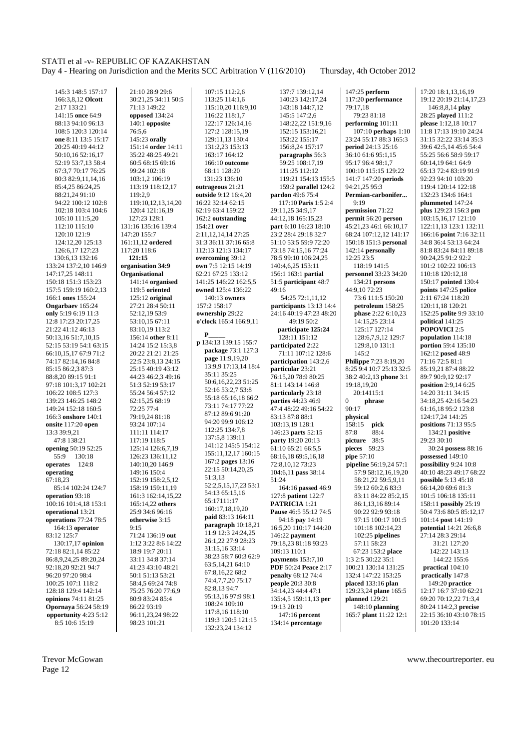145:3 148:5 157:17
166:3,8,12 **Olcott**
2:17 133:21
141:15 **once** 64:9
88:13 94:10 96:13
108:5 120:3 120:14
**one** 8:11 13:5 15:17
20:25 40:19 44:12
50:10,16 52:16,17
52:19 53:7,13 58:4
67:3,7 70:17 76:25
80:3 82:9,11,14,16
85:4,25 86:24,25
88:21,24 91:10
94:22 100:12 102:8
102:18 103:4 104:6
105:10 111:5,20
112:10 115:10
120:10 121:9
124:12,20 125:13
126:6,17 127:23
130:6,13 132:16
133:24 137:2,10 146:9
147:17,25 148:11
150:18 151:3 153:23
157:5 159:19 160:2,13
166:1 **ones** 155:24
**Ongarbaev** 165:24
**only** 5:19 6:19 11:3
12:8 17:23 20:17,25
21:22 41:12 46:13
50:13,16 51:7,10,15
52:15 53:19 54:1 63:15
66:10,15,17 67:9 71:2
74:17 82:14,16 84:8
85:15 86:2,3 87:3
88:8,20 89:15 91:1
97:18 101:3,17 102:21
106:22 108:5 127:3
139:23 146:25 148:2
149:24 152:18 160:5
166:3 **onshore** 140:1
**onsite** 117:20 **open**
13:3 39:9,21
47:8 138:21
**opening** 50:19 52:25
55:9 130:18
**operates** 124:8
**operating**
67:18,23
85:14 102:24 124:7
**operation** 93:18
100:16 101:4,18 153:1
**operational** 13:21
**operations** 77:24 78:5
164:13 **operator**
83:12 125:7
130:17,17 **opinion**
72:18 82:1,14 85:22
86:8,9,24,25 89:20,24
92:18,20 92:21 94:7
96:20 97:20 98:4
100:25 107:1 118:2
128:18 129:4 142:14
**opinions** 74:11 81:25
**Opornaya** 56:24 58:19
**opportunity** 4:23 5:12
8:5 10:6 15:19
21:10 28:9 29:6
30:21,25 34:11 50:5
71:13 149:22
**opposed** 134:24
140:1 **opposite**
76:5,6
145:23 **orally**
151:14 **order** 14:11
35:22 48:25 49:21
60:5 68:15 69:16
99:24 102:18
103:1,2 106:19
113:19 118:12,17
119:2,9
119:10,12,13,14,20
120:4 121:16,19
127:23 128:1
131:16 135:16 139:4
147:20 155:7
161:11,12 **ordered**
117:20 118:6
**121:15**
**organisation 34:9**
**Organisational**
141:14 **organised**
119:5 **oriented**
125:12 **original**
27:21 28:4 50:11
52:12,19 53:9
53:10,15 67:11
83:10,19 113:2
156:14 **other** 8:11
14:24 15:2 15:3,8
20:22 21:21 21:25
22:5 23:8,13 24:15
25:15 40:19 43:12
44:23 46:2,3 49:16
51:3 52:19 53:17
55:24 56:4 57:12
62:15,25 68:19
72:25 77:4
79:19,24 81:18
93:24 107:14
111:11 114:17
117:19 118:5
125:14 126:6,7,19
126:23 136:11,12
140:10,20 146:9
149:16 150:4
152:19 158:2,5,12
158:19 159:11,19
161:3 162:14,15,22
165:14,22 **others**
25:9 34:6 96:16
**otherwise** 3:15
9:15
71:24 136:19 **out**
1:12 3:22 8:6 14:22
18:9 19:7 20:11
33:11 34:8 37:14
41:23 43:10 48:21
50:1 51:13 53:21
58:4,5 69:24 74:8
75:25 76:20 77:6,9
80:9 83:24 85:4
86:22 93:19
96:11,23,24 98:22
98:23 101:21
107:15 112:2,6
113:25 114:1,6
115:10,20 116:9,10
116:22 118:1,7
122:17 126:14,16
127:2 128:15,19
129:11,13 130:4
131:2,23 153:13
163:17 164:12
166:10 **outcome**
68:11 128:20
131:23 136:10
**outrageous** 21:21
**outside** 9:12 16:4,20
16:22 32:14 62:15
62:19 63:4 159:22
162:2 **outstanding**
154:21 **over**
2:11,12,14,14 27:25
31:3 36:11 37:16 65:8
112:13 121:3 134:17
**overcoming** 39:12
**own** 7:5 12:15 14:19
62:21 67:25 133:12
141:25 146:22 162:5,5
**owned** 125:4 136:22
140:13 **owners**
157:2 158:17
**ownership** 29:22
**o'clock** 165:4 166:9,11

**P_____**
**p** 134:13 139:15 155:7
**package** 73:1 127:3
**page** 11:9,19,20
13:9,9 17:13,14 18:4
35:11 35:25
50:6,16,22,23 51:25
52:16 53:2,7 53:8
55:18 65:16,18 66:2
73:11 74:17 77:22
87:12 89:6 91:20
94:20 99:9 106:12
112:25 134:7,8
137:5,8 139:11
141:12 145:5 154:12
155:11,12,17 160:15
167:2 **pages** 13:16
22:15 50:14,20,25
51:3,13
52:2,5,15,17,23 53:1
54:13 65:15,16
65:17111:17
160:17,18,19,20
**paid** 83:13 164:11
**paragraph** 10:18,21
11:9 12:3 24:24,25
26:1,22 27:9 28:23
31:15,16 33:14
38:23 58:7 60:3 62:9
63:5,14,21 64:10
67:8,16,22 68:2
74:4,7,7,20 75:17
82:8,13 94:7
95:13,16 97:9 98:1
108:24 109:10
117:8,16 118:10
119:3 120:5 121:15
132:23,24 134:12
137:7 139:12,14
140:23 142:17,24
143:18 144:7,12
145:5 147:2,6
148:22,22 151:9,16
152:15 153:16,21
153:22 155:17
156:8,24 157:17
**paragraphs** 56:3
59:25 108:17,19
111:25 112:12
119:21 154:13 155:5
159:2 **parallel** 124:2
**pardon** 49:6 75:4
117:10 **Paris** 1:5 2:4
29:11,25 34:9,17
44:12,18 165:15,23
**part** 6:10 16:23 18:10
23:2 28:4 29:18 32:7
51:10 53:5 59:9 72:20
73:18 74:15,16 77:24
78:5 99:10 106:24,25
140:4,6,25 153:11
156:1 163:1 **partial**
51:5 **participant** 48:7
49:16
54:25 72:1,11,12
**participants** 13:13 14:4
24:16 40:19 47:23 48:20
49:19 50:2
**participate 125:24**
128:11 151:12
**participated** 2:22
71:11 107:12 128:6
**participation** 143:2,6
**particular** 23:21
76:15,20 78:9 80:25
81:1 143:14 146:8
**particularly** 23:18
**parties** 44:23 46:9
47:4 48:22 49:16 54:22
83:13 87:8 88:1
103:13,19 128:1
146:23 **parts** 52:15
**party** 19:20 20:13
61:10 65:21 66:5,5
68:16,18 69:5,16,18
72:8,10,12 73:23
104:6,11 **pass** 38:14
51:24
164:16 **passed** 46:9
127:8 **patient** 122:7
**PATRICIA** 1:21
**Pause** 46:5 55:12 74:5
94:18 **pay** 14:19
16:5,20 110:17 144:20
146:22 **payment**
79:18,23 81:18 93:23
109:13 110:1
**payments** 153:7,10
**PDF** 50:24 **Peace** 2:17
**penalty** 68:12 74:4
**people** 20:3 30:8
34:14,23 44:4 47:1
135:4,5 159:11,13 **per**
19:13 20:19
147:16 **percent**
134:14 **percentage**
147:25 **perform**
117:20 **performance**
79:17,18
79:23 81:18
**performing** 101:11
107:10 **perhaps** 1:10
23:24 55:17 88:3 165:3
**period** 24:13 25:16
36:10 61:6 95:1,15
95:17 96:4 98:1,7
100:10 115:15 129:22
141:7 147:20 **periods**
94:21,25 95:3
**Permian-carbonifer...**
9:19
**permission** 71:22
**permit** 56:20 **person**
45:21,23 46:1 66:10,17
68:24 107:12,12 141:17
150:18 151:3 **personal**
142:14 **personally**
12:25 23:5
118:19 141:5
**personnel** 33:23 34:20
134:21 **persons**
44:9,10 72:23
73:6 111:5 150:20
**petroleum** 158:25
**phase** 2:22 6:10,23
14:15,25 23:14
125:17 127:14
128:6,7,9,12 129:7
129:8,10 131:1
145:2
**Philippe** 7:23 8:19,20
8:25 9:4 10:7 25:13 32:5
38:2 40:2,13 **phone** 3:1
19:18,19,20
20:14115:1
0 **phrase**
90:17
**physical**
158:15 **pick**
87:8 88:4
**picture** 38:5
**pieces** 59:23
**pipe** 57:10
**pipeline** 56:19,24 57:1
57:9 58:12,16,19,20
58:21,22 59:5,9,11
59:12 60:2,6 83:3
83:11 84:22 85:2,15
86:1,13,16 89:14
90:22 92:9 93:18
97:15 100:17 101:5
101:18 102:14,23
102:25 **pipelines**
57:11 58:23
67:23 153:2 **place**
1:3 2:5 30:22 35:1
100:21 130:14 131:25
132:4 147:22 153:25
**placed** 133:16 **plan**
129:23,24 **plane** 165:5
**planned** 129:21
148:10 **planning**
165:7 **plant** 11:22 12:1
17:20 18:1,13,16,19
19:12 20:19 21:14,17,23
146:8,8,14 **play**
28:25 **played** 111:2
**please** 1:12,18 10:17
11:8 17:13 19:10 24:24
31:15 32:22 33:14 35:3
39:6 42:5,14 45:6 54:4
55:25 56:6 58:9 59:17
60:14,19 64:1 64:9
65:13 72:4 83:19 91:9
92:23 94:10 103:20
119:4 120:14 122:18
132:23 134:6 164:1
**plummeted** 147:24
**plus** 129:23 156:3 **pm**
103:15,16,17 121:10
122:11,13 123:1 132:11
166:16 **point** 7:16 32:11
34:8 36:4 53:13 64:24
81:8 83:24 84:11 89:18
90:24,25 91:2 92:2
101:2 102:22 106:13
110:18 120:12,18
150:17 **pointed** 130:4
**points** 147:25 **police**
2:11 67:24 118:20
120:11,18 120:21
152:25 **polite** 9:9 33:10
**political** 141:25
**POPOVICI** 2:5
**population** 114:18
**portion** 59:4 135:10
162:12 **posed** 48:9
71:16 72:5 81:1
85:19,21 87:4 88:22
89:7 90:9,12 92:17
**position** 2:9,14 6:25
14:20 31:11 34:15
34:18,25 42:16 54:23
61:16,18 95:2 123:8
124:17,24 141:25
**positions** 71:13 95:5
134:21 **positive**
29:23 30:10
30:24 **possess** 88:16
**possessed** 149:10
**possibility** 9:24 10:8
40:10 48:23 49:17 68:22
**possible** 5:13 45:18
66:14,20 69:6 81:3
101:5 106:18 135:11
158:11 **possibly** 25:19
50:4 73:6 80:5 85:12,17
101:14 **post** 141:19
**potential** 14:21 26:6,8
27:14 28:3 29:14
31:21 127:20
142:22 143:13
144:22 155:6
**practical** 104:10
**practically** 147:8
149:20 **practice**
12:17 16:7 37:10 62:21
69:20 70:12,22 71:3,4
80:24 114:2,3 **precise**
22:15 36:10 43:10 78:15
101:20 133:14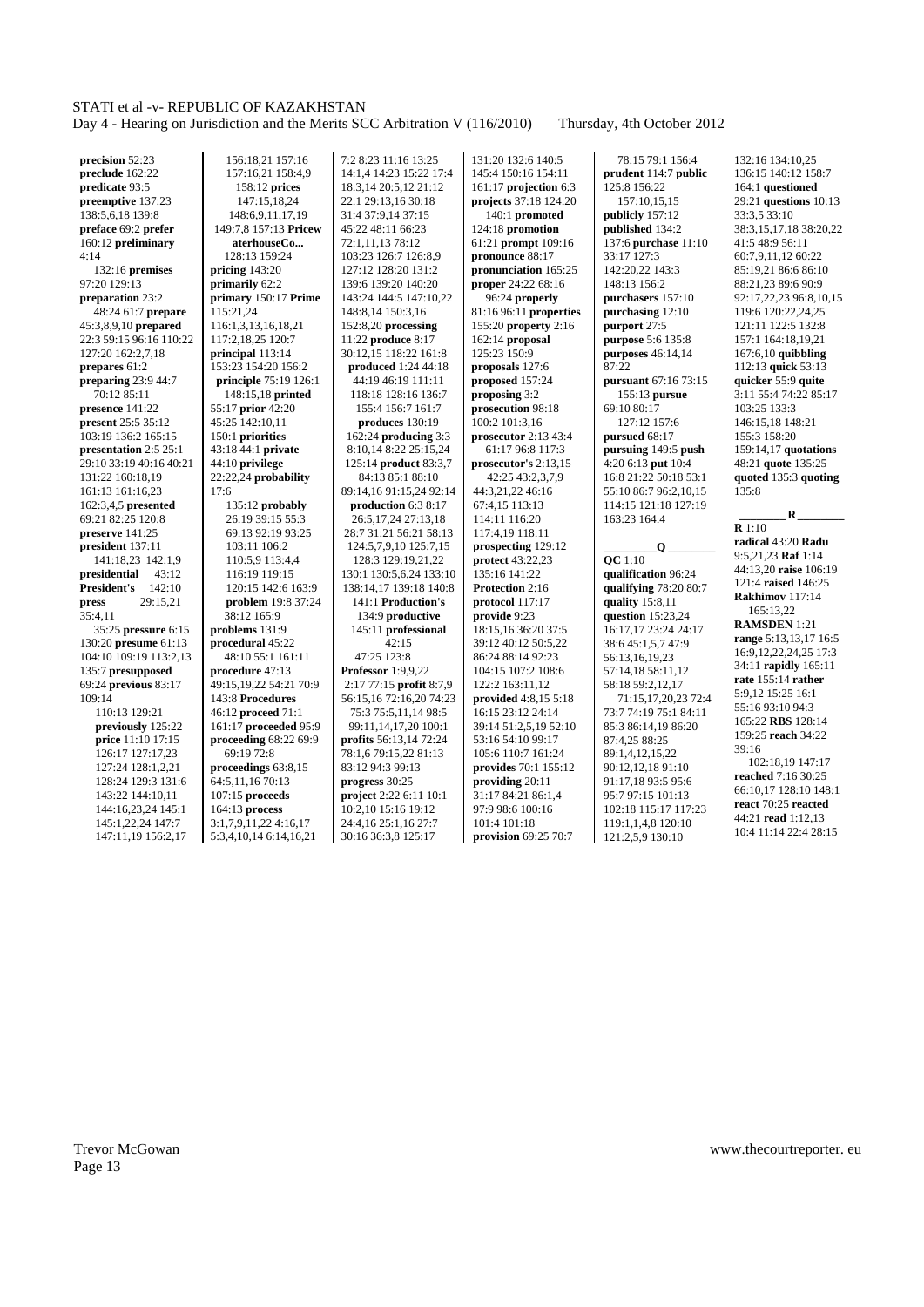**precision** 52:23
**preclude** 162:22
**predicate** 93:5
**preemptive** 137:23
138:5,6,18 139:8
**preface** 69:2 **prefer** 160:12 **preliminary** 4:14
132:16 **premises** 97:20 129:13
**preparation** 23:2
48:24 61:7 **prepare** 45:3,8,9,10 **prepared** 22:3 59:15 96:16 110:22 127:20 162:2,7,18
**prepares** 61:2
**preparing** 23:9 44:7
70:12 85:11
**presence** 141:22
**present** 25:5 35:12
103:19 136:2 165:15
**presentation** 2:5 25:1
29:10 33:19 40:16 40:21 131:22 160:18,19
161:13 161:16,23
162:3,4,5 **presented** 69:21 82:25 120:8
**preserve** 141:25
**president** 137:11
141:18,23 142:1,9
**presidential** 43:12
**President's** 142:10
**press** 29:15,21
35:4,11
35:25 **pressure** 6:15
130:20 **presume** 61:13
104:10 109:19 113:2,13
135:7 **presupposed** 69:24 **previous** 83:17
109:14
110:13 129:21
**previously** 125:22
**price** 11:10 17:15
126:17 127:17,23
127:24 128:1,2,21
128:24 129:3 131:6
143:22 144:10,11
144:16,23,24 145:1
145:1,22,24 147:7
147:11,19 156:2,17
156:18,21 157:16
157:16,21 158:4,9
158:12 **prices**
147:15,18,24
148:6,9,11,17,19
149:7,8 157:13 **Pricew aterhouseCo...**
128:13 159:24
**pricing** 143:20
**primarily** 62:2
**primary** 150:17 **Prime** 115:21,24
116:1,3,13,16,18,21
117:2,18,25 120:7
**principal** 113:14
153:23 154:20 156:2
**principle** 75:19 126:1
148:15,18 **printed** 55:17 **prior** 42:20
45:25 142:10,11
150:1 **priorities**
43:18 44:1 **private** 44:10 **privilege**
22:22,24 **probability** 17:6
135:12 **probably**
26:19 39:15 55:3
69:13 92:19 93:25
103:11 106:2
110:5,9 113:4,4
116:19 119:15
120:15 142:6 163:9
**problem** 19:8 37:24
38:12 165:9
**problems** 131:9
**procedural** 45:22
48:10 55:1 161:11
**procedure** 47:13
49:15,19,22 54:21 70:9
143:8 **Procedures**
46:12 **proceed** 71:1
161:17 **proceeded** 95:9
**proceeding** 68:22 69:9
69:19 72:8
**proceedings** 63:8,15
64:5,11,16 70:13
107:15 **proceeds**
164:13 **process**
3:1,7,9,11,22 4:16,17
5:3,4,10,14 6:14,16,21
7:2 8:23 11:16 13:25
14:1,4 14:23 15:22 17:4
18:3,14 20:5,12 21:12
22:1 29:13,16 30:18
31:4 37:9,14 37:15
45:22 48:11 66:23
72:1,11,13 78:12
103:23 126:7 126:8,9
127:12 128:20 131:2
139:6 139:20 140:20
143:24 144:5 147:10,22
148:8,14 150:3,16
152:8,20 **processing** 11:22 **produce** 8:17
30:12,15 118:22 161:8
**produced** 1:24 44:18
44:19 46:19 111:11
118:18 128:16 136:7
155:4 156:7 161:7
**produces** 130:19
162:24 **producing** 3:3
8:10,14 8:22 25:15,24
125:14 **product** 83:3,7
84:13 85:1 88:10
89:14,16 91:15,24 92:14
**production** 6:3 8:17
26:5,17,24 27:13,18
28:7 31:21 56:21 58:13
124:5,7,9,10 125:7,15
128:3 129:19,21,22
130:1 130:5,6,24 133:10
138:14,17 139:18 140:8
141:1 **Production's**
134:9 **productive**
145:11 **professional**
42:15
47:25 123:8
**Professor** 1:9,9,22
2:17 77:15 **profit** 8:7,9
56:15,16 72:16,20 74:23
75:3 75:5,11,14 98:5
99:11,14,17,20 100:1
**profits** 56:13,14 72:24
78:1,6 79:15,22 81:13
83:12 94:3 99:13
**progress** 30:25
**project** 2:22 6:11 10:1
10:2,10 15:16 19:12
24:4,16 25:1,16 27:7
30:16 36:3,8 125:17
131:20 132:6 140:5
145:4 150:16 154:11
161:17 **projection** 6:3
**projects** 37:18 124:20
140:1 **promoted**
124:18 **promotion**
61:21 **prompt** 109:16
**pronounce** 88:17
**pronunciation** 165:25
**proper** 24:22 68:16
96:24 **properly**
81:16 96:11 **properties**
155:20 **property** 2:16
162:14 **proposal**
125:23 150:9
**proposals** 127:6
**proposed** 157:24
**proposing** 3:2
**prosecution** 98:18
100:2 101:3,16
**prosecutor** 2:13 43:4
61:17 96:8 117:3
**prosecutor's** 2:13,15
42:25 43:2,3,7,9
44:3,21,22 46:16
67:4,15 113:13
114:11 116:20
117:4,19 118:11
**prospecting** 129:12
**protect** 43:22,23
135:16 141:22
**Protection** 2:16
**protocol** 117:17
**provide** 9:23
18:15,16 36:20 37:5
39:12 40:12 50:5,22
86:24 88:14 92:23
104:15 107:2 108:6
122:2 163:11,12
**provided** 4:8,15 5:18
16:15 23:12 24:14
39:14 51:2,5,19 52:10
53:16 54:10 99:17
105:6 110:7 161:24
**provides** 70:1 155:12
**providing** 20:11
31:17 84:21 86:1,4
97:9 98:6 100:16
101:4 101:18
**provision** 69:25 70:7
78:15 79:1 156:4
**prudent** 114:7 **public** 125:8 156:22
157:10,15,15
**publicly** 157:12
**published** 134:2
137:6 **purchase** 11:10
33:17 127:3
142:20,22 143:3
148:13 156:2
**purchasers** 157:10
**purchasing** 12:10
**purport** 27:5
**purpose** 5:6 135:8
**purposes** 46:14,14
87:22
**pursuant** 67:16 73:15
155:13 **pursue**
69:10 80:17
127:12 157:6
**pursued** 68:17
**pursuing** 149:5 **push**
4:20 6:13 **put** 10:4
16:8 21:22 50:18 53:1
55:10 86:7 96:2,10,15
114:15 121:18 127:19
163:23 164:4

**Q**

**QC** 1:10
**qualification** 96:24
**qualifying** 78:20 80:7
**quality** 15:8,11
**question** 15:23,24
16:17,17 23:24 24:17
38:6 45:1,5,7 47:9
56:13,16,19,23
57:14,18 58:11,12
58:18 59:2,12,17
71:15,17,20,23 72:4
73:7 74:19 75:1 84:11
85:3 86:14,19 86:20
87:4,25 88:25
89:1,4,12,15,22
90:12,12,18 91:10
91:17,18 93:5 95:6
95:7 97:15 101:13
102:18 115:17 117:23
119:1,1,4,8 120:10
121:2,5,9 130:10
132:16 134:10,25
136:15 140:12 158:7
164:1 **questioned**
29:21 **questions** 10:13
33:3,5 33:10
38:3,15,17,18 38:20,22
41:5 48:9 56:11
60:7,9,11,12 60:22
85:19,21 86:6 86:10
88:21,23 89:6 90:9
92:17,22,23 96:8,10,15
119:6 120:22,24,25
121:11 122:5 132:8
157:1 164:18,19,21
167:6,10 **quibbling**
112:13 **quick** 53:13
**quicker** 55:9 **quite**
3:11 55:4 74:22 85:17
103:25 133:3
146:15,18 148:21
155:3 158:20
159:14,17 **quotations**
48:21 **quote** 135:25
**quoted** 135:3 **quoting**
135:8

**R**

**R** 1:10
**radical** 43:20 **Radu**
9:5,21,23 **Raf** 1:14
44:13,20 **raise** 106:19
121:4 **raised** 146:25
**Rakhimov** 117:14
**RAMSDEN** 1:21
**range** 5:13,13,17 16:5
16:9,12,22,24,25 17:3
34:11 **rapidly** 165:11
**rate** 155:14 **rather**
5:9,12 15:25 16:1
55:16 93:10 94:3
165:22 **RBS** 128:14
159:25 **reach** 34:22
39:16
102:18,19 147:17
**reached** 7:16 30:25
66:10,17 128:10 148:1
**react** 70:25 **reacted**
44:21 **read** 1:12,13
10:4 11:14 22:4 28:15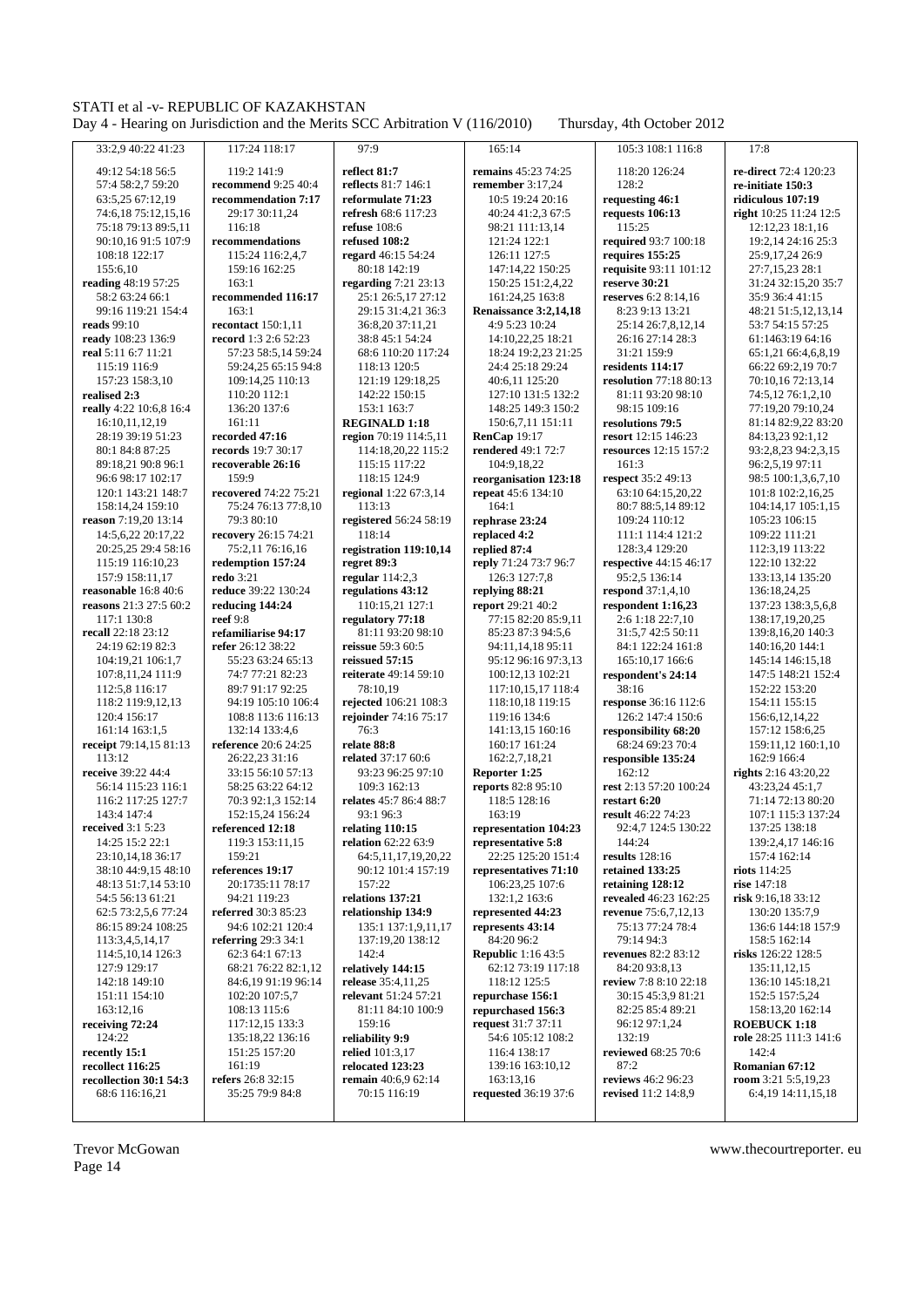33:2,9 40:22 41:23
49:12 54:18 56:5
57:4 58:2,7 59:20
63:5,25 67:12,19
74:6,18 75:12,15,16
75:18 79:13 89:5,11
90:10,16 91:5 107:9
108:18 122:17
155:6,10
**reading** 48:19 57:25
58:2 63:24 66:1
99:16 119:21 154:4
**reads** 99:10
**ready** 108:23 136:9
**real** 5:11 6:7 11:21
115:19 116:9
157:23 158:3,10
**realised** 2:3
**really** 4:22 10:6,8 16:4
16:10,11,12,19
28:19 39:19 51:23
80:1 84:8 87:25
89:18,21 90:8 96:1
96:6 98:17 102:17
120:1 143:21 148:7
158:14,24 159:10
**reason** 7:19,20 13:14
14:5,6,22 20:17,22
20:25,25 29:4 58:16
115:19 116:10,23
157:9 158:11,17
**reasonable** 16:8 40:6
**reasons** 21:3 27:5 60:2
117:1 130:8
**recall** 22:18 23:12
24:19 62:19 82:3
104:19,21 106:1,7
107:8,11,24 111:9
112:5,8 116:17
118:2 119:9,12,13
120:4 156:17
161:14 163:1,5
**receipt** 79:14,15 81:13
113:12
**receive** 39:22 44:4
56:14 115:23 116:1
116:2 117:25 127:7
143:4 147:4
**received** 3:1 5:23
14:25 15:2 22:1
23:10,14,18 36:17
38:10 44:9,15 48:10
48:13 51:7,14 53:10
54:5 56:13 61:21
62:5 73:2,5,6 77:24
86:15 89:24 108:25
113:3,4,5,14,17
114:5,10,14 126:3
127:9 129:17
142:18 149:10
151:11 154:10
163:12,16
**receiving** 72:24
124:22
**recently** 15:1
**recollect** 116:25
**recollection** 30:1 54:3
68:6 116:16,21

117:24 118:17
119:2 141:9
**recommend** 9:25 40:4
**recommendation** 7:17
29:17 30:11,24
116:18
**recommendations**
115:24 116:2,4,7
159:16 162:25
163:1
**recommended** 116:17
163:1
**recontact** 150:1,11
**record** 1:3 2:6 52:23
57:23 58:5,14 59:24
59:24,25 65:15 94:8
109:14,25 110:13
110:20 112:1
136:20 137:6
161:11
**recorded** 47:16
**records** 19:7 30:17
**recoverable** 26:16
159:9
**recovered** 74:22 75:21
75:24 76:13 77:8,10
79:3 80:10
**recovery** 26:15 74:21
75:2,11 76:16,16
**redemption** 157:24
**redo** 3:21
**reduce** 39:22 130:24
**reducing** 144:24
**reef** 9:8
**refamiliarise** 94:17
**refer** 26:12 38:22
55:23 63:24 65:13
74:7 77:21 82:23
89:7 91:17 92:25
94:19 105:10 106:4
108:8 113:6 116:13
132:14 133:4,6
**reference** 20:6 24:25
26:22,23 31:16
33:15 56:10 57:13
58:25 63:22 64:12
70:3 92:1,3 152:14
152:15,24 156:24
**referenced** 12:18
119:3 153:11,15
159:21
**references** 19:17
20:1735:11 78:17
55:23 63:24 65:13
94:21 119:23
**referred** 30:3 85:23
94:6 102:21 120:4
**referring** 29:3 34:1
62:3 64:1 67:13
68:21 76:22 82:1,12
84:6,19 91:19 96:14
102:20 107:5,7
108:13 115:6
117:12,15 133:3
135:18,22 136:16
151:25 157:20
161:19
**refers** 26:8 32:15
35:25 79:9 84:8

97:9
**reflect** 81:7
**reflects** 81:7 146:1
**reformulate** 71:23
**refresh** 68:6 117:23
**refuse** 108:6
**refused** 108:2
**regard** 46:15 54:24
80:18 142:19
**regarding** 7:21 23:13
25:1 26:5,17 27:12
29:15 31:4,21 36:3
36:8,20 37:11,21
38:8 45:1 54:24
68:6 110:20 117:24
118:13 120:5
121:19 129:18,25
142:22 150:15
153:1 163:7
**REGINALD** 1:18
**region** 70:19 114:5,11
114:18,20,22 115:2
115:15 117:22
118:15 124:9
**regional** 1:22 67:3,14
113:13
**registered** 56:24 58:19
118:14
**registration** 119:10,14
**regret** 89:3
**regular** 114:2,3
**regulations** 43:12
110:15,21 127:1
**regulatory** 77:18
81:11 93:20 98:10
**reissue** 59:3 60:5
**reissued** 57:15
**reiterate** 49:14 59:10
78:10,19
**rejected** 106:21 108:3
**rejoinder** 74:16 75:17
76:3
**relate** 88:8
**related** 37:17 60:6
93:23 96:25 97:10
109:3 162:13
**relates** 45:7 86:4 88:7
93:1 96:3
**relating** 110:15
**relation** 62:22 63:9
64:5,11,17,19,20,22
90:12 101:4 157:19
157:22
**relations** 137:21
**relationship** 134:9
135:1 137:1,9,11,17
137:19,20 138:12
142:4
**relatively** 144:15
**release** 35:4,11,25
**relevant** 51:24 57:21
81:11 84:10 100:9
159:16
**reliability** 9:9
**relied** 101:3,17
**relocated** 123:23
**remain** 40:6,9 62:14
70:15 116:19

165:14
**remains** 45:23 74:25
**remember** 3:17,24
10:5 19:24 20:16
40:24 41:2,3 67:5
98:21 111:13,14
121:24 122:1
126:11 127:5
147:14,22 150:25
150:25 151:2,4,22
161:24,25 163:8
**Renaissance** 3:2,14,18
4:9 5:23 10:24
14:10,22,25 18:21
18:24 19:2,23 21:25
24:4 25:18 29:24
40:6,11 125:20
127:10 131:5 132:2
148:25 149:3 150:2
150:6,7,11 151:11
**RenCap** 19:17
**rendered** 49:1 72:7
104:9,18,22
**reorganisation** 123:18
**repeat** 45:6 134:10
164:1
**rephrase** 23:24
**replaced** 4:2
**replied** 87:4
**reply** 71:24 73:7 96:7
126:3 127:7,8
**replying** 88:21
**report** 29:21 40:2
77:15 82:20 85:9,11
85:23 87:3 94:5,6
94:11,14,18 95:11
95:12 96:16 97:3,13
100:12,13 102:21
117:10,15,17 118:4
118:10,18 119:15
119:16 134:6
141:13,15 160:16
160:17 161:24
162:2,7,18,21
**Reporter** 1:25
**reports** 82:8 95:10
118:5 128:16
163:19
**representation** 104:23
**representative** 5:8
22:25 125:20 151:4
**representatives** 71:10
106:23,25 107:6
132:1,2 163:6
**represented** 44:23
**represents** 43:14
84:20 96:2
**Republic** 1:16 43:5
62:12 73:19 117:18
118:12 125:5
**repurchase** 156:1
**repurchased** 156:3
**request** 31:7 37:11
54:6 105:12 108:2
116:4 138:17
139:16 163:10,12
163:13,16
**requested** 36:19 37:6

105:3 108:1 116:8
118:20 126:24
128:2
**requesting** 46:1
**requests** 106:13
115:25
**required** 93:7 100:18
**requires** 155:25
**requisite** 93:11 101:12
**reserve** 30:21
**reserves** 6:2 8:14,16
8:23 9:13 13:21
25:14 26:7,8,12,14
26:16 27:14 28:3
31:21 159:9
**residents** 114:17
**resolution** 77:18 80:13
81:11 93:20 98:10
98:15 109:16
**resolutions** 79:5
**resort** 12:15 146:23
**resources** 12:15 157:2
161:3
**respect** 35:2 49:13
63:10 64:15,20,22
80:7 88:5,14 89:12
109:24 110:12
111:1 114:4 121:2
128:3,4 129:20
**respective** 44:15 46:17
95:2,5 136:14
**respond** 37:1,4,10
**respondent** 1:16,23
2:6 1:18 22:7,10
31:5,7 42:5 50:11
84:1 122:24 161:8
165:10,17 166:6
**respondent's** 24:14
38:16
**response** 36:16 112:6
126:2 147:4 150:6
**responsibility** 68:20
68:24 69:23 70:4
**responsible** 135:24
162:12
**rest** 2:13 57:20 100:24
**restart** 6:20
**result** 46:22 74:23
92:4,7 124:5 130:22
144:24
**results** 128:16
**retained** 133:25
**retaining** 128:12
**revealed** 46:23 162:25
**revenue** 75:6,7,12,13
75:13 77:24 78:4
79:14 94:3
**revenues** 82:2 83:12
84:20 93:8,13
**review** 7:8 8:10 22:18
30:15 45:3,9 81:21
82:25 85:4 89:21
96:12 97:1,24
132:19
**reviewed** 68:25 70:6
87:2
**reviews** 46:2 96:23
**revised** 11:2 14:8,9

17:8
**re-direct** 72:4 120:23
**re-initiate** 150:3
**ridiculous** 107:19
**right** 10:25 11:24 12:5
12:12,23 18:1,16
19:2,14 24:16 25:3
25:9,17,24 26:9
27:7,15,23 28:1
31:24 32:15,20 35:7
35:9 36:4 41:15
48:21 51:5,12,13,14
53:7 54:15 57:25
61:1463:19 64:16
65:1,21 66:4,6,8,19
66:22 69:2,19 70:7
70:10,16 72:13,14
74:5,12 76:1,2,10
77:19,20 79:10,24
81:14 82:9,22 83:20
84:13,23 92:1,12
93:2,8,23 94:2,3,15
96:2,5,19 97:11
98:5 100:1,3,6,7,10
101:8 102:2,16,25
104:14,17 105:1,15
105:23 106:15
109:22 111:21
112:3,19 113:22
122:10 132:22
133:13,14 135:20
136:18,24,25
137:23 138:3,5,6,8
138:17,19,20,25
139:8,16,20 140:3
140:16,20 144:1
145:14 146:15,18
147:5 148:21 152:4
152:22 153:20
154:11 155:15
156:6,12,14,22
157:12 158:6,25
159:11,12 160:1,10
162:9 166:4
**rights** 2:16 43:20,22
43:23,24 45:1,7
71:14 72:13 80:20
107:1 115:3 137:24
137:25 138:18
139:2,4,17 146:16
157:4 162:14
**riots** 114:25
**rise** 147:18
**risk** 9:16,18 33:12
130:20 135:7,9
136:6 144:18 157:9
158:5 162:14
**risks** 126:22 128:5
135:11,12,15
136:10 145:18,21
152:5 157:5,24
158:13,20 162:14
**ROEBUCK** 1:18
**role** 28:25 111:3 141:6
142:4
**Romanian** 67:12
**room** 3:21 5:5,19,23
6:4,19 14:11,15,18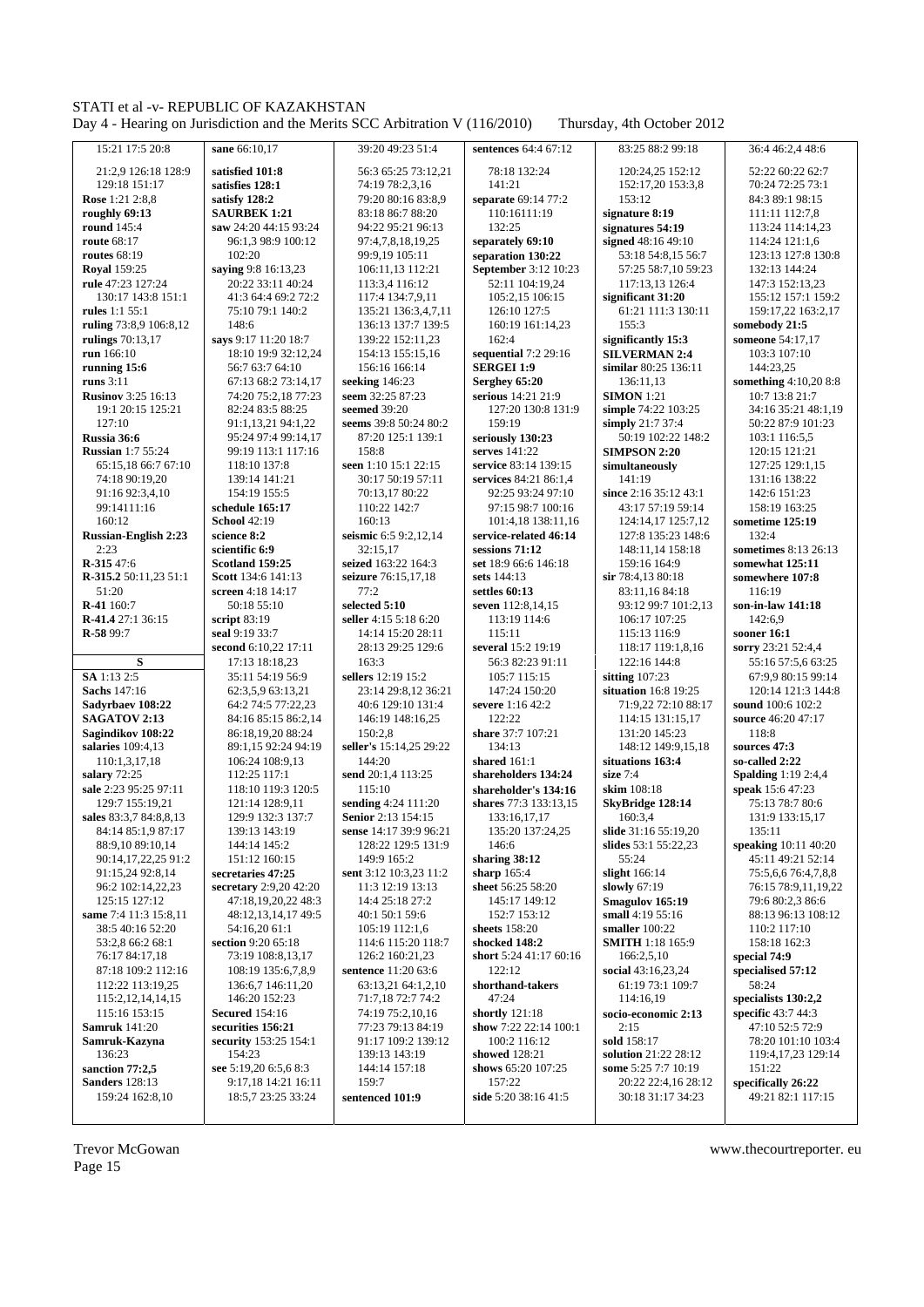15:21 17:5 20:8
21:2,9 126:18 128:9
129:18 151:17
**Rose** 1:21 2:8,8
**roughly 69:13**
**round** 145:4
**route** 68:17
**routes** 68:19
**Royal** 159:25
**rule** 47:23 127:24
130:17 143:8 151:1
**rules** 1:1 55:1
**ruling** 73:8,9 106:8,12
**rulings** 70:13,17
**run** 166:10
**running 15:6**
**runs** 3:11
**Rusinov** 3:25 16:13
19:1 20:15 125:21
127:10
**Russia 36:6**
**Russian** 1:7 55:24
65:15,18 66:7 67:10
74:18 90:19,20
91:16 92:3,4,10
99:14111:16
160:12
**Russian-English 2:23**
2:23
**R-315** 47:6
**R-315.2** 50:11,23 51:1
51:20
**R-41** 160:7
**R-41.4** 27:1 36:15
**R-58** 99:7

**S**

**SA** 1:13 2:5
**Sachs** 147:16
**Sadyrbaev 108:22**
**SAGATOV 2:13**
**Sagindikov 108:22**
**salaries** 109:4,13
110:1,3,17,18
**salary** 72:25
**sale** 2:23 95:25 97:11
129:7 155:19,21
**sales** 83:3,7 84:8,8,13
84:14 85:1,9 87:17
88:9,10 89:10,14
90:14,17,22,25 91:2
91:15,24 92:8,14
96:2 102:14,22,23
125:15 127:12
**same** 7:4 11:3 15:8,11
38:5 40:16 52:20
53:2,8 66:2 68:1
76:17 84:17,18
87:18 109:2 112:16
112:22 113:19,25
115:2,12,14,14,15
115:16 153:15
**Samruk** 141:20
**Samruk-Kazyna**
136:23
**sanction 77:2,5**
**Sanders** 128:13
159:24 162:8,10
**sane** 66:10,17
**satisfied 101:8**
**satisfies 128:1**
**satisfy 128:2**
**SAURBEK 1:21**
**saw** 24:20 44:15 93:24
96:1,3 98:9 100:12
102:20
**saying** 9:8 16:13,23
20:22 33:11 40:24
41:3 64:4 69:2 72:2
75:10 79:1 140:2
148:6
**says** 9:17 11:20 18:7
18:10 19:9 32:12,24
56:7 63:7 64:10
67:13 68:2 73:14,17
74:20 75:2,18 77:23
82:24 83:5 88:25
91:1,13,21 94:1,22
95:24 97:4 99:14,17
99:19 113:1 117:16
118:10 137:8
139:14 141:21
154:19 155:5
**schedule 165:17**
**School** 42:19
**science 8:2**
**scientific 6:9**
**Scotland 159:25**
**Scott** 134:6 141:13
**screen** 4:18 14:17
50:18 55:10
**script** 83:19
**seal** 9:19 33:7
**second** 6:10,22 17:11
17:13 18:18,23
35:11 54:19 56:9
62:3,5,9 63:13,21
64:2 74:5 77:22,23
84:16 85:15 86:2,14
86:18,19,20 88:24
89:1,15 92:24 94:19
106:24 108:9,13
112:25 117:1
118:10 119:3 120:5
121:14 128:9,11
129:9 132:3 137:7
139:13 143:19
144:14 145:2
151:12 160:15
**secretaries 47:25**
**secretary** 2:9,20 42:20
47:18,19,20,22 48:3
48:12,13,14,17 49:5
54:16,20 61:1
**section** 9:20 65:18
73:19 108:8,13,17
108:19 135:6,7,8,9
136:6,7 146:11,20
146:20 152:23
**Secured** 154:16
**securities 156:21**
**security** 153:25 154:1
**see** 5:19,20 6:5,6 8:3
9:17,18 14:21 16:11
18:5,7 23:25 33:24
39:20 49:23 51:4
56:3 65:25 73:12,21
74:19 78:2,3,16
79:20 80:16 83:8,9
83:18 86:7 88:20
94:22 95:21 96:13
97:4,7,8,18,19,25
99:9,19 105:11
106:11,13 112:21
113:3,4 116:12
117:4 134:7,9,11
135:21 136:3,4,7,11
136:13 137:7 139:5
139:22 152:11,23
154:13 155:15,16
156:16 166:14
**seeking** 146:23
**seem** 32:25 87:23
**seemed** 39:20
**seems** 39:8 50:24 80:2
87:20 125:1 139:1
158:8
**seen** 1:10 15:1 22:15
30:17 50:19 57:11
70:13,17 80:22
110:22 142:7
160:13
**seismic** 6:5 9:2,12,14
32:15,17
**selected 5:10**
**seller** 4:15 5:18 6:20
14:14 15:20 28:11
28:13 29:25 129:6
163:3
**sellers** 12:19 15:2
23:14 29:8,12 36:21
40:6 129:10 131:4
146:19 148:16,25
150:2,8
**seller's** 15:14,25 29:22
144:20
**send** 20:1,4 113:25
115:10
**sending** 4:24 111:20
**Senior** 2:13 154:15
**sense** 14:17 39:9 96:21
128:22 129:5 131:9
149:9 165:2
**sent** 3:12 10:3,23 11:2
11:3 12:19 13:13
14:4 25:18 27:2
40:1 50:1 59:6
105:19 112:1,6
114:6 115:20 118:7
126:2 160:21,23
**sentence** 11:20 63:6
63:13,21 64:1,2,10
71:7,18 72:7 74:2
74:19 75:2,10,16
77:23 79:13 84:19
91:17 109:2 139:12
139:13 143:19
144:14 157:18
159:7
**sentenced 101:9**
**sentences** 64:4 67:12
78:18 132:24
141:21
**separate** 69:14 77:2
110:16111:19
132:25
**separately 69:10**
**separation 130:22**
**September** 3:12 10:23
52:11 104:19,24
105:2,15 106:15
126:10 127:5
160:19 161:14,23
162:4
**sequential** 7:2 29:16
**SERGEI 1:9**
**Serghey 65:20**
**serious** 14:21 21:9
127:20 130:8 131:9
159:19
**seriously 130:23**
**serves** 141:22
**service** 83:14 139:15
**services** 84:21 86:1,4
92:25 93:24 97:10
97:15 98:7 100:16
101:4,18 138:11,16
**service-related 46:14**
**sessions 71:12**
**set** 18:9 66:6 146:18
**sets** 144:13
**settles 60:13**
**seven** 112:8,14,15
113:19 114:6
115:11
**several** 15:2 19:19
56:3 82:23 91:11
105:7 115:15
147:24 150:20
**severe** 1:16 42:2
122:22
**share** 37:7 107:21
134:13
**shared** 161:1
**shareholders 134:24**
**shareholder's 134:16**
**shares** 77:3 133:13,15
133:16,17,17
135:20 137:24,25
146:6
**sharing 38:12**
**sharp** 165:4
**sheet** 56:25 58:20
145:17 149:12
152:7 153:12
**sheets** 158:20
**shocked 148:2**
**short** 5:24 41:17 60:16
122:12
**shorthand-takers**
47:24
**shortly** 121:18
**show** 7:22 22:14 100:1
100:2 116:12
**showed** 128:21
**shows** 65:20 107:25
157:22
**side** 5:20 38:16 41:5
83:25 88:2 99:18
120:24,25 152:12
152:17,20 153:3,8
153:12
**signature 8:19**
**signatures 54:19**
**signed** 48:16 49:10
53:18 54:8,15 56:7
57:25 58:7,10 59:23
117:13,13 126:4
**significant 31:20**
61:21 111:3 130:11
155:3
**significantly 15:3**
**SILVERMAN 2:4**
**similar** 80:25 136:11
136:11,13
**SIMON** 1:21
**simple** 74:22 103:25
**simply** 21:7 37:4
50:19 102:22 148:2
**SIMPSON 2:20**
**simultaneously**
141:19
**since** 2:16 35:12 43:1
43:17 57:19 59:14
124:14,17 125:7,12
127:8 135:23 148:6
148:11,14 158:18
159:16 164:9
**sir** 78:4,13 80:18
83:11,16 84:18
93:12 99:7 101:2,13
106:17 107:25
115:13 116:9
118:17 119:1,8,16
122:16 144:8
**sitting** 107:23
**situation** 16:8 19:25
71:9,22 72:10 88:17
114:15 131:15,17
131:20 145:23
148:12 149:9,15,18
**situations 163:4**
**size** 7:4
**skim** 108:18
**SkyBridge 128:14**
160:3,4
**slide** 31:16 55:19,20
**slides** 53:1 55:22,23
55:24
**slight** 166:14
**slowly** 67:19
**Smagulov 165:19**
**small** 4:19 55:16
**smaller** 100:22
**SMITH** 1:18 165:9
166:2,5,10
**social** 43:16,23,24
61:19 73:1 109:7
114:16,19
**socio-economic 2:13**
2:15
**sold** 158:17
**solution** 21:22 28:12
**some** 5:25 7:7 10:19
20:22 22:4,16 28:12
30:18 31:17 34:23
36:4 46:2,4 48:6
52:22 60:22 62:7
70:24 72:25 73:1
84:3 89:1 98:15
111:11 112:7,8
113:24 114:14,23
114:24 121:1,6
123:13 127:8 130:8
132:13 144:24
147:3 152:13,23
155:12 157:1 159:2
159:17,22 163:2,17
**somebody 21:5**
**someone** 54:17,17
103:3 107:10
144:23,25
**something** 4:10,20 8:8
10:7 13:8 21:7
34:16 35:21 48:1,19
50:22 87:9 101:23
103:1 116:5,5
120:15 121:21
127:25 129:1,15
131:16 138:22
142:6 151:23
158:19 163:25
**sometime 125:19**
116:19
**sometimes** 8:13 26:13
**somewhat 125:11**
**somewhere 107:8**
**son-in-law 141:18**
142:6,9
**sooner 16:1**
**sorry** 23:21 52:4,4
55:16 57:5,6 63:25
67:9,9 80:15 99:14
120:14 121:3 144:8
**sound** 100:6 102:2
**source** 46:20 47:17
118:8
**sources 47:3**
**so-called 2:22**
**Spalding** 1:19 2:4,4
**speak** 15:6 47:23
75:13 78:7 80:6
131:9 133:15,17
135:11
**speaking** 10:11 40:20
45:11 49:21 52:14
75:5,6,6 76:4,7,8,8
76:15 78:9,11,19,22
79:6 80:2,3 86:6
88:13 96:13 108:12
110:2 117:10
158:18 162:3
**special 74:9**
**specialised 57:12**
58:24
**specialists 130:2,2**
**specific** 43:7 44:3
47:10 52:5 72:9
78:20 101:10 103:4
119:4,17,23 129:14
151:22
**specifically 26:22**
49:21 82:1 117:15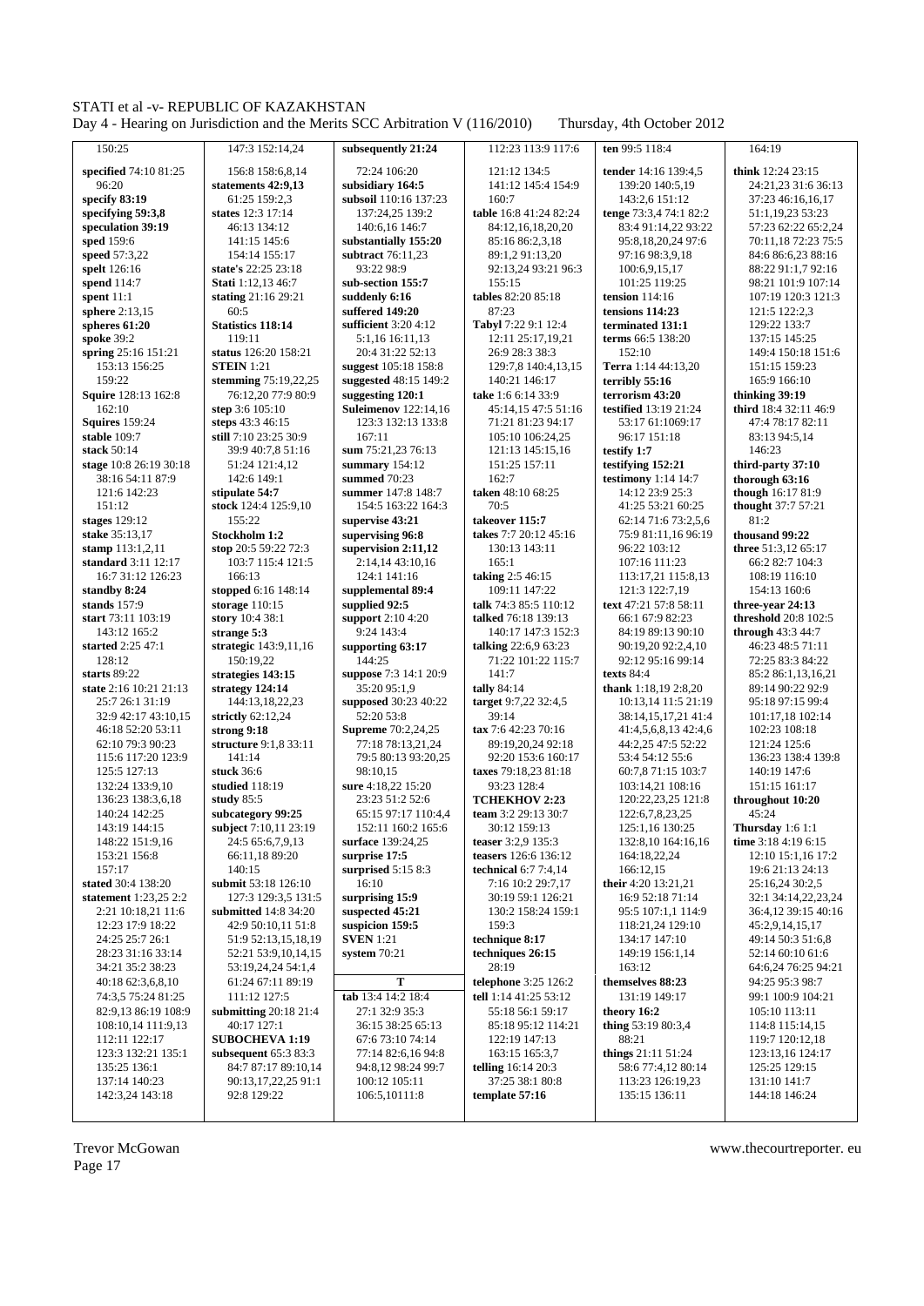150:25
**specified** 74:10 81:25
96:20
**specify 83:19**
**specifying 59:3,8**
**speculation 39:19**
**sped** 159:6
**speed** 57:3,22
**spelt** 126:16
**spend** 114:7
**spent** 11:1
**sphere** 2:13,15
**spheres 61:20**
**spoke** 39:2
**spring** 25:16 151:21
153:13 156:25
159:22
**Squire** 128:13 162:8
162:10
**Squires** 159:24
**stable** 109:7
**stack** 50:14
**stage** 10:8 26:19 30:18
38:16 54:11 87:9
121:6 142:23
151:12
**stages** 129:12
**stake** 35:13,17
**stamp** 113:1,2,11
**standard** 3:11 12:17
16:7 31:12 126:23
**standby 8:24**
**stands** 157:9
**start** 73:11 103:19
143:12 165:2
**started** 2:25 47:1
128:12
**starts** 89:22
**state** 2:16 10:21 21:13
25:7 26:1 31:19
32:9 42:17 43:10,15
46:18 52:20 53:11
62:10 79:3 90:23
115:6 117:20 123:9
125:5 127:13
132:24 133:9,10
136:23 138:3,6,18
140:24 142:25
143:19 144:15
148:22 151:9,16
153:21 156:8
157:17
**stated** 30:4 138:20
**statement** 1:23,25 2:2
2:21 10:18,21 11:6
12:23 17:9 18:22
24:25 25:7 26:1
28:23 31:16 33:14
34:21 35:2 38:23
40:18 62:3,6,8,10
74:3,5 75:24 81:25
82:9,13 86:19 108:9
108:10,14 111:9,13
112:11 122:17
123:3 132:21 135:1
135:25 136:1
137:14 140:23
142:3,24 143:18

147:3 152:14,24
156:8 158:6,8,14
**statements 42:9,13**
61:25 159:2,3
**states** 12:3 17:14
46:13 134:12
141:15 145:6
154:14 155:17
**state's** 22:25 23:18
**Stati** 1:12,13 46:7
**stating** 21:16 29:21
60:5
**Statistics 118:14**
119:11
**status** 126:20 158:21
**STEIN** 1:21
**stemming** 75:19,22,25
76:12,20 77:9 80:9
**step** 3:6 105:10
**steps** 43:3 46:15
**still** 7:10 23:25 30:9
39:9 40:7,8 51:16
51:24 121:4,12
142:6 149:1
**stipulate 54:7**
**stock** 124:4 125:9,10
155:22
**Stockholm 1:2**
**stop** 20:5 59:22 72:3
103:7 115:4 121:5
166:13
**stopped** 6:16 148:14
**storage** 110:15
**story** 10:4 38:1
**strange 5:3**
**strategic** 143:9,11,16
150:19,22
**strategies 143:15**
**strategy 124:14**
144:13,18,22,23
**strictly** 62:12,24
**strong 9:18**
**structure** 9:1,8 33:11
141:14
**stuck** 36:6
**studied** 118:19
**study** 85:5
**subcategory 99:25**
**subject** 7:10,11 23:19
24:5 65:6,7,9,13
66:11,18 89:20
140:15
**submit** 53:18 126:10
127:3 129:3,5 131:5
**submitted** 14:8 34:20
42:9 50:10,11 51:8
51:9 52:13,15,18,19
52:21 53:9,10,14,15
53:19,24,24 54:1,4
61:24 67:11 89:19
111:12 127:5
**submitting** 20:18 21:4
40:17 127:1
**SUBOCHEVA 1:19**
**subsequent** 65:3 83:3
84:7 87:17 89:10,14
90:13,17,22,25 91:1
92:8 129:22

**subsequently 21:24**
72:24 106:20
**subsidiary 164:5**
**subsoil** 110:16 137:23
137:24,25 139:2
140:6,16 146:7
**substantially 155:20**
**subtract** 76:11,23
93:22 98:9
**sub-section 155:7**
**suddenly 6:16**
**suffered 149:20**
**sufficient** 3:20 4:12
5:1,16 16:11,13
20:4 31:22 52:13
**suggest** 105:18 158:8
**suggested** 48:15 149:2
**suggesting 120:1**
**Suleimenov** 122:14,16
123:3 132:13 133:8
167:11
**sum** 75:21,23 76:13
**summary** 154:12
**summed** 70:23
**summer** 147:8 148:7
154:5 163:22 164:3
**supervise 43:21**
**supervising 96:8**
**supervision 2:11,12**
2:14,14 43:10,16
124:1 141:16
**supplemental 89:4**
**supplied 92:5**
**support** 2:10 4:20
9:24 143:4
**supporting 63:17**
144:25
**suppose** 7:3 14:1 20:9
35:20 95:1,9
**supposed** 30:23 40:22
52:20 53:8
**Supreme** 70:2,24,25
77:18 78:13,21,24
79:5 80:13 93:20,25
98:10,15
**sure** 4:18,22 15:20
23:23 51:2 52:6
65:15 97:17 110:4,4
152:11 160:2 165:6
**surface** 139:24,25
**surprise 17:5**
**surprised** 5:15 8:3
16:10
**surprising 15:9**
**suspected 45:21**
**suspicion 159:5**
**SVEN** 1:21
**system** 70:21

**T**

**tab** 13:4 14:2 18:4
27:1 32:9 35:3
36:15 38:25 65:13
67:6 73:10 74:14
77:14 82:6,16 94:8
94:8,12 98:24 99:7
100:12 105:11
106:5,10111:8

112:23 113:9 117:6
121:12 134:5
141:12 145:4 154:9
160:7
**table** 16:8 41:24 82:24
84:12,16,18,20,20
85:16 86:2,3,18
89:1,2 91:13,20
92:13,24 93:21 96:3
155:15
**tables** 82:20 85:18
87:23
**Tabyl** 7:22 9:1 12:4
12:11 25:17,19,21
26:9 28:3 38:3
129:7,8 140:4,13,15
140:21 146:17
**take** 1:6 6:14 33:9
45:14,15 47:5 51:16
71:21 81:23 94:17
105:10 106:24,25
121:13 145:15,16
151:25 157:11
162:7
**taken** 48:10 68:25
70:5
**takeover 115:7**
**takes** 7:7 20:12 45:16
130:13 143:11
165:1
**taking** 2:5 46:15
109:11 147:22
**talk** 74:3 85:5 110:12
**talked** 76:18 139:13
140:17 147:3 152:3
**talking** 22:6,9 63:23
71:22 101:22 115:7
141:7
**tally** 84:14
**target** 9:7,22 32:4,5
39:14
**tax** 7:6 42:23 70:16
89:19,20,24 92:18
92:20 153:6 160:17
**taxes** 79:18,23 81:18
93:23 128:4
**TCHEKHOV 2:23**
**team** 3:2 29:13 30:7
30:12 159:13
**teaser** 3:2,9 135:3
**teasers** 126:6 136:12
**technical** 6:7 7:4,14
7:16 10:2 29:7,17
30:19 59:1 126:21
130:2 158:24 159:1
159:3
**technique 8:17**
**techniques 26:15**
28:19
**telephone** 3:25 126:2
**tell** 1:14 41:25 53:12
55:18 56:1 59:17
85:18 95:12 114:21
122:19 147:13
163:15 165:3,7
**telling** 16:14 20:3
37:25 38:1 80:8
**template 57:16**

**ten** 99:5 118:4
**tender** 14:16 139:4,5
139:20 140:5,19
143:2,6 151:12
**tenge** 73:3,4 74:1 82:2
83:4 91:14,22 93:22
95:8,18,20,24 97:6
97:16 98:3,9,18
100:6,9,15,17
101:25 119:25
**tension** 114:16
**tensions 114:23**
**terminated 131:1**
**terms** 66:5 138:20
152:10
**Terra** 1:14 44:13,20
**terribly 55:16**
**terrorism 43:20**
**testified** 13:19 21:24
53:17 61:1069:17
96:17 151:18
**testify 1:7**
**testifying 152:21**
**testimony** 1:14 14:7
14:12 23:9 25:3
41:25 53:21 60:25
62:14 71:6 73:2,5,6
75:9 81:11,16 96:19
96:22 103:12
107:16 111:23
113:17,21 115:8,13
121:3 122:7,19
**text** 47:21 57:8 58:11
66:1 67:9 82:23
84:19 89:13 90:10
90:19,20 92:2,4,10
92:12 95:16 99:14
**texts** 84:4
**thank** 1:18,19 2:8,20
10:13,14 11:5 21:19
38:14,15,17,21 41:4
41:4,5,6,8,13 42:4,6
44:2,25 47:5 52:22
53:4 54:12 55:6
60:7,8 71:15 103:7
103:14,21 108:16
120:22,23,25 121:8
122:6,7,8,23,25
125:1,16 130:25
132:8,10 164:16,16
164:18,22,24
166:12,15
**their** 4:20 13:21,21
16:9 52:18 71:14
95:5 107:1,1 114:9
118:21,24 129:10
134:17 147:10
149:19 156:1,14
163:12
**themselves 88:23**
131:19 149:17
**theory 16:2**
**thing** 53:19 80:3,4
88:21
**things** 21:11 51:24
58:6 77:4,12 80:14
113:23 126:19,23
135:15 136:11

164:19
**think** 12:24 23:15
24:21,23 31:6 36:13
37:23 46:16,16,17
51:1,19,23 53:23
57:23 62:22 65:2,24
70:11,18 72:23 75:5
84:6 86:6,23 88:16
88:22 91:1,7 92:16
98:21 101:9 107:14
107:19 120:3 121:3
121:5 122:2,3
129:22 133:7
137:15 145:25
149:4 150:18 151:6
151:15 159:23
165:9 166:10
**thinking 39:19**
**third** 18:4 32:11 46:9
47:4 78:17 82:11
83:13 94:5,14
146:23
**third-party 37:10**
**thorough 63:16**
**though** 16:17 81:9
**thought** 37:7 57:21
81:2
**thousand 99:22**
**three** 51:3,12 65:17
66:2 82:7 104:3
108:19 116:10
154:13 160:6
**three-year 24:13**
**threshold** 20:8 102:5
**through** 43:3 44:7
46:23 48:5 71:11
72:25 83:3 84:22
85:2 86:1,13,16,21
89:14 90:22 92:9
95:18 97:15 99:4
101:17,18 102:14
102:23 108:18
121:24 125:6
136:23 138:4 139:8
140:19 147:6
151:15 161:17
**throughout 10:20**
45:24
**Thursday** 1:6 1:1
**time** 3:18 4:19 6:15
12:10 15:1,16 17:2
19:6 21:13 24:13
25:16,24 30:2,5
32:1 34:14,22,23,24
36:4,12 39:15 40:16
45:2,9,14,15,17
49:14 50:3 51:6,8
52:14 60:10 61:6
64:6,24 76:25 94:21
94:25 95:3 98:7
99:1 100:9 104:21
105:10 113:11
114:8 115:14,15
119:7 120:12,18
123:13,16 124:17
125:25 129:15
131:10 141:7
144:18 146:24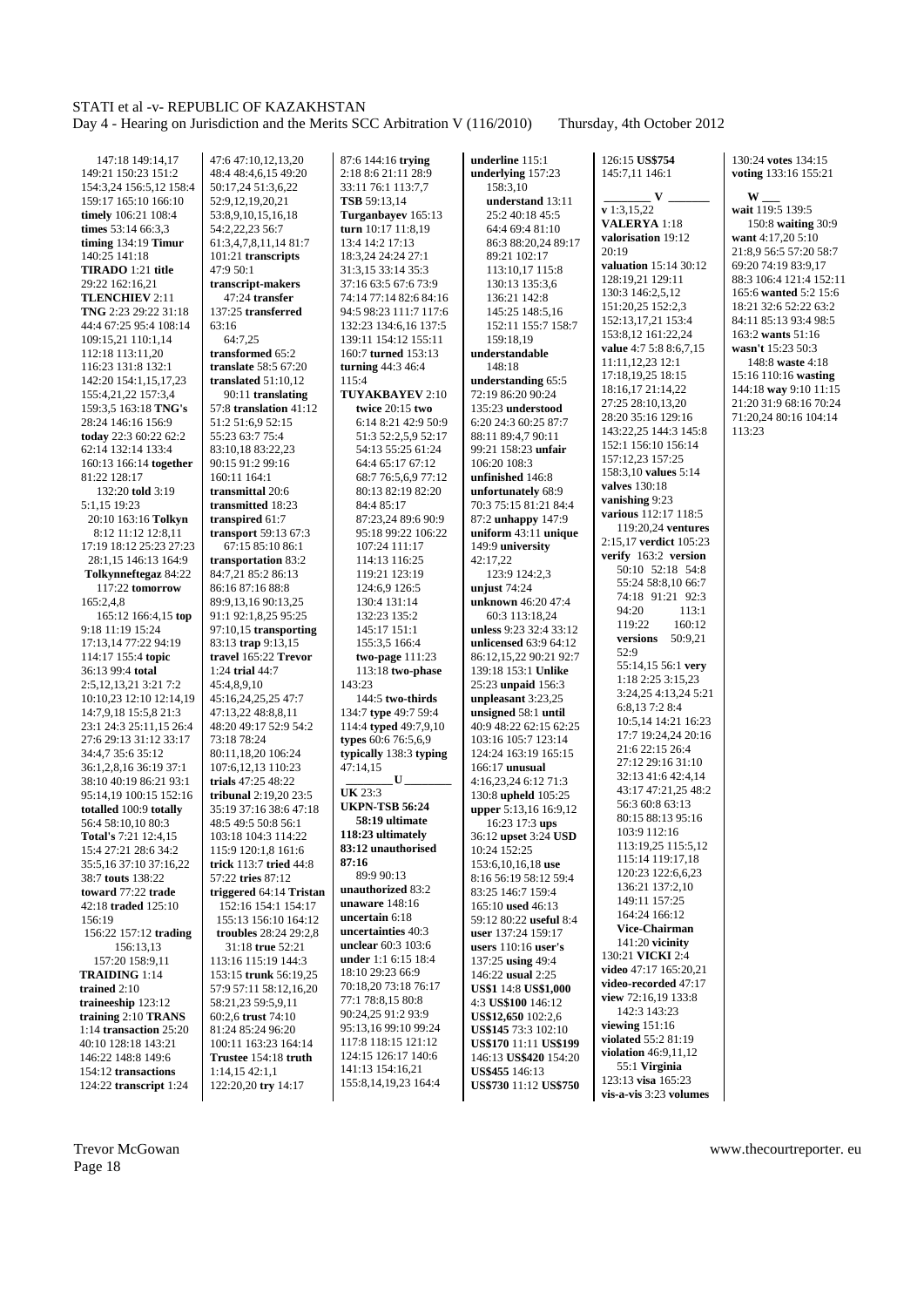147:18 149:14,17 149:21 150:23 151:2 154:3,24 156:5,12 158:4 159:17 165:10 166:10
**timely** 106:21 108:4
**times** 53:14 66:3,3
**timing** 134:19 **Timur** 140:25 141:18
**TIRADO** 1:21 **title** 29:22 162:16,21
**TLENCHIEV** 2:11
**TNG** 2:23 29:22 31:18 44:4 67:25 95:4 108:14 109:15,21 110:1,14 112:18 113:11,20 116:23 131:8 132:1 142:20 154:1,15,17,23 155:4,21,22 157:3,4 159:3,5 163:18 **TNG's** 28:24 146:16 156:9
**today** 22:3 60:22 62:2 62:14 132:14 133:4 160:13 166:14 **together** 81:22 128:17
132:20 **told** 3:19 5:1,15 19:23 20:10 163:16 **Tolkyn** 8:12 11:12 12:8,11 17:19 18:12 25:23 27:23 28:1,15 146:13 164:9
**Tolkynneftegaz** 84:22 117:22 **tomorrow** 165:2,4,8
165:12 166:4,15 **top** 9:18 11:19 15:24 17:13,14 77:22 94:19 114:17 155:4 **topic** 36:13 99:4 **total** 2:5,12,13,21 3:21 7:2 10:10,23 12:10 12:14,19 14:7,9,18 15:5,8 21:3 23:1 24:3 25:11,15 26:4 27:6 29:13 31:12 33:17 34:4,7 35:6 35:12 36:1,2,8,16 36:19 37:1 38:10 40:19 86:21 93:1 95:14,19 100:15 152:16
**totalled** 100:9 **totally** 56:4 58:10,10 80:3
**Total's** 7:21 12:4,15 15:4 27:21 28:6 34:2 35:5,16 37:10 37:16,22 38:7 **touts** 138:22
**toward** 77:22 **trade** 42:18 **traded** 125:10 156:19
156:22 157:12 **trading** 156:13,13
157:20 158:9,11
**TRAIDING** 1:14
**trained** 2:10
**traineeship** 123:12
**training** 2:10 **TRANS** 1:14 **transaction** 25:20 40:10 128:18 143:21 146:22 148:8 149:6 154:12 **transactions** 124:22 **transcript** 1:24

47:6 47:10,12,13,20 48:4 48:4,6,15 49:20 50:17,24 51:3,6,22 52:9,12,19,20,21 53:8,9,10,15,16,18 54:2,22,23 56:7 61:3,4,7,8,11,14 81:7 101:21 **transcripts** 47:9 50:1
**transcript-makers** 47:24 **transfer** 137:25 **transferred** 63:16
64:7,25
**transformed** 65:2
**translate** 58:5 67:20
**translated** 51:10,12
90:11 **translating** 57:8 **translation** 41:12 51:2 51:6,9 52:15 55:23 63:7 75:4 83:10,18 83:22,23 90:15 91:2 99:16 160:11 164:1
**transmittal** 20:6
**transmitted** 18:23
**transpired** 61:7
**transport** 59:13 67:3
67:15 85:10 86:1
**transportation** 83:2 84:7,21 85:2 86:13 86:16 87:16 88:8 89:9,13,16 90:13,25 91:1 92:1,8,25 95:25 97:10,15 **transporting** 83:13 **trap** 9:13,15
**travel** 165:22 **Trevor** 1:24 **trial** 44:7
45:4,8,9,10 45:16,24,25,25 47:7 47:13,22 48:8,8,11 48:20 49:17 52:9 54:2 73:18 78:24 80:11,18,20 106:24 107:6,12,13 110:23
**trials** 47:25 48:22
**tribunal** 2:19,20 23:5 35:19 37:16 38:6 47:18 48:5 49:5 50:8 56:1 103:18 104:3 114:22 115:9 120:1,8 161:6
**trick** 113:7 **tried** 44:8
57:22 **tries** 87:12
**triggered** 64:14 **Tristan** 152:16 154:1 154:17 155:13 156:10 164:12
**troubles** 28:24 29:2,8
31:18 **true** 52:21 113:16 115:19 144:3 153:15 **trunk** 56:19,25 57:9 57:11 58:12,16,20 58:21,23 59:5,9,11 60:2,6 **trust** 74:10 81:24 85:24 96:20 100:11 163:23 164:14
**Trustee** 154:18 **truth** 1:14,15 42:1,1 122:20,20 **try** 14:17

87:6 144:16 **trying** 2:18 8:6 21:11 28:9 33:11 76:1 113:7,7
**TSB** 59:13,14
**Turganbayev** 165:13
**turn** 10:17 11:8,19 13:4 14:2 17:13 18:3,24 24:24 27:1 31:3,15 33:14 35:3 37:16 63:5 67:6 73:9 74:14 77:14 82:6 84:16 94:5 98:23 111:7 117:6 132:23 134:6,16 137:5 139:11 154:12 155:11 160:7 **turned** 153:13
**turning** 44:3 46:4 115:4
**TUYAKBAYEV** 2:10
**twice** 20:15 **two** 6:14 8:21 42:9 50:9 51:3 52:2,5,9 52:17 54:13 55:25 61:24 64:4 65:17 67:12 68:7 76:5,6,9 77:12 80:13 82:19 82:20 84:4 85:17 87:23,24 89:6 90:9 95:18 99:22 106:22 107:24 111:17 114:13 116:25 119:21 123:19 124:6,9 126:5 130:4 131:14 132:23 135:2 145:17 151:1 155:3,5 166:4
**two-page** 111:23
113:18 **two-phase** 143:23
144:5 **two-thirds** 134:7 **type** 49:7 59:4 114:4 **typed** 49:7,9,10
**types** 60:6 76:5,6,9
**typically** 138:3 **typing** 47:14,15

**U**

**UK** 23:3
**UKPN-TSB** 56:24
**58:19 ultimate** 118:23 **ultimately** 83:12 **unauthorised** 87:16
89:9 90:13
**unauthorized** 83:2
**unaware** 148:16
**uncertain** 6:18
**uncertainties** 40:3
**unclear** 60:3 103:6
**under** 1:1 6:15 18:4 18:10 29:23 66:9 70:18,20 73:18 76:17 77:1 78:8,15 80:8 90:24,25 91:2 93:9 95:13,16 99:10 99:24 117:8 118:15 121:12 124:15 126:17 140:6 141:13 154:16,21 155:8,14,19,23 164:4

**underline** 115:1
**underlying** 157:23
158:3,10
**understand** 13:11 25:2 40:18 45:5 64:4 69:4 81:10 86:3 88:20,24 89:17 89:21 102:17 113:10,17 115:8 130:13 135:3,6 136:21 142:8 145:25 148:5,16 152:11 155:7 158:7 159:18,19
**understandable** 148:18
**understanding** 65:5 72:19 86:20 90:24 135:23 **understood** 6:20 24:3 60:25 87:7 88:11 89:4,7 90:11 99:21 158:23 **unfair** 106:20 108:3
**unfinished** 146:8
**unfortunately** 68:9 70:3 75:15 81:21 84:4 87:2 **unhappy** 147:9
**uniform** 43:11 **unique** 149:9 **university** 42:17,22
123:9 124:2,3
**unjust** 74:24
**unknown** 46:20 47:4
60:3 113:18,24
**unless** 9:23 32:4 33:12
**unlicensed** 63:9 64:12 86:12,15,22 90:21 92:7 139:18 153:1 **Unlike** 25:23 **unpaid** 156:3
**unpleasant** 3:23,25
**unsigned** 58:1 **until** 40:9 48:22 62:15 62:25 103:16 105:7 123:14 124:24 163:19 165:15 166:17 **unusual** 4:16,23,24 6:12 71:3 130:8 **upheld** 105:25
**upper** 5:13,16 16:9,12
16:23 17:3 **ups** 36:12 **upset** 3:24 **USD** 10:24 152:25
153:6,10,16,18 **use** 8:16 56:19 58:12 59:4 83:25 146:7 159:4 165:10 **used** 46:13 59:12 80:22 **useful** 8:4
**user** 137:24 159:17
**users** 110:16 **user's** 137:25 **using** 49:4 146:22 **usual** 2:25
**US$1** 14:8 **US$1,000** 4:3 **US$100** 146:12
**US$12,650** 102:2,6
**US$145** 73:3 102:10
**US$170** 11:11 **US$199** 146:13 **US$420** 154:20
**US$455** 146:13
**US$730** 11:12 **US$750**

126:15 **US$754** 145:7,11 146:1

**V**

**v** 1:3,15,22
**VALERYA** 1:18
**valorisation** 19:12 20:19
**valuation** 15:14 30:12 128:19,21 129:11 130:3 146:2,5,12 151:20,25 152:2,3 152:13,17,21 153:4 153:8,12 161:22,24
**value** 4:7 5:8 8:6,7,15 11:11,12,23 12:1 17:18,19,25 18:15 18:16,17 21:14,22 27:25 28:10,13,20 28:20 35:16 129:16 143:22,25 144:3 145:8 152:1 156:10 156:14 157:12,23 157:25 158:3,10 **values** 5:14
**valves** 130:18
**vanishing** 9:23
**various** 112:17 118:5
119:20,24 **ventures** 2:15,17 **verdict** 105:23
**verify** 163:2 **version** 50:10 52:18 54:8 55:24 58:8,10 66:7 74:18 91:21 92:3 94:20 113:1 119:22 160:12
**versions** 50:9,21 52:9
55:14,15 56:1 **very** 1:18 2:25 3:15,23 3:24,25 4:13,24 5:21 6:8,13 7:2 8:4 10:5,14 14:21 16:23 17:7 19:24,24 20:16 21:6 22:15 26:4 27:12 29:16 31:10 32:13 41:6 42:4,14 43:17 47:21,25 48:2 56:3 60:8 63:13 80:15 88:13 95:16 103:9 112:16 113:19,25 115:5,12 115:14 119:17,18 120:23 122:6,6,23 136:21 137:2,10 149:11 157:25 164:24 166:12
**Vice-Chairman** 141:20 **vicinity** 130:21 **VICKI** 2:4
**video** 47:17 165:20,21
**video-recorded** 47:17
**view** 72:16,19 133:8
142:3 143:23
**viewing** 151:16
**violated** 55:2 81:19
**violation** 46:9,11,12
55:1 **Virginia** 123:13 **visa** 165:23
**vis-a-vis** 3:23 **volumes**

130:24 **votes** 134:15
**voting** 133:16 155:21

**W**

**wait** 119:5 139:5
150:8 **waiting** 30:9
**want** 4:17,20 5:10 21:8,9 56:5 57:20 58:7 69:20 74:19 83:9,17 88:3 106:4 121:4 152:11 165:6 **wanted** 5:2 15:6 18:21 32:6 52:22 63:2 84:11 85:13 93:4 98:5 163:2 **wants** 51:16
**wasn't** 15:23 50:3
148:8 **waste** 4:18 15:16 110:16 **wasting** 144:18 **way** 9:10 11:15 21:20 31:9 68:16 70:24 71:20,24 80:16 104:14 113:23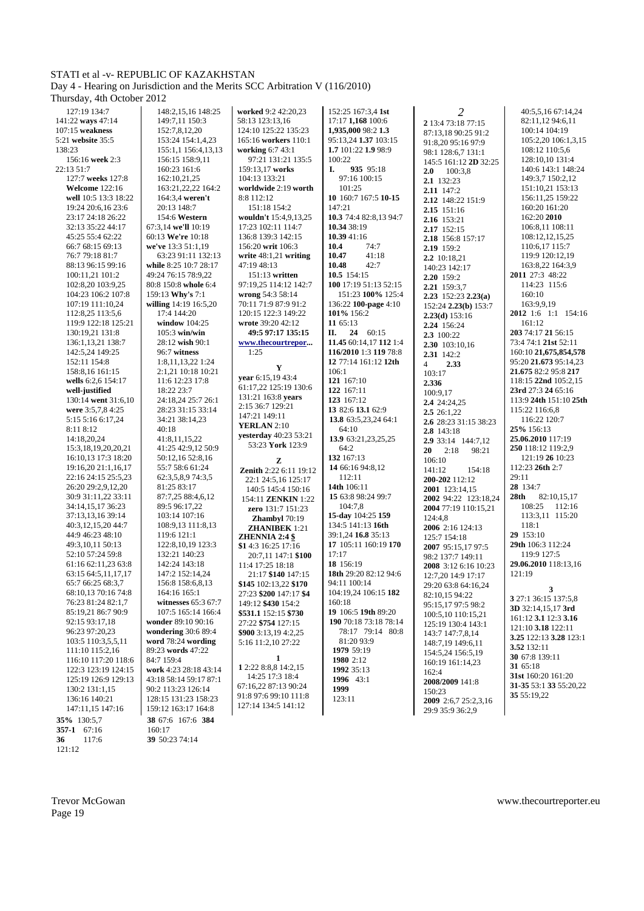127:19 134:7
141:22 **ways** 47:14
107:15 **weakness**
5:21 **website** 35:5
138:23
156:16 **week** 2:3
22:13 51:7
127:7 **weeks** 127:8
**Welcome** 122:16
**well** 10:5 13:3 18:22
19:24 20:6,16 23:6
23:17 24:18 26:22
32:13 35:22 44:17
45:25 55:4 62:22
66:7 68:15 69:13
76:7 79:18 81:7
88:13 96:15 99:16
100:11,21 101:2
102:8,20 103:9,25
104:23 106:2 107:8
107:19 111:10,24
112:8,25 113:5,6
119:9 122:18 125:21
130:19,21 131:8
136:1,13,21 138:7
142:5,24 149:25
152:11 154:8
158:8,16 161:15
**wells** 6:2,6 154:17
**well-justified**
130:14 **went** 31:6,10
**were** 3:5,7,8 4:25
5:15 5:16 6:17,24
8:11 8:12
14:18,20,24
15:3,18,19,20,20,21
16:10,13 17:3 18:20
19:16,20 21:1,16,17
22:16 24:15 25:5,23
26:20 29:2,9,12,20
30:9 31:11,22 33:11
34:14,15,17 36:23
37:13,13,16 39:14
40:3,12,15,20 44:7
44:9 46:23 48:10
49:3,10,11 50:13
52:10 57:24 59:8
61:16 62:11,23 63:8
63:15 64:5,11,17,17
65:7 66:25 68:3,7
68:10,13 70:16 74:8
76:23 81:24 82:1,7
85:19,21 86:7 90:9
92:15 93:17,18
96:23 97:20,23
103:5 110:3,5,5,11
111:10 115:2,16
116:10 117:20 118:6
122:3 123:19 124:15
125:19 126:9 129:13
130:2 131:1,15
136:16 140:21
147:11,15 147:16
148:2,15,16 148:25
149:7,11 150:3
152:7,8,12,20
153:24 154:1,4,23
155:1,1 156:4,13,13
156:15 158:9,11
160:23 161:6
162:10,21,25
163:21,22,22 164:2
164:3,4 **weren't**
20:13 148:7
154:6 **Western**
67:3,14 **we'll** 10:19
60:13 **We're** 10:18
**we've** 13:3 51:1,19
63:23 91:11 132:13
**while** 8:25 10:7 28:17
49:24 76:15 78:9,22
80:8 150:8 **whole** 6:4
159:13 **Why's** 7:1
**willing** 14:19 16:5,20
17:4 144:20
**window** 104:25
105:3 **win/win**
28:12 **wish** 90:1
96:7 **witness**
1:8,11,13,22 1:24
2:1,21 10:18 10:21
11:6 12:23 17:8
18:22 23:7
24:18,24 25:7 26:1
28:23 31:15 33:14
34:21 38:14,23
40:18
41:8,11,15,22
41:25 42:9,12 50:9
50:12,16 52:8,16
55:7 58:6 61:24
62:3,5,8,9 74:3,5
81:25 83:17
87:7,25 88:4,6,12
89:5 96:17,22
103:14 107:16
108:9,13 111:8,13
119:6 121:1
122:8,10,19 123:3
132:21 140:23
142:24 143:18
147:2 152:14,24
156:8 158:6,8,13
164:16 165:1
**witnesses** 65:3 67:7
107:5 165:14 166:4
**wonder** 89:10 90:16
**wondering** 30:6 89:4
**word** 78:24 **wording**
89:23 **words** 47:22
84:7 159:4
**work** 4:23 28:18 43:14
43:18 58:14 59:17 87:1
90:2 113:23 126:14
128:15 131:23 158:23
159:12 163:17 164:8
**worked** 9:2 42:20,23
58:13 123:13,16
124:10 125:22 135:23
165:16 **workers** 110:1
**working** 6:7 43:1
97:21 131:21 135:5
159:13,17 **works**
104:13 133:21
**worldwide** 2:19 **worth**
8:8 112:12
151:18 154:2
**wouldn't** 15:4,9,13,25
17:23 102:11 114:7
136:8 139:3 142:15
156:20 **writ** 106:3
**write** 48:1,21 **writing**
47:19 48:13
151:13 **written**
97:19,25 114:12 142:7
**wrong** 54:3 58:14
70:11 71:9 87:9 91:2
120:15 122:3 149:22
**wrote** 39:20 42:12
**49:5 97:17 135:15**
**www.thecourtrepor...**
1:25

**Y**

**year** 6:15,19 43:4
61:17,22 125:19 130:6
131:21 163:8 **years**
2:15 36:7 129:21
147:21 149:11
**YERLAN** 2:10
**yesterday** 40:23 53:21
53:23 **York** 123:9

**Z**

**Zenith** 2:22 6:11 19:12
22:1 24:5,16 125:17
140:5 145:4 150:16
154:11 **ZENKIN** 1:22
**zero** 131:7 151:23
**Zhambyl** 70:19
**ZHANIBEK** 1:21
**ZHENNIA 2:4 $**
**$1** 4:3 16:25 17:16
20:7,11 147:1 **$100**
11:4 17:25 18:18
21:17 **$140** 147:15
**$145** 102:13,22 **$170**
27:23 **$200** 147:17 **$4**
149:12 **$430** 154:2
**$531.1** 152:15 **$730**
27:22 **$754** 127:15
**$900** 3:13,19 4:2,25
5:16 11:2,10 27:22

**1**

**1** 2:22 8:8,8 14:2,15
14:25 17:3 18:4
67:16,22 87:13 90:24
91:8 97:6 99:10 111:8
127:14 134:5 141:12
152:25 167:3,4 **1st**
17:17 **1,168** 100:6
**1,935,000** 98:2 **1.3**
95:13,24 **1.37** 103:15
**1.7** 101:22 **1.9** 98:9
100:22
**I.** **935** 95:18
97:16 100:15
101:25
**10** 160:7 167:5 **10-15**
147:21
**10.3** 74:4 82:8,13 94:7
**10.34** 38:19
**10.39** 41:16
**10.4** 74:7
**10.47** 41:18
**10.48** 42:7
**10.5** 154:15
**100** 17:19 51:13 52:15
151:23 **100%** 125:4
136:22 **100-page** 4:10
**101%** 156:2
**11** 65:13
**II.** **24** 60:15
**11.45** 60:14,17 **112** 1:4
**116/2010** 1:3 **119** 78:8
**12** 77:14 161:12 **12th**
106:1
**121** 167:10
**122** 167:11
**123** 167:12
**13** 82:6 **13.1** 62:9
**13.8** 63:5,23,24 64:1
64:10
**13.9** 63:21,23,25,25
64:2
**132** 167:13
**14** 66:16 94:8,12
112:11
**14th** 106:11
**15** 63:8 98:24 99:7
104:7,8
**15-day** 104:25 **159**
134:5 141:13 **16th**
39:1,24 **16.8** 35:13
**17** 105:11 160:19 **170**
17:17
**18** 156:19
**18th** 29:20 82:12 94:6
94:11 100:14
104:19,24 106:15 **182**
160:18
**19** 106:5 **19th** 89:20
**190** 70:18 73:18 78:14
78:17 79:14 80:8
81:20 93:9
**1979** 59:19
**1980** 2:12
**1992** 35:13
**1996** 43:1
**1999**
123:11

**2**

**2** 13:4 73:18 77:15
87:13,18 90:25 91:2
91:8,20 95:16 97:9
98:1 128:6,7 131:1
145:5 161:12 **2D** 32:25
**2.0** 100:3,8
**2.1** 132:23
**2.11** 147:2
**2.12** 148:22 151:9
**2.15** 151:16
**2.16** 153:21
**2.17** 152:15
**2.18** 156:8 157:17
**2.19** 159:2
**2.2** 10:18,21
140:23 142:17
**2.20** 159:2
**2.21** 159:3,7
**2.23** 152:23 **2.23(a)**
152:24 **2.23(b)** 153:7
**2.23(d)** 153:16
**2.24** 156:24
**2.3** 100:22
**2.30** 103:10,16
**2.31** 142:2
4 **2.33**
103:17
**2.336**
100:9,17
**2.4** 24:24,25
**2.5** 26:1,22
**2.6** 28:23 31:15 38:23
**2.8** 143:18
**2.9** 33:14 144:7,12
**20** 2:18 98:21
106:10
141:12 154:18
**200-202** 112:12
**2001** 123:14,15
**2002** 94:22 123:18,24
**2004** 77:19 110:15,21
124:4,8
**2006** 2:16 124:13
125:7 154:18
**2007** 95:15,17 97:5
98:2 137:7 149:11
**2008** 3:12 6:16 10:23
12:7,20 14:9 17:17
29:20 63:8 64:16,24
82:10,15 94:22
95:15,17 97:5 98:2
100:5,10 110:15,21
125:19 130:4 143:1
143:7 147:7,8,14
148:7,19 149:6,11
154:5,24 156:5,19
160:19 161:14,23
162:4
**2008/2009** 141:8
150:23
**2009** 2:6,7 25:2,3,16
29:9 35:9 36:2,9
40:5,5,16 67:14,24
82:11,12 94:6,11
100:14 104:19
105:2,20 106:1,3,15
108:12 110:5,6
128:10,10 131:4
140:6 143:1 148:24
149:3,7 150:2,12
151:10,21 153:13
156:11,25 159:22
160:20 161:20
162:20 **2010**
106:8,11 108:11
108:12,12,15,25
110:6,17 115:7
119:9 120:12,19
163:8,22 164:3,9
**2011** 27:3 48:22
114:23 115:6
160:10
163:9,9,19
**2012** 1:6 1:1 154:16
161:12
**203** 74:17 **21** 56:15
73:4 74:1 **21st** 52:11
160:10 **21,675,854,578**
95:20 **21.673** 95:14,23
**21.675** 82:2 95:8 **217**
118:15 **22nd** 105:2,15
**23rd** 27:3 48:22 **24** 65:16
113:9 **24th** 151:10 **25th**
115:22 116:6,8
116:22 120:7
**25%** 156:13
**25.06.2010** 117:19
**250** 118:12 119:2,9
121:19 **26** 10:23
112:23 **26th** 2:7
29:11
**28** 134:7
**28th** 82:10,15,17
108:25 112:16
113:3,11 115:20
118:1
**29** 153:10
**29th** 106:3 112:24
119:9 127:5
**29.06.2010** 118:13,16
121:19

**3**

**3** 27:1 36:15 137:5,8
**3D** 32:14,15,17 **3rd**
161:12 **3.1** 12:3 **3.16**
121:10 **3.18** 122:11
**3.25** 122:13 **3.28** 123:1
**3.52** 132:11
**30** 67:8 139:11
**31** 65:18
**31st** 160:20 161:20
**31-35** 53:1 **33** 55:20,22
**35** 55:19,22
**35%** 130:5,7
**357-1** 67:16
**36** 117:6
121:12
**38** 67:6 167:6 **384**
160:17
**39** 50:23 74:14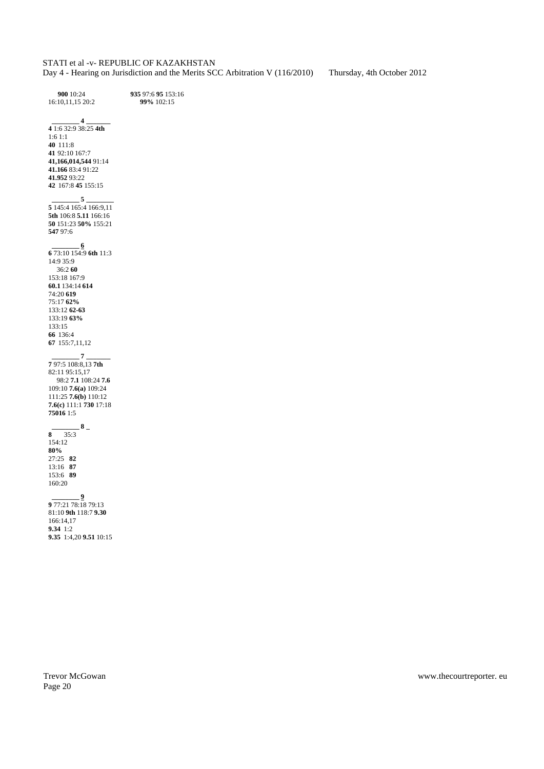**900** 10:24
16:10,11,15 20:2

**935** 97:6 **95** 153:16
**99%** 102:15

**4**

**4** 1:6 32:9 38:25 **4th**
1:6 1:1
**40** 111:8
**41** 92:10 167:7
**41,166,014,544** 91:14
**41.166** 83:4 91:22
**41.952** 93:22
**42** 167:8 **45** 155:15

**5**

**5** 145:4 165:4 166:9,11
**5th** 106:8 **5.11** 166:16
**50** 151:23 **50%** 155:21
**547** 97:6

**6**

**6** 73:10 154:9 **6th** 11:3
14:9 35:9
36:2 **60**
153:18 167:9
**60.1** 134:14 **614**
74:20 **619**
75:17 **62%**
133:12 **62-63**
133:19 **63%**
133:15
**66** 136:4
**67** 155:7,11,12

**7**

**7** 97:5 108:8,13 **7th**
82:11 95:15,17
98:2 **7.1** 108:24 **7.6**
109:10 **7.6(a)** 109:24
111:25 **7.6(b)** 110:12
**7.6(c)** 111:1 **730** 17:18
**75016** 1:5

**8**

**8** 35:3
154:12
**80%**
27:25 **82**
13:16 **87**
153:6 **89**
160:20

**9**

**9** 77:21 78:18 79:13
81:10 **9th** 118:7 **9.30**
166:14,17
**9.34** 1:2
**9.35** 1:4,20 **9.51** 10:15